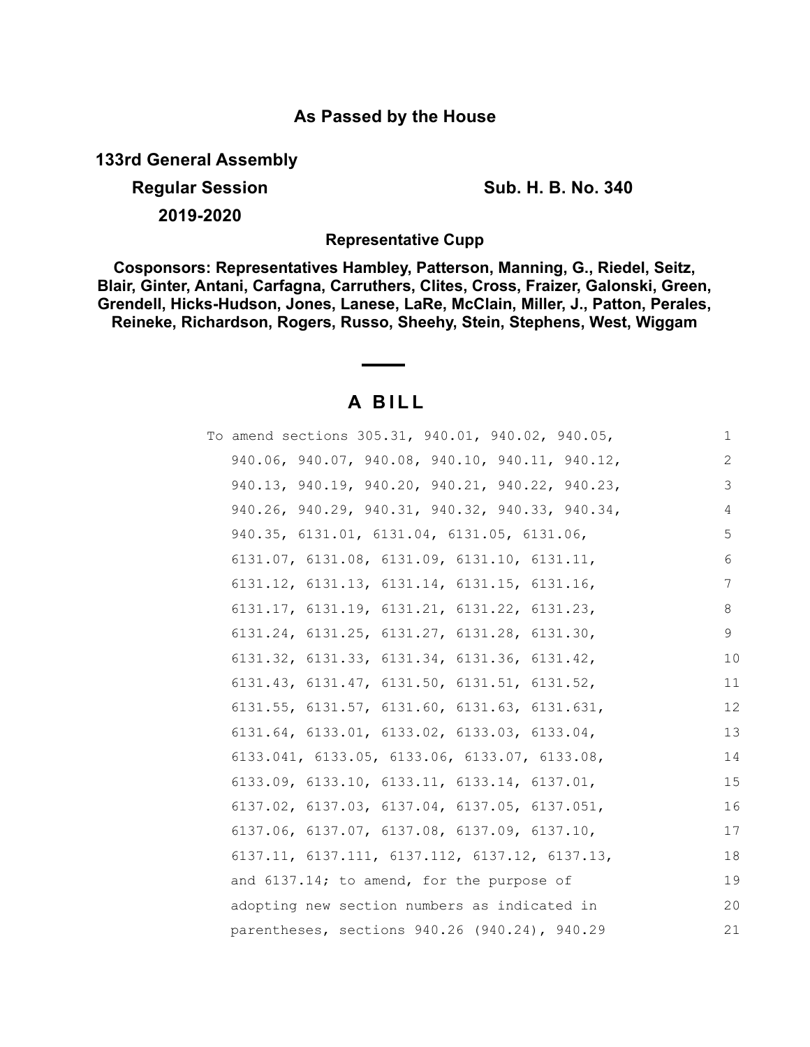**As Passed by the House**

**133rd General Assembly**

**Regular Session** **Sub. H. B. No. 340**

**2019-2020**

**Representative Cupp**

**Cosponsors: Representatives Hambley, Patterson, Manning, G., Riedel, Seitz, Blair, Ginter, Antani, Carfagna, Carruthers, Clites, Cross, Fraizer, Galonski, Green, Grendell, Hicks-Hudson, Jones, Lanese, LaRe, McClain, Miller, J., Patton, Perales, Reineke, Richardson, Rogers, Russo, Sheehy, Stein, Stephens, West, Wiggam**

# A BILL

To amend sections 305.31, 940.01, 940.02, 940.05, 940.06, 940.07, 940.08, 940.10, 940.11, 940.12, 940.13, 940.19, 940.20, 940.21, 940.22, 940.23, 940.26, 940.29, 940.31, 940.32, 940.33, 940.34, 940.35, 6131.01, 6131.04, 6131.05, 6131.06, 6131.07, 6131.08, 6131.09, 6131.10, 6131.11, 6131.12, 6131.13, 6131.14, 6131.15, 6131.16, 6131.17, 6131.19, 6131.21, 6131.22, 6131.23, 6131.24, 6131.25, 6131.27, 6131.28, 6131.30, 6131.32, 6131.33, 6131.34, 6131.36, 6131.42, 6131.43, 6131.47, 6131.50, 6131.51, 6131.52, 6131.55, 6131.57, 6131.60, 6131.63, 6131.631, 6131.64, 6133.01, 6133.02, 6133.03, 6133.04, 6133.041, 6133.05, 6133.06, 6133.07, 6133.08, 6133.09, 6133.10, 6133.11, 6133.14, 6137.01, 6137.02, 6137.03, 6137.04, 6137.05, 6137.051, 6137.06, 6137.07, 6137.08, 6137.09, 6137.10, 6137.11, 6137.111, 6137.112, 6137.12, 6137.13, and 6137.14; to amend, for the purpose of adopting new section numbers as indicated in parentheses, sections 940.26 (940.24), 940.29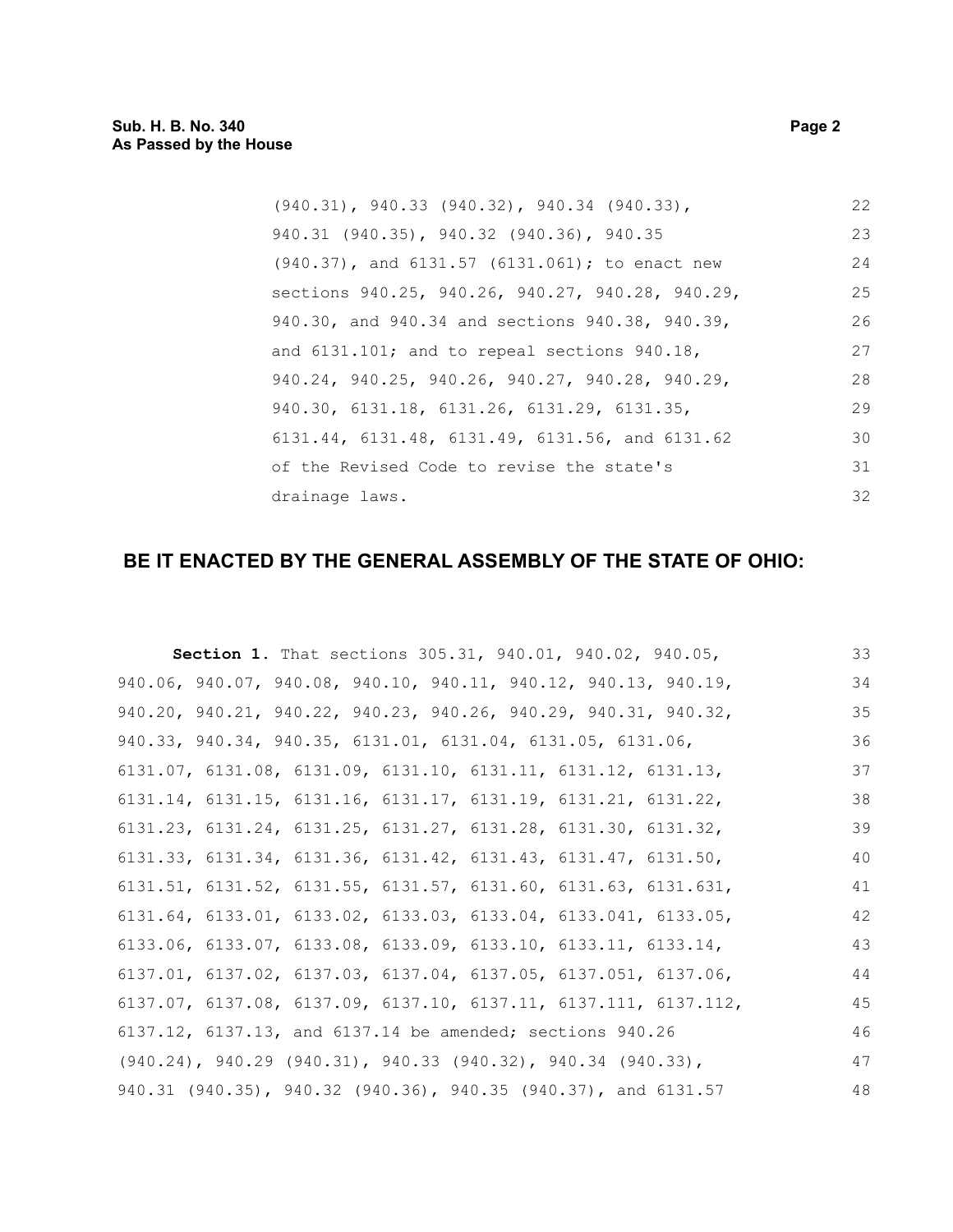(940.31), 940.33 (940.32), 940.34 (940.33), 940.31 (940.35), 940.32 (940.36), 940.35 (940.37), and 6131.57 (6131.061); to enact new sections 940.25, 940.26, 940.27, 940.28, 940.29, 940.30, and 940.34 and sections 940.38, 940.39, and 6131.101; and to repeal sections 940.18, 940.24, 940.25, 940.26, 940.27, 940.28, 940.29, 940.30, 6131.18, 6131.26, 6131.29, 6131.35, 6131.44, 6131.48, 6131.49, 6131.56, and 6131.62 of the Revised Code to revise the state's drainage laws.

## BE IT ENACTED BY THE GENERAL ASSEMBLY OF THE STATE OF OHIO:

**Section 1.** That sections 305.31, 940.01, 940.02, 940.05, 940.06, 940.07, 940.08, 940.10, 940.11, 940.12, 940.13, 940.19, 940.20, 940.21, 940.22, 940.23, 940.26, 940.29, 940.31, 940.32, 940.33, 940.34, 940.35, 6131.01, 6131.04, 6131.05, 6131.06, 6131.07, 6131.08, 6131.09, 6131.10, 6131.11, 6131.12, 6131.13, 6131.14, 6131.15, 6131.16, 6131.17, 6131.19, 6131.21, 6131.22, 6131.23, 6131.24, 6131.25, 6131.27, 6131.28, 6131.30, 6131.32, 6131.33, 6131.34, 6131.36, 6131.42, 6131.43, 6131.47, 6131.50, 6131.51, 6131.52, 6131.55, 6131.57, 6131.60, 6131.63, 6131.631, 6131.64, 6133.01, 6133.02, 6133.03, 6133.04, 6133.041, 6133.05, 6133.06, 6133.07, 6133.08, 6133.09, 6133.10, 6133.11, 6133.14, 6137.01, 6137.02, 6137.03, 6137.04, 6137.05, 6137.051, 6137.06, 6137.07, 6137.08, 6137.09, 6137.10, 6137.11, 6137.111, 6137.112, 6137.12, 6137.13, and 6137.14 be amended; sections 940.26 (940.24), 940.29 (940.31), 940.33 (940.32), 940.34 (940.33), 940.31 (940.35), 940.32 (940.36), 940.35 (940.37), and 6131.57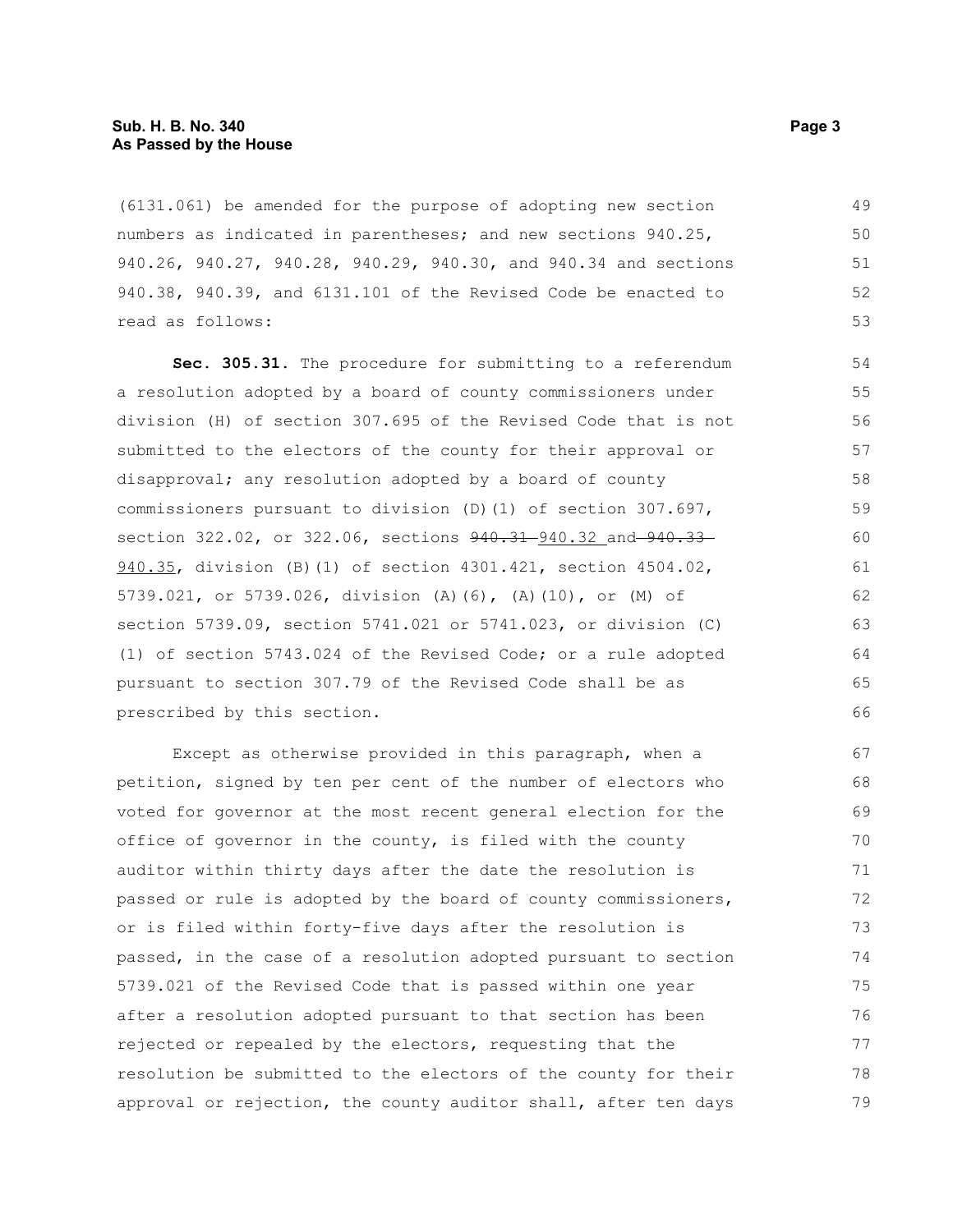(6131.061) be amended for the purpose of adopting new section numbers as indicated in parentheses; and new sections 940.25, 940.26, 940.27, 940.28, 940.29, 940.30, and 940.34 and sections 940.38, 940.39, and 6131.101 of the Revised Code be enacted to read as follows:

**Sec. 305.31.** The procedure for submitting to a referendum a resolution adopted by a board of county commissioners under division (H) of section 307.695 of the Revised Code that is not submitted to the electors of the county for their approval or disapproval; any resolution adopted by a board of county commissioners pursuant to division (D)(1) of section 307.697, section 322.02, or 322.06, sections ~~940.31~~ 940.32 and ~~940.33~~ 940.35, division (B)(1) of section 4301.421, section 4504.02, 5739.021, or 5739.026, division (A)(6), (A)(10), or (M) of section 5739.09, section 5741.021 or 5741.023, or division (C)(1) of section 5743.024 of the Revised Code; or a rule adopted pursuant to section 307.79 of the Revised Code shall be as prescribed by this section.

Except as otherwise provided in this paragraph, when a petition, signed by ten per cent of the number of electors who voted for governor at the most recent general election for the office of governor in the county, is filed with the county auditor within thirty days after the date the resolution is passed or rule is adopted by the board of county commissioners, or is filed within forty-five days after the resolution is passed, in the case of a resolution adopted pursuant to section 5739.021 of the Revised Code that is passed within one year after a resolution adopted pursuant to that section has been rejected or repealed by the electors, requesting that the resolution be submitted to the electors of the county for their approval or rejection, the county auditor shall, after ten days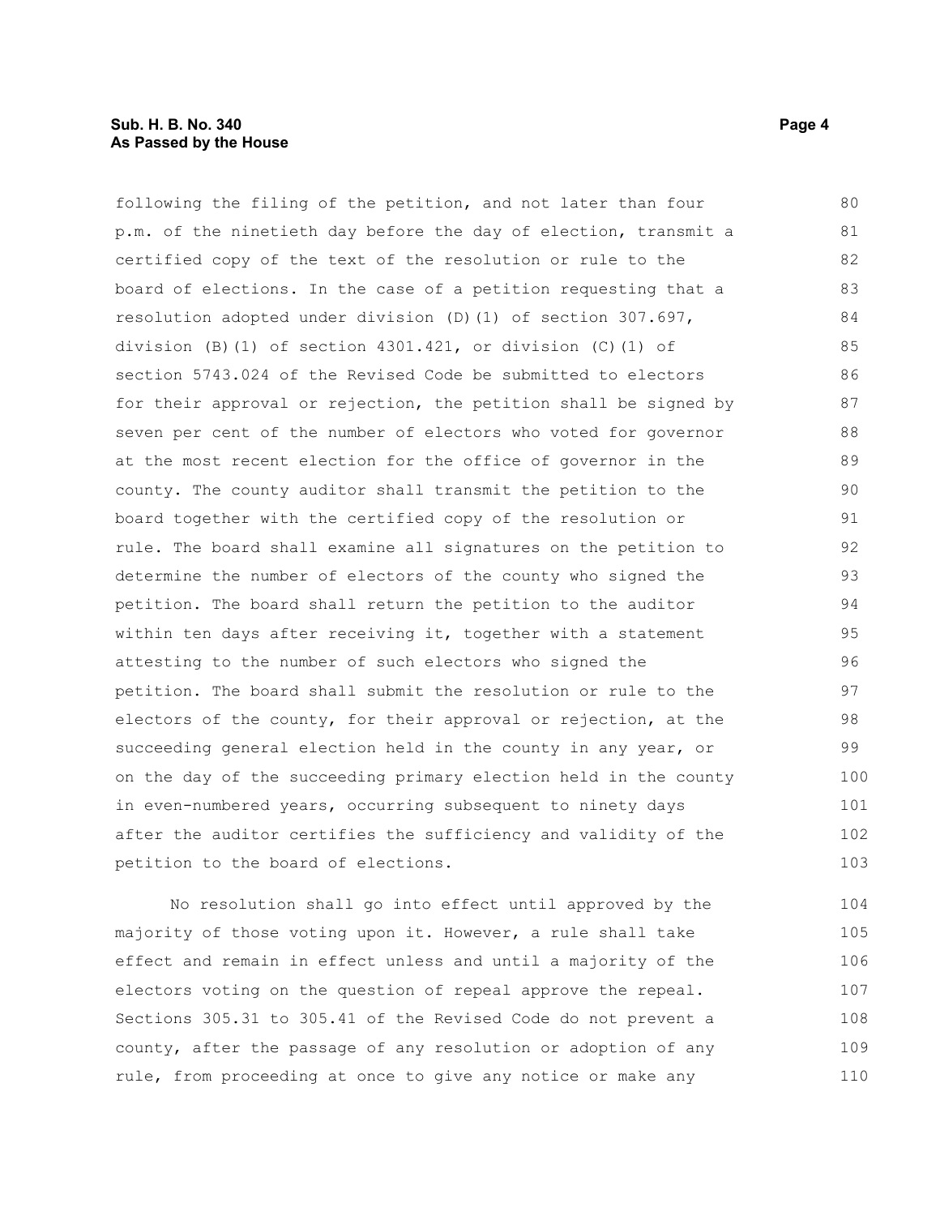following the filing of the petition, and not later than four p.m. of the ninetieth day before the day of election, transmit a certified copy of the text of the resolution or rule to the board of elections. In the case of a petition requesting that a resolution adopted under division (D)(1) of section 307.697, division (B)(1) of section 4301.421, or division (C)(1) of section 5743.024 of the Revised Code be submitted to electors for their approval or rejection, the petition shall be signed by seven per cent of the number of electors who voted for governor at the most recent election for the office of governor in the county. The county auditor shall transmit the petition to the board together with the certified copy of the resolution or rule. The board shall examine all signatures on the petition to determine the number of electors of the county who signed the petition. The board shall return the petition to the auditor within ten days after receiving it, together with a statement attesting to the number of such electors who signed the petition. The board shall submit the resolution or rule to the electors of the county, for their approval or rejection, at the succeeding general election held in the county in any year, or on the day of the succeeding primary election held in the county in even-numbered years, occurring subsequent to ninety days after the auditor certifies the sufficiency and validity of the petition to the board of elections.

No resolution shall go into effect until approved by the majority of those voting upon it. However, a rule shall take effect and remain in effect unless and until a majority of the electors voting on the question of repeal approve the repeal. Sections 305.31 to 305.41 of the Revised Code do not prevent a county, after the passage of any resolution or adoption of any rule, from proceeding at once to give any notice or make any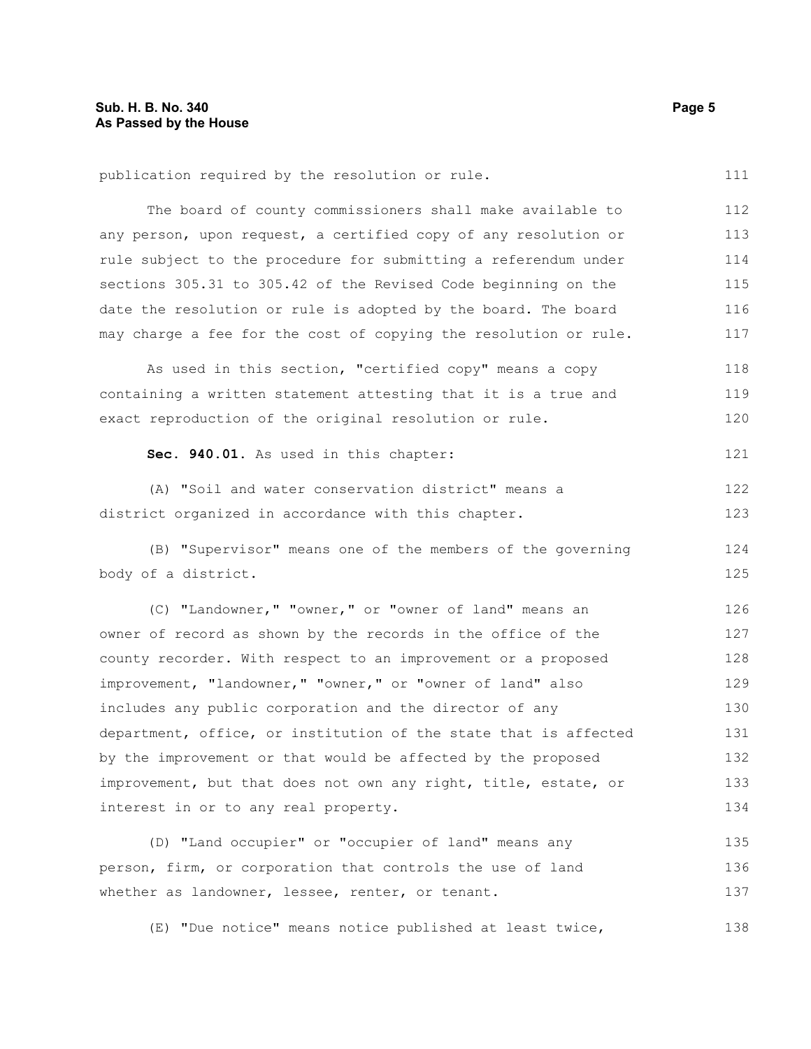publication required by the resolution or rule.

The board of county commissioners shall make available to any person, upon request, a certified copy of any resolution or rule subject to the procedure for submitting a referendum under sections 305.31 to 305.42 of the Revised Code beginning on the date the resolution or rule is adopted by the board. The board may charge a fee for the cost of copying the resolution or rule.

As used in this section, "certified copy" means a copy containing a written statement attesting that it is a true and exact reproduction of the original resolution or rule.

**Sec. 940.01.** As used in this chapter:

(A) "Soil and water conservation district" means a district organized in accordance with this chapter.

(B) "Supervisor" means one of the members of the governing body of a district.

(C) "Landowner," "owner," or "owner of land" means an owner of record as shown by the records in the office of the county recorder. With respect to an improvement or a proposed improvement, "landowner," "owner," or "owner of land" also includes any public corporation and the director of any department, office, or institution of the state that is affected by the improvement or that would be affected by the proposed improvement, but that does not own any right, title, estate, or interest in or to any real property.

(D) "Land occupier" or "occupier of land" means any person, firm, or corporation that controls the use of land whether as landowner, lessee, renter, or tenant.

(E) "Due notice" means notice published at least twice,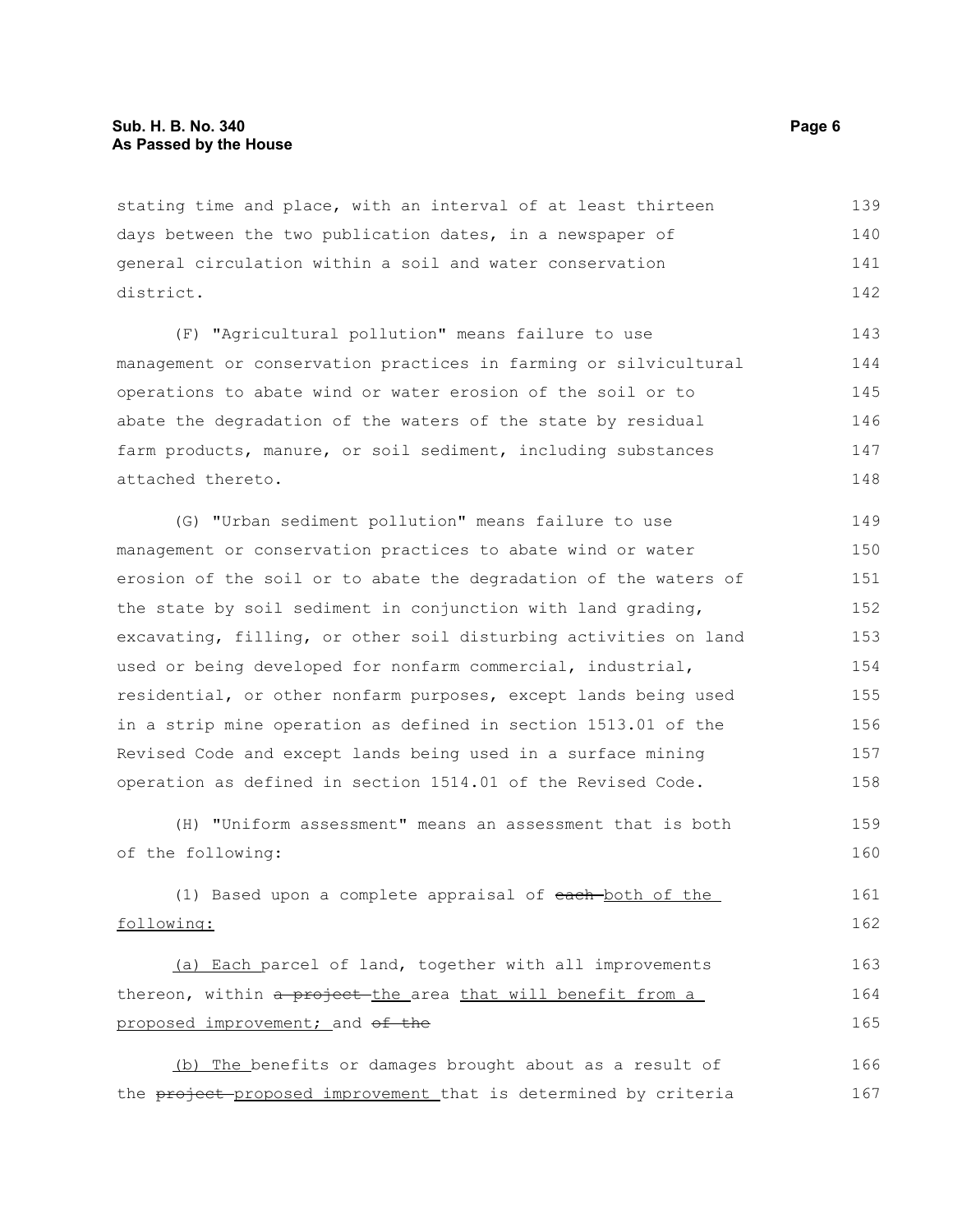stating time and place, with an interval of at least thirteen days between the two publication dates, in a newspaper of general circulation within a soil and water conservation district.

(F) "Agricultural pollution" means failure to use management or conservation practices in farming or silvicultural operations to abate wind or water erosion of the soil or to abate the degradation of the waters of the state by residual farm products, manure, or soil sediment, including substances attached thereto.

(G) "Urban sediment pollution" means failure to use management or conservation practices to abate wind or water erosion of the soil or to abate the degradation of the waters of the state by soil sediment in conjunction with land grading, excavating, filling, or other soil disturbing activities on land used or being developed for nonfarm commercial, industrial, residential, or other nonfarm purposes, except lands being used in a strip mine operation as defined in section 1513.01 of the Revised Code and except lands being used in a surface mining operation as defined in section 1514.01 of the Revised Code.

(H) "Uniform assessment" means an assessment that is both of the following:

(1) Based upon a complete appraisal of ~~each~~ both of the following:

(a) Each parcel of land, together with all improvements thereon, within ~~a project~~ the area that will benefit from a proposed improvement; and ~~of the~~

(b) The benefits or damages brought about as a result of the ~~project~~ proposed improvement that is determined by criteria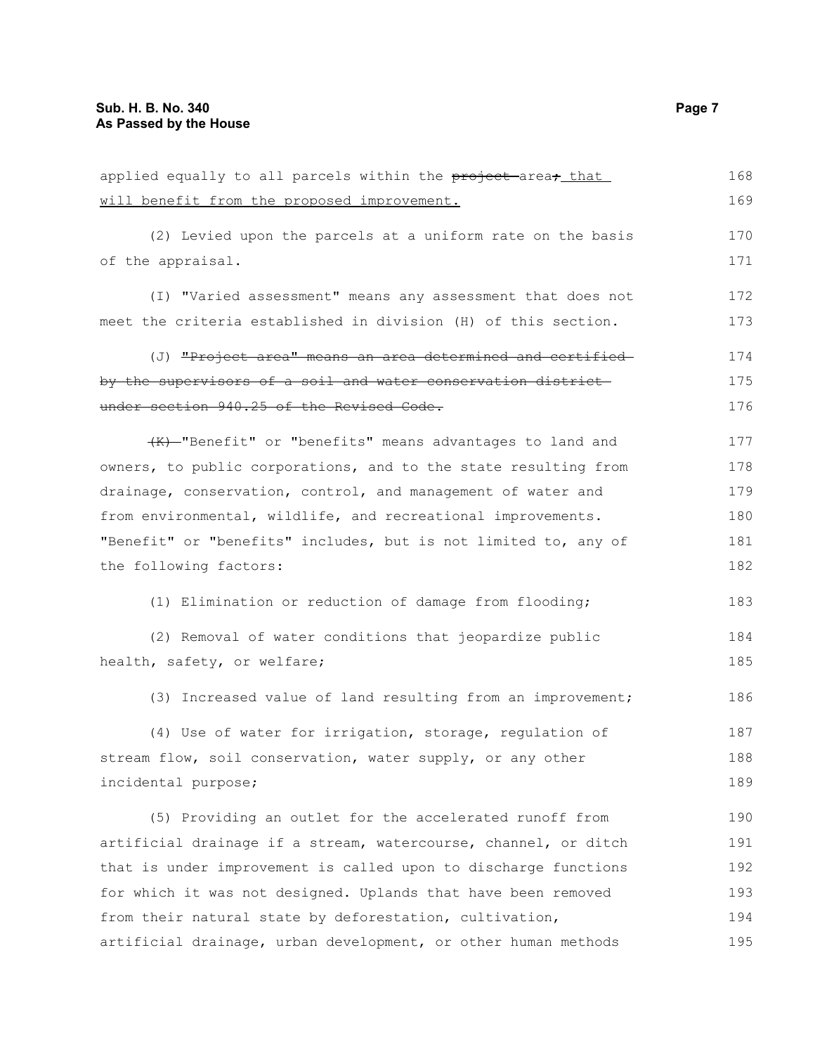applied equally to all parcels within the ~~project~~ area~~;~~ that will benefit from the proposed improvement.

(2) Levied upon the parcels at a uniform rate on the basis of the appraisal.

(I) "Varied assessment" means any assessment that does not meet the criteria established in division (H) of this section.

(J) ~~"Project area" means an area determined and certified by the supervisors of a soil and water conservation district under section 940.25 of the Revised Code.~~

~~(K)~~ "Benefit" or "benefits" means advantages to land and owners, to public corporations, and to the state resulting from drainage, conservation, control, and management of water and from environmental, wildlife, and recreational improvements. "Benefit" or "benefits" includes, but is not limited to, any of the following factors:

(1) Elimination or reduction of damage from flooding;

(2) Removal of water conditions that jeopardize public health, safety, or welfare;

(3) Increased value of land resulting from an improvement;

(4) Use of water for irrigation, storage, regulation of stream flow, soil conservation, water supply, or any other incidental purpose;

(5) Providing an outlet for the accelerated runoff from artificial drainage if a stream, watercourse, channel, or ditch that is under improvement is called upon to discharge functions for which it was not designed. Uplands that have been removed from their natural state by deforestation, cultivation, artificial drainage, urban development, or other human methods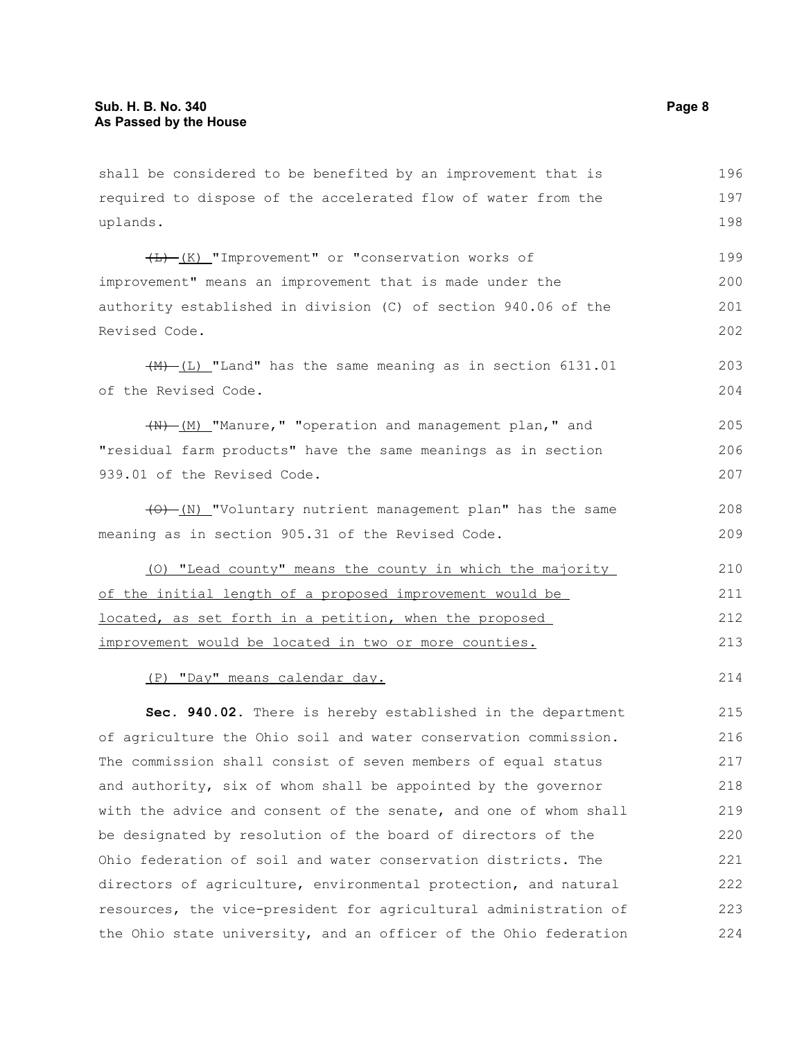shall be considered to be benefited by an improvement that is required to dispose of the accelerated flow of water from the uplands.

~~(L)~~ (K) "Improvement" or "conservation works of improvement" means an improvement that is made under the authority established in division (C) of section 940.06 of the Revised Code.

~~(M)~~ (L) "Land" has the same meaning as in section 6131.01 of the Revised Code.

~~(N)~~ (M) "Manure," "operation and management plan," and "residual farm products" have the same meanings as in section 939.01 of the Revised Code.

~~(O)~~ (N) "Voluntary nutrient management plan" has the same meaning as in section 905.31 of the Revised Code.

<u>(O) "Lead county" means the county in which the majority of the initial length of a proposed improvement would be located, as set forth in a petition, when the proposed improvement would be located in two or more counties.</u>

<u>(P) "Day" means calendar day.</u>

**Sec. 940.02.** There is hereby established in the department of agriculture the Ohio soil and water conservation commission. The commission shall consist of seven members of equal status and authority, six of whom shall be appointed by the governor with the advice and consent of the senate, and one of whom shall be designated by resolution of the board of directors of the Ohio federation of soil and water conservation districts. The directors of agriculture, environmental protection, and natural resources, the vice-president for agricultural administration of the Ohio state university, and an officer of the Ohio federation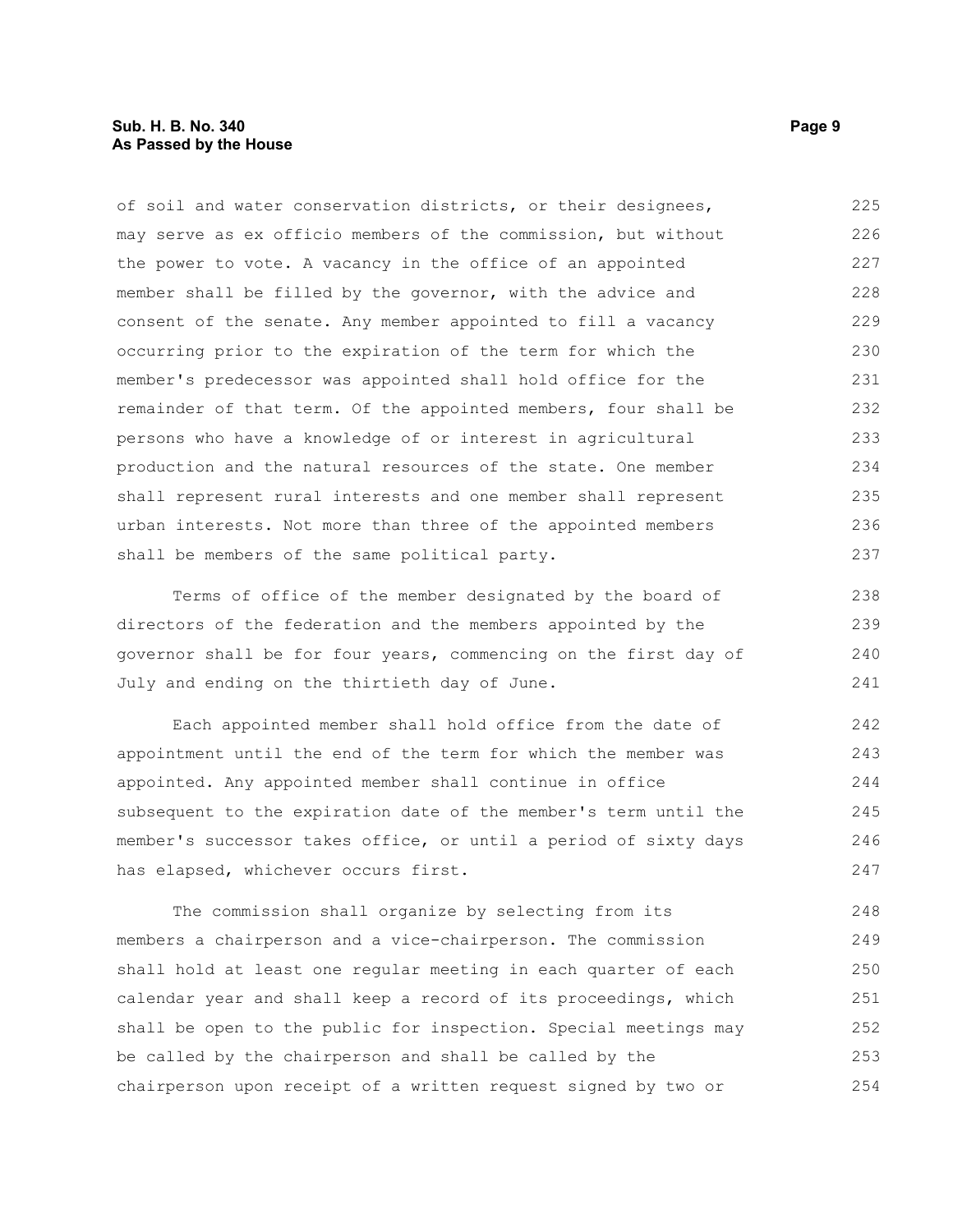of soil and water conservation districts, or their designees, may serve as ex officio members of the commission, but without the power to vote. A vacancy in the office of an appointed member shall be filled by the governor, with the advice and consent of the senate. Any member appointed to fill a vacancy occurring prior to the expiration of the term for which the member's predecessor was appointed shall hold office for the remainder of that term. Of the appointed members, four shall be persons who have a knowledge of or interest in agricultural production and the natural resources of the state. One member shall represent rural interests and one member shall represent urban interests. Not more than three of the appointed members shall be members of the same political party.

Terms of office of the member designated by the board of directors of the federation and the members appointed by the governor shall be for four years, commencing on the first day of July and ending on the thirtieth day of June.

Each appointed member shall hold office from the date of appointment until the end of the term for which the member was appointed. Any appointed member shall continue in office subsequent to the expiration date of the member's term until the member's successor takes office, or until a period of sixty days has elapsed, whichever occurs first.

The commission shall organize by selecting from its members a chairperson and a vice-chairperson. The commission shall hold at least one regular meeting in each quarter of each calendar year and shall keep a record of its proceedings, which shall be open to the public for inspection. Special meetings may be called by the chairperson and shall be called by the chairperson upon receipt of a written request signed by two or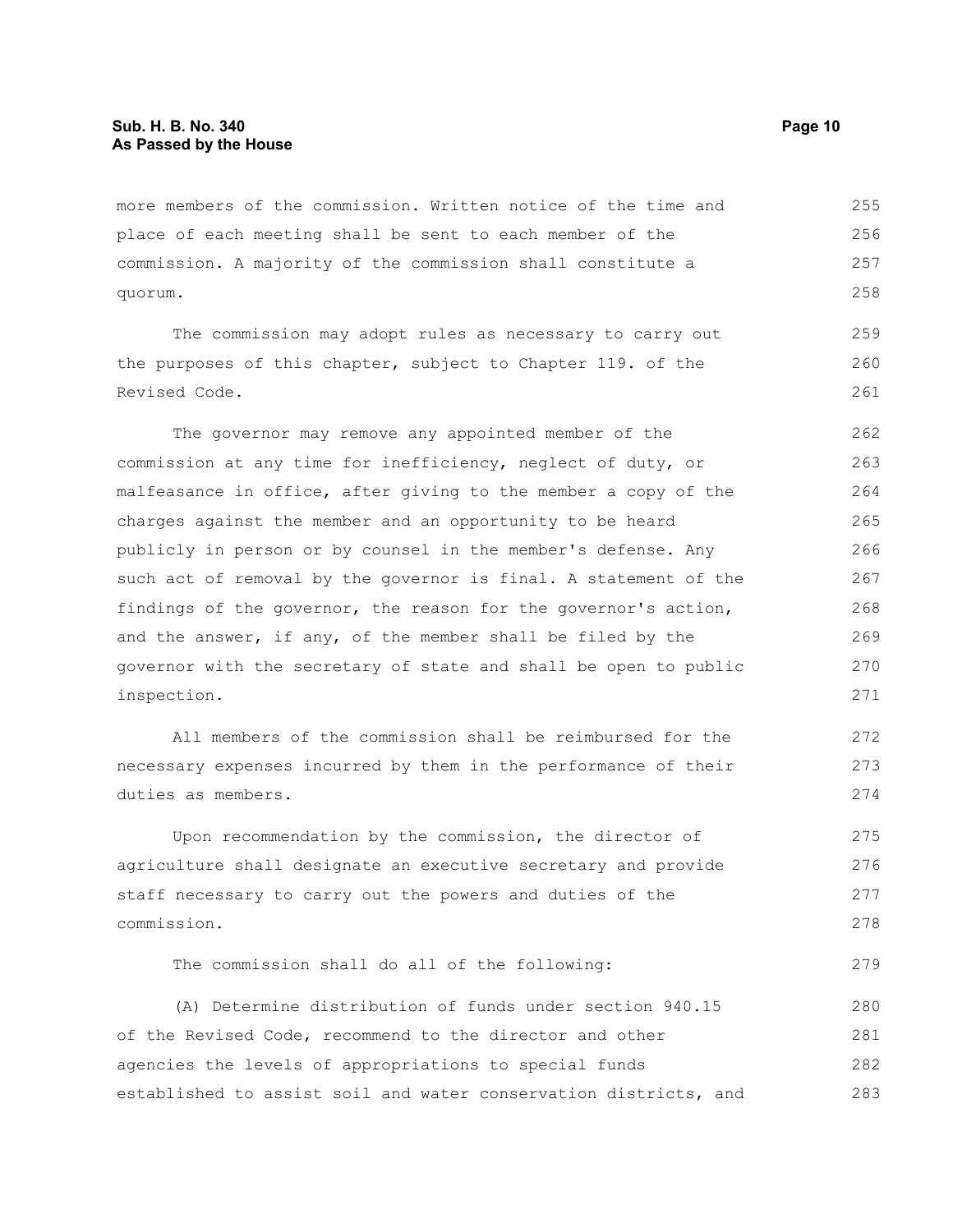more members of the commission. Written notice of the time and place of each meeting shall be sent to each member of the commission. A majority of the commission shall constitute a quorum.

The commission may adopt rules as necessary to carry out the purposes of this chapter, subject to Chapter 119. of the Revised Code.

The governor may remove any appointed member of the commission at any time for inefficiency, neglect of duty, or malfeasance in office, after giving to the member a copy of the charges against the member and an opportunity to be heard publicly in person or by counsel in the member's defense. Any such act of removal by the governor is final. A statement of the findings of the governor, the reason for the governor's action, and the answer, if any, of the member shall be filed by the governor with the secretary of state and shall be open to public inspection.

All members of the commission shall be reimbursed for the necessary expenses incurred by them in the performance of their duties as members.

Upon recommendation by the commission, the director of agriculture shall designate an executive secretary and provide staff necessary to carry out the powers and duties of the commission.

The commission shall do all of the following:

(A) Determine distribution of funds under section 940.15 of the Revised Code, recommend to the director and other agencies the levels of appropriations to special funds established to assist soil and water conservation districts, and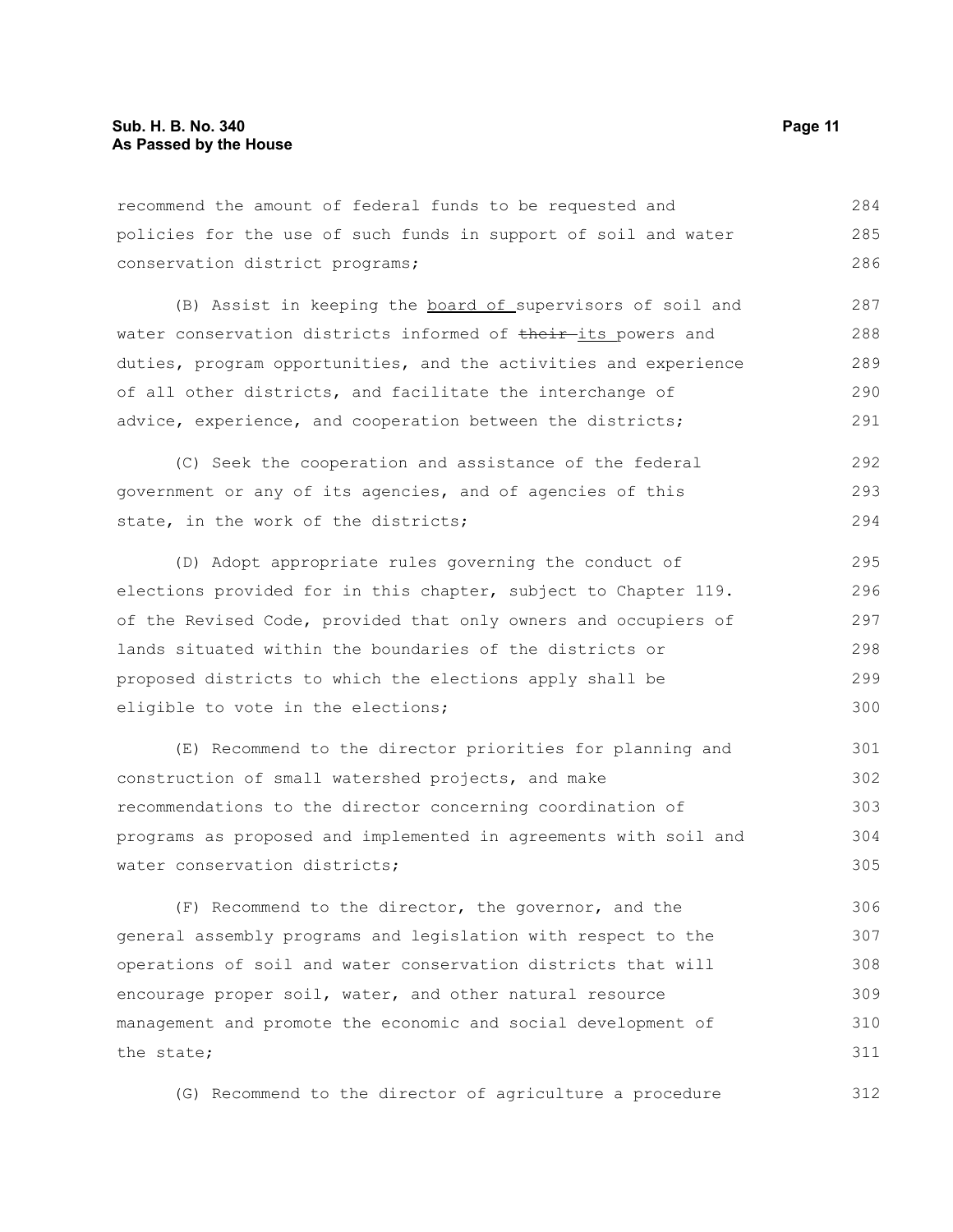recommend the amount of federal funds to be requested and policies for the use of such funds in support of soil and water conservation district programs;

(B) Assist in keeping the <u>board of </u>supervisors of soil and water conservation districts informed of ~~their~~ <u>its </u>powers and duties, program opportunities, and the activities and experience of all other districts, and facilitate the interchange of advice, experience, and cooperation between the districts;

(C) Seek the cooperation and assistance of the federal government or any of its agencies, and of agencies of this state, in the work of the districts;

(D) Adopt appropriate rules governing the conduct of elections provided for in this chapter, subject to Chapter 119. of the Revised Code, provided that only owners and occupiers of lands situated within the boundaries of the districts or proposed districts to which the elections apply shall be eligible to vote in the elections;

(E) Recommend to the director priorities for planning and construction of small watershed projects, and make recommendations to the director concerning coordination of programs as proposed and implemented in agreements with soil and water conservation districts;

(F) Recommend to the director, the governor, and the general assembly programs and legislation with respect to the operations of soil and water conservation districts that will encourage proper soil, water, and other natural resource management and promote the economic and social development of the state;

(G) Recommend to the director of agriculture a procedure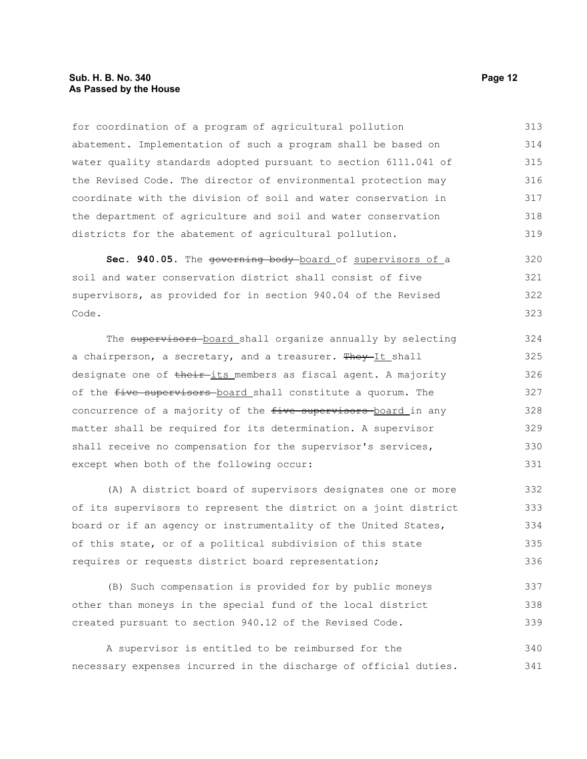for coordination of a program of agricultural pollution abatement. Implementation of such a program shall be based on water quality standards adopted pursuant to section 6111.041 of the Revised Code. The director of environmental protection may coordinate with the division of soil and water conservation in the department of agriculture and soil and water conservation districts for the abatement of agricultural pollution.

**Sec. 940.05.** The ~~governing body~~ <u>board</u> of <u>supervisors of</u> a soil and water conservation district shall consist of five supervisors, as provided for in section 940.04 of the Revised Code.

The ~~supervisors~~ <u>board</u> shall organize annually by selecting a chairperson, a secretary, and a treasurer. ~~They~~ <u>It</u> shall designate one of ~~their~~ <u>its</u> members as fiscal agent. A majority of the ~~five supervisors~~ <u>board</u> shall constitute a quorum. The concurrence of a majority of the ~~five supervisors~~ <u>board</u> in any matter shall be required for its determination. A supervisor shall receive no compensation for the supervisor's services, except when both of the following occur:

(A) A district board of supervisors designates one or more of its supervisors to represent the district on a joint district board or if an agency or instrumentality of the United States, of this state, or of a political subdivision of this state requires or requests district board representation;

(B) Such compensation is provided for by public moneys other than moneys in the special fund of the local district created pursuant to section 940.12 of the Revised Code.

A supervisor is entitled to be reimbursed for the necessary expenses incurred in the discharge of official duties.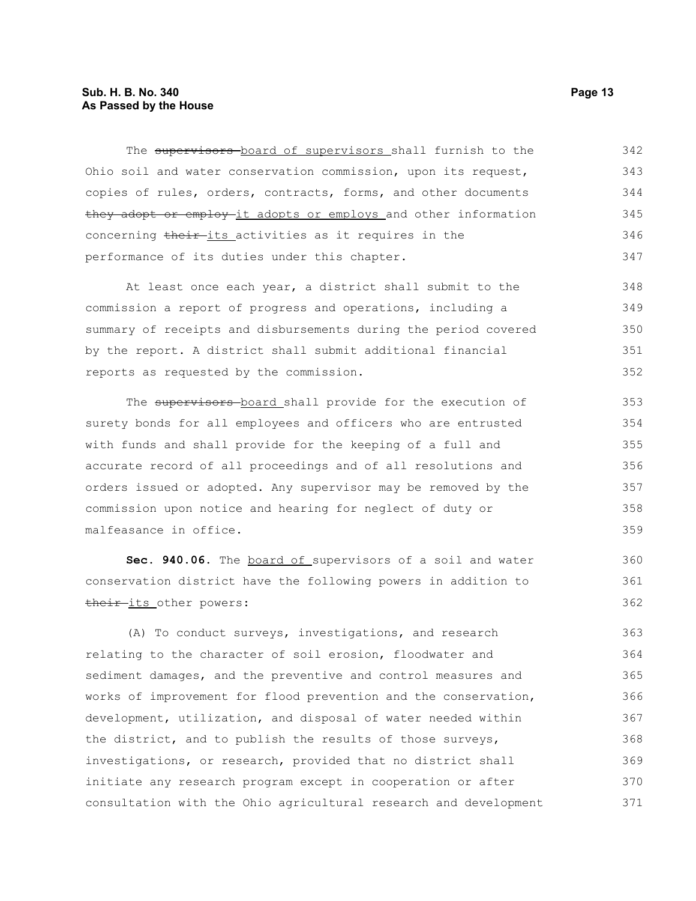The ~~supervisors~~ board of supervisors shall furnish to the Ohio soil and water conservation commission, upon its request, copies of rules, orders, contracts, forms, and other documents ~~they adopt or employ~~ it adopts or employs and other information concerning ~~their~~ its activities as it requires in the performance of its duties under this chapter.

At least once each year, a district shall submit to the commission a report of progress and operations, including a summary of receipts and disbursements during the period covered by the report. A district shall submit additional financial reports as requested by the commission.

The ~~supervisors~~ board shall provide for the execution of surety bonds for all employees and officers who are entrusted with funds and shall provide for the keeping of a full and accurate record of all proceedings and of all resolutions and orders issued or adopted. Any supervisor may be removed by the commission upon notice and hearing for neglect of duty or malfeasance in office.

**Sec. 940.06.** The board of supervisors of a soil and water conservation district have the following powers in addition to ~~their~~ its other powers:

(A) To conduct surveys, investigations, and research relating to the character of soil erosion, floodwater and sediment damages, and the preventive and control measures and works of improvement for flood prevention and the conservation, development, utilization, and disposal of water needed within the district, and to publish the results of those surveys, investigations, or research, provided that no district shall initiate any research program except in cooperation or after consultation with the Ohio agricultural research and development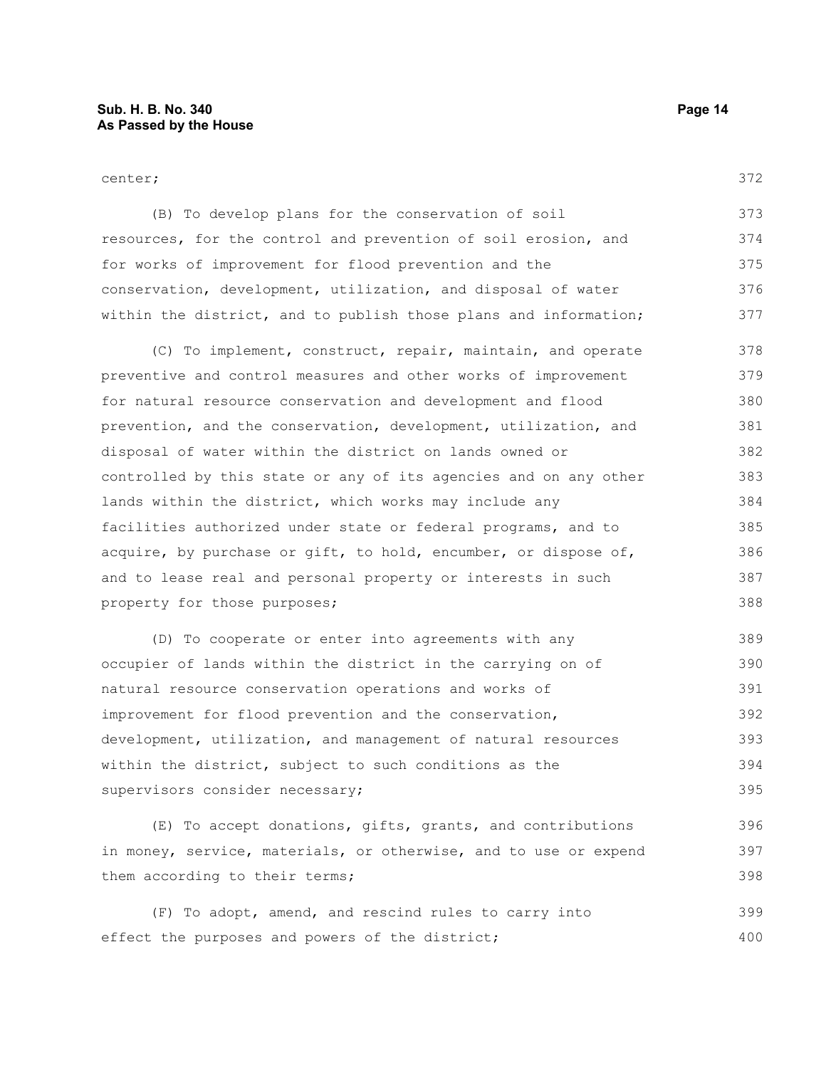center;

(B) To develop plans for the conservation of soil resources, for the control and prevention of soil erosion, and for works of improvement for flood prevention and the conservation, development, utilization, and disposal of water within the district, and to publish those plans and information;

(C) To implement, construct, repair, maintain, and operate preventive and control measures and other works of improvement for natural resource conservation and development and flood prevention, and the conservation, development, utilization, and disposal of water within the district on lands owned or controlled by this state or any of its agencies and on any other lands within the district, which works may include any facilities authorized under state or federal programs, and to acquire, by purchase or gift, to hold, encumber, or dispose of, and to lease real and personal property or interests in such property for those purposes;

(D) To cooperate or enter into agreements with any occupier of lands within the district in the carrying on of natural resource conservation operations and works of improvement for flood prevention and the conservation, development, utilization, and management of natural resources within the district, subject to such conditions as the supervisors consider necessary;

(E) To accept donations, gifts, grants, and contributions in money, service, materials, or otherwise, and to use or expend them according to their terms;

(F) To adopt, amend, and rescind rules to carry into effect the purposes and powers of the district;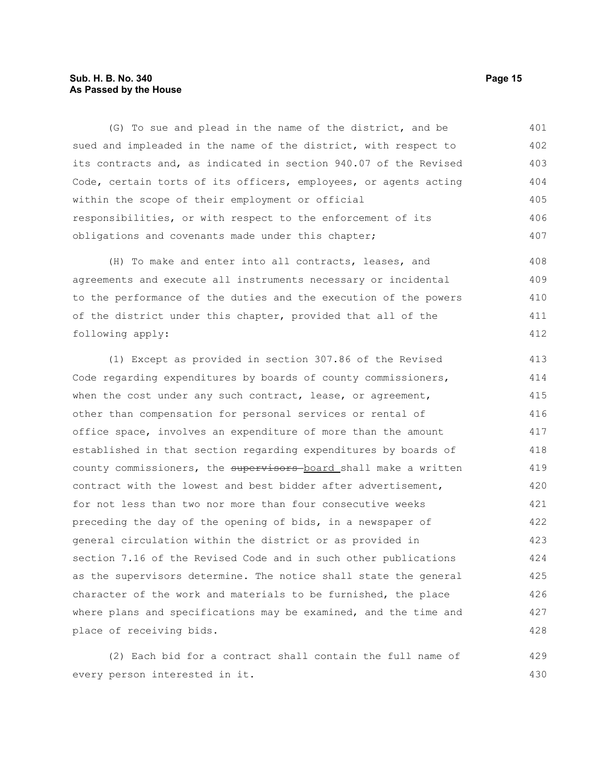(G) To sue and plead in the name of the district, and be sued and impleaded in the name of the district, with respect to its contracts and, as indicated in section 940.07 of the Revised Code, certain torts of its officers, employees, or agents acting within the scope of their employment or official responsibilities, or with respect to the enforcement of its obligations and covenants made under this chapter;

(H) To make and enter into all contracts, leases, and agreements and execute all instruments necessary or incidental to the performance of the duties and the execution of the powers of the district under this chapter, provided that all of the following apply:

(1) Except as provided in section 307.86 of the Revised Code regarding expenditures by boards of county commissioners, when the cost under any such contract, lease, or agreement, other than compensation for personal services or rental of office space, involves an expenditure of more than the amount established in that section regarding expenditures by boards of county commissioners, the ~~supervisors~~ board shall make a written contract with the lowest and best bidder after advertisement, for not less than two nor more than four consecutive weeks preceding the day of the opening of bids, in a newspaper of general circulation within the district or as provided in section 7.16 of the Revised Code and in such other publications as the supervisors determine. The notice shall state the general character of the work and materials to be furnished, the place where plans and specifications may be examined, and the time and place of receiving bids.

(2) Each bid for a contract shall contain the full name of every person interested in it.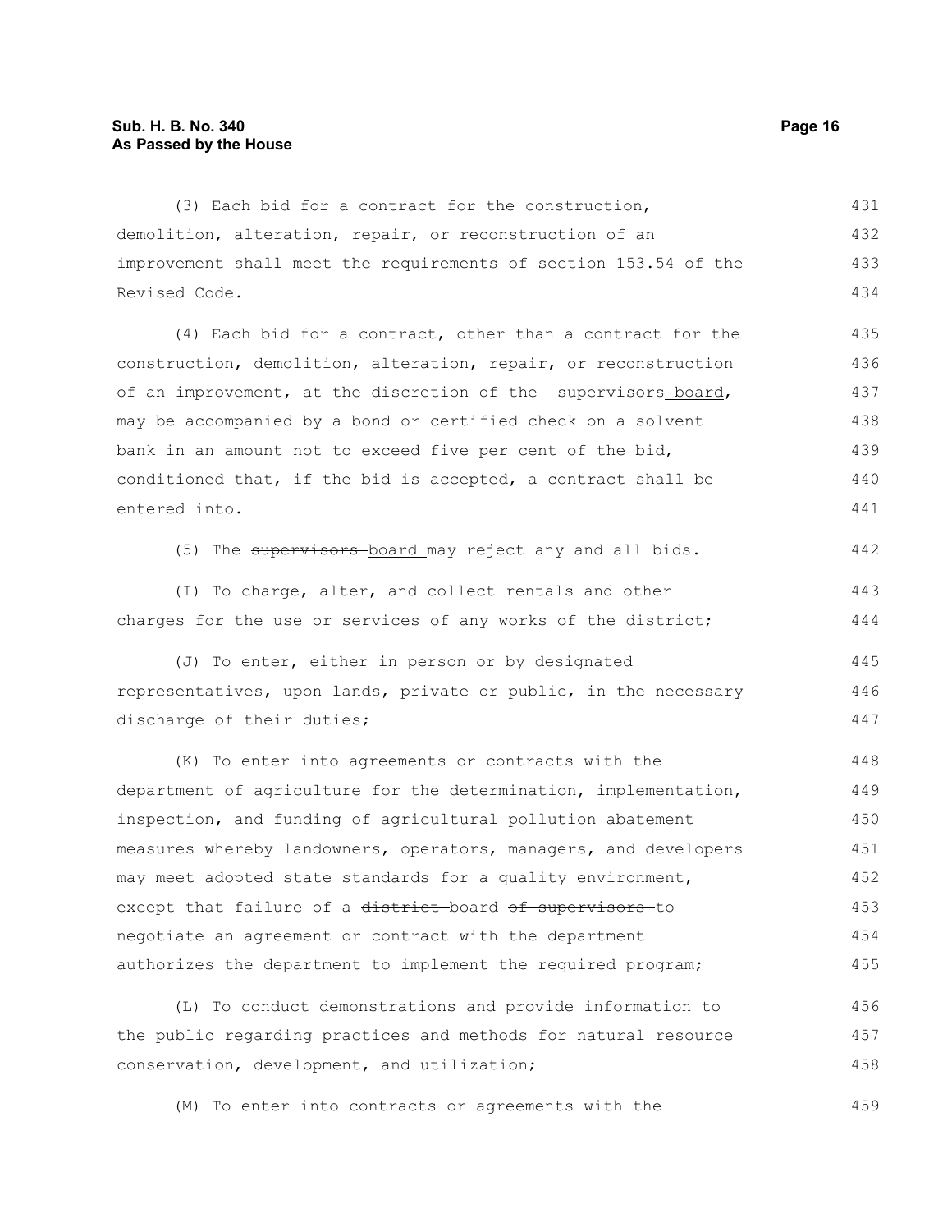(3) Each bid for a contract for the construction, demolition, alteration, repair, or reconstruction of an improvement shall meet the requirements of section 153.54 of the Revised Code.

(4) Each bid for a contract, other than a contract for the construction, demolition, alteration, repair, or reconstruction of an improvement, at the discretion of the ~~supervisors~~ board, may be accompanied by a bond or certified check on a solvent bank in an amount not to exceed five per cent of the bid, conditioned that, if the bid is accepted, a contract shall be entered into.

(5) The ~~supervisors~~ board may reject any and all bids.

(I) To charge, alter, and collect rentals and other charges for the use or services of any works of the district;

(J) To enter, either in person or by designated representatives, upon lands, private or public, in the necessary discharge of their duties;

(K) To enter into agreements or contracts with the department of agriculture for the determination, implementation, inspection, and funding of agricultural pollution abatement measures whereby landowners, operators, managers, and developers may meet adopted state standards for a quality environment, except that failure of a ~~district~~ board ~~of supervisors~~ to negotiate an agreement or contract with the department authorizes the department to implement the required program;

(L) To conduct demonstrations and provide information to the public regarding practices and methods for natural resource conservation, development, and utilization;

(M) To enter into contracts or agreements with the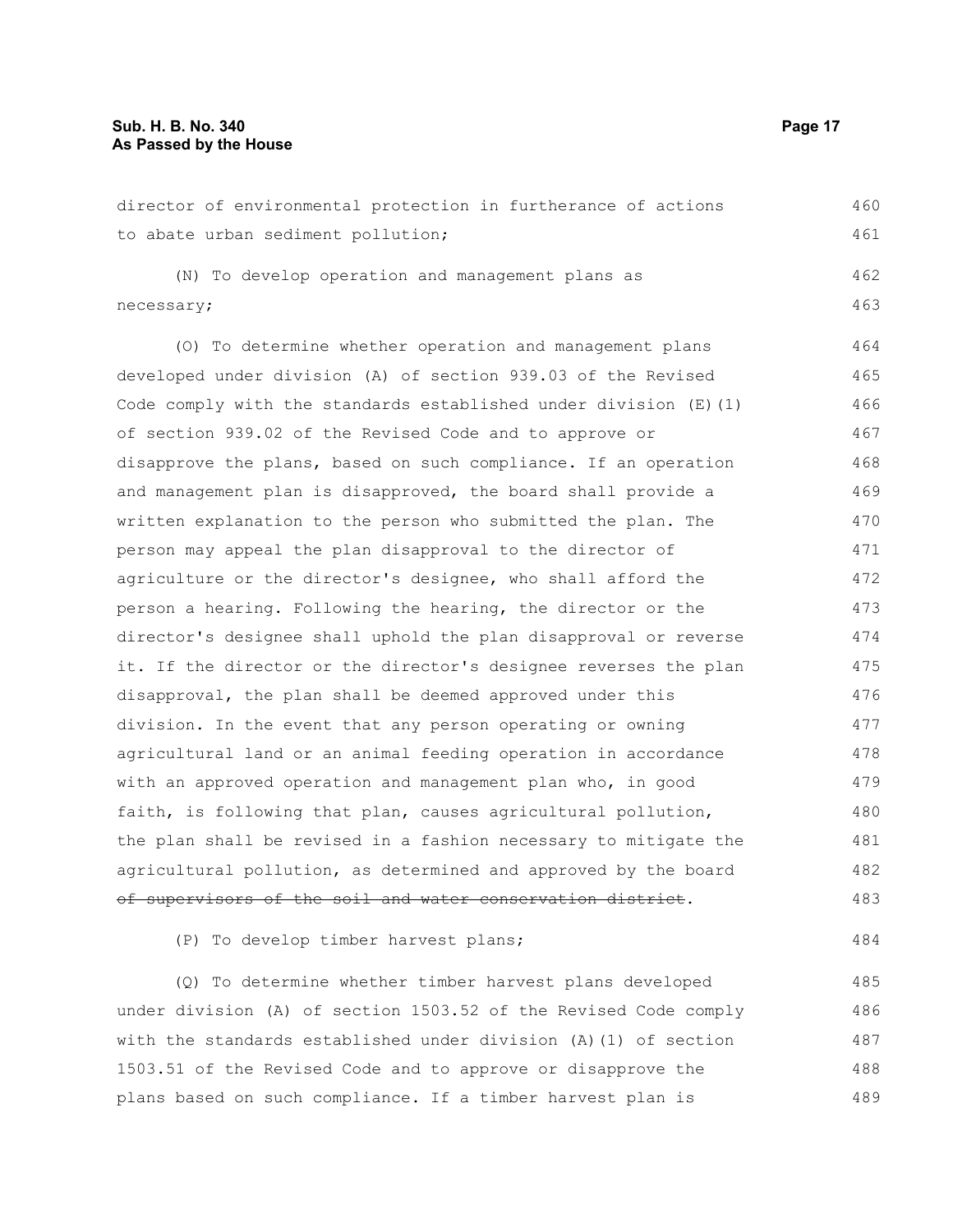director of environmental protection in furtherance of actions to abate urban sediment pollution;

(N) To develop operation and management plans as necessary;

(O) To determine whether operation and management plans developed under division (A) of section 939.03 of the Revised Code comply with the standards established under division (E)(1) of section 939.02 of the Revised Code and to approve or disapprove the plans, based on such compliance. If an operation and management plan is disapproved, the board shall provide a written explanation to the person who submitted the plan. The person may appeal the plan disapproval to the director of agriculture or the director's designee, who shall afford the person a hearing. Following the hearing, the director or the director's designee shall uphold the plan disapproval or reverse it. If the director or the director's designee reverses the plan disapproval, the plan shall be deemed approved under this division. In the event that any person operating or owning agricultural land or an animal feeding operation in accordance with an approved operation and management plan who, in good faith, is following that plan, causes agricultural pollution, the plan shall be revised in a fashion necessary to mitigate the agricultural pollution, as determined and approved by the board ~~of supervisors of the soil and water conservation district~~.

(P) To develop timber harvest plans;

(Q) To determine whether timber harvest plans developed under division (A) of section 1503.52 of the Revised Code comply with the standards established under division (A)(1) of section 1503.51 of the Revised Code and to approve or disapprove the plans based on such compliance. If a timber harvest plan is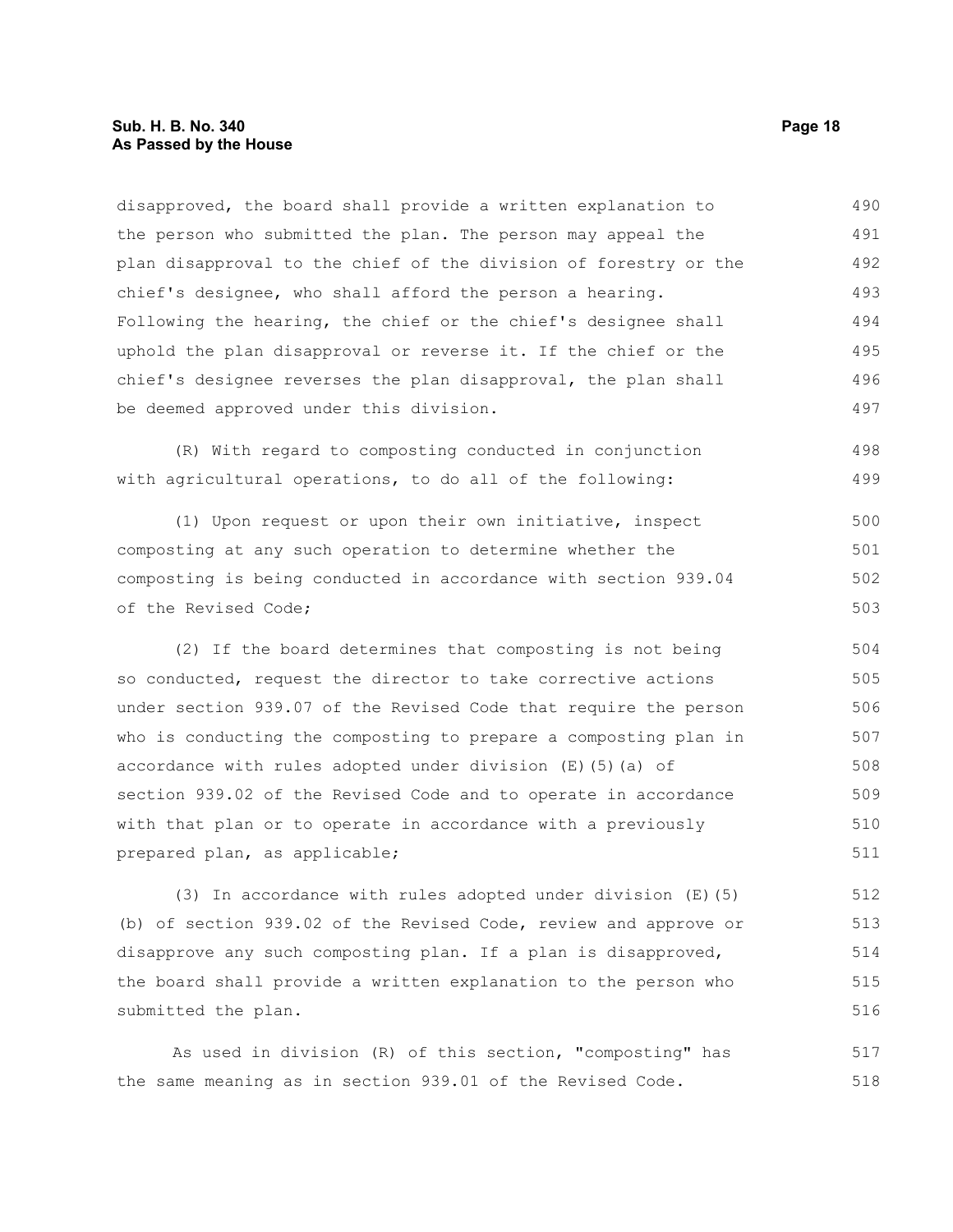disapproved, the board shall provide a written explanation to the person who submitted the plan. The person may appeal the plan disapproval to the chief of the division of forestry or the chief's designee, who shall afford the person a hearing. Following the hearing, the chief or the chief's designee shall uphold the plan disapproval or reverse it. If the chief or the chief's designee reverses the plan disapproval, the plan shall be deemed approved under this division.

(R) With regard to composting conducted in conjunction with agricultural operations, to do all of the following:

(1) Upon request or upon their own initiative, inspect composting at any such operation to determine whether the composting is being conducted in accordance with section 939.04 of the Revised Code;

(2) If the board determines that composting is not being so conducted, request the director to take corrective actions under section 939.07 of the Revised Code that require the person who is conducting the composting to prepare a composting plan in accordance with rules adopted under division (E)(5)(a) of section 939.02 of the Revised Code and to operate in accordance with that plan or to operate in accordance with a previously prepared plan, as applicable;

(3) In accordance with rules adopted under division (E)(5)(b) of section 939.02 of the Revised Code, review and approve or disapprove any such composting plan. If a plan is disapproved, the board shall provide a written explanation to the person who submitted the plan.

As used in division (R) of this section, "composting" has the same meaning as in section 939.01 of the Revised Code.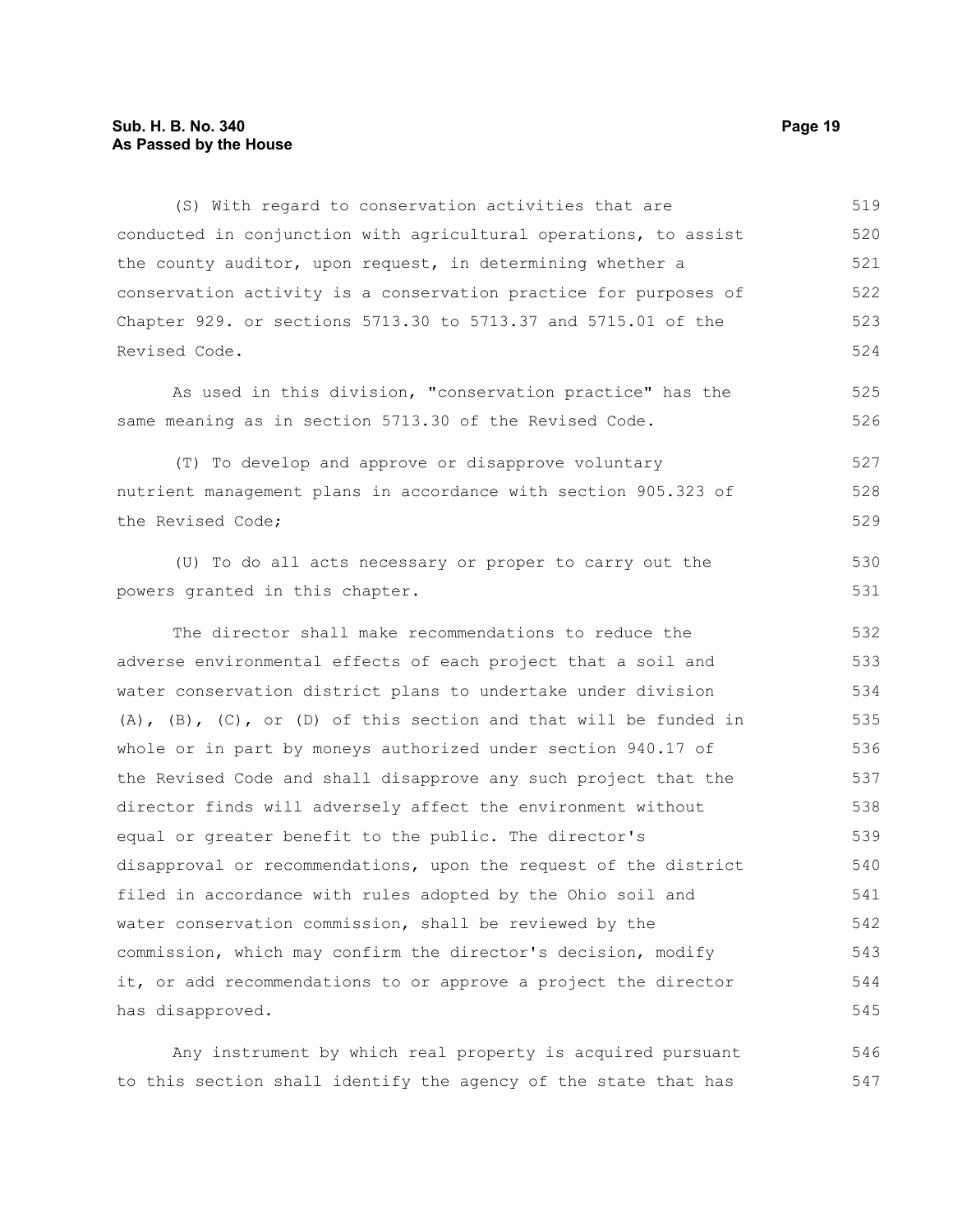(S) With regard to conservation activities that are conducted in conjunction with agricultural operations, to assist the county auditor, upon request, in determining whether a conservation activity is a conservation practice for purposes of Chapter 929. or sections 5713.30 to 5713.37 and 5715.01 of the Revised Code.

As used in this division, "conservation practice" has the same meaning as in section 5713.30 of the Revised Code.

(T) To develop and approve or disapprove voluntary nutrient management plans in accordance with section 905.323 of the Revised Code;

(U) To do all acts necessary or proper to carry out the powers granted in this chapter.

The director shall make recommendations to reduce the adverse environmental effects of each project that a soil and water conservation district plans to undertake under division (A), (B), (C), or (D) of this section and that will be funded in whole or in part by moneys authorized under section 940.17 of the Revised Code and shall disapprove any such project that the director finds will adversely affect the environment without equal or greater benefit to the public. The director's disapproval or recommendations, upon the request of the district filed in accordance with rules adopted by the Ohio soil and water conservation commission, shall be reviewed by the commission, which may confirm the director's decision, modify it, or add recommendations to or approve a project the director has disapproved.

Any instrument by which real property is acquired pursuant to this section shall identify the agency of the state that has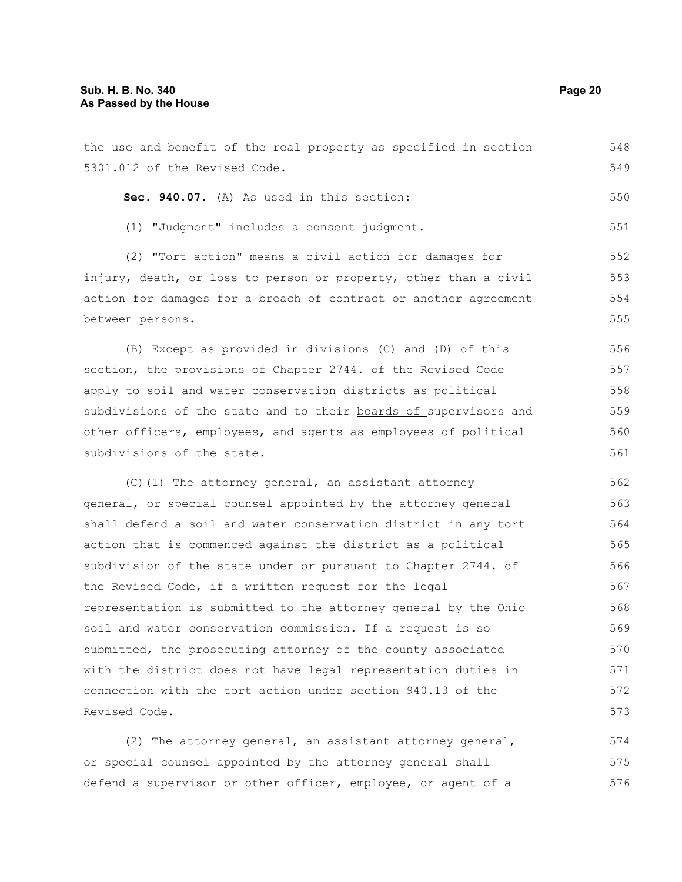the use and benefit of the real property as specified in section 5301.012 of the Revised Code.

**Sec. 940.07.** (A) As used in this section:

(1) "Judgment" includes a consent judgment.

(2) "Tort action" means a civil action for damages for injury, death, or loss to person or property, other than a civil action for damages for a breach of contract or another agreement between persons.

(B) Except as provided in divisions (C) and (D) of this section, the provisions of Chapter 2744. of the Revised Code apply to soil and water conservation districts as political subdivisions of the state and to their <u>boards of </u>supervisors and other officers, employees, and agents as employees of political subdivisions of the state.

(C)(1) The attorney general, an assistant attorney general, or special counsel appointed by the attorney general shall defend a soil and water conservation district in any tort action that is commenced against the district as a political subdivision of the state under or pursuant to Chapter 2744. of the Revised Code, if a written request for the legal representation is submitted to the attorney general by the Ohio soil and water conservation commission. If a request is so submitted, the prosecuting attorney of the county associated with the district does not have legal representation duties in connection with the tort action under section 940.13 of the Revised Code.

(2) The attorney general, an assistant attorney general, or special counsel appointed by the attorney general shall defend a supervisor or other officer, employee, or agent of a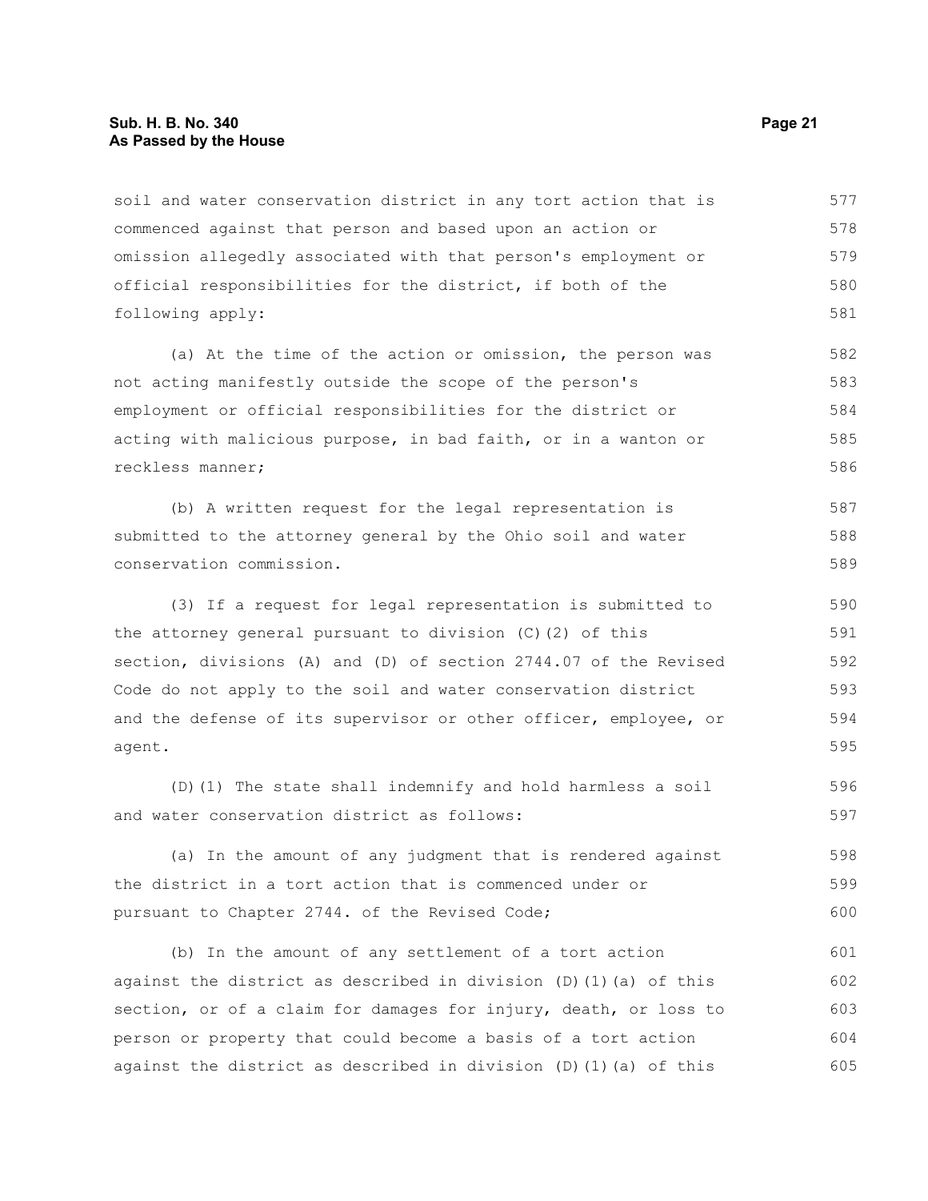soil and water conservation district in any tort action that is commenced against that person and based upon an action or omission allegedly associated with that person's employment or official responsibilities for the district, if both of the following apply:

(a) At the time of the action or omission, the person was not acting manifestly outside the scope of the person's employment or official responsibilities for the district or acting with malicious purpose, in bad faith, or in a wanton or reckless manner;

(b) A written request for the legal representation is submitted to the attorney general by the Ohio soil and water conservation commission.

(3) If a request for legal representation is submitted to the attorney general pursuant to division (C)(2) of this section, divisions (A) and (D) of section 2744.07 of the Revised Code do not apply to the soil and water conservation district and the defense of its supervisor or other officer, employee, or agent.

(D)(1) The state shall indemnify and hold harmless a soil and water conservation district as follows:

(a) In the amount of any judgment that is rendered against the district in a tort action that is commenced under or pursuant to Chapter 2744. of the Revised Code;

(b) In the amount of any settlement of a tort action against the district as described in division (D)(1)(a) of this section, or of a claim for damages for injury, death, or loss to person or property that could become a basis of a tort action against the district as described in division (D)(1)(a) of this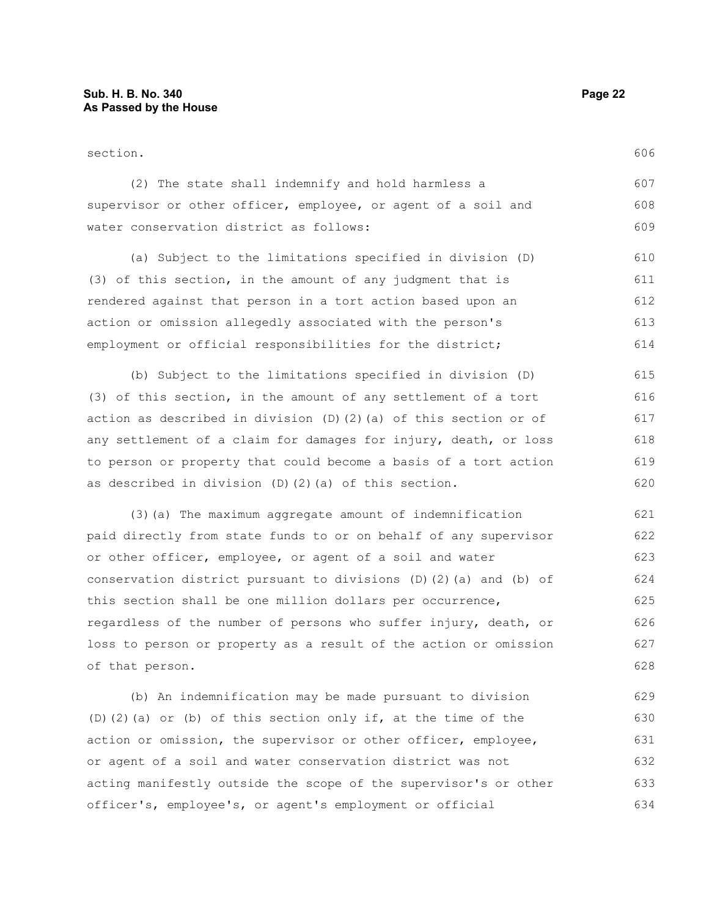section.

(2) The state shall indemnify and hold harmless a supervisor or other officer, employee, or agent of a soil and water conservation district as follows:

(a) Subject to the limitations specified in division (D)(3) of this section, in the amount of any judgment that is rendered against that person in a tort action based upon an action or omission allegedly associated with the person's employment or official responsibilities for the district;

(b) Subject to the limitations specified in division (D)(3) of this section, in the amount of any settlement of a tort action as described in division (D)(2)(a) of this section or of any settlement of a claim for damages for injury, death, or loss to person or property that could become a basis of a tort action as described in division (D)(2)(a) of this section.

(3)(a) The maximum aggregate amount of indemnification paid directly from state funds to or on behalf of any supervisor or other officer, employee, or agent of a soil and water conservation district pursuant to divisions (D)(2)(a) and (b) of this section shall be one million dollars per occurrence, regardless of the number of persons who suffer injury, death, or loss to person or property as a result of the action or omission of that person.

(b) An indemnification may be made pursuant to division (D)(2)(a) or (b) of this section only if, at the time of the action or omission, the supervisor or other officer, employee, or agent of a soil and water conservation district was not acting manifestly outside the scope of the supervisor's or other officer's, employee's, or agent's employment or official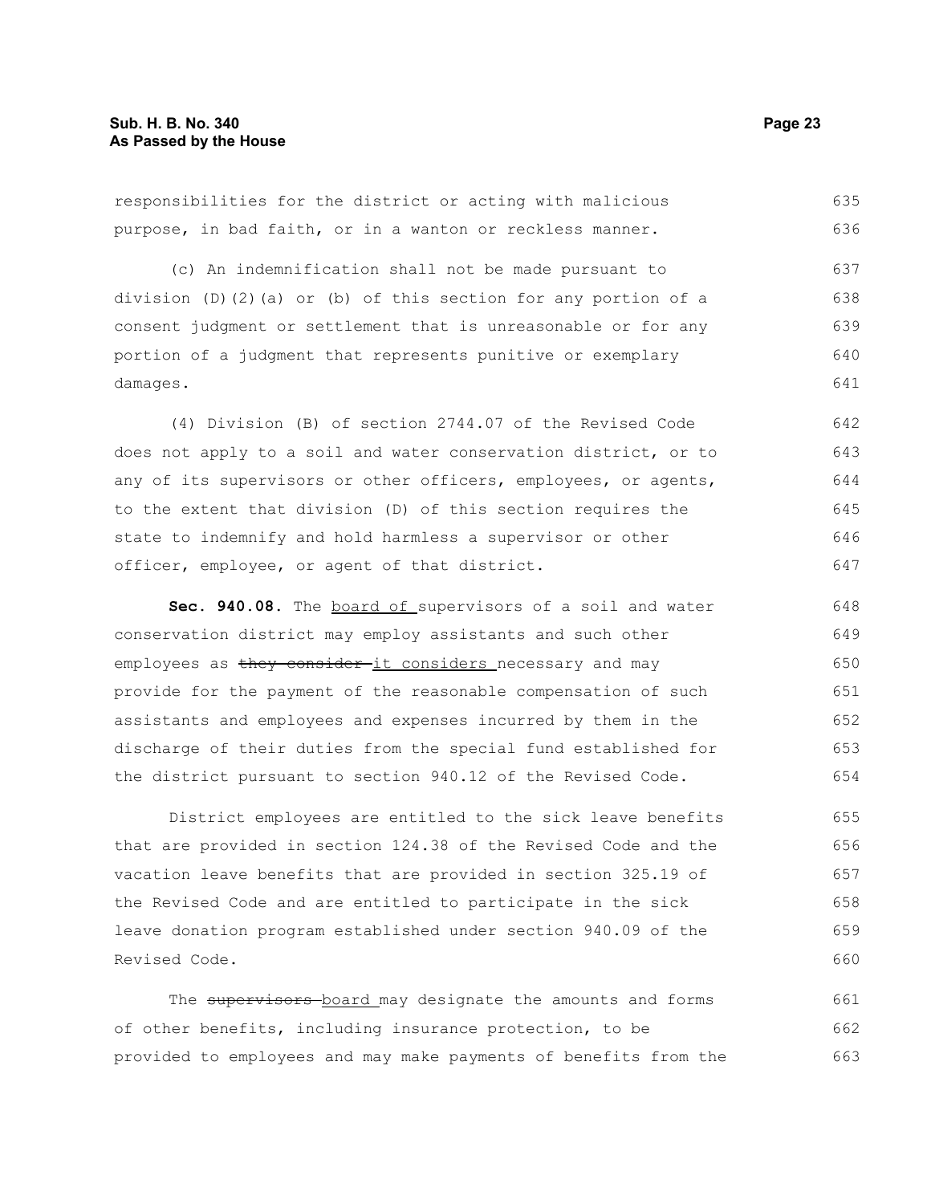responsibilities for the district or acting with malicious purpose, in bad faith, or in a wanton or reckless manner.

(c) An indemnification shall not be made pursuant to division (D)(2)(a) or (b) of this section for any portion of a consent judgment or settlement that is unreasonable or for any portion of a judgment that represents punitive or exemplary damages.

(4) Division (B) of section 2744.07 of the Revised Code does not apply to a soil and water conservation district, or to any of its supervisors or other officers, employees, or agents, to the extent that division (D) of this section requires the state to indemnify and hold harmless a supervisor or other officer, employee, or agent of that district.

**Sec. 940.08.** The board of supervisors of a soil and water conservation district may employ assistants and such other employees as ~~they consider~~ it considers necessary and may provide for the payment of the reasonable compensation of such assistants and employees and expenses incurred by them in the discharge of their duties from the special fund established for the district pursuant to section 940.12 of the Revised Code.

District employees are entitled to the sick leave benefits that are provided in section 124.38 of the Revised Code and the vacation leave benefits that are provided in section 325.19 of the Revised Code and are entitled to participate in the sick leave donation program established under section 940.09 of the Revised Code.

The ~~supervisors~~ board may designate the amounts and forms of other benefits, including insurance protection, to be provided to employees and may make payments of benefits from the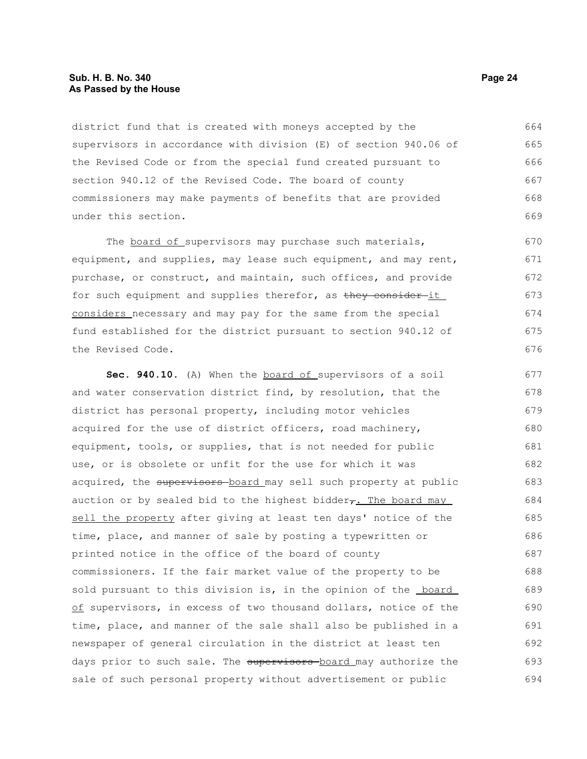district fund that is created with moneys accepted by the supervisors in accordance with division (E) of section 940.06 of the Revised Code or from the special fund created pursuant to section 940.12 of the Revised Code. The board of county commissioners may make payments of benefits that are provided under this section.

The board of supervisors may purchase such materials, equipment, and supplies, may lease such equipment, and may rent, purchase, or construct, and maintain, such offices, and provide for such equipment and supplies therefor, as ~~they consider~~ it considers necessary and may pay for the same from the special fund established for the district pursuant to section 940.12 of the Revised Code.

**Sec. 940.10.** (A) When the board of supervisors of a soil and water conservation district find, by resolution, that the district has personal property, including motor vehicles acquired for the use of district officers, road machinery, equipment, tools, or supplies, that is not needed for public use, or is obsolete or unfit for the use for which it was acquired, the ~~supervisors~~ board may sell such property at public auction or by sealed bid to the highest bidder~~,~~. The board may sell the property after giving at least ten days' notice of the time, place, and manner of sale by posting a typewritten or printed notice in the office of the board of county commissioners. If the fair market value of the property to be sold pursuant to this division is, in the opinion of the board of supervisors, in excess of two thousand dollars, notice of the time, place, and manner of the sale shall also be published in a newspaper of general circulation in the district at least ten days prior to such sale. The ~~supervisors~~ board may authorize the sale of such personal property without advertisement or public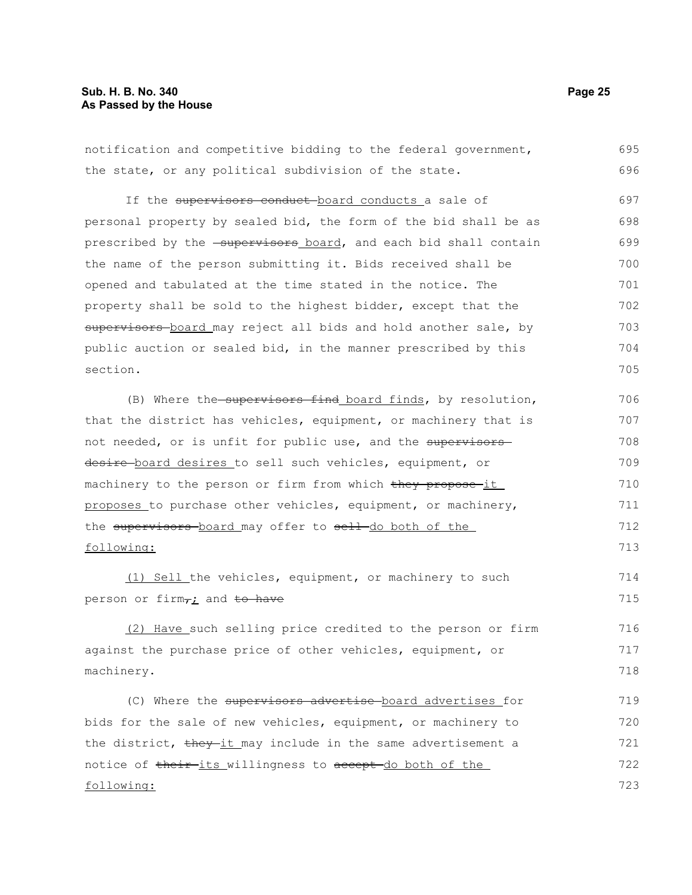notification and competitive bidding to the federal government, the state, or any political subdivision of the state.

If the ~~supervisors conduct~~ <u>board conducts</u> a sale of personal property by sealed bid, the form of the bid shall be as prescribed by the ~~supervisors~~ <u>board</u>, and each bid shall contain the name of the person submitting it. Bids received shall be opened and tabulated at the time stated in the notice. The property shall be sold to the highest bidder, except that the ~~supervisors~~ <u>board</u> may reject all bids and hold another sale, by public auction or sealed bid, in the manner prescribed by this section.

(B) Where the ~~supervisors find~~ <u>board finds</u>, by resolution, that the district has vehicles, equipment, or machinery that is not needed, or is unfit for public use, and the ~~supervisors desire~~ <u>board desires</u> to sell such vehicles, equipment, or machinery to the person or firm from which ~~they propose~~ <u>it proposes</u> to purchase other vehicles, equipment, or machinery, the ~~supervisors~~ <u>board</u> may offer to ~~sell~~ <u>do both of the following:</u>

<u>(1) Sell</u> the vehicles, equipment, or machinery to such person or firm~~,~~<u>;</u> and ~~to have~~

<u>(2) Have</u> such selling price credited to the person or firm against the purchase price of other vehicles, equipment, or machinery.

(C) Where the ~~supervisors advertise~~ <u>board advertises</u> for bids for the sale of new vehicles, equipment, or machinery to the district, ~~they~~ <u>it</u> may include in the same advertisement a notice of ~~their~~ <u>its</u> willingness to ~~accept~~ <u>do both of the following:</u>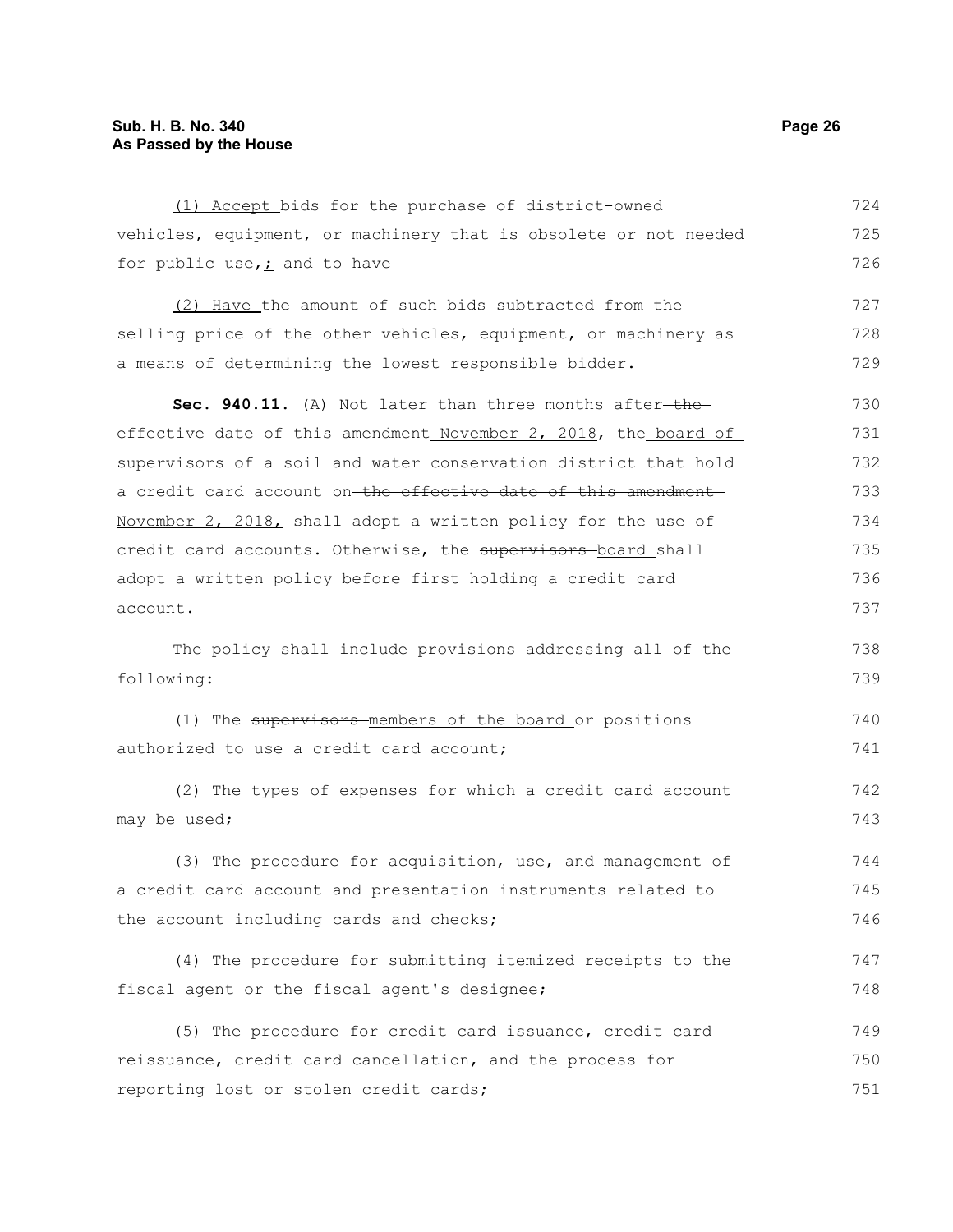(1) Accept bids for the purchase of district-owned vehicles, equipment, or machinery that is obsolete or not needed for public use, ; and to have

(2) Have the amount of such bids subtracted from the selling price of the other vehicles, equipment, or machinery as a means of determining the lowest responsible bidder.

**Sec. 940.11.** (A) Not later than three months after the effective date of this amendment November 2, 2018, the board of supervisors of a soil and water conservation district that hold a credit card account on the effective date of this amendment November 2, 2018, shall adopt a written policy for the use of credit card accounts. Otherwise, the supervisors board shall adopt a written policy before first holding a credit card account.

The policy shall include provisions addressing all of the following:

(1) The supervisors members of the board or positions authorized to use a credit card account;

(2) The types of expenses for which a credit card account may be used;

(3) The procedure for acquisition, use, and management of a credit card account and presentation instruments related to the account including cards and checks;

(4) The procedure for submitting itemized receipts to the fiscal agent or the fiscal agent's designee;

(5) The procedure for credit card issuance, credit card reissuance, credit card cancellation, and the process for reporting lost or stolen credit cards;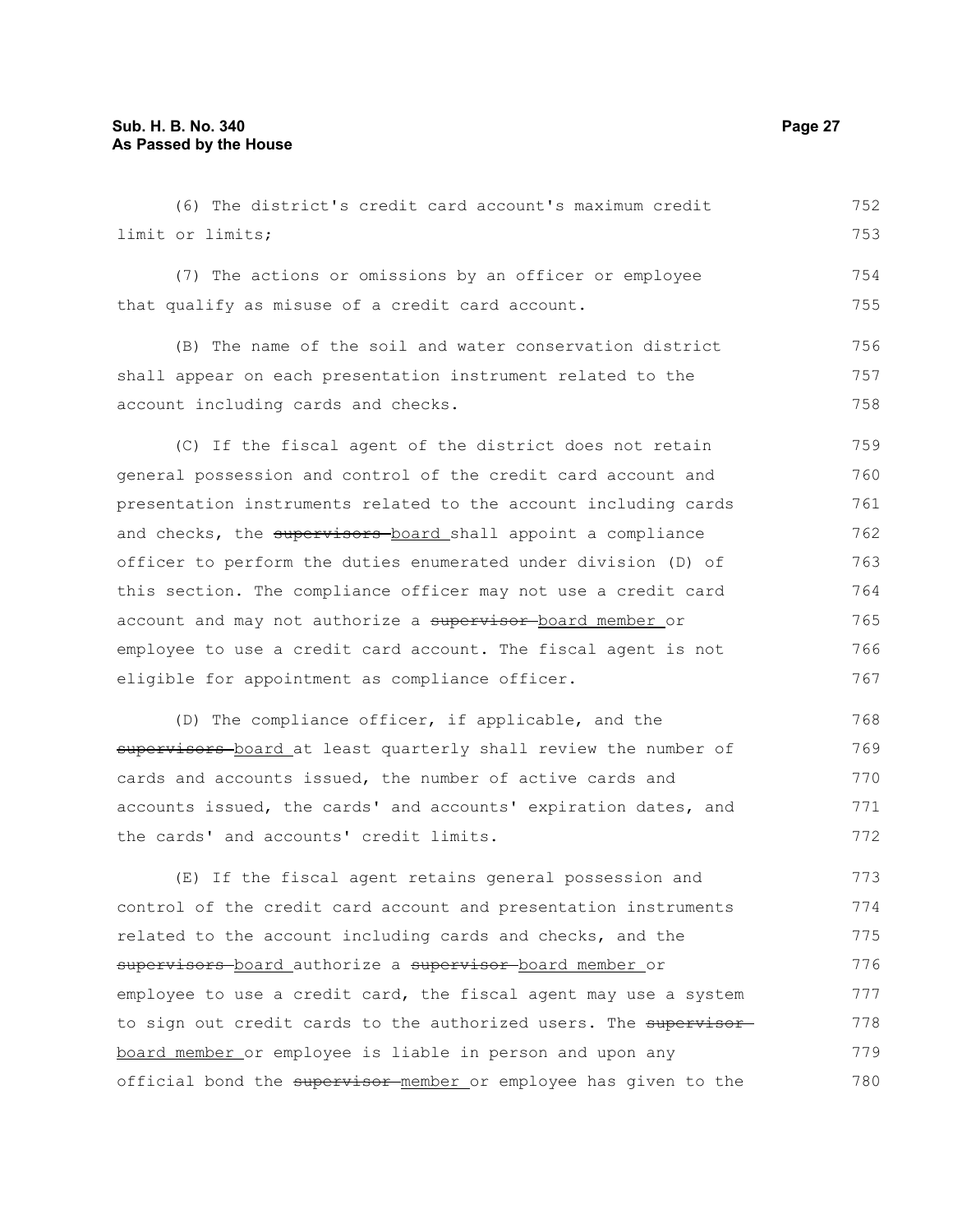(6) The district's credit card account's maximum credit limit or limits;

(7) The actions or omissions by an officer or employee that qualify as misuse of a credit card account.

(B) The name of the soil and water conservation district shall appear on each presentation instrument related to the account including cards and checks.

(C) If the fiscal agent of the district does not retain general possession and control of the credit card account and presentation instruments related to the account including cards and checks, the ~~supervisors~~ board shall appoint a compliance officer to perform the duties enumerated under division (D) of this section. The compliance officer may not use a credit card account and may not authorize a ~~supervisor~~ board member or employee to use a credit card account. The fiscal agent is not eligible for appointment as compliance officer.

(D) The compliance officer, if applicable, and the ~~supervisors~~ board at least quarterly shall review the number of cards and accounts issued, the number of active cards and accounts issued, the cards' and accounts' expiration dates, and the cards' and accounts' credit limits.

(E) If the fiscal agent retains general possession and control of the credit card account and presentation instruments related to the account including cards and checks, and the ~~supervisors~~ board authorize a ~~supervisor~~ board member or employee to use a credit card, the fiscal agent may use a system to sign out credit cards to the authorized users. The ~~supervisor~~ board member or employee is liable in person and upon any official bond the ~~supervisor~~ member or employee has given to the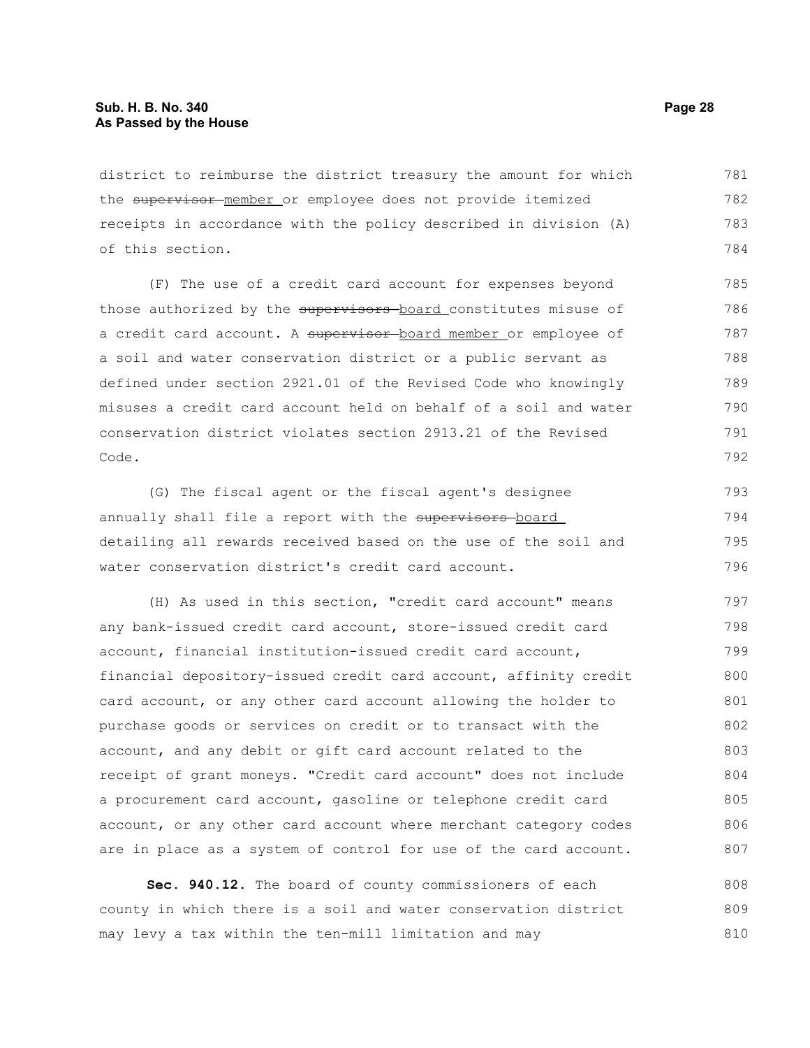district to reimburse the district treasury the amount for which the ~~supervisor~~ member or employee does not provide itemized receipts in accordance with the policy described in division (A) of this section.

(F) The use of a credit card account for expenses beyond those authorized by the ~~supervisors~~ board constitutes misuse of a credit card account. A ~~supervisor~~ board member or employee of a soil and water conservation district or a public servant as defined under section 2921.01 of the Revised Code who knowingly misuses a credit card account held on behalf of a soil and water conservation district violates section 2913.21 of the Revised Code.

(G) The fiscal agent or the fiscal agent's designee annually shall file a report with the ~~supervisors~~ board detailing all rewards received based on the use of the soil and water conservation district's credit card account.

(H) As used in this section, "credit card account" means any bank-issued credit card account, store-issued credit card account, financial institution-issued credit card account, financial depository-issued credit card account, affinity credit card account, or any other card account allowing the holder to purchase goods or services on credit or to transact with the account, and any debit or gift card account related to the receipt of grant moneys. "Credit card account" does not include a procurement card account, gasoline or telephone credit card account, or any other card account where merchant category codes are in place as a system of control for use of the card account.

**Sec. 940.12.** The board of county commissioners of each county in which there is a soil and water conservation district may levy a tax within the ten-mill limitation and may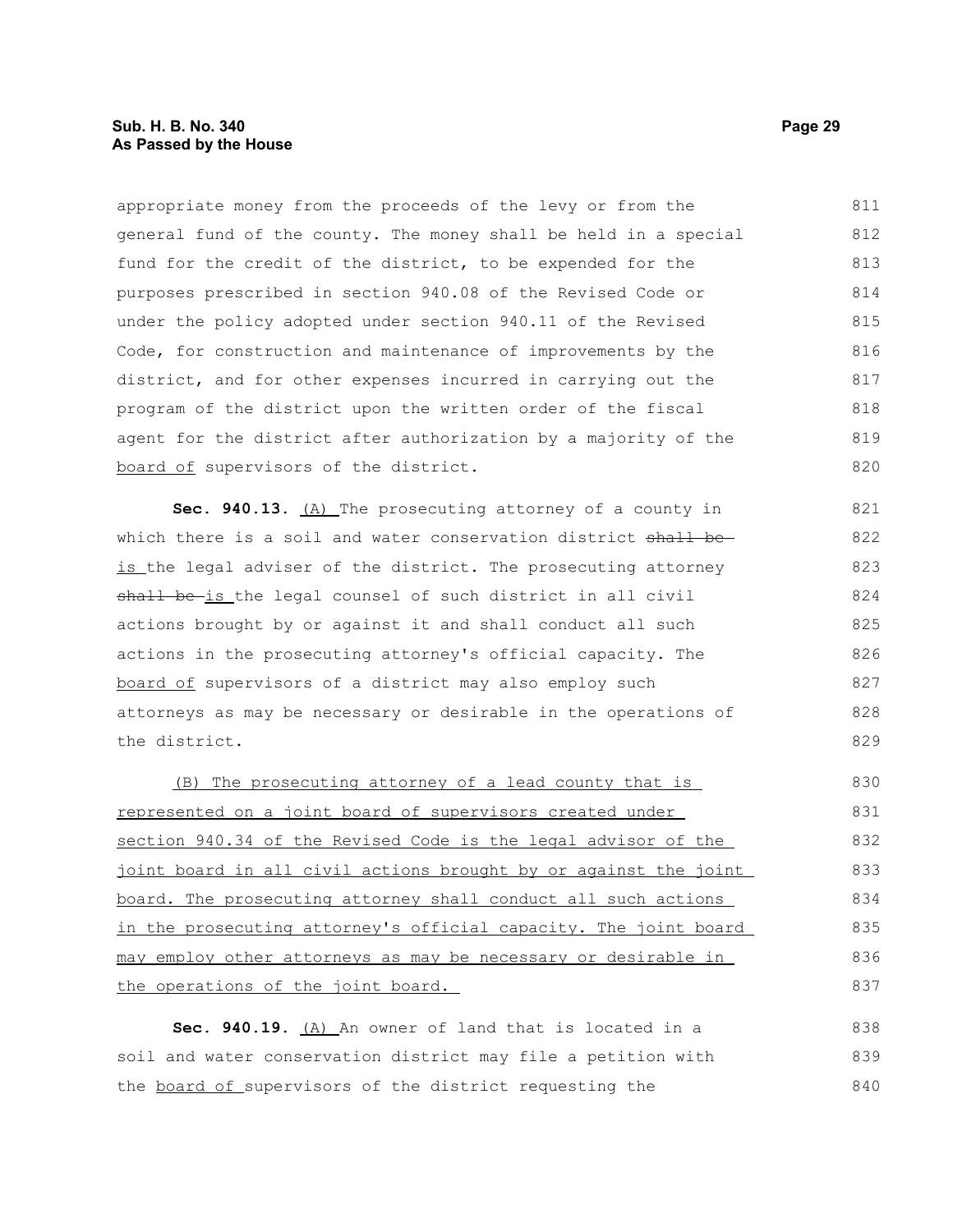appropriate money from the proceeds of the levy or from the general fund of the county. The money shall be held in a special fund for the credit of the district, to be expended for the purposes prescribed in section 940.08 of the Revised Code or under the policy adopted under section 940.11 of the Revised Code, for construction and maintenance of improvements by the district, and for other expenses incurred in carrying out the program of the district upon the written order of the fiscal agent for the district after authorization by a majority of the board of supervisors of the district.

**Sec. 940.13.** (A) The prosecuting attorney of a county in which there is a soil and water conservation district ~~shall be~~ is the legal adviser of the district. The prosecuting attorney ~~shall be~~ is the legal counsel of such district in all civil actions brought by or against it and shall conduct all such actions in the prosecuting attorney's official capacity. The board of supervisors of a district may also employ such attorneys as may be necessary or desirable in the operations of the district.

(B) The prosecuting attorney of a lead county that is represented on a joint board of supervisors created under section 940.34 of the Revised Code is the legal advisor of the joint board in all civil actions brought by or against the joint board. The prosecuting attorney shall conduct all such actions in the prosecuting attorney's official capacity. The joint board may employ other attorneys as may be necessary or desirable in the operations of the joint board.

**Sec. 940.19.** (A) An owner of land that is located in a soil and water conservation district may file a petition with the board of supervisors of the district requesting the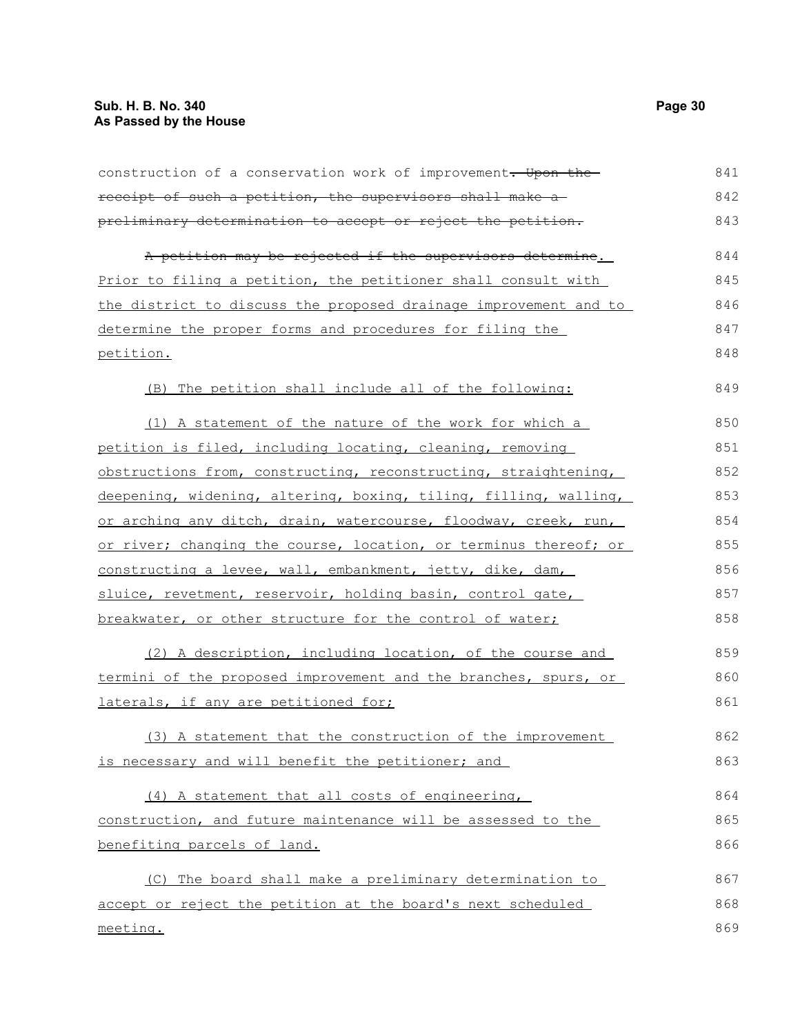construction of a conservation work of improvement~~. Upon the receipt of such a petition, the supervisors shall make a preliminary determination to accept or reject the petition.~~

~~A petition may be rejected if the supervisors determine~~. Prior to filing a petition, the petitioner shall consult with the district to discuss the proposed drainage improvement and to determine the proper forms and procedures for filing the petition.

(B) The petition shall include all of the following:

(1) A statement of the nature of the work for which a petition is filed, including locating, cleaning, removing obstructions from, constructing, reconstructing, straightening, deepening, widening, altering, boxing, tiling, filling, walling, or arching any ditch, drain, watercourse, floodway, creek, run, or river; changing the course, location, or terminus thereof; or constructing a levee, wall, embankment, jetty, dike, dam, sluice, revetment, reservoir, holding basin, control gate, breakwater, or other structure for the control of water;

(2) A description, including location, of the course and termini of the proposed improvement and the branches, spurs, or laterals, if any are petitioned for;

(3) A statement that the construction of the improvement is necessary and will benefit the petitioner; and

(4) A statement that all costs of engineering, construction, and future maintenance will be assessed to the benefiting parcels of land.

(C) The board shall make a preliminary determination to accept or reject the petition at the board's next scheduled meeting.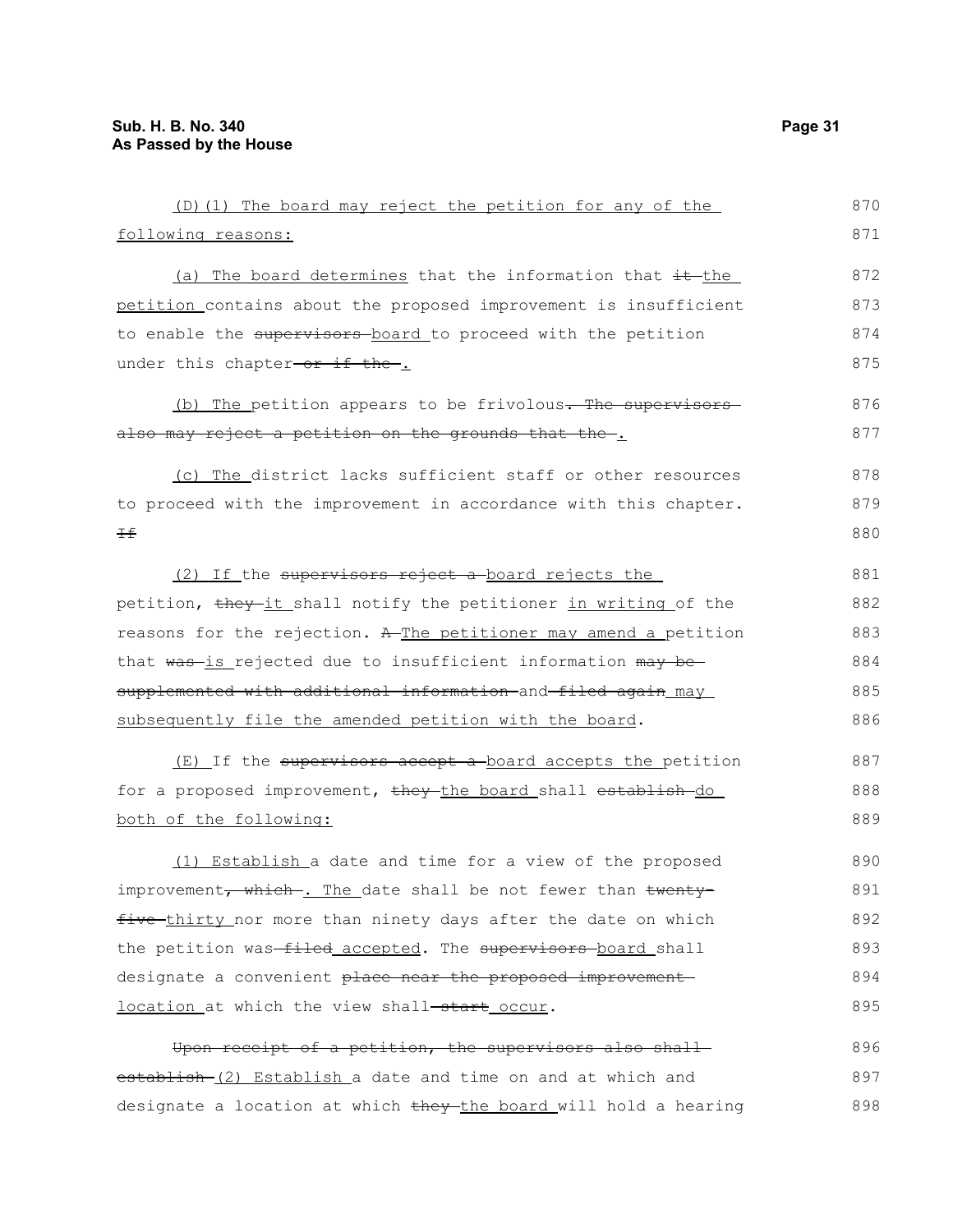(D)(1) The board may reject the petition for any of the following reasons:

(a) The board determines that the information that ~~it~~ the petition contains about the proposed improvement is insufficient to enable the ~~supervisors~~ board to proceed with the petition under this chapter ~~or if the~~ .

(b) The petition appears to be frivolous~~. The supervisors also may reject a petition on the grounds that the~~ .

(c) The district lacks sufficient staff or other resources to proceed with the improvement in accordance with this chapter. ~~If~~

(2) If the ~~supervisors reject a~~ board rejects the petition, ~~they~~ it shall notify the petitioner in writing of the reasons for the rejection. ~~A~~ The petitioner may amend a petition that ~~was~~ is rejected due to insufficient information ~~may be supplemented with additional information~~ and ~~filed again~~ may subsequently file the amended petition with the board.

(E) If the ~~supervisors accept a~~ board accepts the petition for a proposed improvement, ~~they~~ the board shall ~~establish~~ do both of the following:

(1) Establish a date and time for a view of the proposed improvement~~, which~~ . The date shall be not fewer than ~~twenty-five~~ thirty nor more than ninety days after the date on which the petition was ~~filed~~ accepted. The ~~supervisors~~ board shall designate a convenient ~~place near the proposed improvement~~ location at which the view shall ~~start~~ occur.

~~Upon receipt of a petition, the supervisors also shall establish~~ (2) Establish a date and time on and at which and designate a location at which ~~they~~ the board will hold a hearing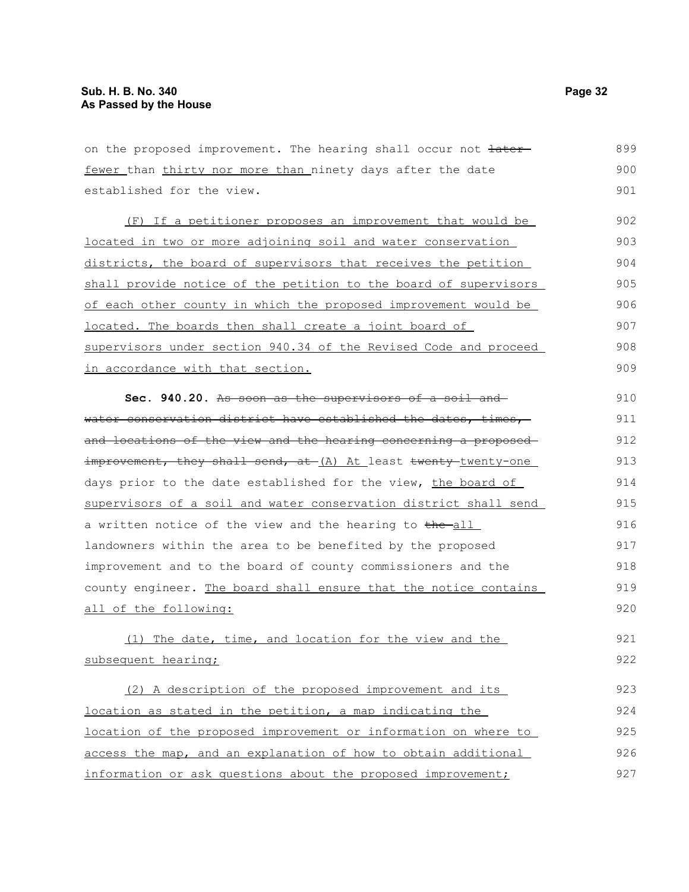on the proposed improvement. The hearing shall occur not ~~later~~ fewer than thirty nor more than ninety days after the date established for the view.

(F) If a petitioner proposes an improvement that would be located in two or more adjoining soil and water conservation districts, the board of supervisors that receives the petition shall provide notice of the petition to the board of supervisors of each other county in which the proposed improvement would be located. The boards then shall create a joint board of supervisors under section 940.34 of the Revised Code and proceed in accordance with that section.

**Sec. 940.20.** ~~As soon as the supervisors of a soil and water conservation district have established the dates, times, and locations of the view and the hearing concerning a proposed improvement, they shall send, at~~ (A) At least ~~twenty~~ twenty-one days prior to the date established for the view, the board of supervisors of a soil and water conservation district shall send a written notice of the view and the hearing to ~~the~~ all landowners within the area to be benefited by the proposed improvement and to the board of county commissioners and the county engineer. The board shall ensure that the notice contains all of the following:

(1) The date, time, and location for the view and the subsequent hearing;

(2) A description of the proposed improvement and its location as stated in the petition, a map indicating the location of the proposed improvement or information on where to access the map, and an explanation of how to obtain additional information or ask questions about the proposed improvement;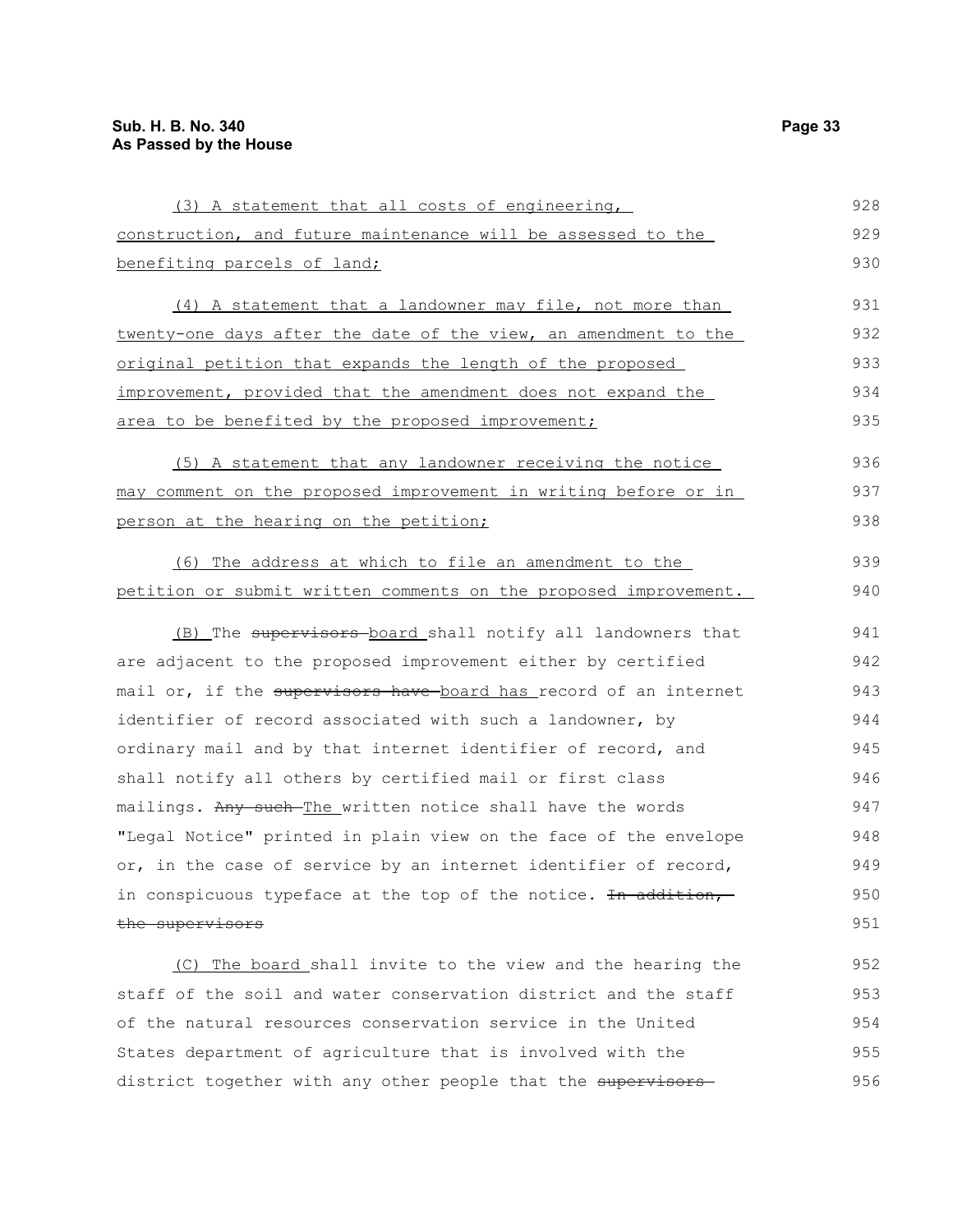(3) A statement that all costs of engineering, construction, and future maintenance will be assessed to the benefiting parcels of land;

(4) A statement that a landowner may file, not more than twenty-one days after the date of the view, an amendment to the original petition that expands the length of the proposed improvement, provided that the amendment does not expand the area to be benefited by the proposed improvement;

(5) A statement that any landowner receiving the notice may comment on the proposed improvement in writing before or in person at the hearing on the petition;

(6) The address at which to file an amendment to the petition or submit written comments on the proposed improvement.

(B) The ~~supervisors~~ board shall notify all landowners that are adjacent to the proposed improvement either by certified mail or, if the ~~supervisors have~~ board has record of an internet identifier of record associated with such a landowner, by ordinary mail and by that internet identifier of record, and shall notify all others by certified mail or first class mailings. ~~Any such~~ The written notice shall have the words "Legal Notice" printed in plain view on the face of the envelope or, in the case of service by an internet identifier of record, in conspicuous typeface at the top of the notice. ~~In addition, the supervisors~~

(C) The board shall invite to the view and the hearing the staff of the soil and water conservation district and the staff of the natural resources conservation service in the United States department of agriculture that is involved with the district together with any other people that the ~~supervisors~~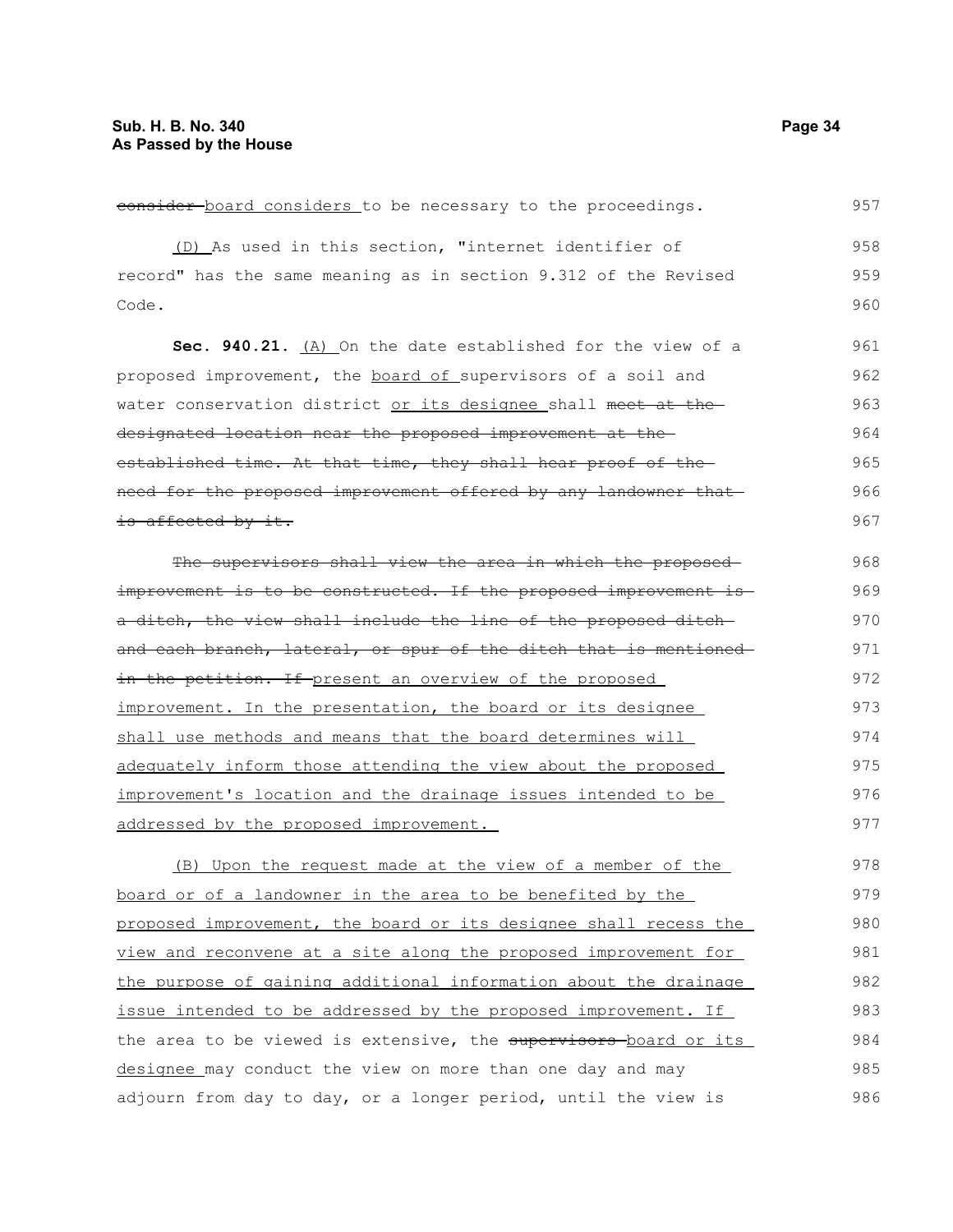~~consider~~ board considers to be necessary to the proceedings.

(D) As used in this section, "internet identifier of record" has the same meaning as in section 9.312 of the Revised Code.

**Sec. 940.21.** (A) On the date established for the view of a proposed improvement, the board of supervisors of a soil and water conservation district or its designee shall ~~meet at the designated location near the proposed improvement at the established time. At that time, they shall hear proof of the need for the proposed improvement offered by any landowner that is affected by it.~~

~~The supervisors shall view the area in which the proposed improvement is to be constructed. If the proposed improvement is a ditch, the view shall include the line of the proposed ditch and each branch, lateral, or spur of the ditch that is mentioned in the petition. If~~ present an overview of the proposed improvement. In the presentation, the board or its designee shall use methods and means that the board determines will adequately inform those attending the view about the proposed improvement's location and the drainage issues intended to be addressed by the proposed improvement.

(B) Upon the request made at the view of a member of the board or of a landowner in the area to be benefited by the proposed improvement, the board or its designee shall recess the view and reconvene at a site along the proposed improvement for the purpose of gaining additional information about the drainage issue intended to be addressed by the proposed improvement. If the area to be viewed is extensive, the ~~supervisors~~ board or its designee may conduct the view on more than one day and may adjourn from day to day, or a longer period, until the view is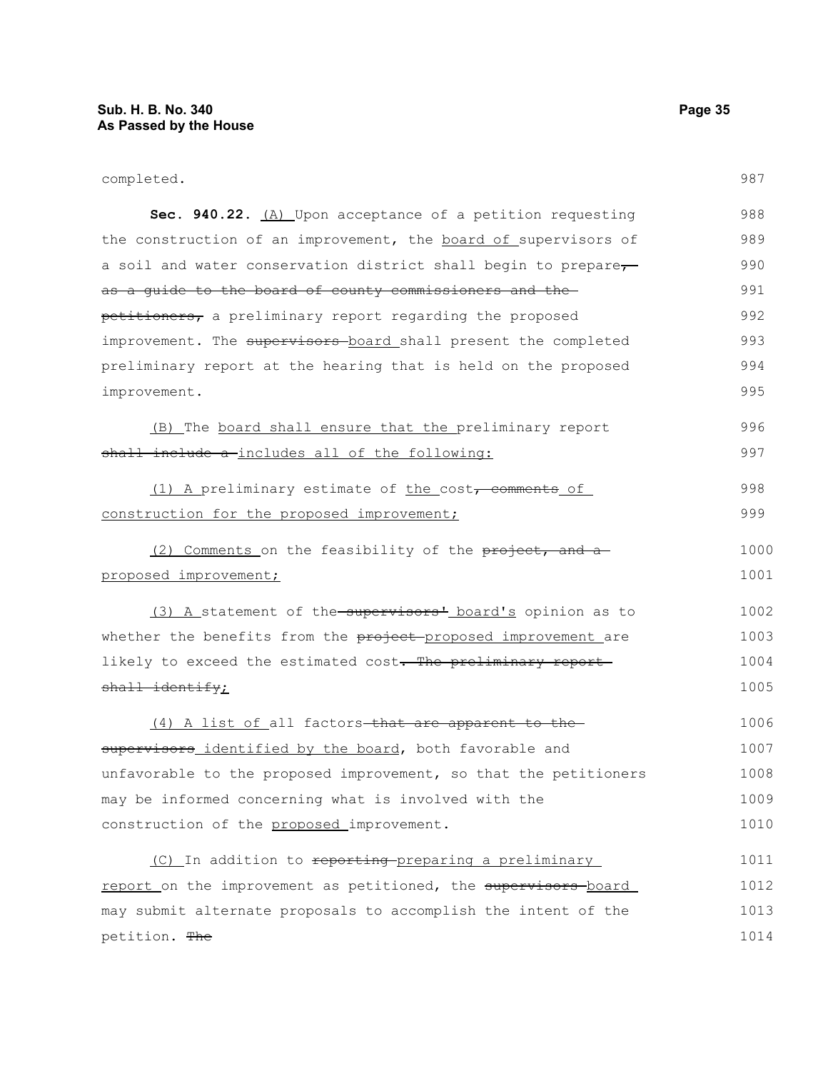completed.

**Sec. 940.22.** (A) Upon acceptance of a petition requesting the construction of an improvement, the board of supervisors of a soil and water conservation district shall begin to prepare, as a guide to the board of county commissioners and the petitioners, a preliminary report regarding the proposed improvement. The supervisors board shall present the completed preliminary report at the hearing that is held on the proposed improvement.

(B) The board shall ensure that the preliminary report shall include a includes all of the following:

(1) A preliminary estimate of the cost, comments of construction for the proposed improvement;

(2) Comments on the feasibility of the project, and a proposed improvement;

(3) A statement of the supervisors' board's opinion as to whether the benefits from the project proposed improvement are likely to exceed the estimated cost. The preliminary report shall identify;

(4) A list of all factors that are apparent to the supervisors identified by the board, both favorable and unfavorable to the proposed improvement, so that the petitioners may be informed concerning what is involved with the construction of the proposed improvement.

(C) In addition to reporting preparing a preliminary report on the improvement as petitioned, the supervisors board may submit alternate proposals to accomplish the intent of the petition. The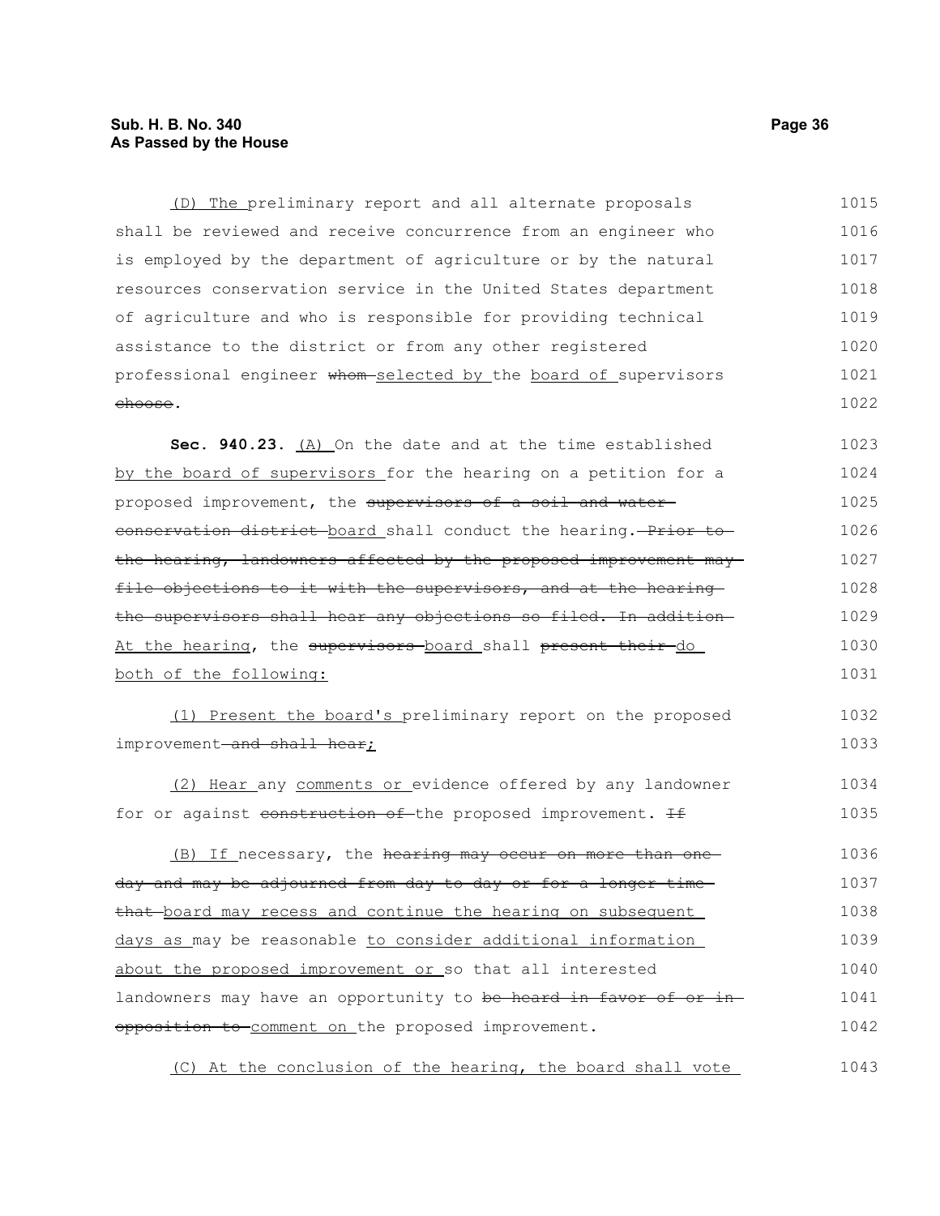(D) The preliminary report and all alternate proposals shall be reviewed and receive concurrence from an engineer who is employed by the department of agriculture or by the natural resources conservation service in the United States department of agriculture and who is responsible for providing technical assistance to the district or from any other registered professional engineer ~~whom~~ selected by the board of supervisors ~~choose~~.

**Sec. 940.23.** (A) On the date and at the time established by the board of supervisors for the hearing on a petition for a proposed improvement, the ~~supervisors of a soil and water conservation district~~ board shall conduct the hearing. ~~Prior to the hearing, landowners affected by the proposed improvement may file objections to it with the supervisors, and at the hearing the supervisors shall hear any objections so filed. In addition~~ At the hearing, the ~~supervisors~~ board shall ~~present their~~ do both of the following:

(1) Present the board's preliminary report on the proposed improvement ~~and shall hear~~;

(2) Hear any comments or evidence offered by any landowner for or against ~~construction of~~ the proposed improvement. ~~If~~

(B) If necessary, the ~~hearing may occur on more than one day and may be adjourned from day to day or for a longer time that~~ board may recess and continue the hearing on subsequent days as may be reasonable to consider additional information about the proposed improvement or so that all interested landowners may have an opportunity to ~~be heard in favor of or in opposition to~~ comment on the proposed improvement.

(C) At the conclusion of the hearing, the board shall vote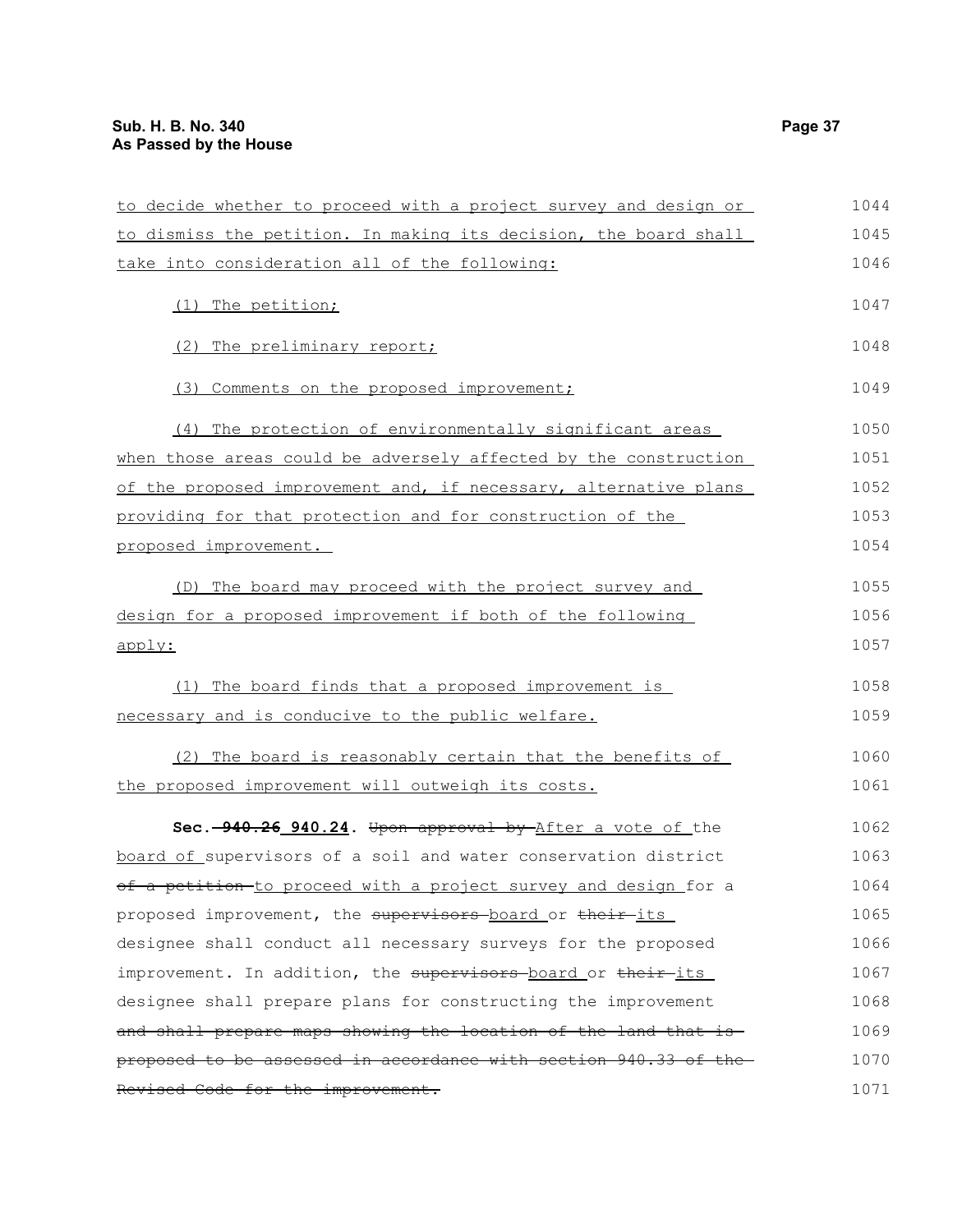to decide whether to proceed with a project survey and design or to dismiss the petition. In making its decision, the board shall take into consideration all of the following:

(1) The petition;

(2) The preliminary report;

(3) Comments on the proposed improvement;

(4) The protection of environmentally significant areas when those areas could be adversely affected by the construction of the proposed improvement and, if necessary, alternative plans providing for that protection and for construction of the proposed improvement.

(D) The board may proceed with the project survey and design for a proposed improvement if both of the following apply:

(1) The board finds that a proposed improvement is necessary and is conducive to the public welfare.

(2) The board is reasonably certain that the benefits of the proposed improvement will outweigh its costs.

**Sec. ~~940.26~~ 940.24.** ~~Upon approval by~~ After a vote of the board of supervisors of a soil and water conservation district ~~of a petition~~ to proceed with a project survey and design for a proposed improvement, the ~~supervisors~~ board or ~~their~~ its designee shall conduct all necessary surveys for the proposed improvement. In addition, the ~~supervisors~~ board or ~~their~~ its designee shall prepare plans for constructing the improvement ~~and shall prepare maps showing the location of the land that is proposed to be assessed in accordance with section 940.33 of the Revised Code for the improvement.~~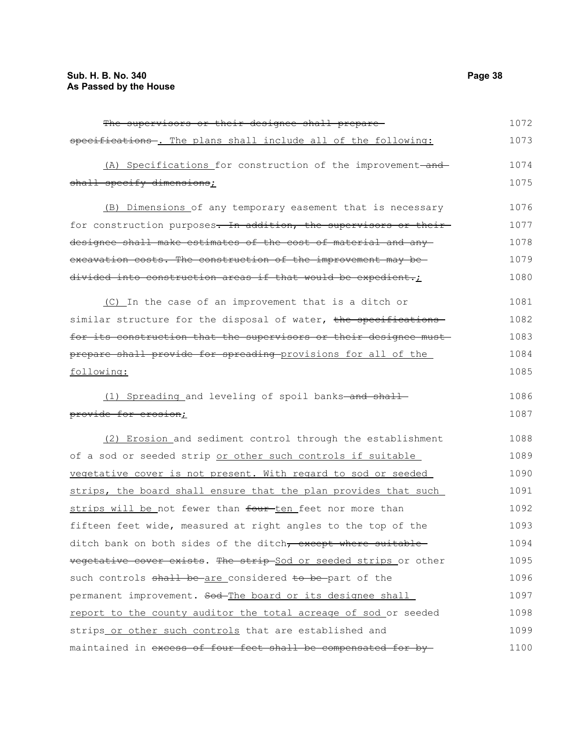~~The supervisors or their designee shall prepare specifications~~ . The plans shall include all of the following:

(A) Specifications for construction of the improvement ~~and shall specify dimensions~~;

(B) Dimensions of any temporary easement that is necessary for construction purposes~~. In addition, the supervisors or their designee shall make estimates of the cost of material and any excavation costs. The construction of the improvement may be divided into construction areas if that would be expedient.~~;

(C) In the case of an improvement that is a ditch or similar structure for the disposal of water, ~~the specifications for its construction that the supervisors or their designee must prepare shall provide for spreading~~ provisions for all of the following:

(1) Spreading and leveling of spoil banks ~~and shall provide for erosion~~;

(2) Erosion and sediment control through the establishment of a sod or seeded strip or other such controls if suitable vegetative cover is not present. With regard to sod or seeded strips, the board shall ensure that the plan provides that such strips will be not fewer than ~~four~~ ten feet nor more than fifteen feet wide, measured at right angles to the top of the ditch bank on both sides of the ditch~~, except where suitable vegetative cover exists~~. ~~The strip~~ Sod or seeded strips or other such controls ~~shall be~~ are considered ~~to be~~ part of the permanent improvement. ~~Sod~~ The board or its designee shall report to the county auditor the total acreage of sod or seeded strips or other such controls that are established and maintained in ~~excess of four feet shall be compensated for by~~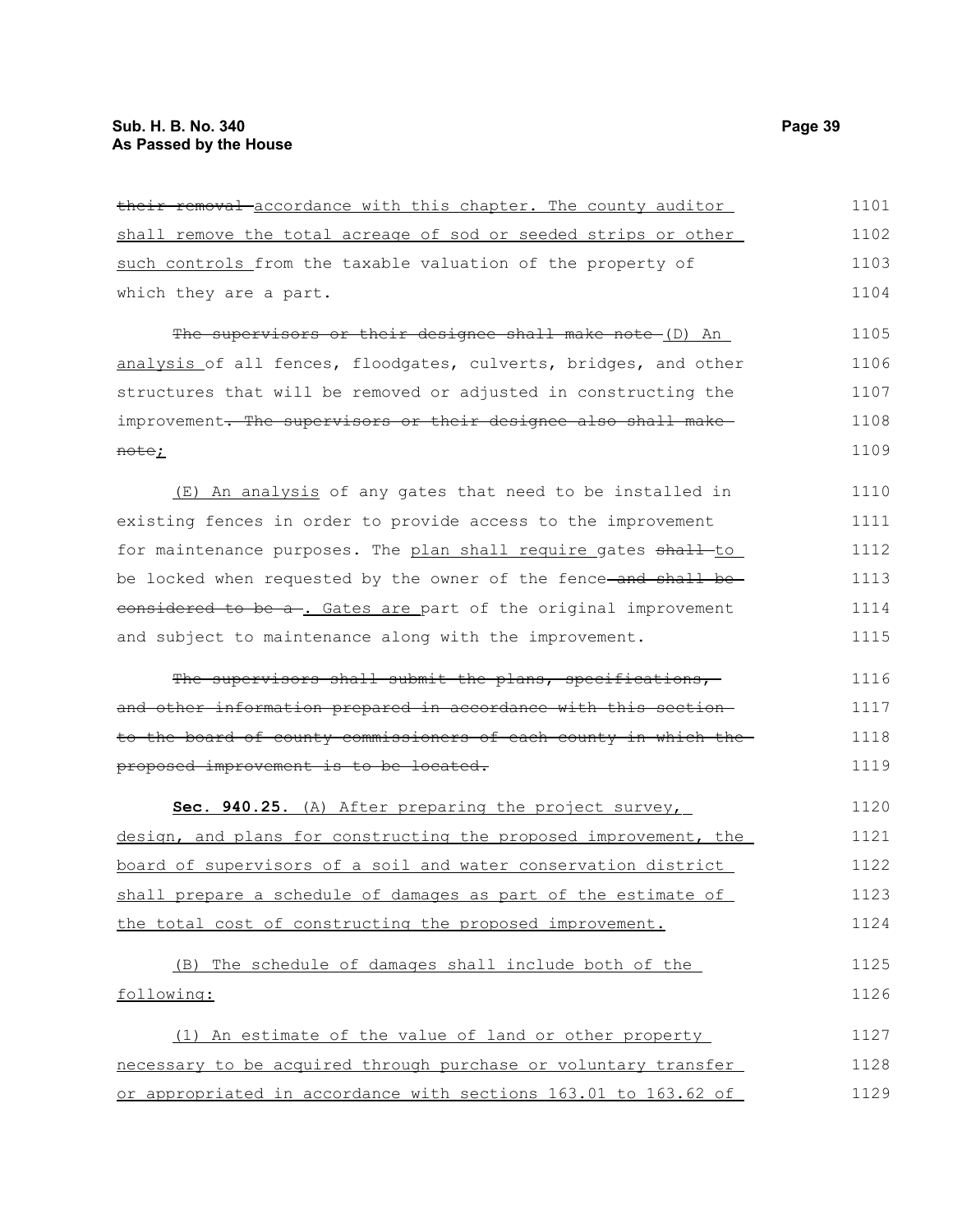~~their removal~~ accordance with this chapter. The county auditor shall remove the total acreage of sod or seeded strips or other such controls from the taxable valuation of the property of which they are a part.

~~The supervisors or their designee shall make note~~ (D) An analysis of all fences, floodgates, culverts, bridges, and other structures that will be removed or adjusted in constructing the improvement~~. The supervisors or their designee also shall make note~~;

(E) An analysis of any gates that need to be installed in existing fences in order to provide access to the improvement for maintenance purposes. The plan shall require gates ~~shall~~ to be locked when requested by the owner of the fence ~~and shall be considered to be a~~ . Gates are part of the original improvement and subject to maintenance along with the improvement.

~~The supervisors shall submit the plans, specifications, and other information prepared in accordance with this section to the board of county commissioners of each county in which the proposed improvement is to be located.~~

**Sec. 940.25.** (A) After preparing the project survey, design, and plans for constructing the proposed improvement, the board of supervisors of a soil and water conservation district shall prepare a schedule of damages as part of the estimate of the total cost of constructing the proposed improvement.

(B) The schedule of damages shall include both of the following:

(1) An estimate of the value of land or other property necessary to be acquired through purchase or voluntary transfer or appropriated in accordance with sections 163.01 to 163.62 of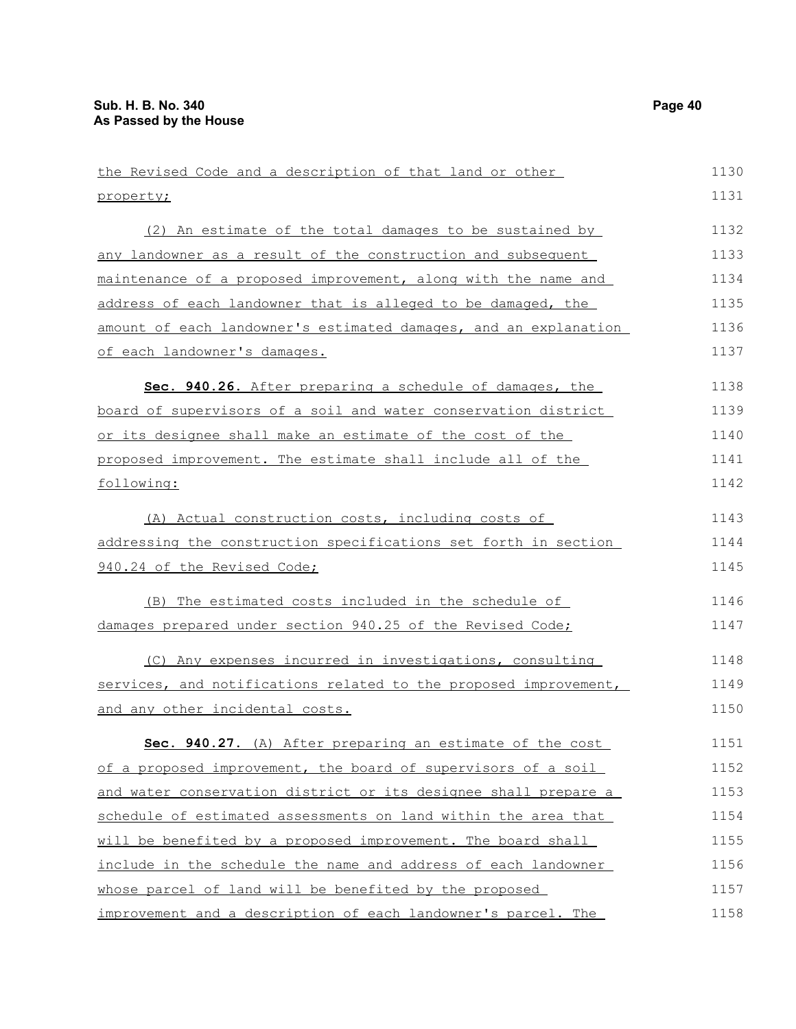the Revised Code and a description of that land or other property;

(2) An estimate of the total damages to be sustained by any landowner as a result of the construction and subsequent maintenance of a proposed improvement, along with the name and address of each landowner that is alleged to be damaged, the amount of each landowner's estimated damages, and an explanation of each landowner's damages.

**Sec. 940.26.** After preparing a schedule of damages, the board of supervisors of a soil and water conservation district or its designee shall make an estimate of the cost of the proposed improvement. The estimate shall include all of the following:

(A) Actual construction costs, including costs of addressing the construction specifications set forth in section 940.24 of the Revised Code;

(B) The estimated costs included in the schedule of damages prepared under section 940.25 of the Revised Code;

(C) Any expenses incurred in investigations, consulting services, and notifications related to the proposed improvement, and any other incidental costs.

**Sec. 940.27.** (A) After preparing an estimate of the cost of a proposed improvement, the board of supervisors of a soil and water conservation district or its designee shall prepare a schedule of estimated assessments on land within the area that will be benefited by a proposed improvement. The board shall include in the schedule the name and address of each landowner whose parcel of land will be benefited by the proposed improvement and a description of each landowner's parcel. The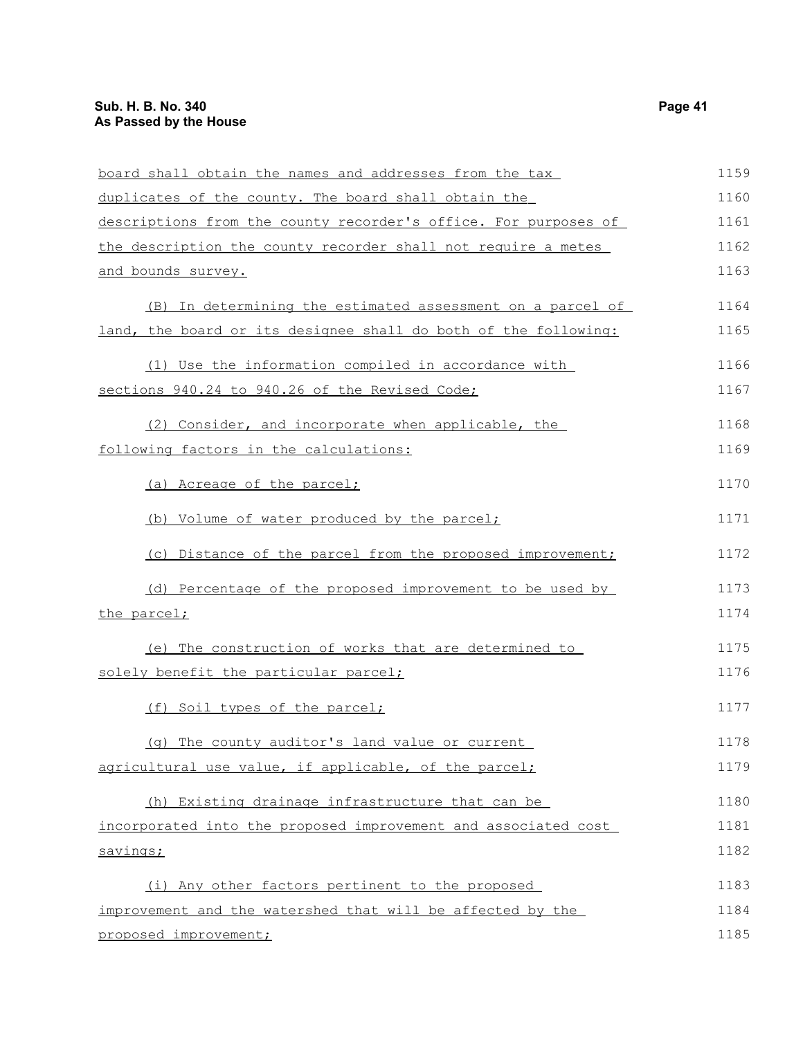board shall obtain the names and addresses from the tax duplicates of the county. The board shall obtain the descriptions from the county recorder's office. For purposes of the description the county recorder shall not require a metes and bounds survey.

(B) In determining the estimated assessment on a parcel of land, the board or its designee shall do both of the following:

(1) Use the information compiled in accordance with sections 940.24 to 940.26 of the Revised Code;

(2) Consider, and incorporate when applicable, the following factors in the calculations:

(a) Acreage of the parcel;

(b) Volume of water produced by the parcel;

(c) Distance of the parcel from the proposed improvement;

(d) Percentage of the proposed improvement to be used by the parcel;

(e) The construction of works that are determined to solely benefit the particular parcel;

(f) Soil types of the parcel;

(g) The county auditor's land value or current agricultural use value, if applicable, of the parcel;

(h) Existing drainage infrastructure that can be incorporated into the proposed improvement and associated cost savings;

(i) Any other factors pertinent to the proposed improvement and the watershed that will be affected by the proposed improvement;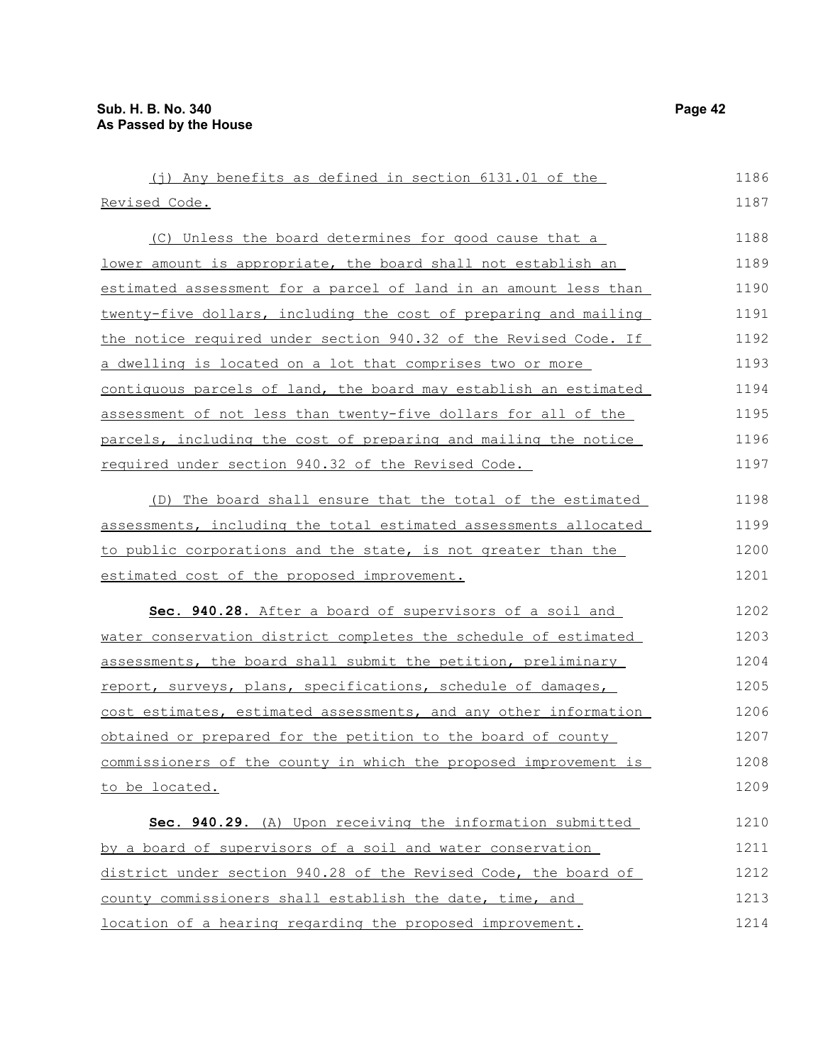(j) Any benefits as defined in section 6131.01 of the Revised Code.

(C) Unless the board determines for good cause that a lower amount is appropriate, the board shall not establish an estimated assessment for a parcel of land in an amount less than twenty-five dollars, including the cost of preparing and mailing the notice required under section 940.32 of the Revised Code. If a dwelling is located on a lot that comprises two or more contiguous parcels of land, the board may establish an estimated assessment of not less than twenty-five dollars for all of the parcels, including the cost of preparing and mailing the notice required under section 940.32 of the Revised Code.

(D) The board shall ensure that the total of the estimated assessments, including the total estimated assessments allocated to public corporations and the state, is not greater than the estimated cost of the proposed improvement.

**Sec. 940.28.** After a board of supervisors of a soil and water conservation district completes the schedule of estimated assessments, the board shall submit the petition, preliminary report, surveys, plans, specifications, schedule of damages, cost estimates, estimated assessments, and any other information obtained or prepared for the petition to the board of county commissioners of the county in which the proposed improvement is to be located.

**Sec. 940.29.** (A) Upon receiving the information submitted by a board of supervisors of a soil and water conservation district under section 940.28 of the Revised Code, the board of county commissioners shall establish the date, time, and location of a hearing regarding the proposed improvement.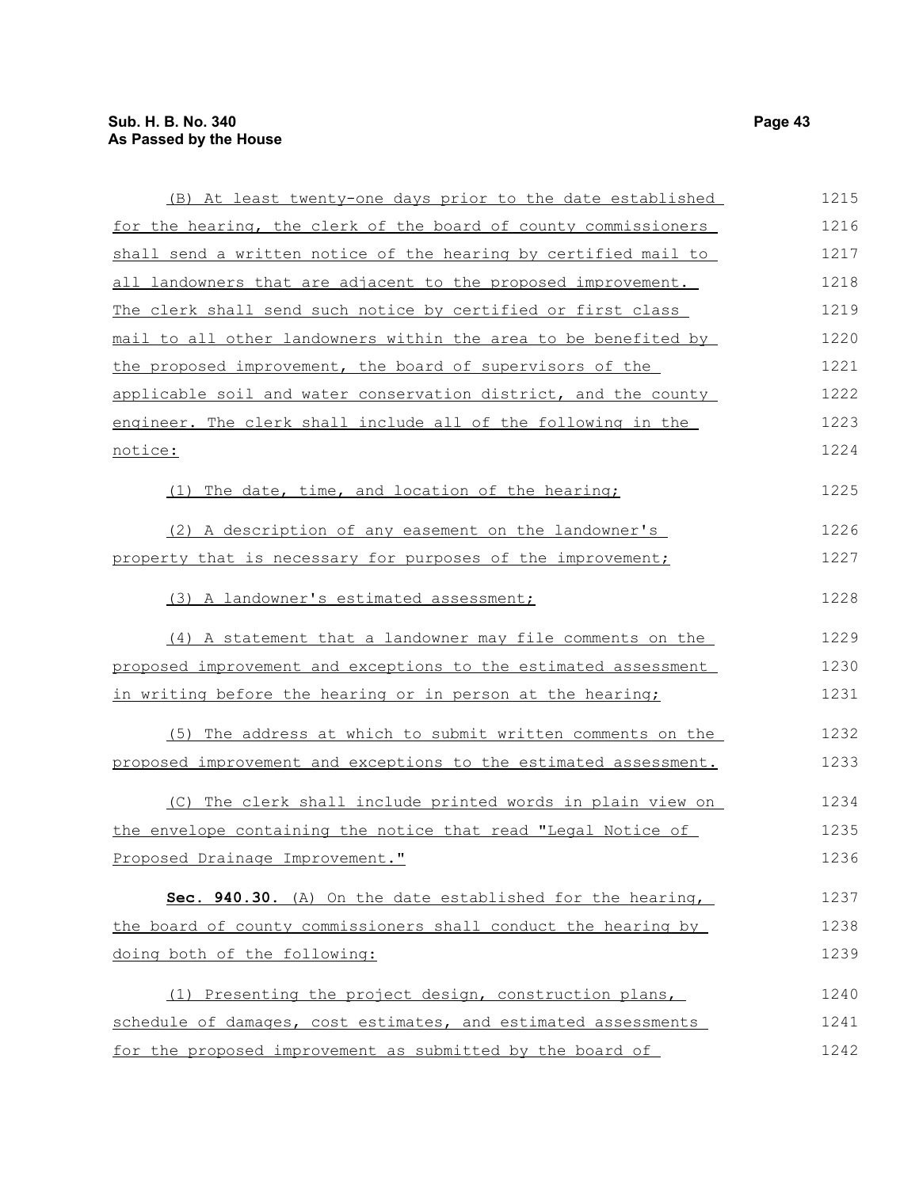(B) At least twenty-one days prior to the date established for the hearing, the clerk of the board of county commissioners shall send a written notice of the hearing by certified mail to all landowners that are adjacent to the proposed improvement. The clerk shall send such notice by certified or first class mail to all other landowners within the area to be benefited by the proposed improvement, the board of supervisors of the applicable soil and water conservation district, and the county engineer. The clerk shall include all of the following in the notice:

(1) The date, time, and location of the hearing;

(2) A description of any easement on the landowner's property that is necessary for purposes of the improvement;

(3) A landowner's estimated assessment;

(4) A statement that a landowner may file comments on the proposed improvement and exceptions to the estimated assessment in writing before the hearing or in person at the hearing;

(5) The address at which to submit written comments on the proposed improvement and exceptions to the estimated assessment.

(C) The clerk shall include printed words in plain view on the envelope containing the notice that read "Legal Notice of Proposed Drainage Improvement."

**Sec. 940.30.** (A) On the date established for the hearing, the board of county commissioners shall conduct the hearing by doing both of the following:

(1) Presenting the project design, construction plans, schedule of damages, cost estimates, and estimated assessments for the proposed improvement as submitted by the board of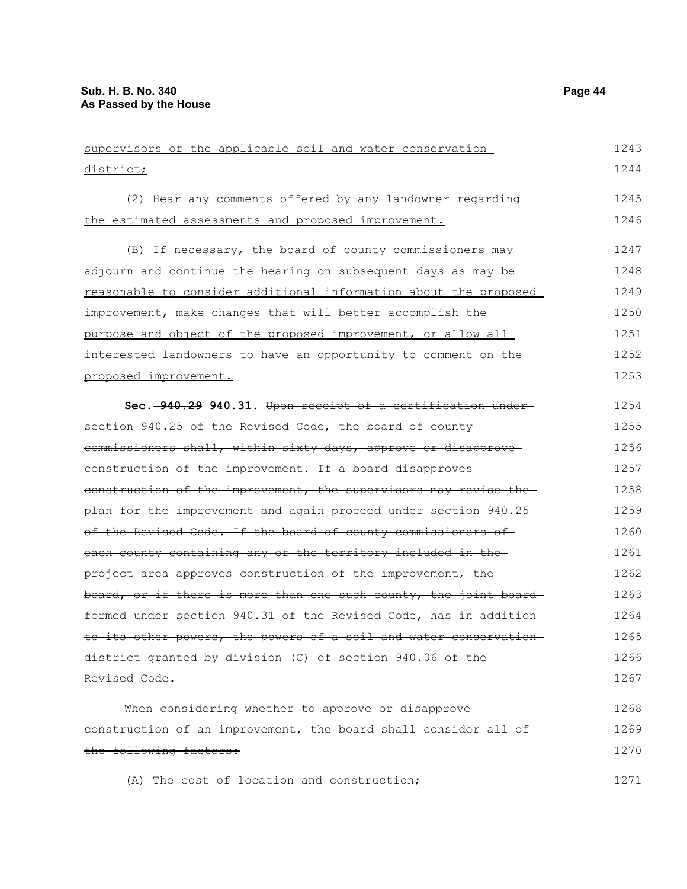supervisors of the applicable soil and water conservation district;

(2) Hear any comments offered by any landowner regarding the estimated assessments and proposed improvement.

(B) If necessary, the board of county commissioners may adjourn and continue the hearing on subsequent days as may be reasonable to consider additional information about the proposed improvement, make changes that will better accomplish the purpose and object of the proposed improvement, or allow all interested landowners to have an opportunity to comment on the proposed improvement.

**Sec.** ~~**940.29**~~ **940.31.** ~~Upon receipt of a certification under section 940.25 of the Revised Code, the board of county commissioners shall, within sixty days, approve or disapprove construction of the improvement. If a board disapproves construction of the improvement, the supervisors may revise the plan for the improvement and again proceed under section 940.25 of the Revised Code. If the board of county commissioners of each county containing any of the territory included in the project area approves construction of the improvement, the board, or if there is more than one such county, the joint board formed under section 940.31 of the Revised Code, has in addition to its other powers, the powers of a soil and water conservation district granted by division (C) of section 940.06 of the Revised Code.~~

~~When considering whether to approve or disapprove construction of an improvement, the board shall consider all of the following factors:~~

~~(A) The cost of location and construction;~~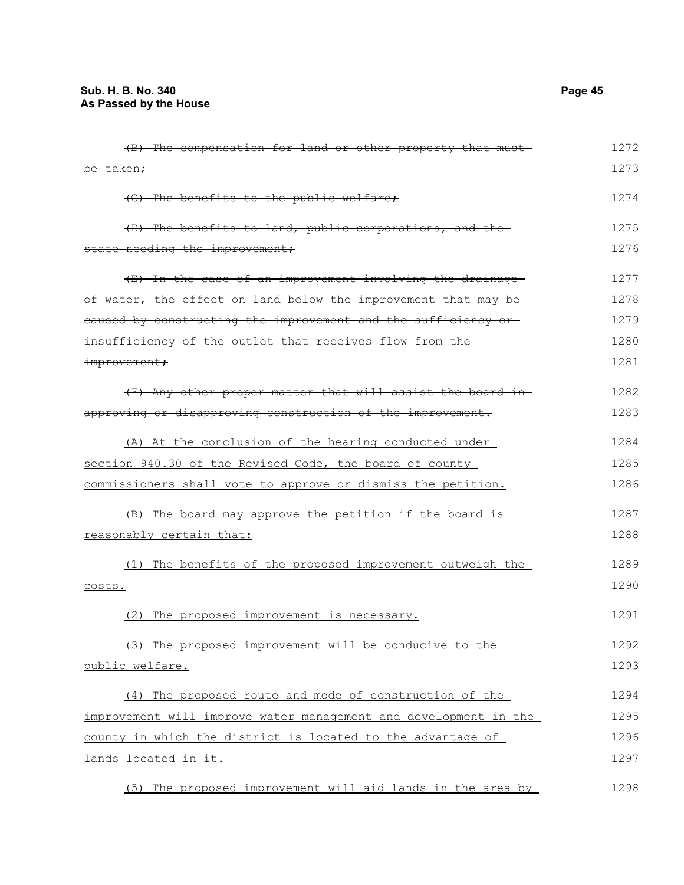~~(B) The compensation for land or other property that must be taken;~~

~~(C) The benefits to the public welfare;~~

~~(D) The benefits to land, public corporations, and the state needing the improvement;~~

~~(E) In the case of an improvement involving the drainage of water, the effect on land below the improvement that may be caused by constructing the improvement and the sufficiency or insufficiency of the outlet that receives flow from the improvement;~~

~~(F) Any other proper matter that will assist the board in approving or disapproving construction of the improvement.~~

<u>(A) At the conclusion of the hearing conducted under section 940.30 of the Revised Code, the board of county commissioners shall vote to approve or dismiss the petition.</u>

<u>(B) The board may approve the petition if the board is reasonably certain that:</u>

<u>(1) The benefits of the proposed improvement outweigh the costs.</u>

<u>(2) The proposed improvement is necessary.</u>

<u>(3) The proposed improvement will be conducive to the public welfare.</u>

<u>(4) The proposed route and mode of construction of the improvement will improve water management and development in the county in which the district is located to the advantage of lands located in it.</u>

<u>(5) The proposed improvement will aid lands in the area by</u>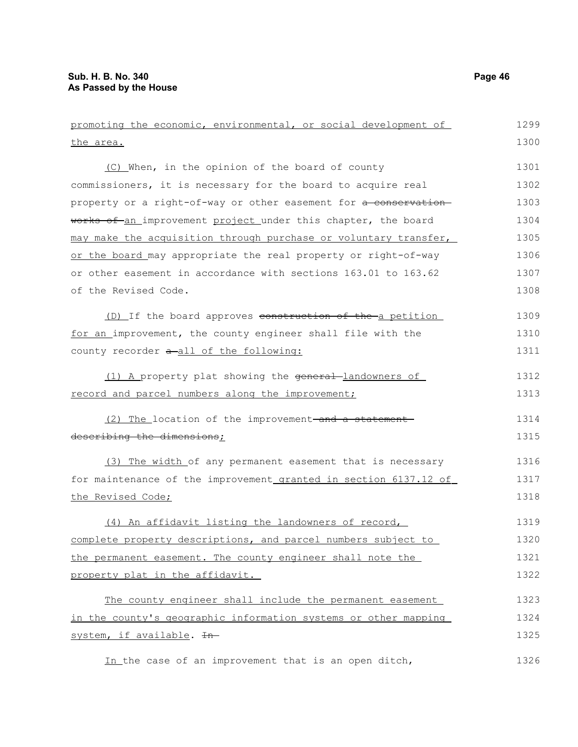promoting the economic, environmental, or social development of the area.

(C) When, in the opinion of the board of county commissioners, it is necessary for the board to acquire real property or a right-of-way or other easement for ~~a conservation works of~~ an improvement project under this chapter, the board may make the acquisition through purchase or voluntary transfer, or the board may appropriate the real property or right-of-way or other easement in accordance with sections 163.01 to 163.62 of the Revised Code.

(D) If the board approves ~~construction of the~~ a petition for an improvement, the county engineer shall file with the county recorder ~~a~~ all of the following:

(1) A property plat showing the ~~general~~ landowners of record and parcel numbers along the improvement;

(2) The location of the improvement ~~and a statement describing the dimensions~~;

(3) The width of any permanent easement that is necessary for maintenance of the improvement granted in section 6137.12 of the Revised Code;

(4) An affidavit listing the landowners of record, complete property descriptions, and parcel numbers subject to the permanent easement. The county engineer shall note the property plat in the affidavit.

The county engineer shall include the permanent easement in the county's geographic information systems or other mapping system, if available. ~~In~~

In the case of an improvement that is an open ditch,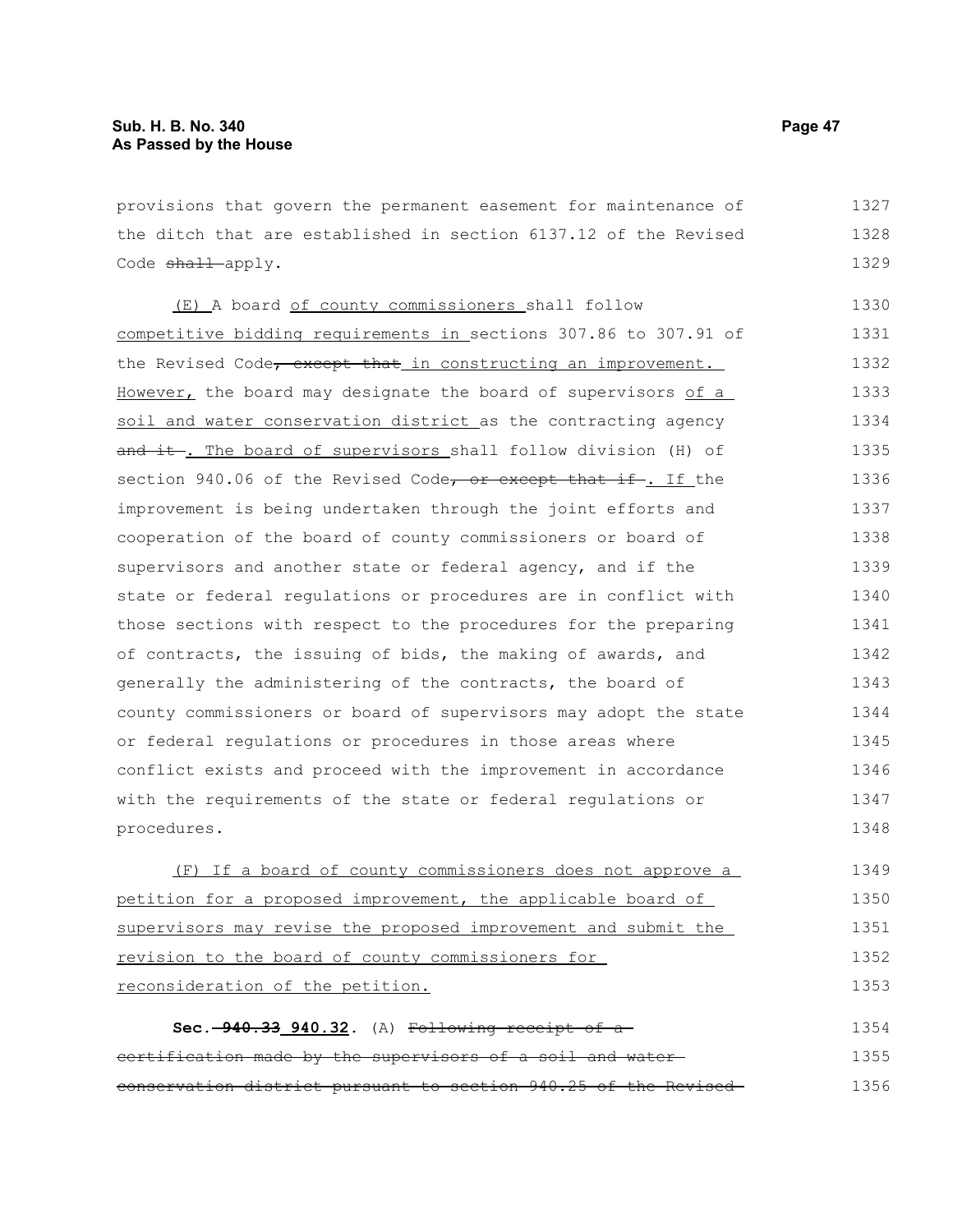provisions that govern the permanent easement for maintenance of the ditch that are established in section 6137.12 of the Revised Code ~~shall~~ apply.

<u>(E)</u> A board <u>of county commissioners</u> shall follow <u>competitive bidding requirements in</u> sections 307.86 to 307.91 of the Revised Code~~, except that~~ <u>in constructing an improvement. However,</u> the board may designate the board of supervisors <u>of a soil and water conservation district</u> as the contracting agency ~~and it~~ <u>. The board of supervisors</u> shall follow division (H) of section 940.06 of the Revised Code~~, or except that if~~ <u>. If</u> the improvement is being undertaken through the joint efforts and cooperation of the board of county commissioners or board of supervisors and another state or federal agency, and if the state or federal regulations or procedures are in conflict with those sections with respect to the procedures for the preparing of contracts, the issuing of bids, the making of awards, and generally the administering of the contracts, the board of county commissioners or board of supervisors may adopt the state or federal regulations or procedures in those areas where conflict exists and proceed with the improvement in accordance with the requirements of the state or federal regulations or procedures.

<u>(F) If a board of county commissioners does not approve a petition for a proposed improvement, the applicable board of supervisors may revise the proposed improvement and submit the revision to the board of county commissioners for reconsideration of the petition.</u>

**Sec.** ~~**940.33**~~ <u>**940.32**</u>**.** (A) ~~Following receipt of a certification made by the supervisors of a soil and water conservation district pursuant to section 940.25 of the Revised~~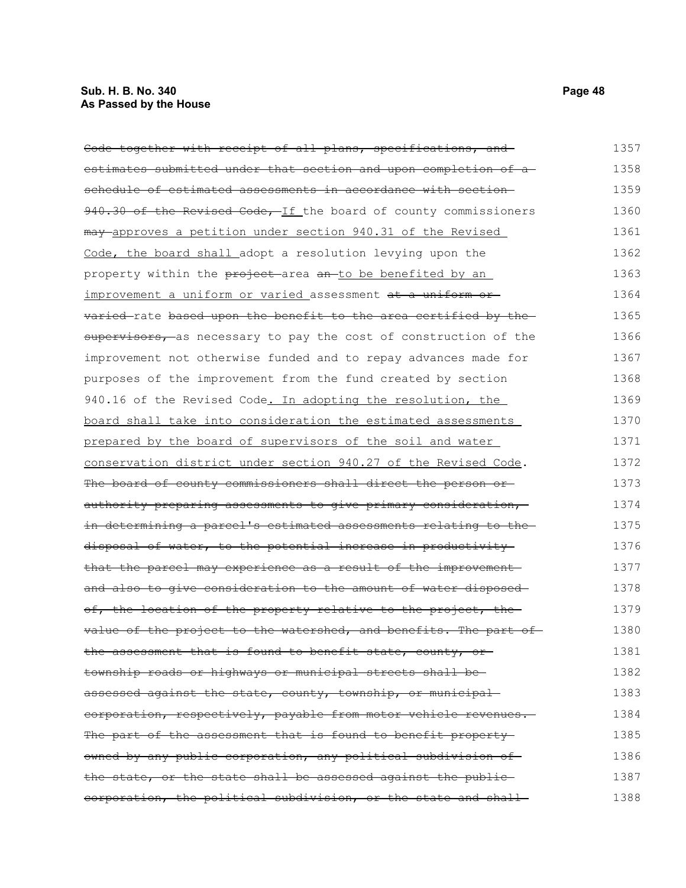~~Code together with receipt of all plans, specifications, and estimates submitted under that section and upon completion of a schedule of estimated assessments in accordance with section 940.30 of the Revised Code,~~ If the board of county commissioners ~~may~~ approves a petition under section 940.31 of the Revised Code, the board shall adopt a resolution levying upon the property within the ~~project~~ area ~~an~~ to be benefited by an improvement a uniform or varied assessment ~~at a uniform or varied~~ rate ~~based upon the benefit to the area certified by the supervisors,~~ as necessary to pay the cost of construction of the improvement not otherwise funded and to repay advances made for purposes of the improvement from the fund created by section 940.16 of the Revised Code. In adopting the resolution, the board shall take into consideration the estimated assessments prepared by the board of supervisors of the soil and water conservation district under section 940.27 of the Revised Code. ~~The board of county commissioners shall direct the person or authority preparing assessments to give primary consideration, in determining a parcel's estimated assessments relating to the disposal of water, to the potential increase in productivity that the parcel may experience as a result of the improvement and also to give consideration to the amount of water disposed of, the location of the property relative to the project, the value of the project to the watershed, and benefits. The part of the assessment that is found to benefit state, county, or township roads or highways or municipal streets shall be assessed against the state, county, township, or municipal corporation, respectively, payable from motor vehicle revenues. The part of the assessment that is found to benefit property owned by any public corporation, any political subdivision of the state, or the state shall be assessed against the public corporation, the political subdivision, or the state and shall~~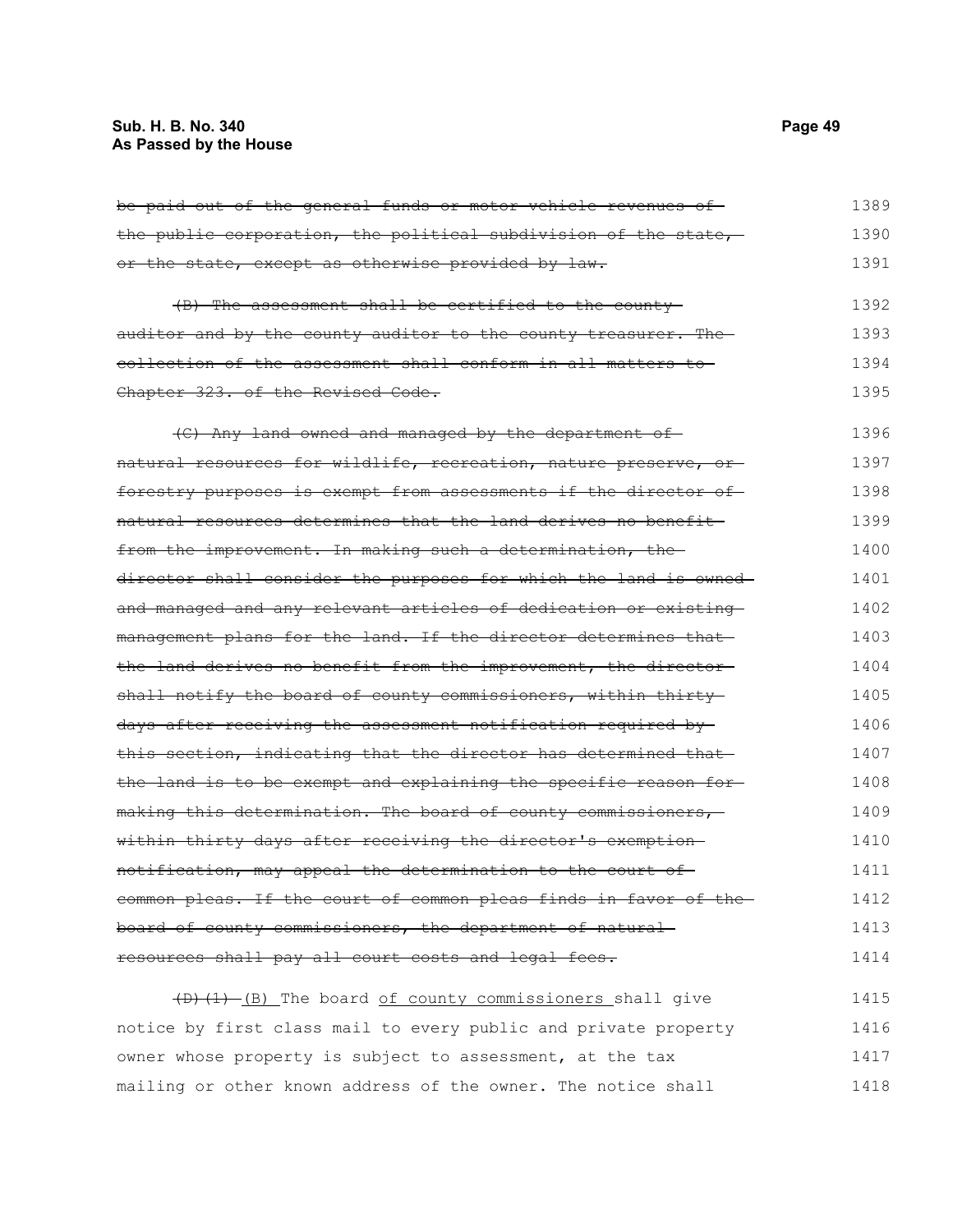~~be paid out of the general funds or motor vehicle revenues of the public corporation, the political subdivision of the state, or the state, except as otherwise provided by law.~~

~~(B) The assessment shall be certified to the county auditor and by the county auditor to the county treasurer. The collection of the assessment shall conform in all matters to Chapter 323. of the Revised Code.~~

~~(C) Any land owned and managed by the department of natural resources for wildlife, recreation, nature preserve, or forestry purposes is exempt from assessments if the director of natural resources determines that the land derives no benefit from the improvement. In making such a determination, the director shall consider the purposes for which the land is owned and managed and any relevant articles of dedication or existing management plans for the land. If the director determines that the land derives no benefit from the improvement, the director shall notify the board of county commissioners, within thirty days after receiving the assessment notification required by this section, indicating that the director has determined that the land is to be exempt and explaining the specific reason for making this determination. The board of county commissioners, within thirty days after receiving the director's exemption notification, may appeal the determination to the court of common pleas. If the court of common pleas finds in favor of the board of county commissioners, the department of natural resources shall pay all court costs and legal fees.~~

~~(D)(1)~~ (B) The board of county commissioners shall give notice by first class mail to every public and private property owner whose property is subject to assessment, at the tax mailing or other known address of the owner. The notice shall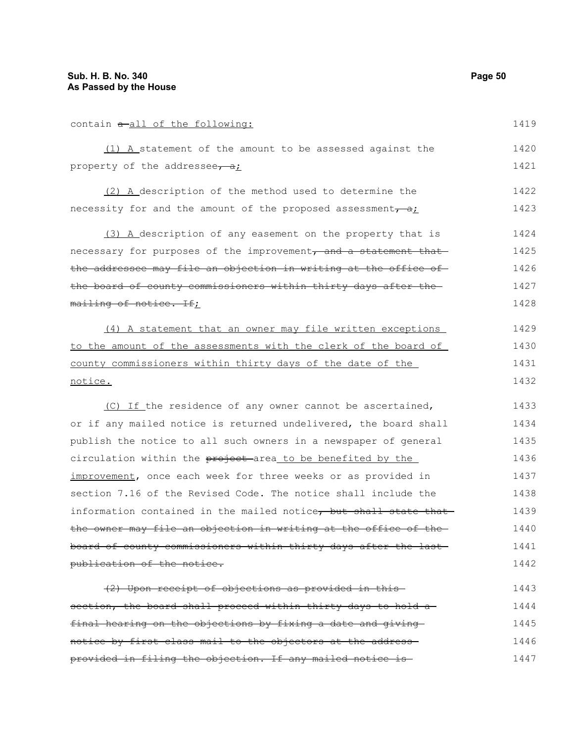contain ~~a~~ all of the following:

(1) A statement of the amount to be assessed against the property of the addressee~~, a~~;

(2) A description of the method used to determine the necessity for and the amount of the proposed assessment~~, a~~;

(3) A description of any easement on the property that is necessary for purposes of the improvement~~, and a statement that the addressee may file an objection in writing at the office of the board of county commissioners within thirty days after the mailing of notice. If~~;

(4) A statement that an owner may file written exceptions to the amount of the assessments with the clerk of the board of county commissioners within thirty days of the date of the notice.

(C) If the residence of any owner cannot be ascertained, or if any mailed notice is returned undelivered, the board shall publish the notice to all such owners in a newspaper of general circulation within the ~~project~~ area to be benefited by the improvement, once each week for three weeks or as provided in section 7.16 of the Revised Code. The notice shall include the information contained in the mailed notice~~, but shall state that the owner may file an objection in writing at the office of the board of county commissioners within thirty days after the last publication of the notice.~~

~~(2) Upon receipt of objections as provided in this section, the board shall proceed within thirty days to hold a final hearing on the objections by fixing a date and giving notice by first class mail to the objectors at the address provided in filing the objection. If any mailed notice is~~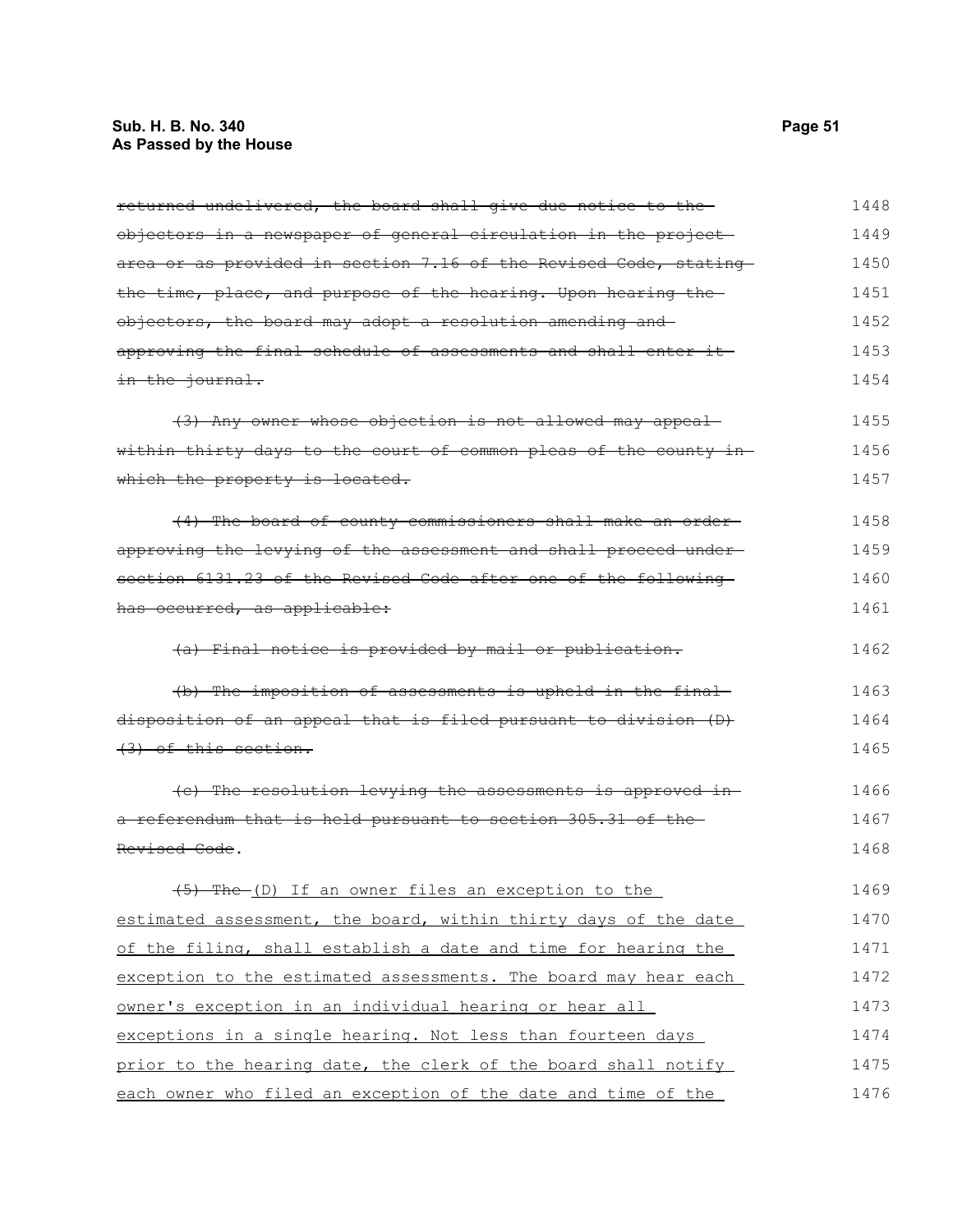~~returned undelivered, the board shall give due notice to the objectors in a newspaper of general circulation in the project area or as provided in section 7.16 of the Revised Code, stating the time, place, and purpose of the hearing. Upon hearing the objectors, the board may adopt a resolution amending and approving the final schedule of assessments and shall enter it in the journal.~~

~~(3) Any owner whose objection is not allowed may appeal within thirty days to the court of common pleas of the county in which the property is located.~~

~~(4) The board of county commissioners shall make an order approving the levying of the assessment and shall proceed under section 6131.23 of the Revised Code after one of the following has occurred, as applicable:~~

~~(a) Final notice is provided by mail or publication.~~

~~(b) The imposition of assessments is upheld in the final disposition of an appeal that is filed pursuant to division (D)(3) of this section.~~

~~(c) The resolution levying the assessments is approved in a referendum that is held pursuant to section 305.31 of the Revised Code~~.

~~(5) The~~ <u>(D) If an owner files an exception to the estimated assessment, the board, within thirty days of the date of the filing, shall establish a date and time for hearing the exception to the estimated assessments. The board may hear each owner's exception in an individual hearing or hear all exceptions in a single hearing. Not less than fourteen days prior to the hearing date, the clerk of the board shall notify each owner who filed an exception of the date and time of the</u>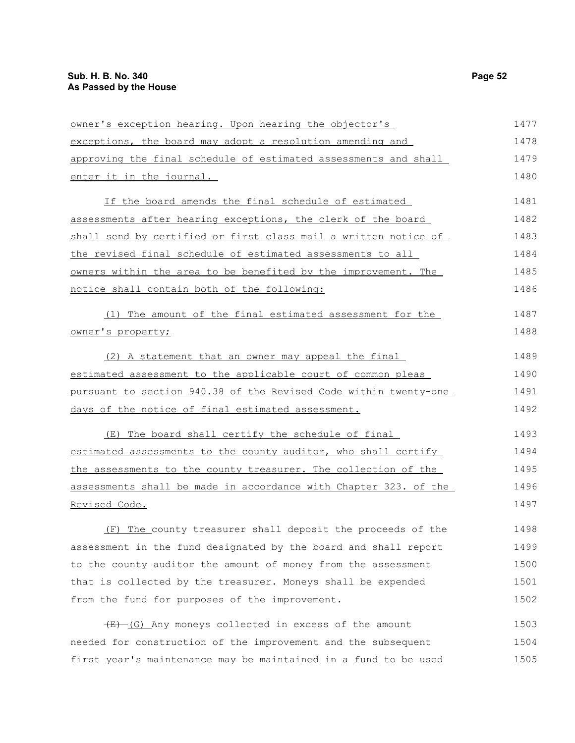owner's exception hearing. Upon hearing the objector's exceptions, the board may adopt a resolution amending and approving the final schedule of estimated assessments and shall enter it in the journal.

If the board amends the final schedule of estimated assessments after hearing exceptions, the clerk of the board shall send by certified or first class mail a written notice of the revised final schedule of estimated assessments to all owners within the area to be benefited by the improvement. The notice shall contain both of the following:

(1) The amount of the final estimated assessment for the owner's property;

(2) A statement that an owner may appeal the final estimated assessment to the applicable court of common pleas pursuant to section 940.38 of the Revised Code within twenty-one days of the notice of final estimated assessment.

(E) The board shall certify the schedule of final estimated assessments to the county auditor, who shall certify the assessments to the county treasurer. The collection of the assessments shall be made in accordance with Chapter 323. of the Revised Code.

(F) The county treasurer shall deposit the proceeds of the assessment in the fund designated by the board and shall report to the county auditor the amount of money from the assessment that is collected by the treasurer. Moneys shall be expended from the fund for purposes of the improvement.

~~(E)~~ (G) Any moneys collected in excess of the amount needed for construction of the improvement and the subsequent first year's maintenance may be maintained in a fund to be used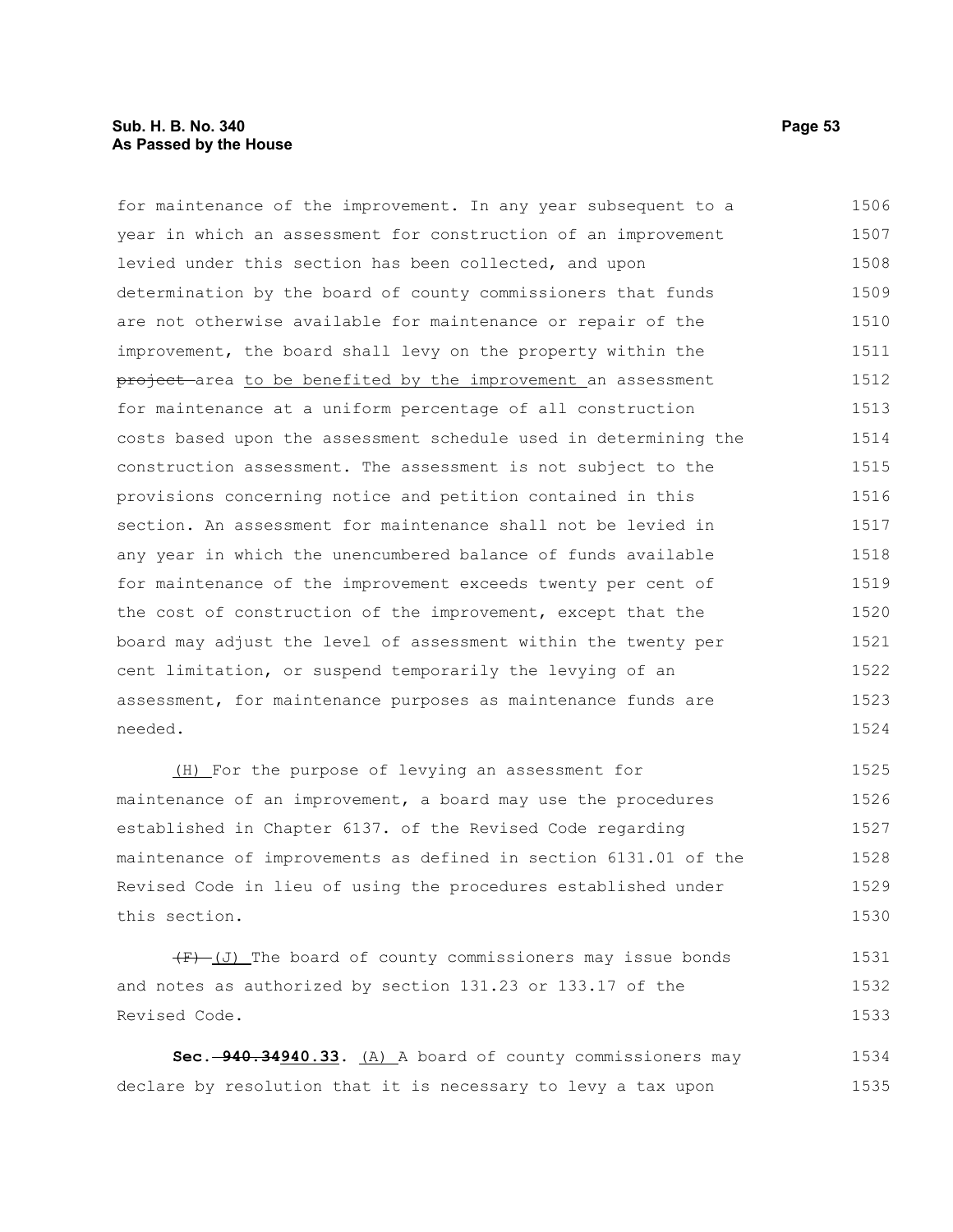for maintenance of the improvement. In any year subsequent to a year in which an assessment for construction of an improvement levied under this section has been collected, and upon determination by the board of county commissioners that funds are not otherwise available for maintenance or repair of the improvement, the board shall levy on the property within the ~~project~~ area <u>to be benefited by the improvement</u> an assessment for maintenance at a uniform percentage of all construction costs based upon the assessment schedule used in determining the construction assessment. The assessment is not subject to the provisions concerning notice and petition contained in this section. An assessment for maintenance shall not be levied in any year in which the unencumbered balance of funds available for maintenance of the improvement exceeds twenty per cent of the cost of construction of the improvement, except that the board may adjust the level of assessment within the twenty per cent limitation, or suspend temporarily the levying of an assessment, for maintenance purposes as maintenance funds are needed.

<u>(H)</u> For the purpose of levying an assessment for maintenance of an improvement, a board may use the procedures established in Chapter 6137. of the Revised Code regarding maintenance of improvements as defined in section 6131.01 of the Revised Code in lieu of using the procedures established under this section.

~~(F)~~ <u>(J)</u> The board of county commissioners may issue bonds and notes as authorized by section 131.23 or 133.17 of the Revised Code.

**Sec. ~~940.34~~<u>940.33</u>.** <u>(A)</u> A board of county commissioners may declare by resolution that it is necessary to levy a tax upon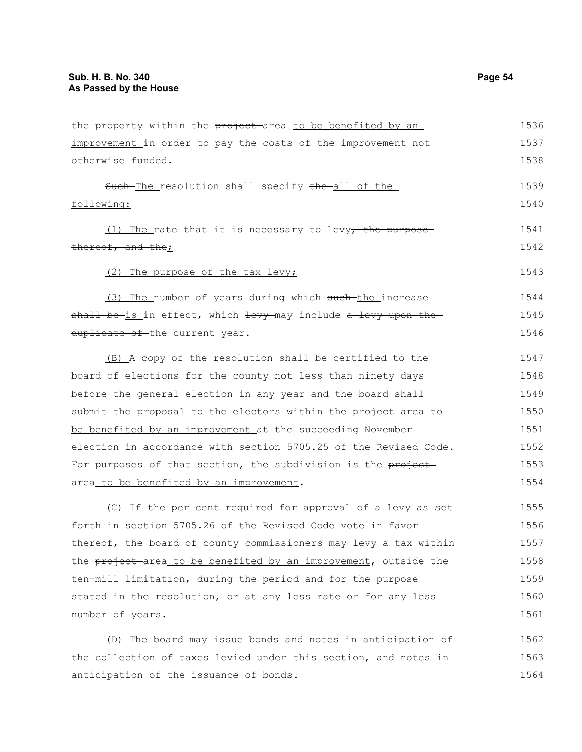the property within the ~~project~~ area to be benefited by an improvement in order to pay the costs of the improvement not otherwise funded.

~~Such~~ The resolution shall specify ~~the~~ all of the following:

(1) The rate that it is necessary to levy~~, the purpose thereof, and the~~;

(2) The purpose of the tax levy;

(3) The number of years during which ~~such~~ the increase ~~shall be~~ is in effect, which ~~levy~~ may include ~~a levy upon the duplicate of~~ the current year.

(B) A copy of the resolution shall be certified to the board of elections for the county not less than ninety days before the general election in any year and the board shall submit the proposal to the electors within the ~~project~~ area to be benefited by an improvement at the succeeding November election in accordance with section 5705.25 of the Revised Code. For purposes of that section, the subdivision is the ~~project~~ area to be benefited by an improvement.

(C) If the per cent required for approval of a levy as set forth in section 5705.26 of the Revised Code vote in favor thereof, the board of county commissioners may levy a tax within the ~~project~~ area to be benefited by an improvement, outside the ten-mill limitation, during the period and for the purpose stated in the resolution, or at any less rate or for any less number of years.

(D) The board may issue bonds and notes in anticipation of the collection of taxes levied under this section, and notes in anticipation of the issuance of bonds.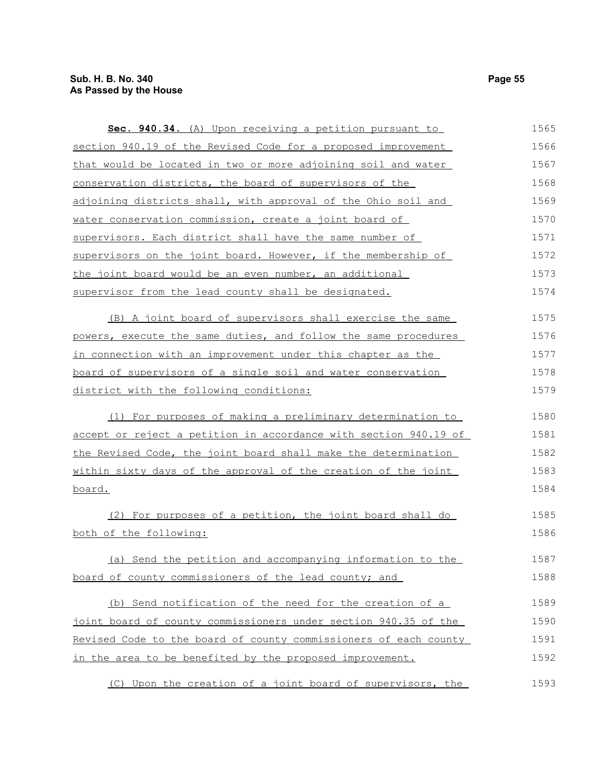**Sec. 940.34.** (A) Upon receiving a petition pursuant to section 940.19 of the Revised Code for a proposed improvement that would be located in two or more adjoining soil and water conservation districts, the board of supervisors of the adjoining districts shall, with approval of the Ohio soil and water conservation commission, create a joint board of supervisors. Each district shall have the same number of supervisors on the joint board. However, if the membership of the joint board would be an even number, an additional supervisor from the lead county shall be designated.

(B) A joint board of supervisors shall exercise the same powers, execute the same duties, and follow the same procedures in connection with an improvement under this chapter as the board of supervisors of a single soil and water conservation district with the following conditions:

(1) For purposes of making a preliminary determination to accept or reject a petition in accordance with section 940.19 of the Revised Code, the joint board shall make the determination within sixty days of the approval of the creation of the joint board.

(2) For purposes of a petition, the joint board shall do both of the following:

(a) Send the petition and accompanying information to the board of county commissioners of the lead county; and

(b) Send notification of the need for the creation of a joint board of county commissioners under section 940.35 of the Revised Code to the board of county commissioners of each county in the area to be benefited by the proposed improvement.

(C) Upon the creation of a joint board of supervisors, the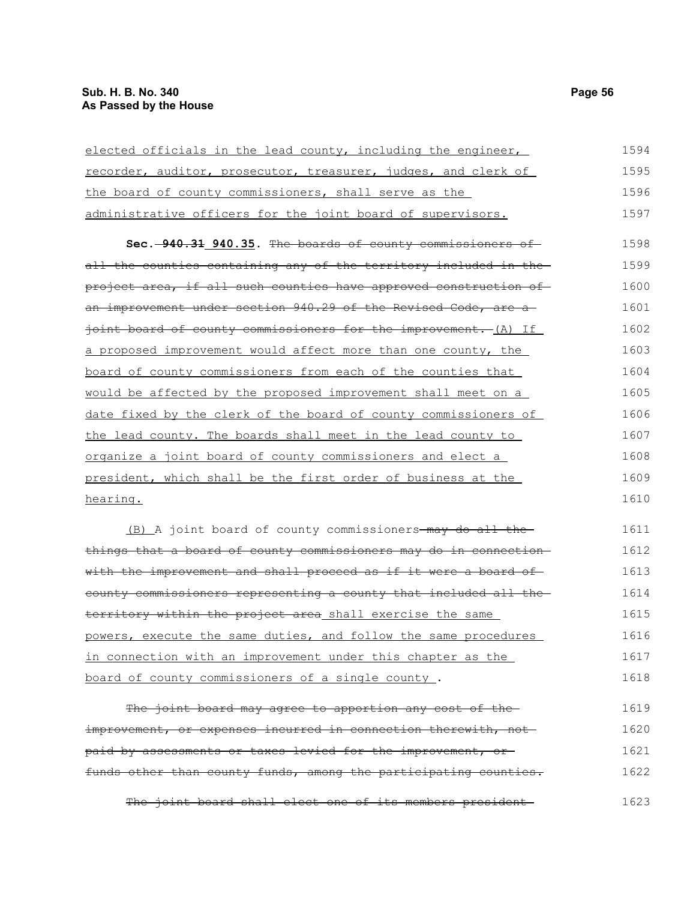elected officials in the lead county, including the engineer, recorder, auditor, prosecutor, treasurer, judges, and clerk of the board of county commissioners, shall serve as the administrative officers for the joint board of supervisors.

**Sec. ~~940.31~~ 940.35.** ~~The boards of county commissioners of all the counties containing any of the territory included in the project area, if all such counties have approved construction of an improvement under section 940.29 of the Revised Code, are a joint board of county commissioners for the improvement.~~ (A) If a proposed improvement would affect more than one county, the board of county commissioners from each of the counties that would be affected by the proposed improvement shall meet on a date fixed by the clerk of the board of county commissioners of the lead county. The boards shall meet in the lead county to organize a joint board of county commissioners and elect a president, which shall be the first order of business at the hearing.

(B) A joint board of county commissioners ~~may do all the things that a board of county commissioners may do in connection with the improvement and shall proceed as if it were a board of county commissioners representing a county that included all the territory within the project area~~ shall exercise the same powers, execute the same duties, and follow the same procedures in connection with an improvement under this chapter as the board of county commissioners of a single county .

~~The joint board may agree to apportion any cost of the improvement, or expenses incurred in connection therewith, not paid by assessments or taxes levied for the improvement, or funds other than county funds, among the participating counties.~~

~~The joint board shall elect one of its members president~~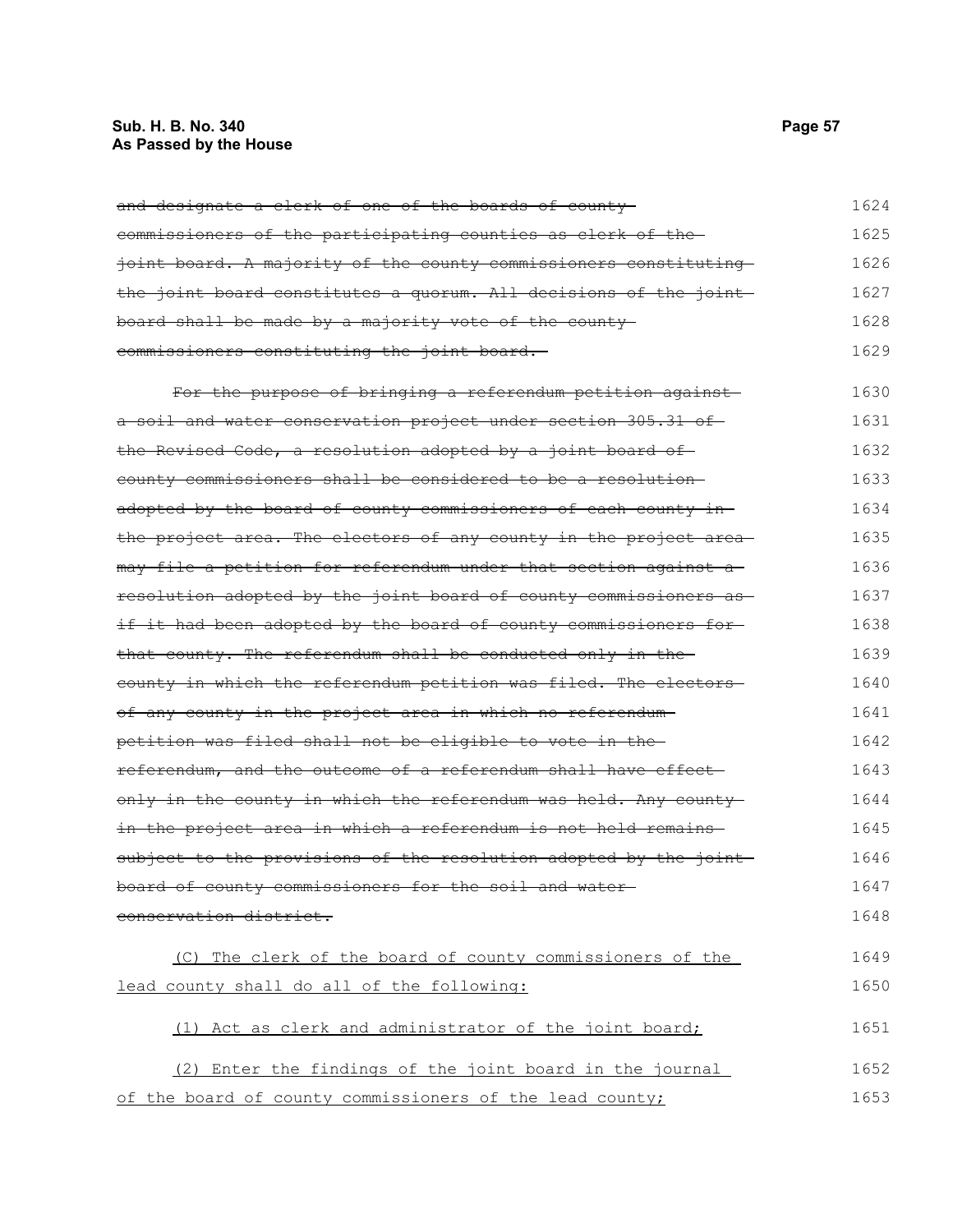~~and designate a clerk of one of the boards of county commissioners of the participating counties as clerk of the joint board. A majority of the county commissioners constituting the joint board constitutes a quorum. All decisions of the joint board shall be made by a majority vote of the county commissioners constituting the joint board.~~

~~For the purpose of bringing a referendum petition against a soil and water conservation project under section 305.31 of the Revised Code, a resolution adopted by a joint board of county commissioners shall be considered to be a resolution adopted by the board of county commissioners of each county in the project area. The electors of any county in the project area may file a petition for referendum under that section against a resolution adopted by the joint board of county commissioners as if it had been adopted by the board of county commissioners for that county. The referendum shall be conducted only in the county in which the referendum petition was filed. The electors of any county in the project area in which no referendum petition was filed shall not be eligible to vote in the referendum, and the outcome of a referendum shall have effect only in the county in which the referendum was held. Any county in the project area in which a referendum is not held remains subject to the provisions of the resolution adopted by the joint board of county commissioners for the soil and water conservation district.~~

<u>(C) The clerk of the board of county commissioners of the lead county shall do all of the following:</u>

<u>(1) Act as clerk and administrator of the joint board;</u>

<u>(2) Enter the findings of the joint board in the journal of the board of county commissioners of the lead county;</u>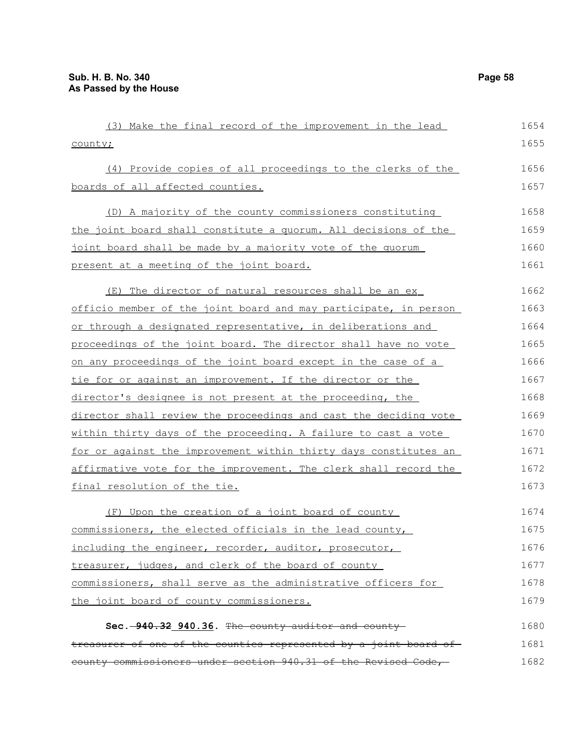(3) Make the final record of the improvement in the lead county;

(4) Provide copies of all proceedings to the clerks of the boards of all affected counties.

(D) A majority of the county commissioners constituting the joint board shall constitute a quorum. All decisions of the joint board shall be made by a majority vote of the quorum present at a meeting of the joint board.

(E) The director of natural resources shall be an ex officio member of the joint board and may participate, in person or through a designated representative, in deliberations and proceedings of the joint board. The director shall have no vote on any proceedings of the joint board except in the case of a tie for or against an improvement. If the director or the director's designee is not present at the proceeding, the director shall review the proceedings and cast the deciding vote within thirty days of the proceeding. A failure to cast a vote for or against the improvement within thirty days constitutes an affirmative vote for the improvement. The clerk shall record the final resolution of the tie.

(F) Upon the creation of a joint board of county commissioners, the elected officials in the lead county, including the engineer, recorder, auditor, prosecutor, treasurer, judges, and clerk of the board of county commissioners, shall serve as the administrative officers for the joint board of county commissioners.

**Sec. ~~940.32~~ 940.36.** ~~The county auditor and county treasurer of one of the counties represented by a joint board of county commissioners under section 940.31 of the Revised Code,~~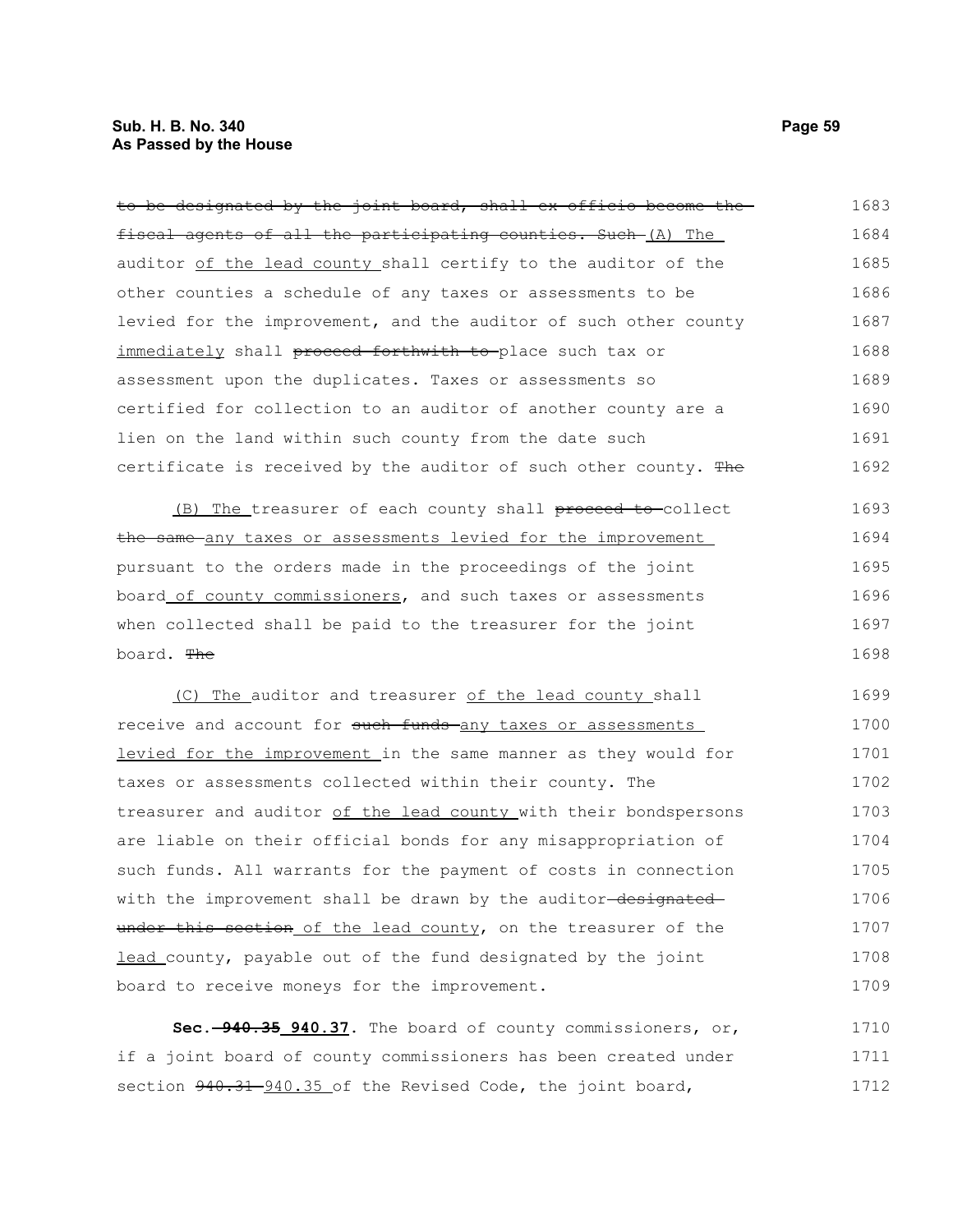~~to be designated by the joint board, shall ex officio become the fiscal agents of all the participating counties. Such~~ (A) The auditor of the lead county shall certify to the auditor of the other counties a schedule of any taxes or assessments to be levied for the improvement, and the auditor of such other county immediately shall ~~proceed forthwith to~~ place such tax or assessment upon the duplicates. Taxes or assessments so certified for collection to an auditor of another county are a lien on the land within such county from the date such certificate is received by the auditor of such other county. ~~The~~

(B) The treasurer of each county shall ~~proceed to~~ collect ~~the same~~ any taxes or assessments levied for the improvement pursuant to the orders made in the proceedings of the joint board of county commissioners, and such taxes or assessments when collected shall be paid to the treasurer for the joint board. ~~The~~

(C) The auditor and treasurer of the lead county shall receive and account for ~~such funds~~ any taxes or assessments levied for the improvement in the same manner as they would for taxes or assessments collected within their county. The treasurer and auditor of the lead county with their bondspersons are liable on their official bonds for any misappropriation of such funds. All warrants for the payment of costs in connection with the improvement shall be drawn by the auditor ~~designated under this section~~ of the lead county, on the treasurer of the lead county, payable out of the fund designated by the joint board to receive moneys for the improvement.

**Sec.** ~~**940.35**~~ **940.37.** The board of county commissioners, or, if a joint board of county commissioners has been created under section ~~940.31~~ 940.35 of the Revised Code, the joint board,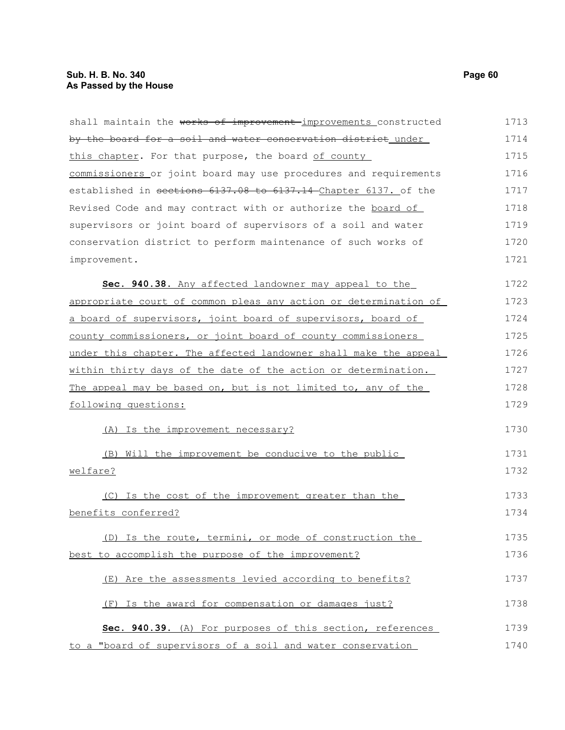shall maintain the ~~works of improvement~~ improvements constructed ~~by the board for a soil and water conservation district~~ under this chapter. For that purpose, the board of county commissioners or joint board may use procedures and requirements established in ~~sections 6137.08 to 6137.14~~ Chapter 6137. of the Revised Code and may contract with or authorize the board of supervisors or joint board of supervisors of a soil and water conservation district to perform maintenance of such works of improvement.

**Sec. 940.38.** Any affected landowner may appeal to the appropriate court of common pleas any action or determination of a board of supervisors, joint board of supervisors, board of county commissioners, or joint board of county commissioners under this chapter. The affected landowner shall make the appeal within thirty days of the date of the action or determination. The appeal may be based on, but is not limited to, any of the following questions:

(A) Is the improvement necessary?

(B) Will the improvement be conducive to the public welfare?

(C) Is the cost of the improvement greater than the benefits conferred?

(D) Is the route, termini, or mode of construction the best to accomplish the purpose of the improvement?

(E) Are the assessments levied according to benefits?

(F) Is the award for compensation or damages just?

**Sec. 940.39.** (A) For purposes of this section, references to a "board of supervisors of a soil and water conservation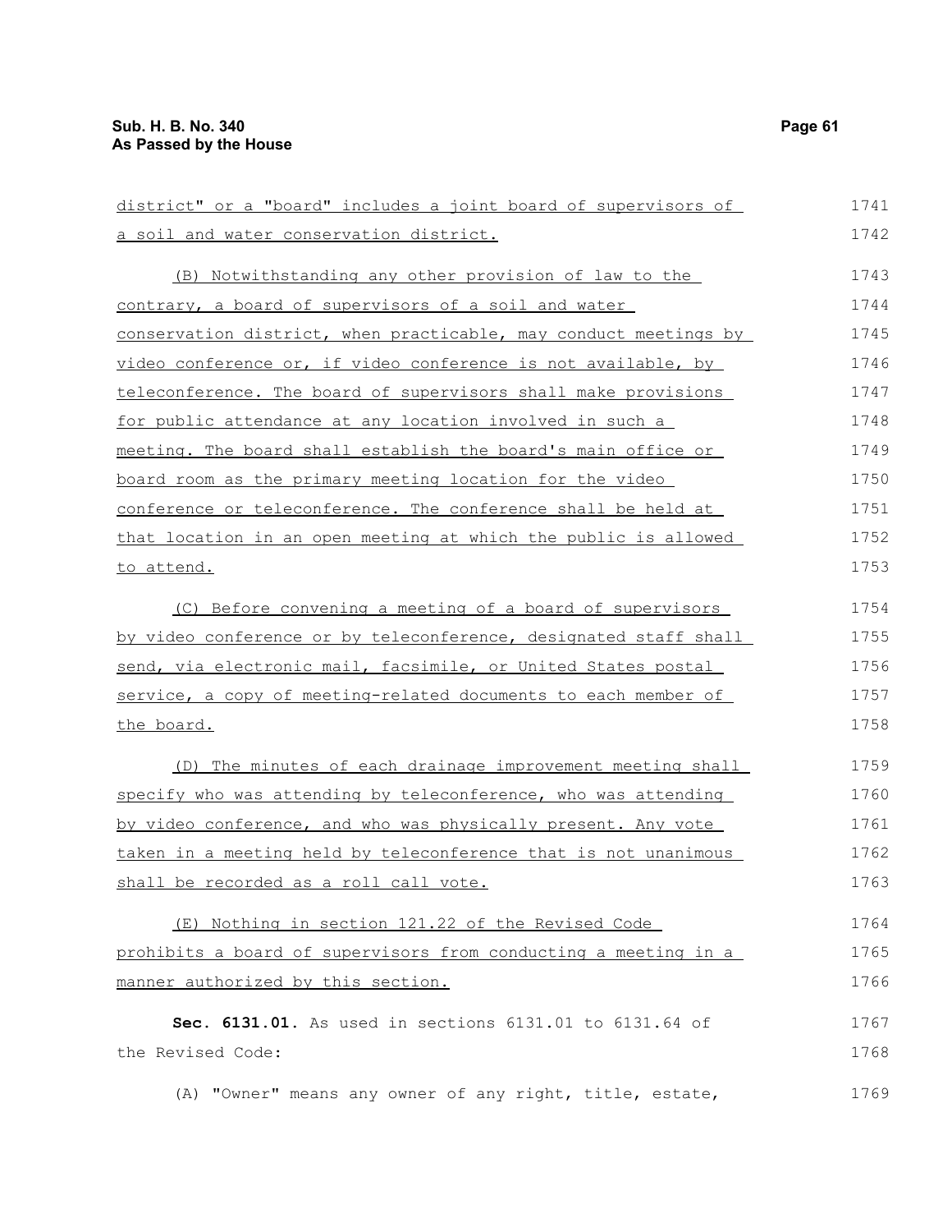district" or a "board" includes a joint board of supervisors of a soil and water conservation district.

(B) Notwithstanding any other provision of law to the contrary, a board of supervisors of a soil and water conservation district, when practicable, may conduct meetings by video conference or, if video conference is not available, by teleconference. The board of supervisors shall make provisions for public attendance at any location involved in such a meeting. The board shall establish the board's main office or board room as the primary meeting location for the video conference or teleconference. The conference shall be held at that location in an open meeting at which the public is allowed to attend.

(C) Before convening a meeting of a board of supervisors by video conference or by teleconference, designated staff shall send, via electronic mail, facsimile, or United States postal service, a copy of meeting-related documents to each member of the board.

(D) The minutes of each drainage improvement meeting shall specify who was attending by teleconference, who was attending by video conference, and who was physically present. Any vote taken in a meeting held by teleconference that is not unanimous shall be recorded as a roll call vote.

(E) Nothing in section 121.22 of the Revised Code prohibits a board of supervisors from conducting a meeting in a manner authorized by this section.

**Sec. 6131.01.** As used in sections 6131.01 to 6131.64 of the Revised Code:

(A) "Owner" means any owner of any right, title, estate,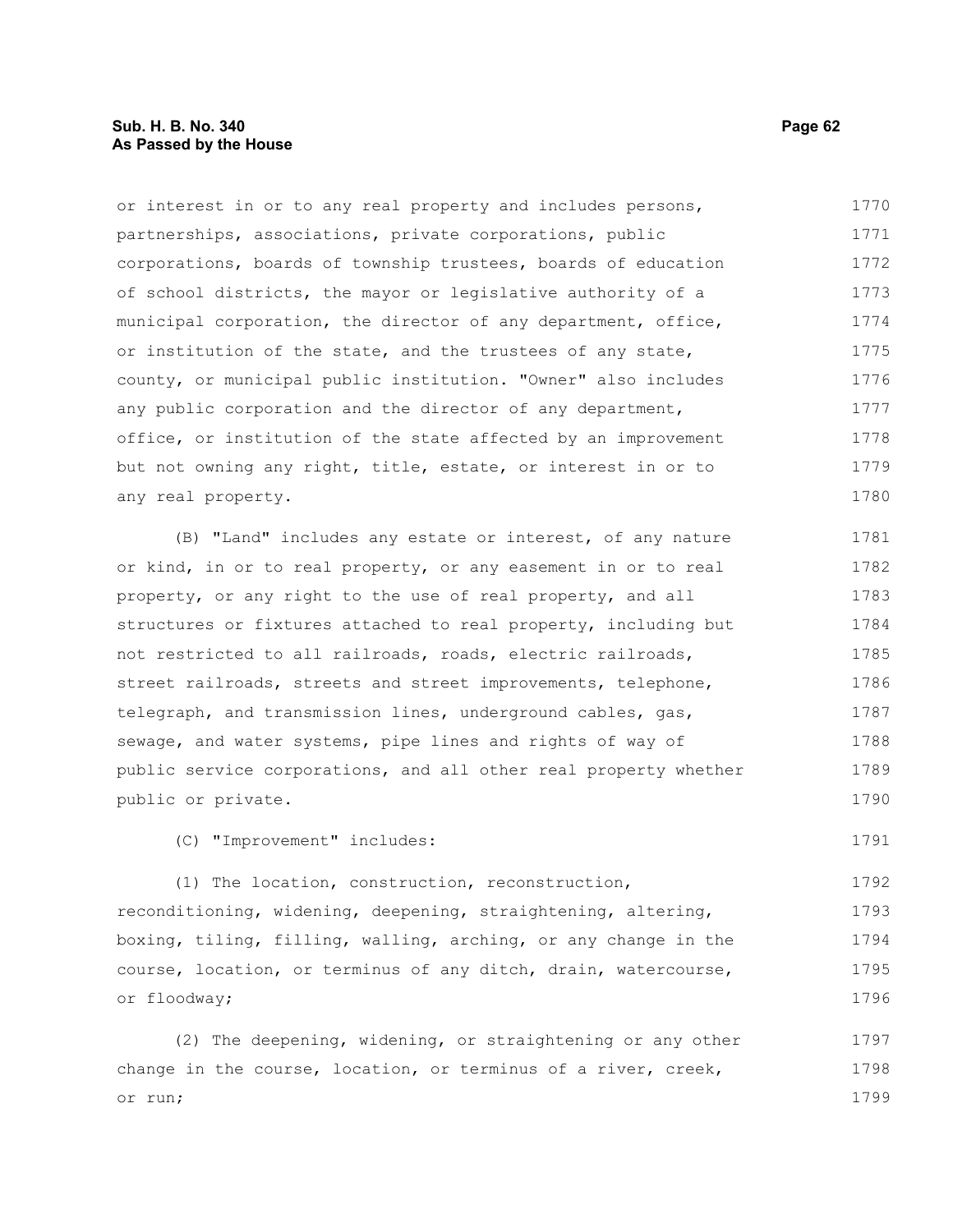or interest in or to any real property and includes persons, partnerships, associations, private corporations, public corporations, boards of township trustees, boards of education of school districts, the mayor or legislative authority of a municipal corporation, the director of any department, office, or institution of the state, and the trustees of any state, county, or municipal public institution. "Owner" also includes any public corporation and the director of any department, office, or institution of the state affected by an improvement but not owning any right, title, estate, or interest in or to any real property.

(B) "Land" includes any estate or interest, of any nature or kind, in or to real property, or any easement in or to real property, or any right to the use of real property, and all structures or fixtures attached to real property, including but not restricted to all railroads, roads, electric railroads, street railroads, streets and street improvements, telephone, telegraph, and transmission lines, underground cables, gas, sewage, and water systems, pipe lines and rights of way of public service corporations, and all other real property whether public or private.

(C) "Improvement" includes:

(1) The location, construction, reconstruction, reconditioning, widening, deepening, straightening, altering, boxing, tiling, filling, walling, arching, or any change in the course, location, or terminus of any ditch, drain, watercourse, or floodway;

(2) The deepening, widening, or straightening or any other change in the course, location, or terminus of a river, creek, or run;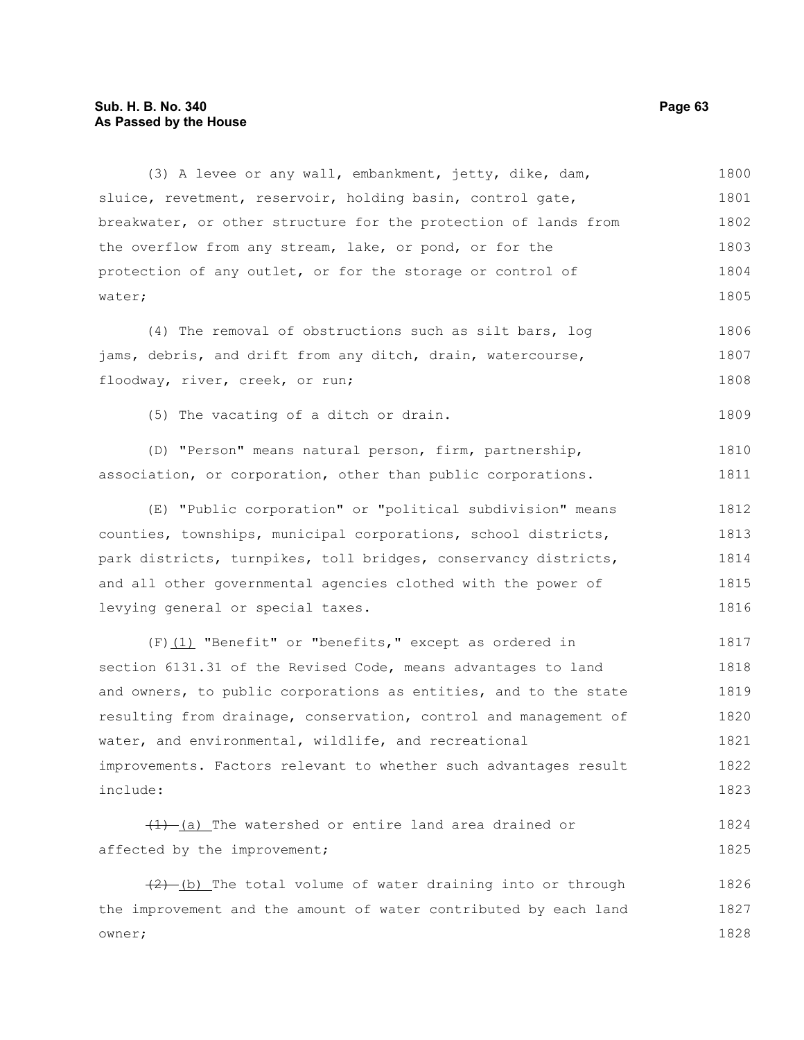(3) A levee or any wall, embankment, jetty, dike, dam, sluice, revetment, reservoir, holding basin, control gate, breakwater, or other structure for the protection of lands from the overflow from any stream, lake, or pond, or for the protection of any outlet, or for the storage or control of water;

(4) The removal of obstructions such as silt bars, log jams, debris, and drift from any ditch, drain, watercourse, floodway, river, creek, or run;

(5) The vacating of a ditch or drain.

(D) "Person" means natural person, firm, partnership, association, or corporation, other than public corporations.

(E) "Public corporation" or "political subdivision" means counties, townships, municipal corporations, school districts, park districts, turnpikes, toll bridges, conservancy districts, and all other governmental agencies clothed with the power of levying general or special taxes.

(F)(1) "Benefit" or "benefits," except as ordered in section 6131.31 of the Revised Code, means advantages to land and owners, to public corporations as entities, and to the state resulting from drainage, conservation, control and management of water, and environmental, wildlife, and recreational improvements. Factors relevant to whether such advantages result include:

~~(1)~~ (a) The watershed or entire land area drained or affected by the improvement;

~~(2)~~ (b) The total volume of water draining into or through the improvement and the amount of water contributed by each land owner;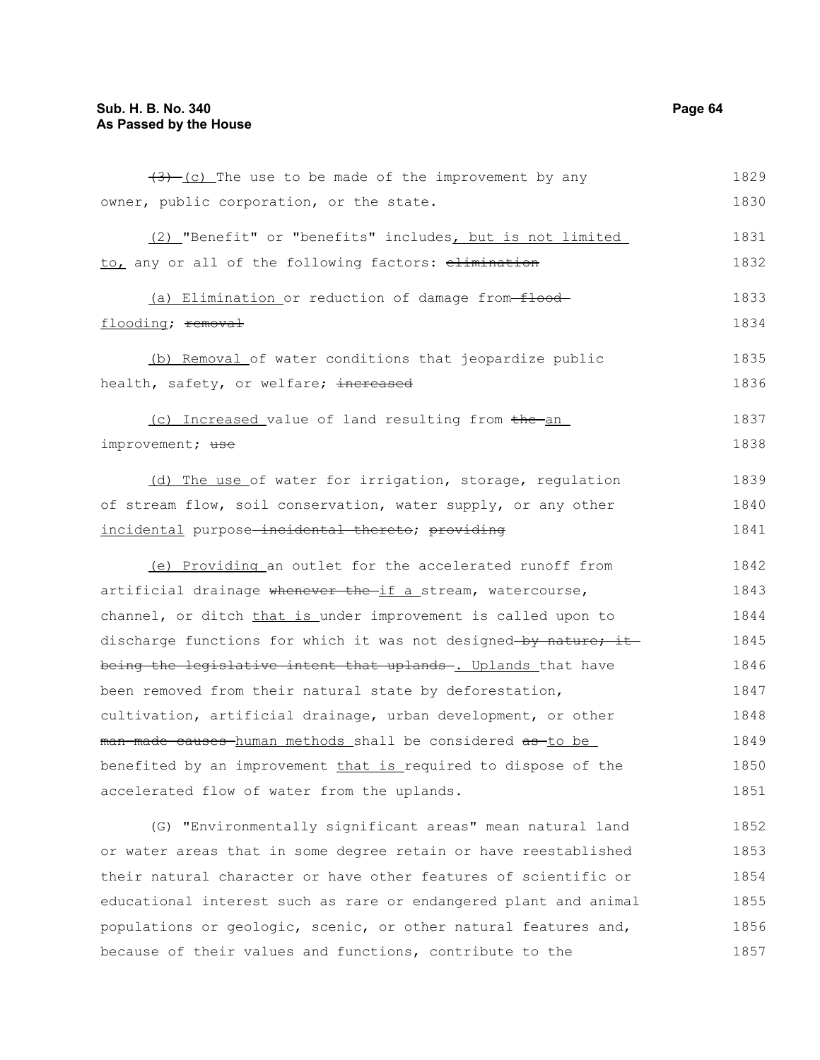~~(3)~~ (c) The use to be made of the improvement by any owner, public corporation, or the state.

(2) "Benefit" or "benefits" includes, but is not limited to, any or all of the following factors: ~~elimination~~

(a) Elimination or reduction of damage from ~~flood~~ flooding; ~~removal~~

(b) Removal of water conditions that jeopardize public health, safety, or welfare; ~~increased~~

(c) Increased value of land resulting from ~~the~~ an improvement; ~~use~~

(d) The use of water for irrigation, storage, regulation of stream flow, soil conservation, water supply, or any other incidental purpose ~~incidental thereto~~; ~~providing~~

(e) Providing an outlet for the accelerated runoff from artificial drainage ~~whenever the~~ if a stream, watercourse, channel, or ditch that is under improvement is called upon to discharge functions for which it was not designed ~~by nature; it being the legislative intent that uplands~~ . Uplands that have been removed from their natural state by deforestation, cultivation, artificial drainage, urban development, or other ~~man-made causes~~ human methods shall be considered ~~as~~ to be benefited by an improvement that is required to dispose of the accelerated flow of water from the uplands.

(G) "Environmentally significant areas" mean natural land or water areas that in some degree retain or have reestablished their natural character or have other features of scientific or educational interest such as rare or endangered plant and animal populations or geologic, scenic, or other natural features and, because of their values and functions, contribute to the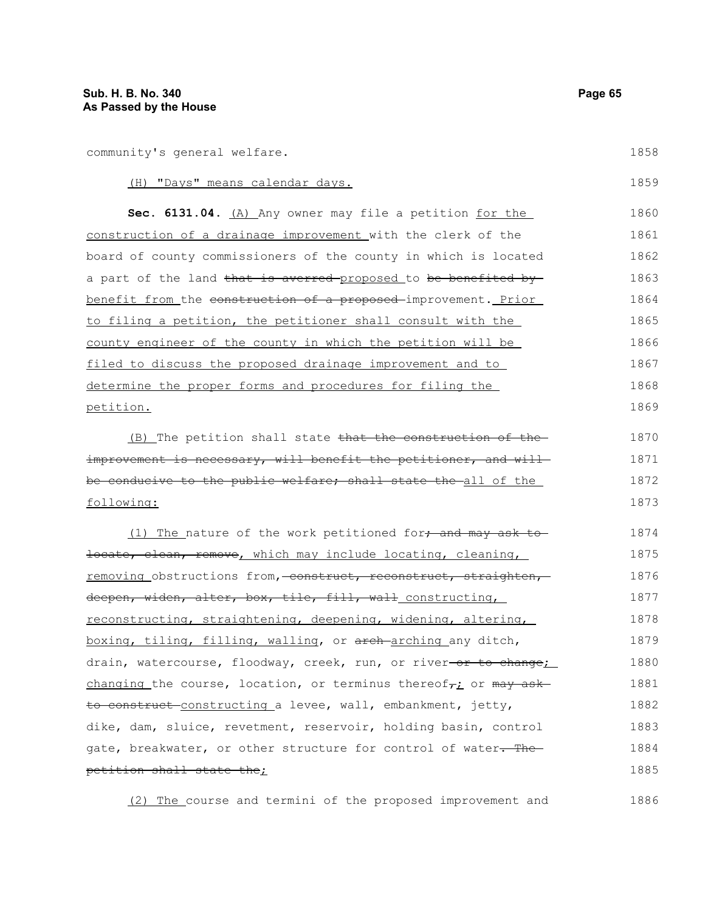community's general welfare.

(H) "Days" means calendar days.

**Sec. 6131.04.** (A) Any owner may file a petition for the construction of a drainage improvement with the clerk of the board of county commissioners of the county in which is located a part of the land ~~that is averred~~ proposed to ~~be benefited by~~ benefit from the ~~construction of a proposed~~ improvement. Prior to filing a petition, the petitioner shall consult with the county engineer of the county in which the petition will be filed to discuss the proposed drainage improvement and to determine the proper forms and procedures for filing the petition.

(B) The petition shall state ~~that the construction of the improvement is necessary, will benefit the petitioner, and will be conducive to the public welfare; shall state the~~ all of the following:

(1) The nature of the work petitioned for~~; and may ask to locate, clean, remove~~, which may include locating, cleaning, removing obstructions from, ~~construct, reconstruct, straighten, deepen, widen, alter, box, tile, fill, wall~~ constructing, reconstructing, straightening, deepening, widening, altering, boxing, tiling, filling, walling, or ~~arch~~ arching any ditch, drain, watercourse, floodway, creek, run, or river ~~or to change~~; changing the course, location, or terminus thereof~~,~~; or ~~may ask to construct~~ constructing a levee, wall, embankment, jetty, dike, dam, sluice, revetment, reservoir, holding basin, control gate, breakwater, or other structure for control of water~~. The petition shall state the~~;

(2) The course and termini of the proposed improvement and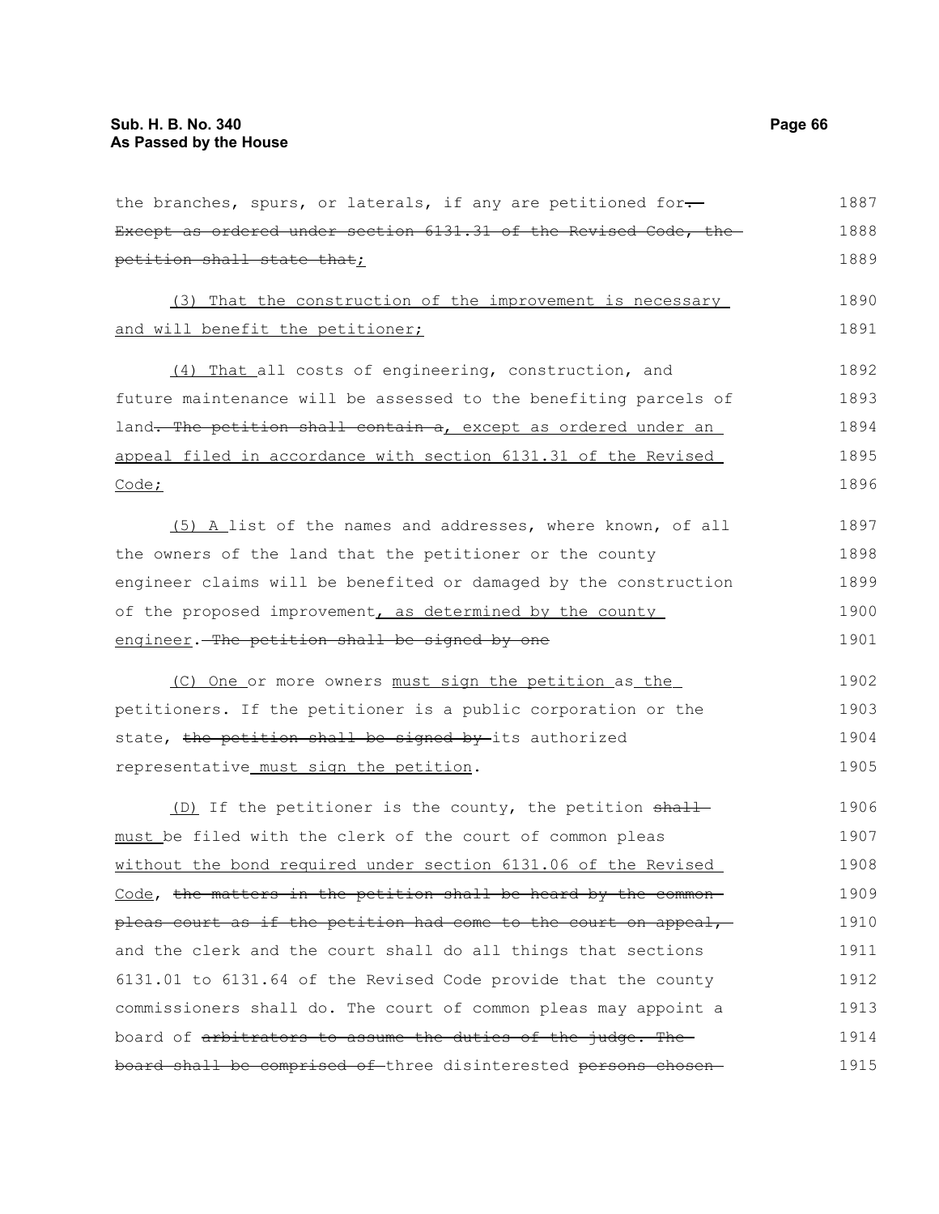the branches, spurs, or laterals, if any are petitioned for. Except as ordered under section 6131.31 of the Revised Code, the petition shall state that;

(3) That the construction of the improvement is necessary and will benefit the petitioner;

(4) That all costs of engineering, construction, and future maintenance will be assessed to the benefiting parcels of land. The petition shall contain a, except as ordered under an appeal filed in accordance with section 6131.31 of the Revised Code;

(5) A list of the names and addresses, where known, of all the owners of the land that the petitioner or the county engineer claims will be benefited or damaged by the construction of the proposed improvement, as determined by the county engineer. The petition shall be signed by one

(C) One or more owners must sign the petition as the petitioners. If the petitioner is a public corporation or the state, the petition shall be signed by its authorized representative must sign the petition.

(D) If the petitioner is the county, the petition shall must be filed with the clerk of the court of common pleas without the bond required under section 6131.06 of the Revised Code, the matters in the petition shall be heard by the common pleas court as if the petition had come to the court on appeal, and the clerk and the court shall do all things that sections 6131.01 to 6131.64 of the Revised Code provide that the county commissioners shall do. The court of common pleas may appoint a board of arbitrators to assume the duties of the judge. The board shall be comprised of three disinterested persons chosen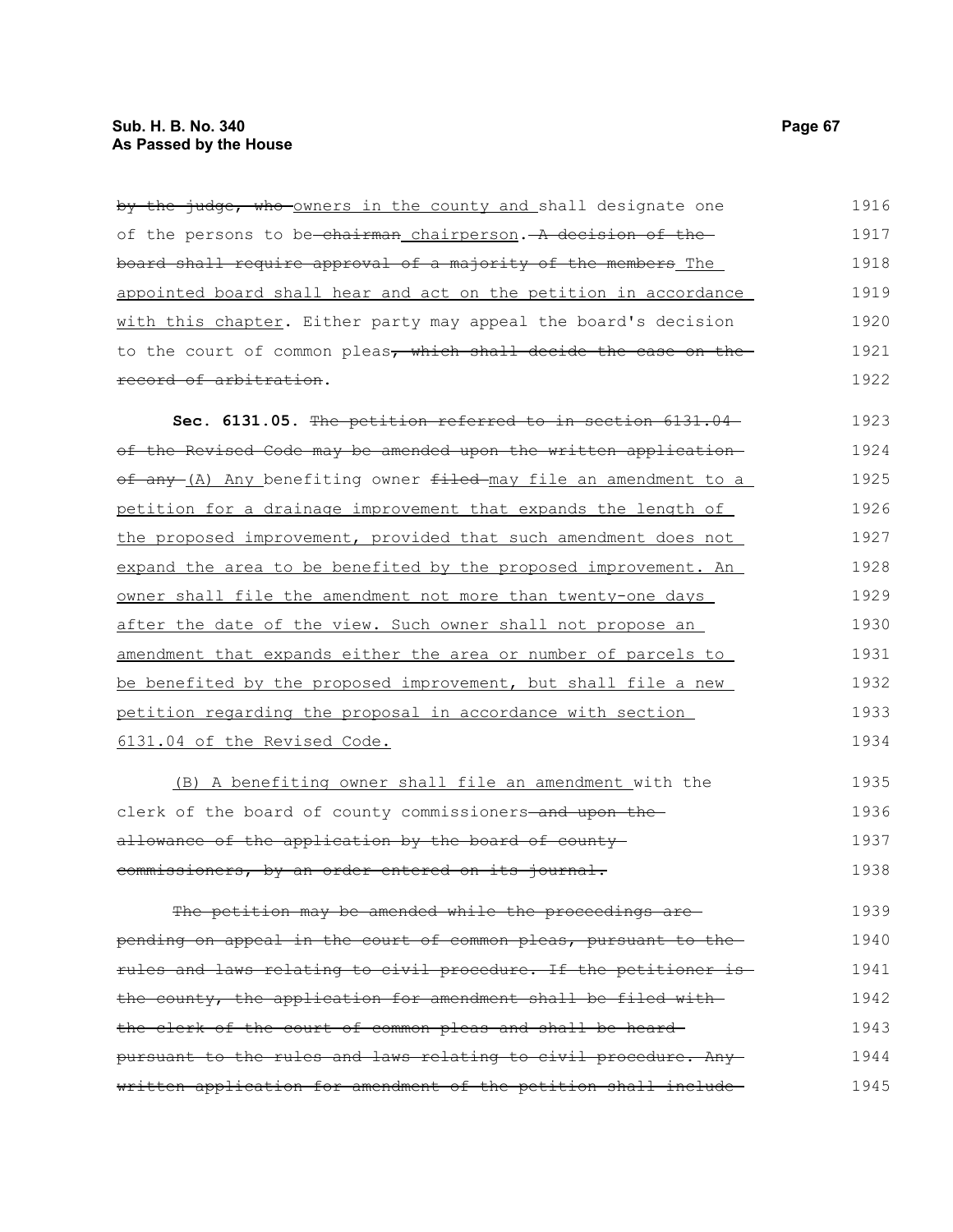by the judge, who owners in the county and shall designate one of the persons to be chairman chairperson. A decision of the board shall require approval of a majority of the members The appointed board shall hear and act on the petition in accordance with this chapter. Either party may appeal the board's decision to the court of common pleas, which shall decide the case on the record of arbitration.

**Sec. 6131.05.** The petition referred to in section 6131.04 of the Revised Code may be amended upon the written application of any (A) Any benefiting owner filed may file an amendment to a petition for a drainage improvement that expands the length of the proposed improvement, provided that such amendment does not expand the area to be benefited by the proposed improvement. An owner shall file the amendment not more than twenty-one days after the date of the view. Such owner shall not propose an amendment that expands either the area or number of parcels to be benefited by the proposed improvement, but shall file a new petition regarding the proposal in accordance with section 6131.04 of the Revised Code.

(B) A benefiting owner shall file an amendment with the clerk of the board of county commissioners and upon the allowance of the application by the board of county commissioners, by an order entered on its journal.

The petition may be amended while the proceedings are pending on appeal in the court of common pleas, pursuant to the rules and laws relating to civil procedure. If the petitioner is the county, the application for amendment shall be filed with the clerk of the court of common pleas and shall be heard pursuant to the rules and laws relating to civil procedure. Any written application for amendment of the petition shall include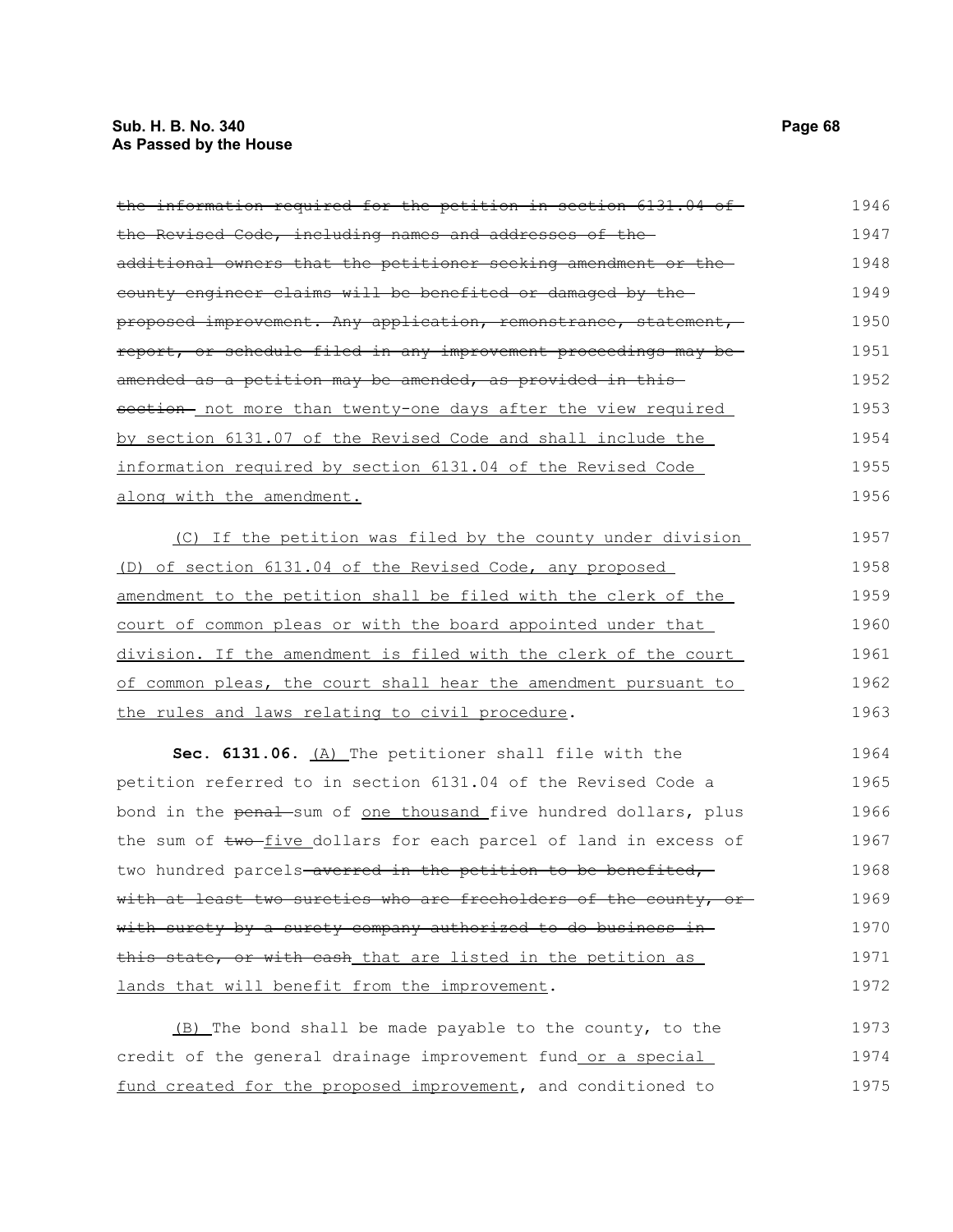~~the information required for the petition in section 6131.04 of the Revised Code, including names and addresses of the additional owners that the petitioner seeking amendment or the county engineer claims will be benefited or damaged by the proposed improvement. Any application, remonstrance, statement, report, or schedule filed in any improvement proceedings may be amended as a petition may be amended, as provided in this section.~~ not more than twenty-one days after the view required by section 6131.07 of the Revised Code and shall include the information required by section 6131.04 of the Revised Code along with the amendment.

(C) If the petition was filed by the county under division (D) of section 6131.04 of the Revised Code, any proposed amendment to the petition shall be filed with the clerk of the court of common pleas or with the board appointed under that division. If the amendment is filed with the clerk of the court of common pleas, the court shall hear the amendment pursuant to the rules and laws relating to civil procedure.

**Sec. 6131.06.** (A) The petitioner shall file with the petition referred to in section 6131.04 of the Revised Code a bond in the ~~penal~~ sum of one thousand five hundred dollars, plus the sum of ~~two~~ five dollars for each parcel of land in excess of two hundred parcels ~~averred in the petition to be benefited, with at least two sureties who are freeholders of the county, or with surety by a surety company authorized to do business in this state, or with cash~~ that are listed in the petition as lands that will benefit from the improvement.

(B) The bond shall be made payable to the county, to the credit of the general drainage improvement fund or a special fund created for the proposed improvement, and conditioned to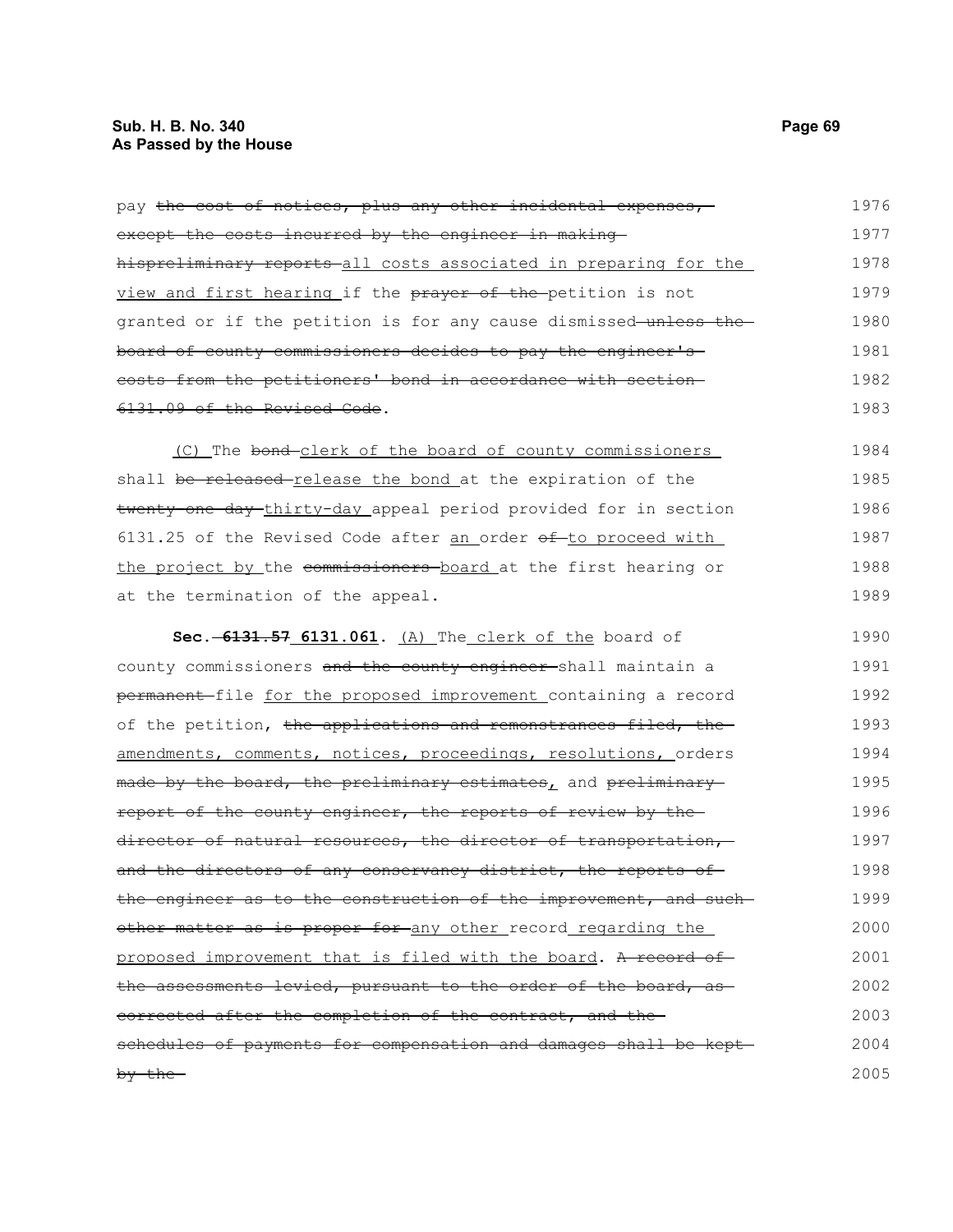pay ~~the cost of notices, plus any other incidental expenses, except the costs incurred by the engineer in making hispreliminary reports~~ all costs associated in preparing for the view and first hearing if the ~~prayer of the~~ petition is not granted or if the petition is for any cause dismissed ~~unless the board of county commissioners decides to pay the engineer's costs from the petitioners' bond in accordance with section 6131.09 of the Revised Code~~.

(C) The ~~bond~~ clerk of the board of county commissioners shall ~~be released~~ release the bond at the expiration of the ~~twenty-one-day~~ thirty-day appeal period provided for in section 6131.25 of the Revised Code after an order ~~of~~ to proceed with the project by the ~~commissioners~~ board at the first hearing or at the termination of the appeal.

**Sec. ~~6131.57~~ 6131.061.** (A) The clerk of the board of county commissioners ~~and the county engineer~~ shall maintain a ~~permanent~~ file for the proposed improvement containing a record of the petition, ~~the applications and remonstrances filed, the~~ amendments, comments, notices, proceedings, resolutions, orders ~~made by the board, the preliminary estimates~~, and ~~preliminary report of the county engineer, the reports of review by the director of natural resources, the director of transportation, and the directors of any conservancy district, the reports of the engineer as to the construction of the improvement, and such other matter as is proper for~~ any other record regarding the proposed improvement that is filed with the board. ~~A record of the assessments levied, pursuant to the order of the board, as corrected after the completion of the contract, and the schedules of payments for compensation and damages shall be kept by the~~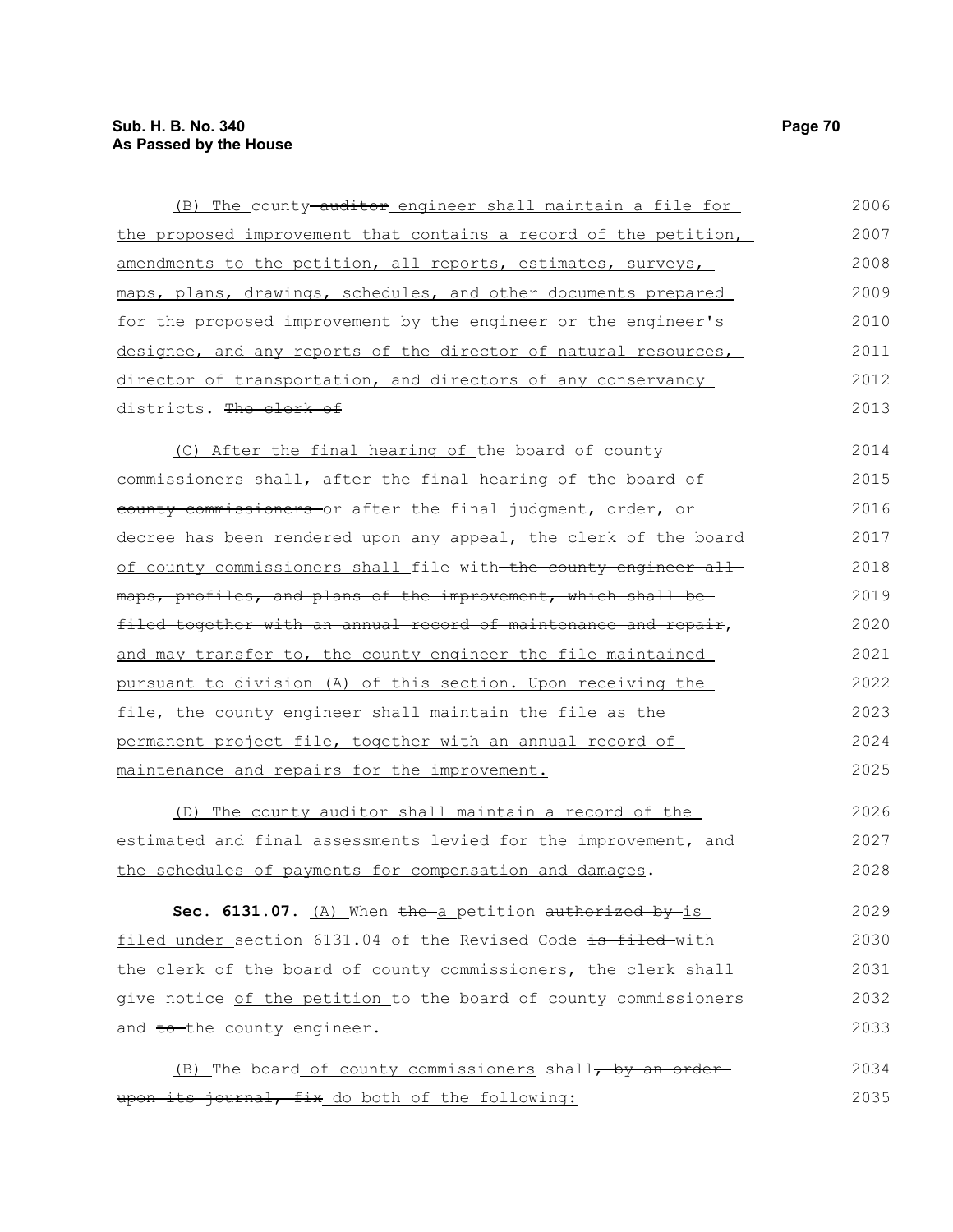(B) The county auditor engineer shall maintain a file for the proposed improvement that contains a record of the petition, amendments to the petition, all reports, estimates, surveys, maps, plans, drawings, schedules, and other documents prepared for the proposed improvement by the engineer or the engineer's designee, and any reports of the director of natural resources, director of transportation, and directors of any conservancy districts. The clerk of

(C) After the final hearing of the board of county commissioners shall, after the final hearing of the board of county commissioners or after the final judgment, order, or decree has been rendered upon any appeal, the clerk of the board of county commissioners shall file with the county engineer all maps, profiles, and plans of the improvement, which shall be filed together with an annual record of maintenance and repair, and may transfer to, the county engineer the file maintained pursuant to division (A) of this section. Upon receiving the file, the county engineer shall maintain the file as the permanent project file, together with an annual record of maintenance and repairs for the improvement.

(D) The county auditor shall maintain a record of the estimated and final assessments levied for the improvement, and the schedules of payments for compensation and damages.

**Sec. 6131.07.** (A) When the a petition authorized by is filed under section 6131.04 of the Revised Code is filed with the clerk of the board of county commissioners, the clerk shall give notice of the petition to the board of county commissioners and to the county engineer.

(B) The board of county commissioners shall, by an order upon its journal, fix do both of the following: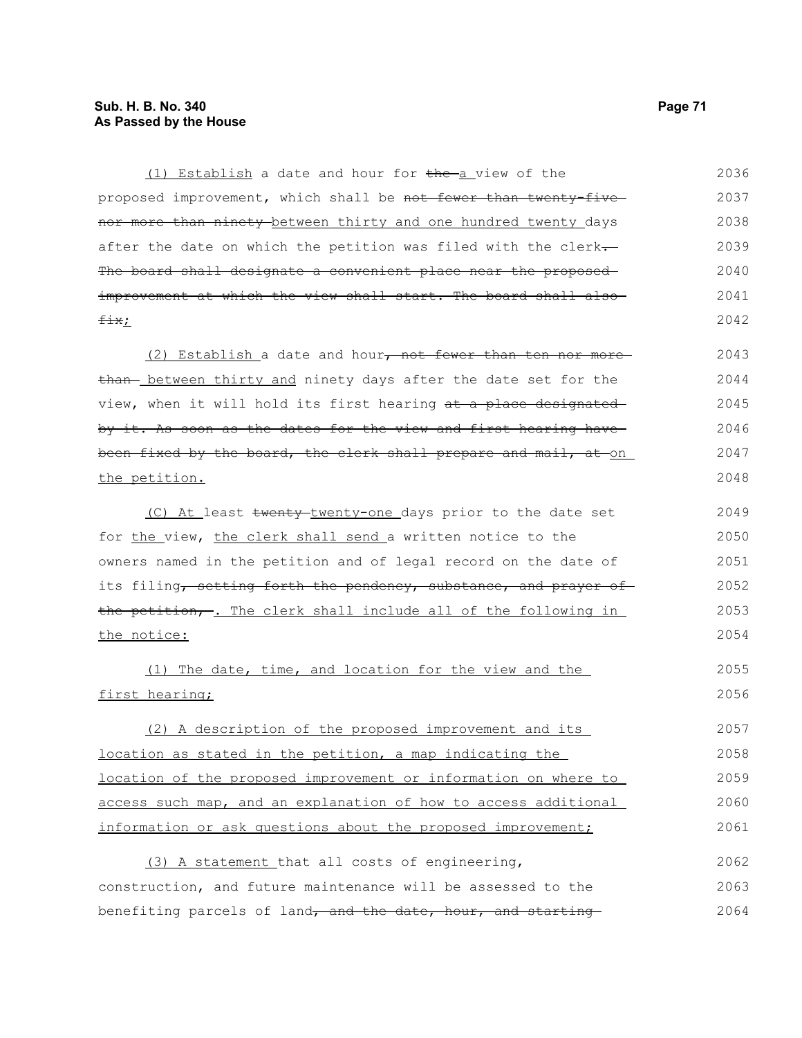(1) Establish a date and hour for ~~the~~ a view of the proposed improvement, which shall be ~~not fewer than twenty-five nor more than ninety~~ between thirty and one hundred twenty days after the date on which the petition was filed with the clerk~~. The board shall designate a convenient place near the proposed improvement at which the view shall start. The board shall also fix~~;

(2) Establish a date and hour~~, not fewer than ten nor more than~~ between thirty and ninety days after the date set for the view, when it will hold its first hearing ~~at a place designated by it. As soon as the dates for the view and first hearing have been fixed by the board, the clerk shall prepare and mail, at~~ on the petition.

(C) At least ~~twenty~~ twenty-one days prior to the date set for the view, the clerk shall send a written notice to the owners named in the petition and of legal record on the date of its filing~~, setting forth the pendency, substance, and prayer of the petition,~~. The clerk shall include all of the following in the notice:

(1) The date, time, and location for the view and the first hearing;

(2) A description of the proposed improvement and its location as stated in the petition, a map indicating the location of the proposed improvement or information on where to access such map, and an explanation of how to access additional information or ask questions about the proposed improvement;

(3) A statement that all costs of engineering, construction, and future maintenance will be assessed to the benefiting parcels of land~~, and the date, hour, and starting~~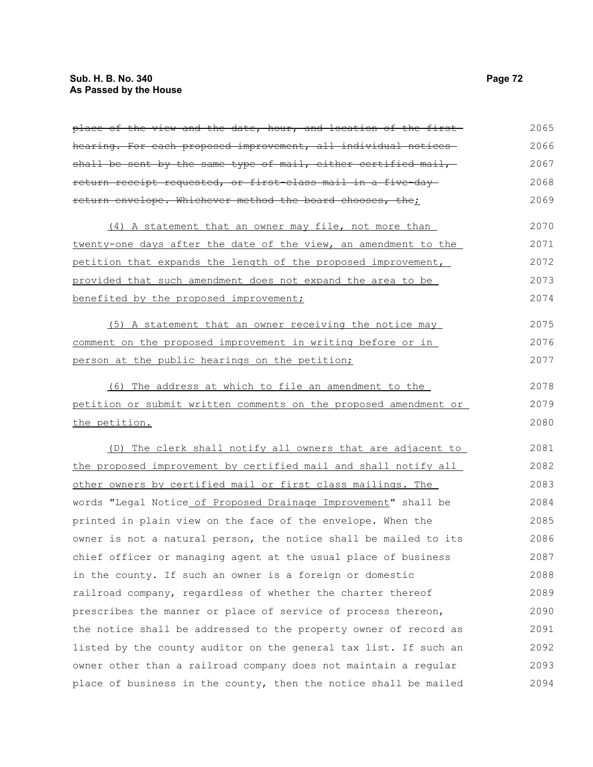~~place of the view and the date, hour, and location of the first hearing. For each proposed improvement, all individual notices shall be sent by the same type of mail, either certified mail, return receipt requested, or first-class mail in a five-day return envelope. Whichever method the board chooses, the~~;

(4) A statement that an owner may file, not more than twenty-one days after the date of the view, an amendment to the petition that expands the length of the proposed improvement, provided that such amendment does not expand the area to be benefited by the proposed improvement;

(5) A statement that an owner receiving the notice may comment on the proposed improvement in writing before or in person at the public hearings on the petition;

(6) The address at which to file an amendment to the petition or submit written comments on the proposed amendment or the petition.

(D) The clerk shall notify all owners that are adjacent to the proposed improvement by certified mail and shall notify all other owners by certified mail or first class mailings. The words "Legal Notice of Proposed Drainage Improvement" shall be printed in plain view on the face of the envelope. When the owner is not a natural person, the notice shall be mailed to its chief officer or managing agent at the usual place of business in the county. If such an owner is a foreign or domestic railroad company, regardless of whether the charter thereof prescribes the manner or place of service of process thereon, the notice shall be addressed to the property owner of record as listed by the county auditor on the general tax list. If such an owner other than a railroad company does not maintain a regular place of business in the county, then the notice shall be mailed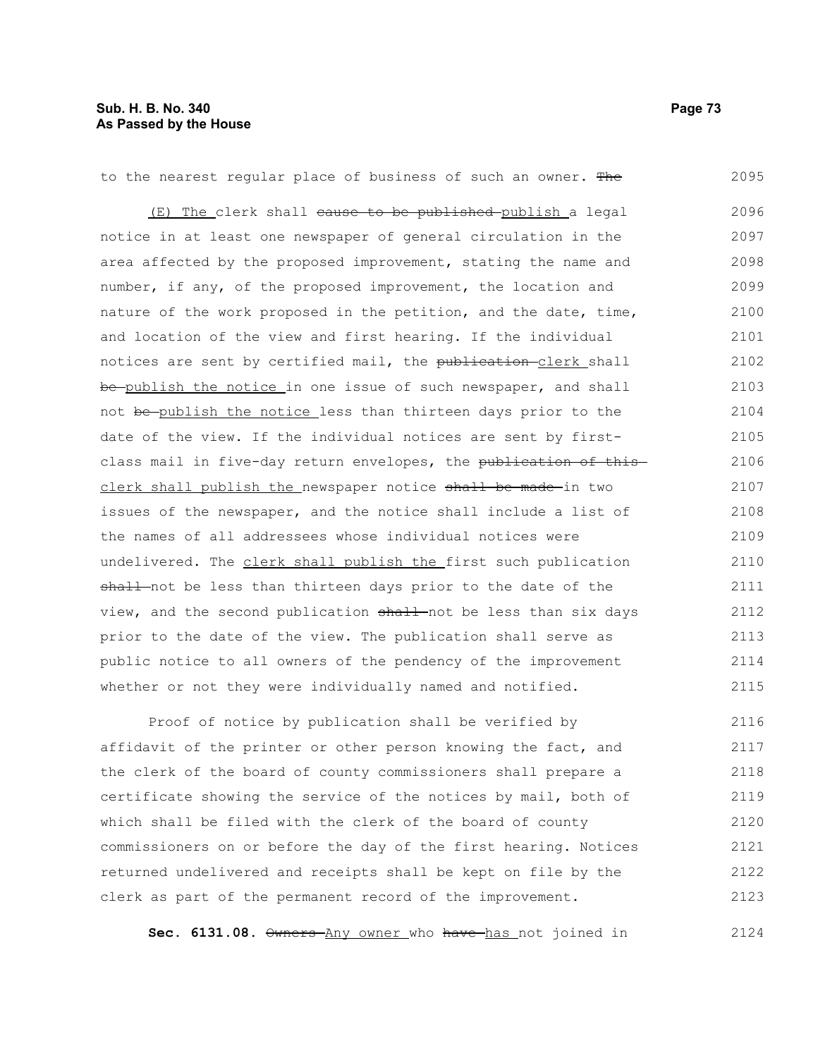to the nearest regular place of business of such an owner. ~~The~~

<u>(E) The</u> clerk shall ~~cause to be published~~ <u>publish</u> a legal notice in at least one newspaper of general circulation in the area affected by the proposed improvement, stating the name and number, if any, of the proposed improvement, the location and nature of the work proposed in the petition, and the date, time, and location of the view and first hearing. If the individual notices are sent by certified mail, the ~~publication~~ <u>clerk</u> shall ~~be~~ <u>publish the notice</u> in one issue of such newspaper, and shall not ~~be~~ <u>publish the notice</u> less than thirteen days prior to the date of the view. If the individual notices are sent by first-class mail in five-day return envelopes, the ~~publication of this~~ <u>clerk shall publish the</u> newspaper notice ~~shall be made~~ in two issues of the newspaper, and the notice shall include a list of the names of all addressees whose individual notices were undelivered. The <u>clerk shall publish the</u> first such publication ~~shall~~ not be less than thirteen days prior to the date of the view, and the second publication ~~shall~~ not be less than six days prior to the date of the view. The publication shall serve as public notice to all owners of the pendency of the improvement whether or not they were individually named and notified.

Proof of notice by publication shall be verified by affidavit of the printer or other person knowing the fact, and the clerk of the board of county commissioners shall prepare a certificate showing the service of the notices by mail, both of which shall be filed with the clerk of the board of county commissioners on or before the day of the first hearing. Notices returned undelivered and receipts shall be kept on file by the clerk as part of the permanent record of the improvement.

**Sec. 6131.08.** ~~Owners~~ <u>Any owner</u> who ~~have~~ <u>has</u> not joined in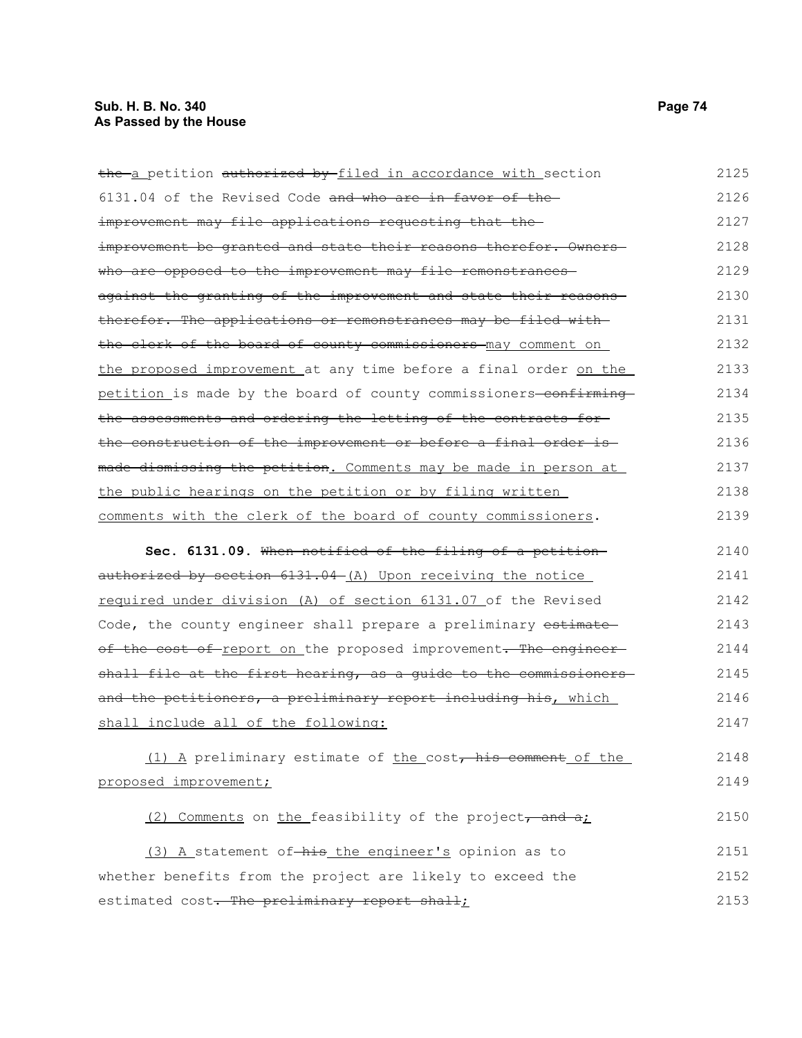~~the~~ a petition ~~authorized by~~ filed in accordance with section 6131.04 of the Revised Code ~~and who are in favor of the improvement may file applications requesting that the improvement be granted and state their reasons therefor. Owners who are opposed to the improvement may file remonstrances against the granting of the improvement and state their reasons therefor. The applications or remonstrances may be filed with the clerk of the board of county commissioners~~ may comment on the proposed improvement at any time before a final order on the petition is made by the board of county commissioners ~~confirming the assessments and ordering the letting of the contracts for the construction of the improvement or before a final order is made dismissing the petition~~. Comments may be made in person at the public hearings on the petition or by filing written comments with the clerk of the board of county commissioners.

**Sec. 6131.09.** ~~When notified of the filing of a petition authorized by section 6131.04~~ (A) Upon receiving the notice required under division (A) of section 6131.07 of the Revised Code, the county engineer shall prepare a preliminary ~~estimate of the cost of~~ report on the proposed improvement~~. The engineer shall file at the first hearing, as a guide to the commissioners and the petitioners, a preliminary report including his~~, which shall include all of the following:

(1) A preliminary estimate of the cost~~, his comment~~ of the proposed improvement;

(2) Comments on the feasibility of the project~~, and a~~;

(3) A statement of ~~his~~ the engineer's opinion as to whether benefits from the project are likely to exceed the estimated cost~~. The preliminary report shall~~;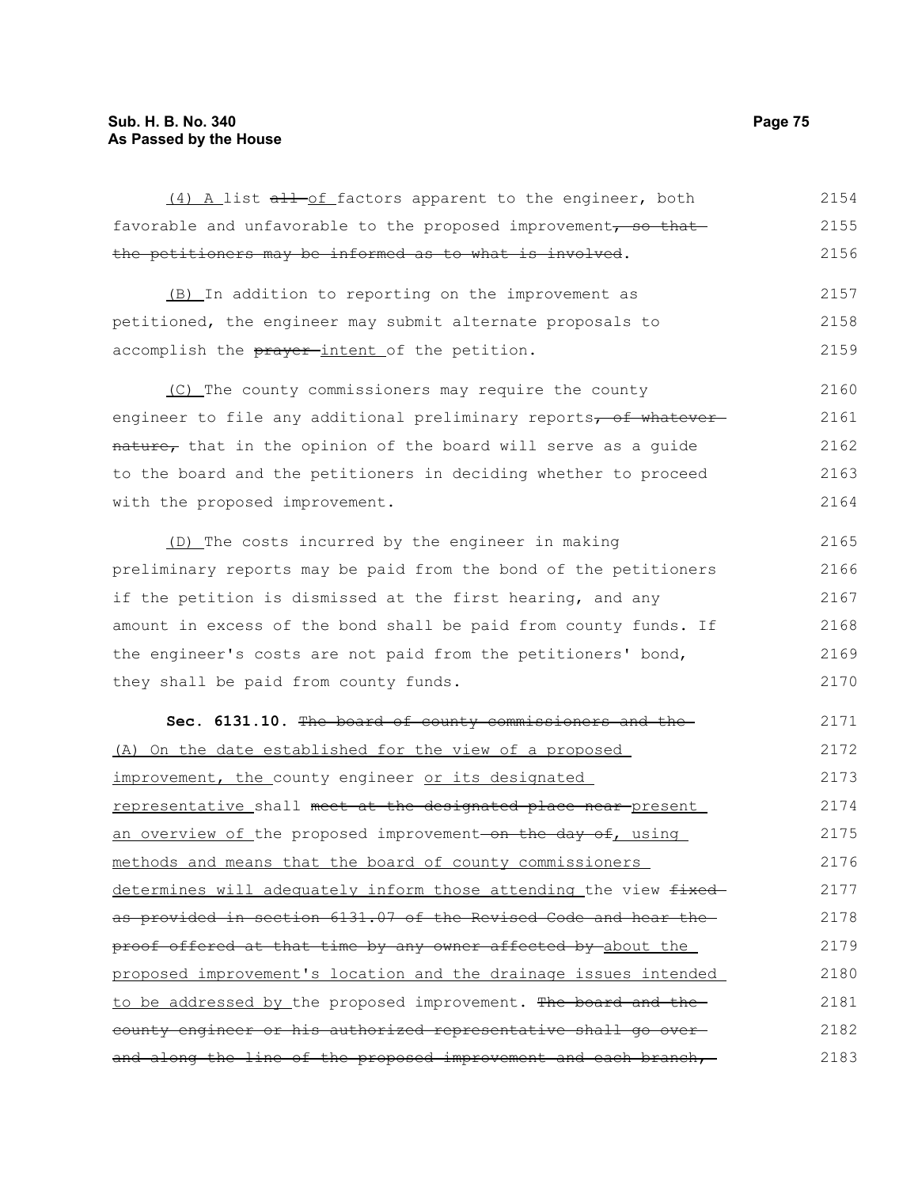(4) A list ~~all~~ of factors apparent to the engineer, both favorable and unfavorable to the proposed improvement~~, so that the petitioners may be informed as to what is involved~~.

(B) In addition to reporting on the improvement as petitioned, the engineer may submit alternate proposals to accomplish the ~~prayer~~ intent of the petition.

(C) The county commissioners may require the county engineer to file any additional preliminary reports~~, of whatever nature,~~ that in the opinion of the board will serve as a guide to the board and the petitioners in deciding whether to proceed with the proposed improvement.

(D) The costs incurred by the engineer in making preliminary reports may be paid from the bond of the petitioners if the petition is dismissed at the first hearing, and any amount in excess of the bond shall be paid from county funds. If the engineer's costs are not paid from the petitioners' bond, they shall be paid from county funds.

**Sec. 6131.10.** ~~The board of county commissioners and the~~ (A) On the date established for the view of a proposed improvement, the county engineer or its designated representative shall ~~meet at the designated place near~~ present an overview of the proposed improvement~~ on the day of~~, using methods and means that the board of county commissioners determines will adequately inform those attending the view ~~fixed as provided in section 6131.07 of the Revised Code and hear the proof offered at that time by any owner affected by~~ about the proposed improvement's location and the drainage issues intended to be addressed by the proposed improvement. ~~The board and the county engineer or his authorized representative shall go over and along the line of the proposed improvement and each branch,~~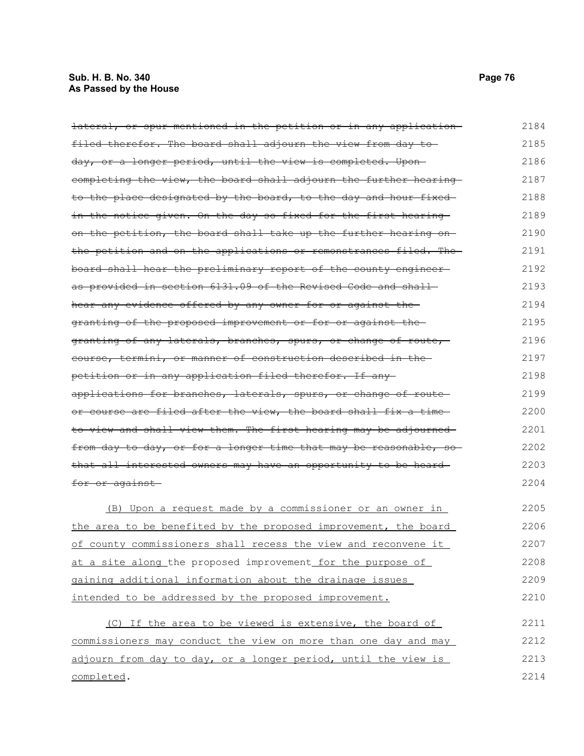~~lateral, or spur mentioned in the petition or in any application filed therefor. The board shall adjourn the view from day to day, or a longer period, until the view is completed. Upon completing the view, the board shall adjourn the further hearing to the place designated by the board, to the day and hour fixed in the notice given. On the day so fixed for the first hearing on the petition, the board shall take up the further hearing on the petition and on the applications or remonstrances filed. The board shall hear the preliminary report of the county engineer as provided in section 6131.09 of the Revised Code and shall hear any evidence offered by any owner for or against the granting of the proposed improvement or for or against the granting of any laterals, branches, spurs, or change of route, course, termini, or manner of construction described in the petition or in any application filed therefor. If any applications for branches, laterals, spurs, or change of route or course are filed after the view, the board shall fix a time to view and shall view them. The first hearing may be adjourned from day to day, or for a longer time that may be reasonable, so that all interested owners may have an opportunity to be heard for or against~~

<u>(B) Upon a request made by a commissioner or an owner in the area to be benefited by the proposed improvement, the board of county commissioners shall recess the view and reconvene it at a site along</u> the proposed improvement<u> for the purpose of gaining additional information about the drainage issues intended to be addressed by the proposed improvement.</u>

<u>(C) If the area to be viewed is extensive, the board of commissioners may conduct the view on more than one day and may adjourn from day to day, or a longer period, until the view is completed</u>.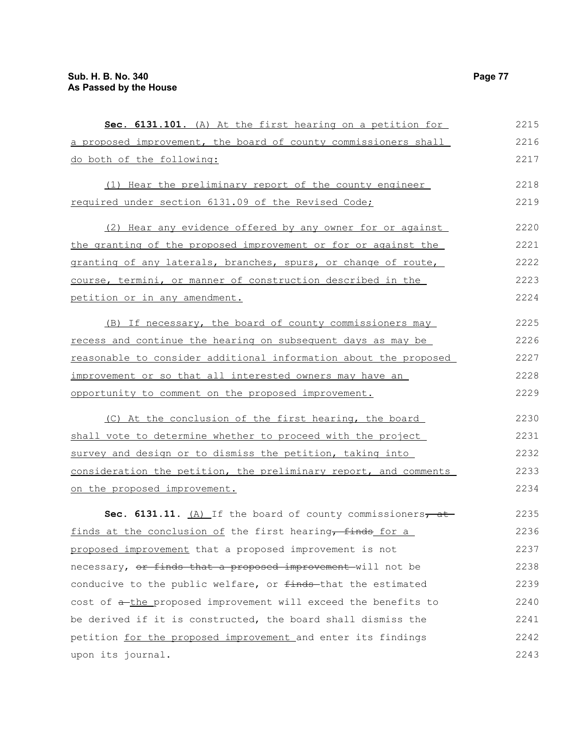**Sec. 6131.101.** (A) At the first hearing on a petition for a proposed improvement, the board of county commissioners shall do both of the following:

(1) Hear the preliminary report of the county engineer required under section 6131.09 of the Revised Code;

(2) Hear any evidence offered by any owner for or against the granting of the proposed improvement or for or against the granting of any laterals, branches, spurs, or change of route, course, termini, or manner of construction described in the petition or in any amendment.

(B) If necessary, the board of county commissioners may recess and continue the hearing on subsequent days as may be reasonable to consider additional information about the proposed improvement or so that all interested owners may have an opportunity to comment on the proposed improvement.

(C) At the conclusion of the first hearing, the board shall vote to determine whether to proceed with the project survey and design or to dismiss the petition, taking into consideration the petition, the preliminary report, and comments on the proposed improvement.

**Sec. 6131.11.** (A) If the board of county commissioners, at finds at the conclusion of the first hearing, finds for a proposed improvement that a proposed improvement is not necessary, or finds that a proposed improvement will not be conducive to the public welfare, or finds that the estimated cost of a the proposed improvement will exceed the benefits to be derived if it is constructed, the board shall dismiss the petition for the proposed improvement and enter its findings upon its journal.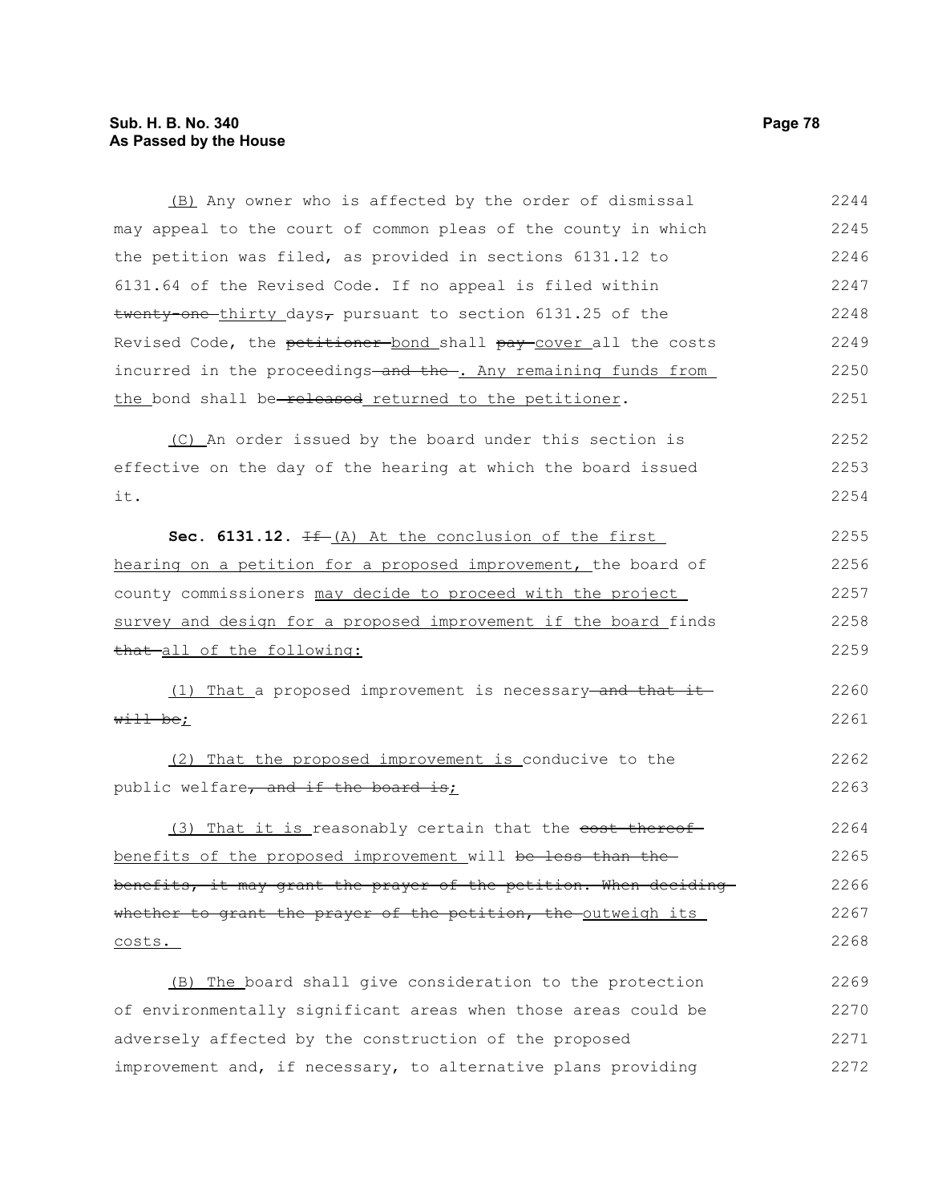(B) Any owner who is affected by the order of dismissal may appeal to the court of common pleas of the county in which the petition was filed, as provided in sections 6131.12 to 6131.64 of the Revised Code. If no appeal is filed within ~~twenty-one~~ thirty days~~,~~ pursuant to section 6131.25 of the Revised Code, the ~~petitioner~~ bond shall ~~pay~~ cover all the costs incurred in the proceedings ~~and the~~. Any remaining funds from the bond shall be ~~released~~ returned to the petitioner.

(C) An order issued by the board under this section is effective on the day of the hearing at which the board issued it.

**Sec. 6131.12.** ~~If~~ (A) At the conclusion of the first hearing on a petition for a proposed improvement, the board of county commissioners may decide to proceed with the project survey and design for a proposed improvement if the board finds ~~that~~ all of the following:

(1) That a proposed improvement is necessary ~~and that it will be~~;

(2) That the proposed improvement is conducive to the public welfare~~, and if the board is~~;

(3) That it is reasonably certain that the ~~cost thereof~~ benefits of the proposed improvement will ~~be less than the benefits, it may grant the prayer of the petition. When deciding whether to grant the prayer of the petition, the~~ outweigh its costs.

(B) The board shall give consideration to the protection of environmentally significant areas when those areas could be adversely affected by the construction of the proposed improvement and, if necessary, to alternative plans providing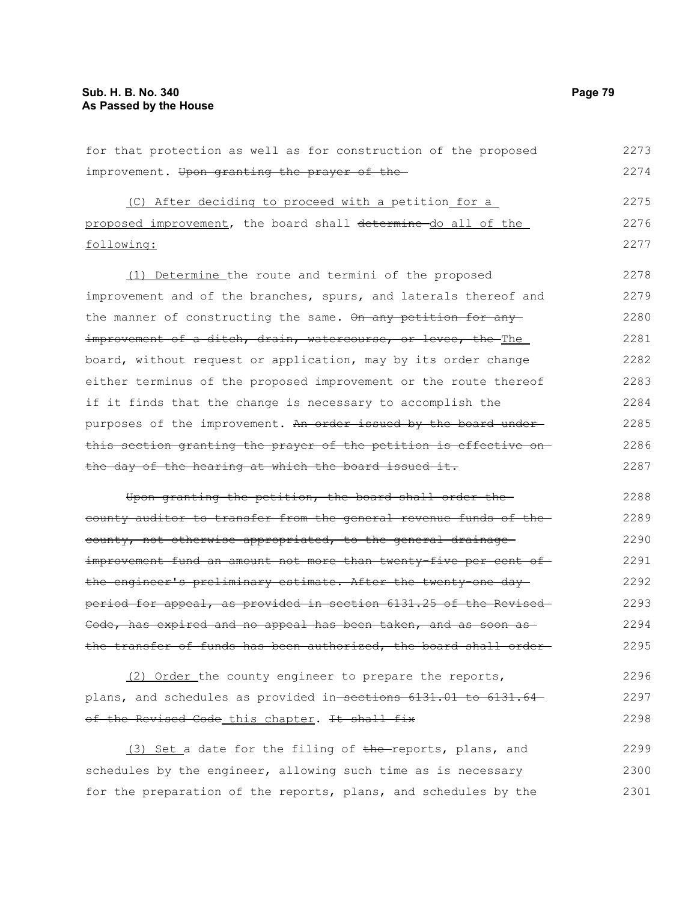for that protection as well as for construction of the proposed improvement. ~~Upon granting the prayer of the~~

(C) After deciding to proceed with a petition for a proposed improvement, the board shall ~~determine~~ do all of the following:

(1) Determine the route and termini of the proposed improvement and of the branches, spurs, and laterals thereof and the manner of constructing the same. ~~On any petition for any improvement of a ditch, drain, watercourse, or levee, the~~ The board, without request or application, may by its order change either terminus of the proposed improvement or the route thereof if it finds that the change is necessary to accomplish the purposes of the improvement. ~~An order issued by the board under this section granting the prayer of the petition is effective on the day of the hearing at which the board issued it.~~

~~Upon granting the petition, the board shall order the county auditor to transfer from the general revenue funds of the county, not otherwise appropriated, to the general drainage improvement fund an amount not more than twenty-five per cent of the engineer's preliminary estimate. After the twenty-one day period for appeal, as provided in section 6131.25 of the Revised Code, has expired and no appeal has been taken, and as soon as the transfer of funds has been authorized, the board shall order~~

(2) Order the county engineer to prepare the reports, plans, and schedules as provided in ~~sections 6131.01 to 6131.64 of the Revised Code~~ this chapter. ~~It shall fix~~

(3) Set a date for the filing of ~~the~~ reports, plans, and schedules by the engineer, allowing such time as is necessary for the preparation of the reports, plans, and schedules by the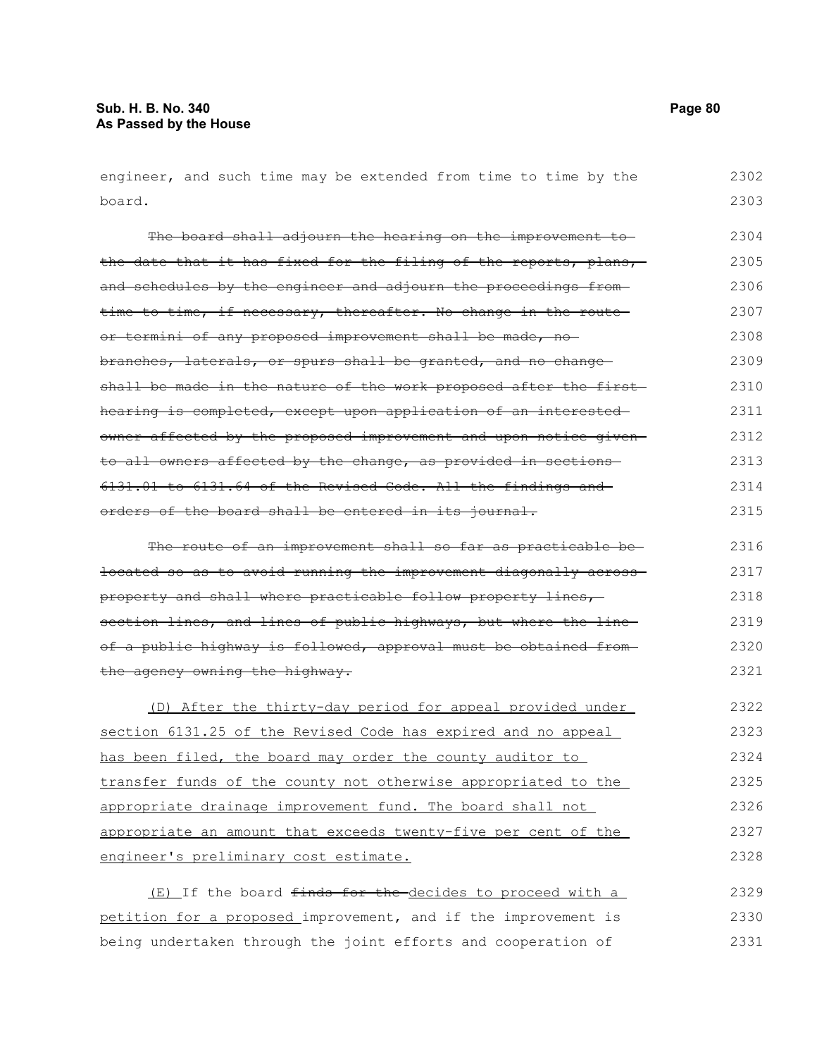engineer, and such time may be extended from time to time by the board.

~~The board shall adjourn the hearing on the improvement to the date that it has fixed for the filing of the reports, plans, and schedules by the engineer and adjourn the proceedings from time to time, if necessary, thereafter. No change in the route or termini of any proposed improvement shall be made, no branches, laterals, or spurs shall be granted, and no change shall be made in the nature of the work proposed after the first hearing is completed, except upon application of an interested owner affected by the proposed improvement and upon notice given to all owners affected by the change, as provided in sections 6131.01 to 6131.64 of the Revised Code. All the findings and orders of the board shall be entered in its journal.~~

~~The route of an improvement shall so far as practicable be located so as to avoid running the improvement diagonally across property and shall where practicable follow property lines, section lines, and lines of public highways, but where the line of a public highway is followed, approval must be obtained from the agency owning the highway.~~

<u>(D) After the thirty-day period for appeal provided under section 6131.25 of the Revised Code has expired and no appeal has been filed, the board may order the county auditor to transfer funds of the county not otherwise appropriated to the appropriate drainage improvement fund. The board shall not appropriate an amount that exceeds twenty-five per cent of the engineer's preliminary cost estimate.</u>

<u>(E)</u> If the board ~~finds for the~~ <u>decides to proceed with a petition for a proposed</u> improvement, and if the improvement is being undertaken through the joint efforts and cooperation of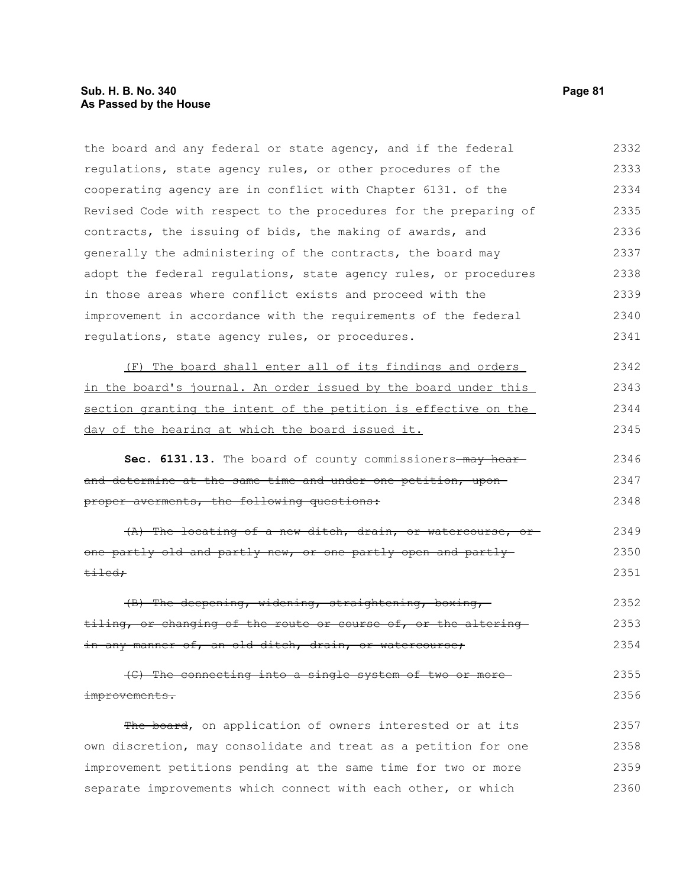the board and any federal or state agency, and if the federal regulations, state agency rules, or other procedures of the cooperating agency are in conflict with Chapter 6131. of the Revised Code with respect to the procedures for the preparing of contracts, the issuing of bids, the making of awards, and generally the administering of the contracts, the board may adopt the federal regulations, state agency rules, or procedures in those areas where conflict exists and proceed with the improvement in accordance with the requirements of the federal regulations, state agency rules, or procedures.

<u>(F) The board shall enter all of its findings and orders in the board's journal. An order issued by the board under this section granting the intent of the petition is effective on the day of the hearing at which the board issued it.</u>

**Sec. 6131.13.** The board of county commissioners ~~may hear and determine at the same time and under one petition, upon proper averments, the following questions:~~

~~(A) The locating of a new ditch, drain, or watercourse, or one partly old and partly new, or one partly open and partly tiled;~~

~~(B) The deepening, widening, straightening, boxing, tiling, or changing of the route or course of, or the altering in any manner of, an old ditch, drain, or watercourse;~~

~~(C) The connecting into a single system of two or more improvements.~~

~~The board~~, on application of owners interested or at its own discretion, may consolidate and treat as a petition for one improvement petitions pending at the same time for two or more separate improvements which connect with each other, or which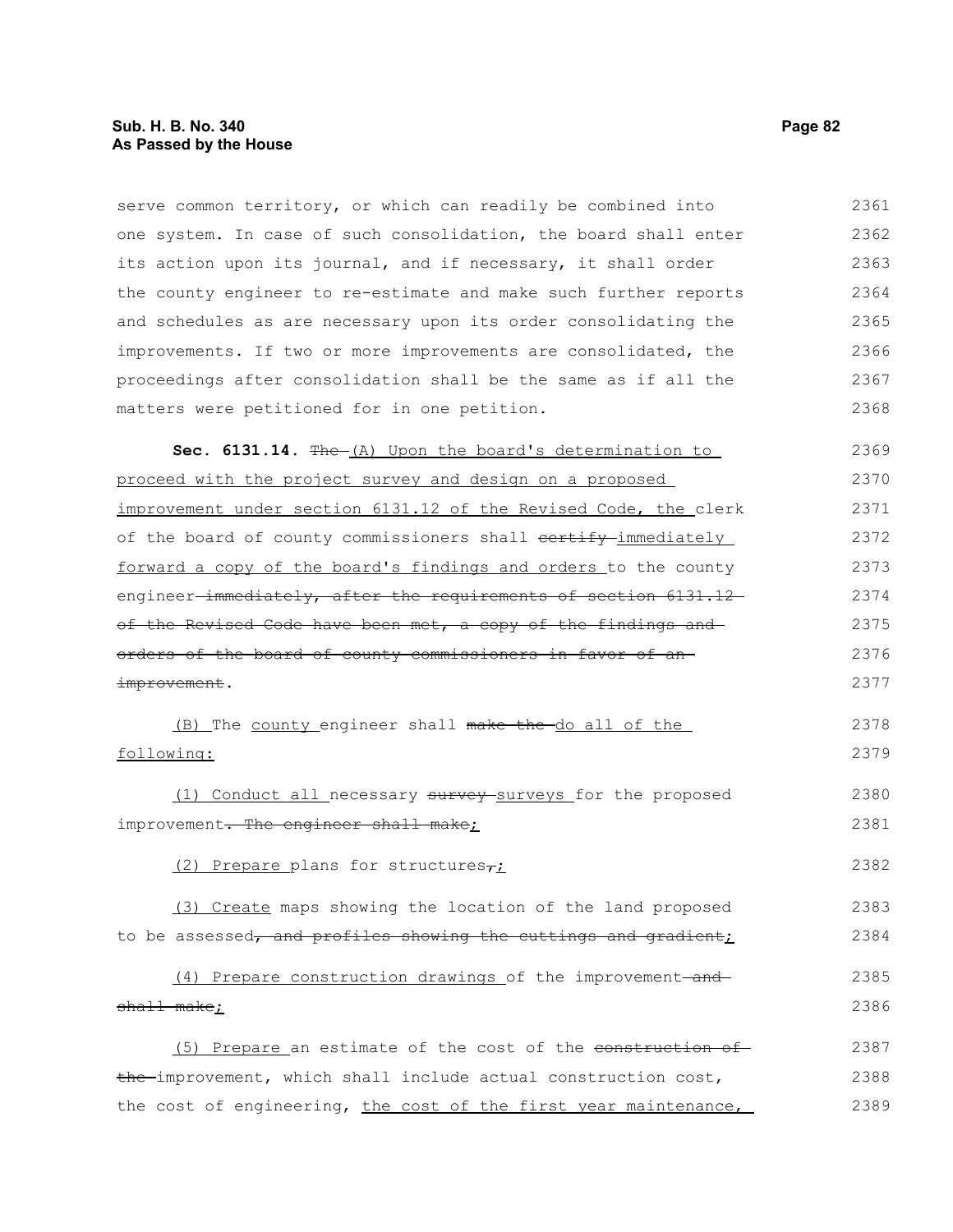serve common territory, or which can readily be combined into one system. In case of such consolidation, the board shall enter its action upon its journal, and if necessary, it shall order the county engineer to re-estimate and make such further reports and schedules as are necessary upon its order consolidating the improvements. If two or more improvements are consolidated, the proceedings after consolidation shall be the same as if all the matters were petitioned for in one petition.

**Sec. 6131.14.** ~~The~~ (A) Upon the board's determination to proceed with the project survey and design on a proposed improvement under section 6131.12 of the Revised Code, the clerk of the board of county commissioners shall ~~certify~~ immediately forward a copy of the board's findings and orders to the county engineer ~~immediately, after the requirements of section 6131.12 of the Revised Code have been met, a copy of the findings and orders of the board of county commissioners in favor of an improvement~~.

(B) The county engineer shall ~~make the~~ do all of the following:

(1) Conduct all necessary ~~survey~~ surveys for the proposed improvement~~. The engineer shall make~~;

(2) Prepare plans for structures~~,~~;

(3) Create maps showing the location of the land proposed to be assessed~~, and profiles showing the cuttings and gradient~~;

(4) Prepare construction drawings of the improvement ~~and shall make~~;

(5) Prepare an estimate of the cost of the ~~construction of the~~ improvement, which shall include actual construction cost, the cost of engineering, the cost of the first year maintenance,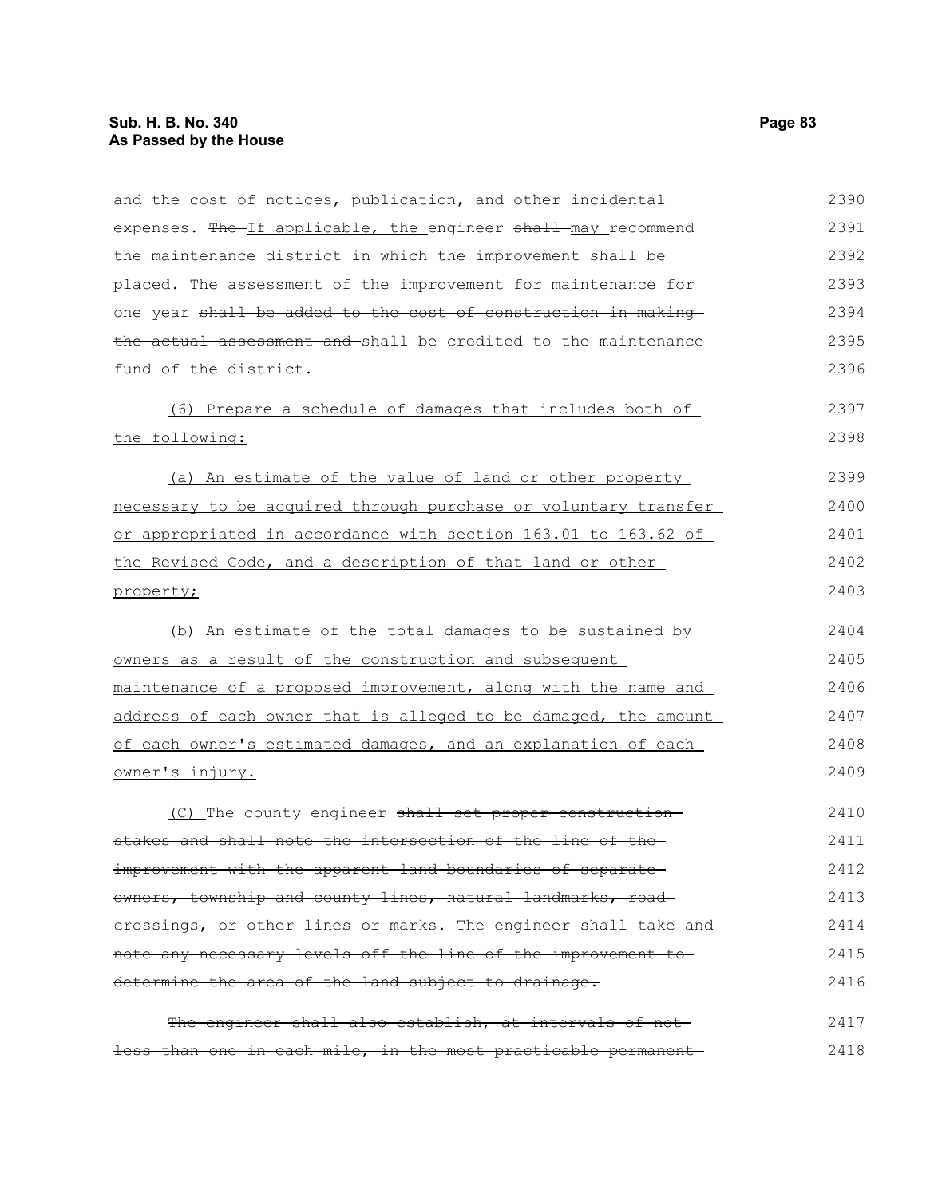and the cost of notices, publication, and other incidental expenses. ~~The~~ If applicable, the engineer ~~shall~~ may recommend the maintenance district in which the improvement shall be placed. The assessment of the improvement for maintenance for one year ~~shall be added to the cost of construction in making the actual assessment and~~ shall be credited to the maintenance fund of the district.

(6) Prepare a schedule of damages that includes both of the following:

(a) An estimate of the value of land or other property necessary to be acquired through purchase or voluntary transfer or appropriated in accordance with section 163.01 to 163.62 of the Revised Code, and a description of that land or other property;

(b) An estimate of the total damages to be sustained by owners as a result of the construction and subsequent maintenance of a proposed improvement, along with the name and address of each owner that is alleged to be damaged, the amount of each owner's estimated damages, and an explanation of each owner's injury.

(C) The county engineer ~~shall set proper construction stakes and shall note the intersection of the line of the improvement with the apparent land boundaries of separate owners, township and county lines, natural landmarks, road crossings, or other lines or marks. The engineer shall take and note any necessary levels off the line of the improvement to determine the area of the land subject to drainage.~~

~~The engineer shall also establish, at intervals of not less than one in each mile, in the most practicable permanent~~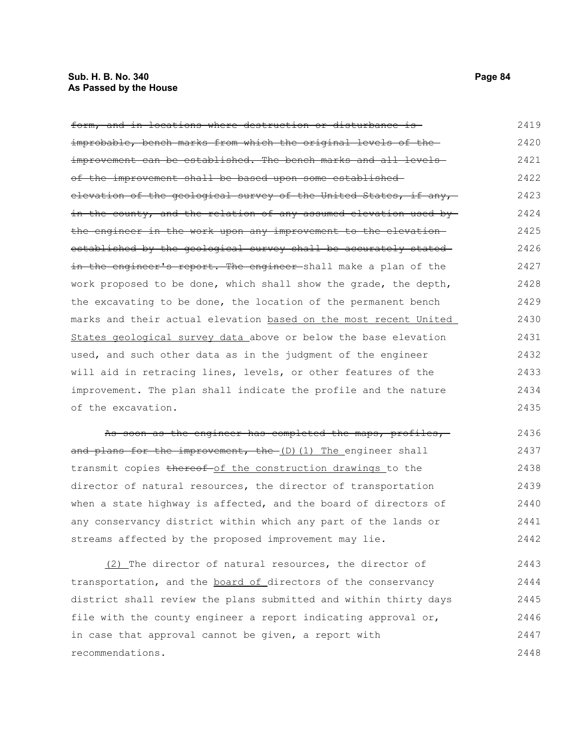~~form, and in locations where destruction or disturbance is improbable, bench marks from which the original levels of the improvement can be established. The bench marks and all levels of the improvement shall be based upon some established elevation of the geological survey of the United States, if any, in the county, and the relation of any assumed elevation used by the engineer in the work upon any improvement to the elevation established by the geological survey shall be accurately stated in the engineer's report. The engineer~~ shall make a plan of the work proposed to be done, which shall show the grade, the depth, the excavating to be done, the location of the permanent bench marks and their actual elevation <u>based on the most recent United States geological survey data</u> above or below the base elevation used, and such other data as in the judgment of the engineer will aid in retracing lines, levels, or other features of the improvement. The plan shall indicate the profile and the nature of the excavation.

~~As soon as the engineer has completed the maps, profiles, and plans for the improvement, the~~ <u>(D)(1) The</u> engineer shall transmit copies ~~thereof~~ <u>of the construction drawings</u> to the director of natural resources, the director of transportation when a state highway is affected, and the board of directors of any conservancy district within which any part of the lands or streams affected by the proposed improvement may lie.

<u>(2)</u> The director of natural resources, the director of transportation, and the <u>board of</u> directors of the conservancy district shall review the plans submitted and within thirty days file with the county engineer a report indicating approval or, in case that approval cannot be given, a report with recommendations.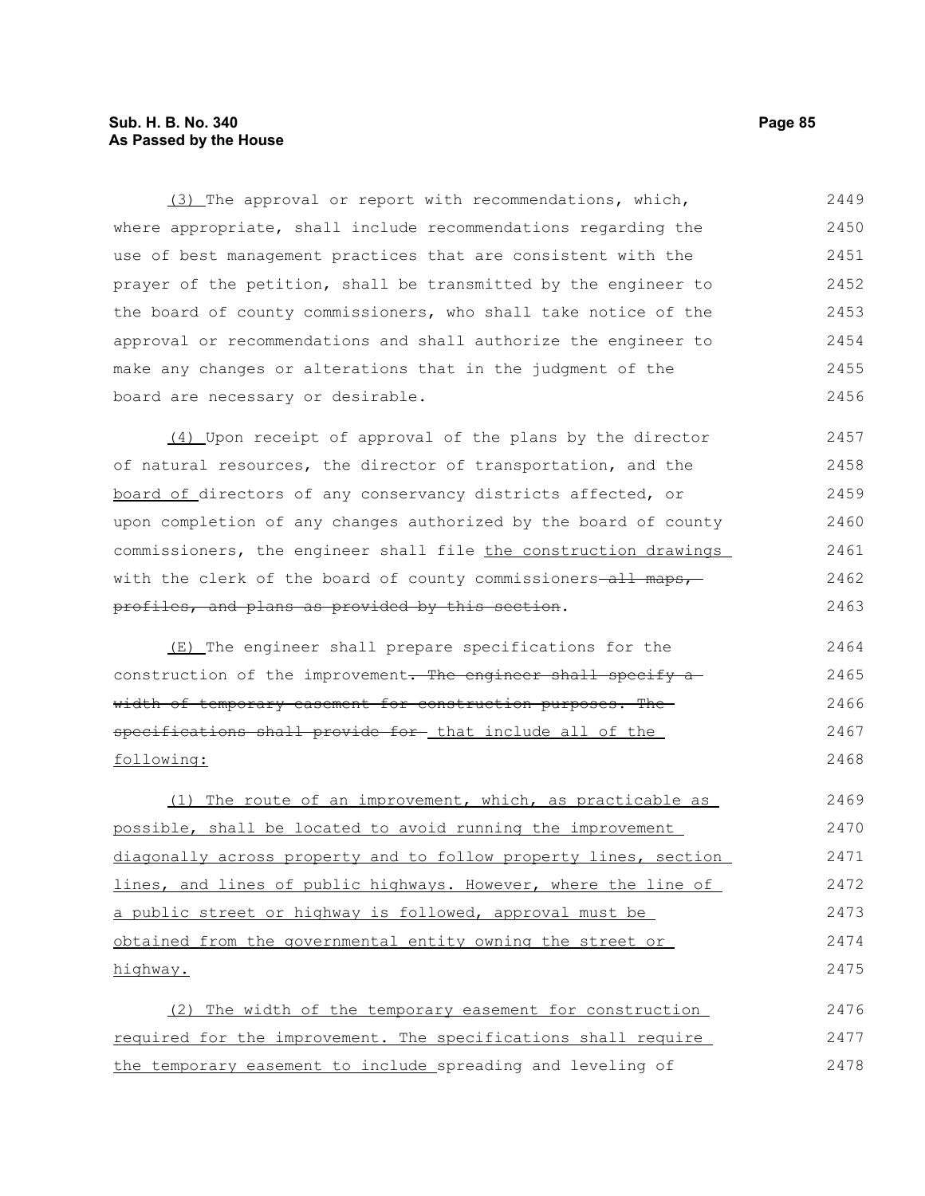(3) The approval or report with recommendations, which, where appropriate, shall include recommendations regarding the use of best management practices that are consistent with the prayer of the petition, shall be transmitted by the engineer to the board of county commissioners, who shall take notice of the approval or recommendations and shall authorize the engineer to make any changes or alterations that in the judgment of the board are necessary or desirable.

(4) Upon receipt of approval of the plans by the director of natural resources, the director of transportation, and the board of directors of any conservancy districts affected, or upon completion of any changes authorized by the board of county commissioners, the engineer shall file the construction drawings with the clerk of the board of county commissioners ~~all maps, profiles, and plans as provided by this section~~.

(E) The engineer shall prepare specifications for the construction of the improvement~~. The engineer shall specify a width of temporary easement for construction purposes. The specifications shall provide for~~ that include all of the following:

(1) The route of an improvement, which, as practicable as possible, shall be located to avoid running the improvement diagonally across property and to follow property lines, section lines, and lines of public highways. However, where the line of a public street or highway is followed, approval must be obtained from the governmental entity owning the street or highway.

(2) The width of the temporary easement for construction required for the improvement. The specifications shall require the temporary easement to include spreading and leveling of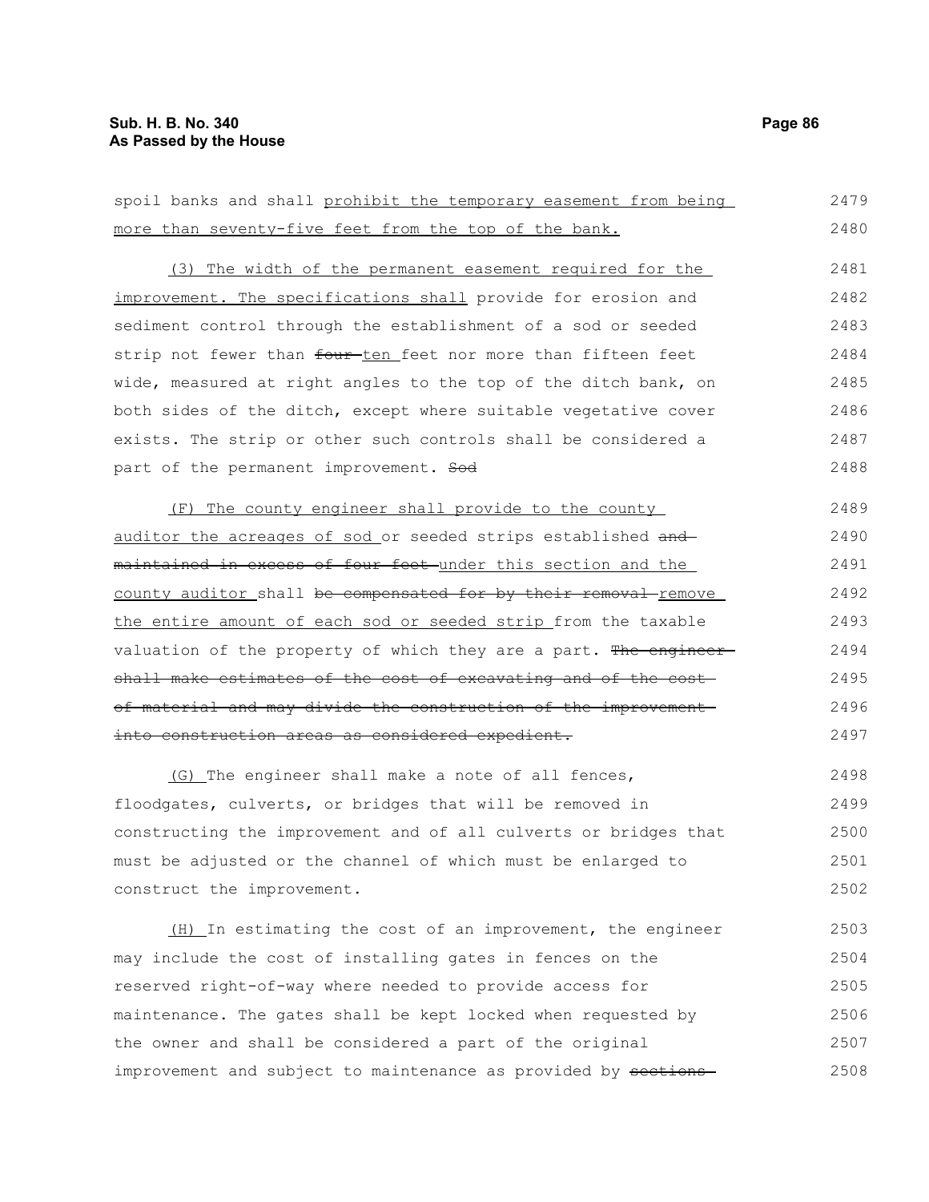spoil banks and shall prohibit the temporary easement from being more than seventy-five feet from the top of the bank.

(3) The width of the permanent easement required for the improvement. The specifications shall provide for erosion and sediment control through the establishment of a sod or seeded strip not fewer than ~~four~~ ten feet nor more than fifteen feet wide, measured at right angles to the top of the ditch bank, on both sides of the ditch, except where suitable vegetative cover exists. The strip or other such controls shall be considered a part of the permanent improvement. ~~Sod~~

(F) The county engineer shall provide to the county auditor the acreages of sod or seeded strips established ~~and maintained in excess of four feet~~ under this section and the county auditor shall ~~be compensated for by their removal~~ remove the entire amount of each sod or seeded strip from the taxable valuation of the property of which they are a part. ~~The engineer shall make estimates of the cost of excavating and of the cost of material and may divide the construction of the improvement into construction areas as considered expedient.~~

(G) The engineer shall make a note of all fences, floodgates, culverts, or bridges that will be removed in constructing the improvement and of all culverts or bridges that must be adjusted or the channel of which must be enlarged to construct the improvement.

(H) In estimating the cost of an improvement, the engineer may include the cost of installing gates in fences on the reserved right-of-way where needed to provide access for maintenance. The gates shall be kept locked when requested by the owner and shall be considered a part of the original improvement and subject to maintenance as provided by ~~sections~~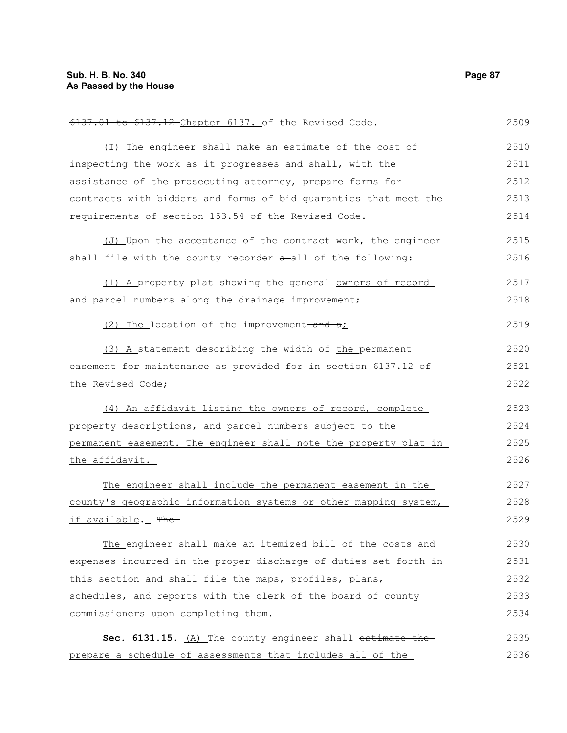~~6137.01 to 6137.12~~ Chapter 6137. of the Revised Code.

(I) The engineer shall make an estimate of the cost of inspecting the work as it progresses and shall, with the assistance of the prosecuting attorney, prepare forms for contracts with bidders and forms of bid guaranties that meet the requirements of section 153.54 of the Revised Code.

(J) Upon the acceptance of the contract work, the engineer shall file with the county recorder ~~a~~ all of the following:

(1) A property plat showing the ~~general~~ owners of record and parcel numbers along the drainage improvement;

(2) The location of the improvement ~~and a~~;

(3) A statement describing the width of the permanent easement for maintenance as provided for in section 6137.12 of the Revised Code;

(4) An affidavit listing the owners of record, complete property descriptions, and parcel numbers subject to the permanent easement. The engineer shall note the property plat in the affidavit.

The engineer shall include the permanent easement in the county's geographic information systems or other mapping system, if available. ~~The~~

The engineer shall make an itemized bill of the costs and expenses incurred in the proper discharge of duties set forth in this section and shall file the maps, profiles, plans, schedules, and reports with the clerk of the board of county commissioners upon completing them.

**Sec. 6131.15.** (A) The county engineer shall ~~estimate the~~ prepare a schedule of assessments that includes all of the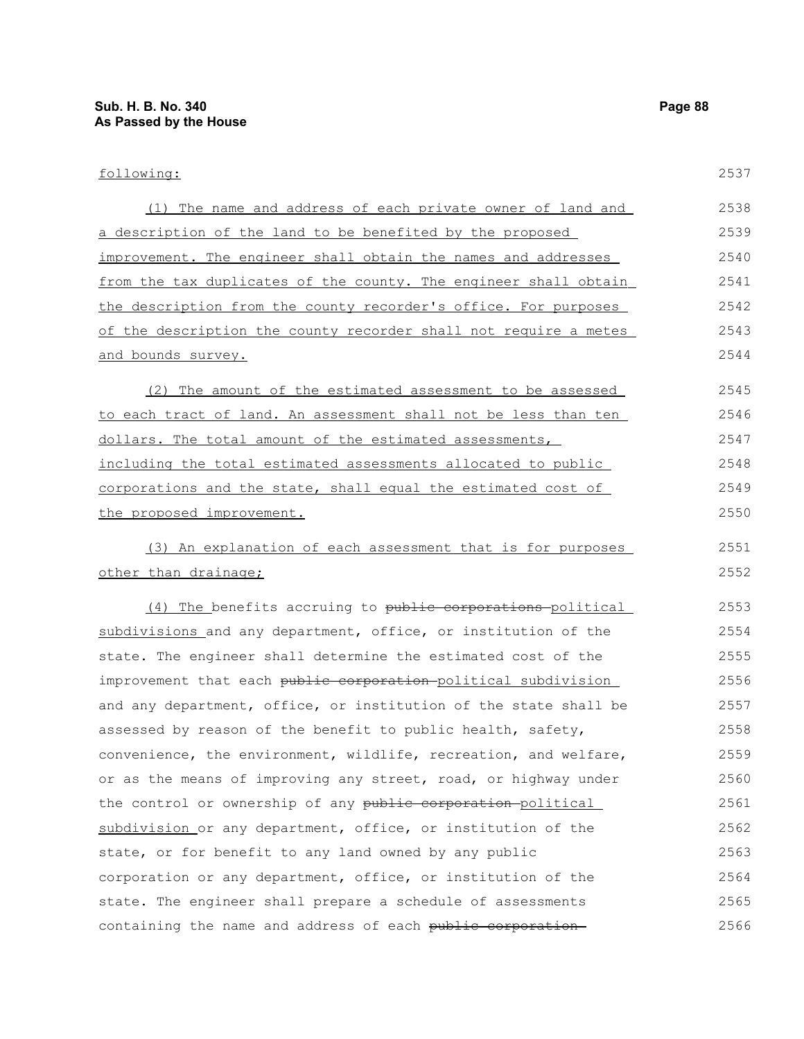following:

(1) The name and address of each private owner of land and a description of the land to be benefited by the proposed improvement. The engineer shall obtain the names and addresses from the tax duplicates of the county. The engineer shall obtain the description from the county recorder's office. For purposes of the description the county recorder shall not require a metes and bounds survey.

(2) The amount of the estimated assessment to be assessed to each tract of land. An assessment shall not be less than ten dollars. The total amount of the estimated assessments, including the total estimated assessments allocated to public corporations and the state, shall equal the estimated cost of the proposed improvement.

(3) An explanation of each assessment that is for purposes other than drainage;

(4) The benefits accruing to ~~public corporations~~ political subdivisions and any department, office, or institution of the state. The engineer shall determine the estimated cost of the improvement that each ~~public corporation~~ political subdivision and any department, office, or institution of the state shall be assessed by reason of the benefit to public health, safety, convenience, the environment, wildlife, recreation, and welfare, or as the means of improving any street, road, or highway under the control or ownership of any ~~public corporation~~ political subdivision or any department, office, or institution of the state, or for benefit to any land owned by any public corporation or any department, office, or institution of the state. The engineer shall prepare a schedule of assessments containing the name and address of each ~~public corporation~~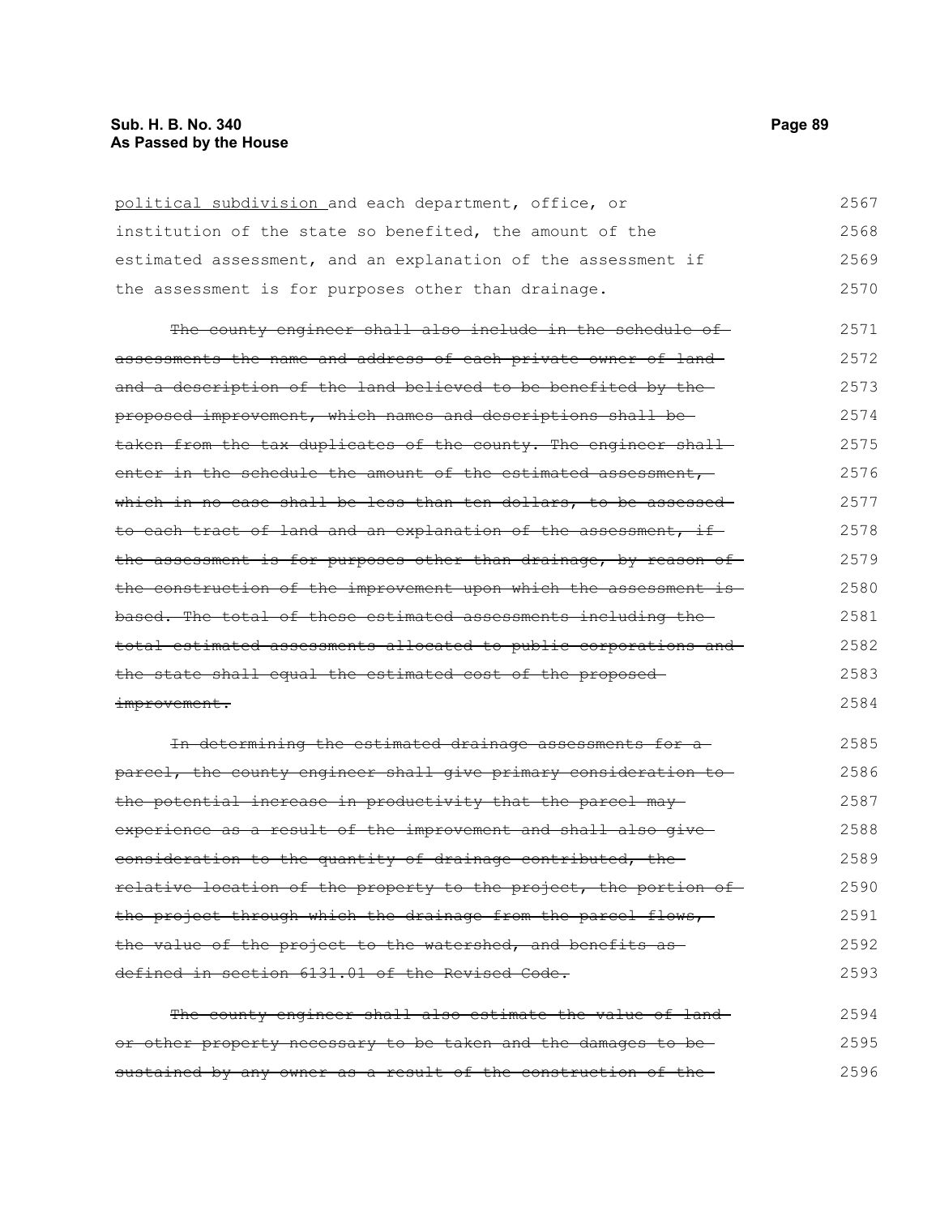<u>political subdivision</u> and each department, office, or institution of the state so benefited, the amount of the estimated assessment, and an explanation of the assessment if the assessment is for purposes other than drainage.

~~The county engineer shall also include in the schedule of assessments the name and address of each private owner of land and a description of the land believed to be benefited by the proposed improvement, which names and descriptions shall be taken from the tax duplicates of the county. The engineer shall enter in the schedule the amount of the estimated assessment, which in no case shall be less than ten dollars, to be assessed to each tract of land and an explanation of the assessment, if the assessment is for purposes other than drainage, by reason of the construction of the improvement upon which the assessment is based. The total of these estimated assessments including the total estimated assessments allocated to public corporations and the state shall equal the estimated cost of the proposed improvement.~~

~~In determining the estimated drainage assessments for a parcel, the county engineer shall give primary consideration to the potential increase in productivity that the parcel may experience as a result of the improvement and shall also give consideration to the quantity of drainage contributed, the relative location of the property to the project, the portion of the project through which the drainage from the parcel flows, the value of the project to the watershed, and benefits as defined in section 6131.01 of the Revised Code.~~

~~The county engineer shall also estimate the value of land or other property necessary to be taken and the damages to be sustained by any owner as a result of the construction of the~~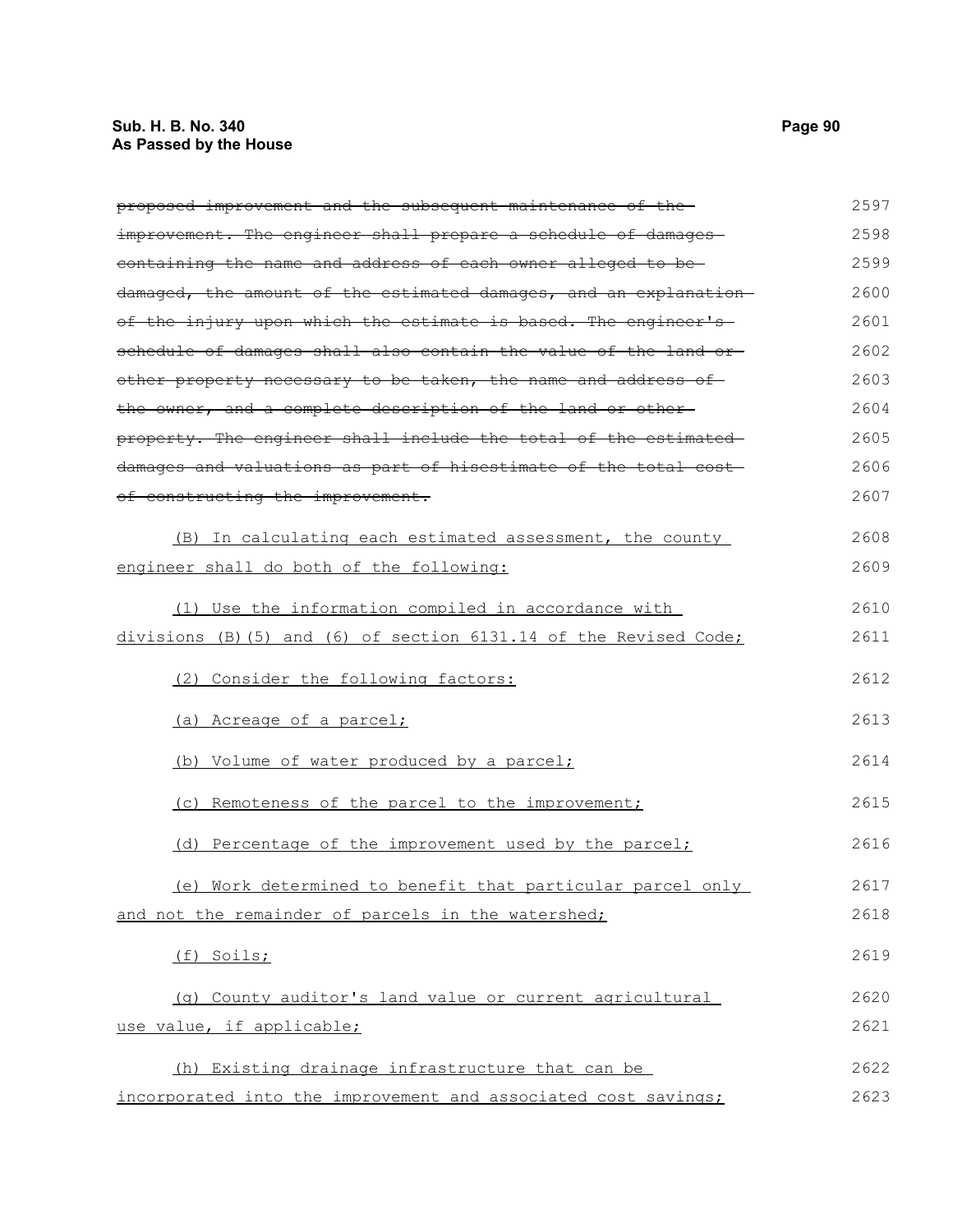~~proposed improvement and the subsequent maintenance of the improvement. The engineer shall prepare a schedule of damages containing the name and address of each owner alleged to be damaged, the amount of the estimated damages, and an explanation of the injury upon which the estimate is based. The engineer's schedule of damages shall also contain the value of the land or other property necessary to be taken, the name and address of the owner, and a complete description of the land or other property. The engineer shall include the total of the estimated damages and valuations as part of hisestimate of the total cost of constructing the improvement.~~

<u>(B) In calculating each estimated assessment, the county engineer shall do both of the following:</u>

<u>(1) Use the information compiled in accordance with divisions (B)(5) and (6) of section 6131.14 of the Revised Code;</u>

<u>(2) Consider the following factors:</u>

<u>(a) Acreage of a parcel;</u>

<u>(b) Volume of water produced by a parcel;</u>

<u>(c) Remoteness of the parcel to the improvement;</u>

<u>(d) Percentage of the improvement used by the parcel;</u>

<u>(e) Work determined to benefit that particular parcel only and not the remainder of parcels in the watershed;</u>

<u>(f) Soils;</u>

<u>(g) County auditor's land value or current agricultural use value, if applicable;</u>

<u>(h) Existing drainage infrastructure that can be incorporated into the improvement and associated cost savings;</u>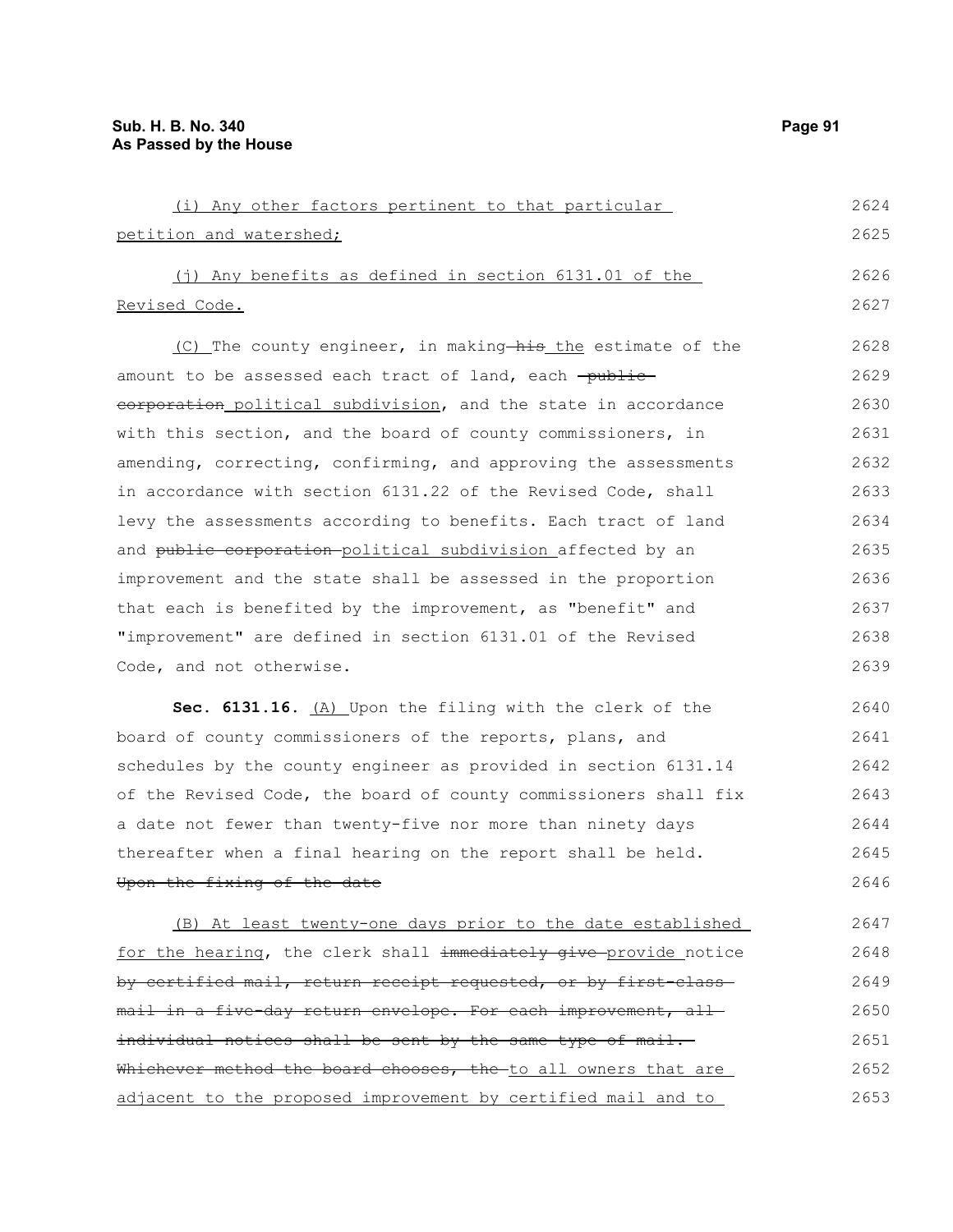(i) Any other factors pertinent to that particular petition and watershed;

(j) Any benefits as defined in section 6131.01 of the Revised Code.

(C) The county engineer, in making ~~his~~ the estimate of the amount to be assessed each tract of land, each ~~public corporation~~ political subdivision, and the state in accordance with this section, and the board of county commissioners, in amending, correcting, confirming, and approving the assessments in accordance with section 6131.22 of the Revised Code, shall levy the assessments according to benefits. Each tract of land and ~~public corporation~~ political subdivision affected by an improvement and the state shall be assessed in the proportion that each is benefited by the improvement, as "benefit" and "improvement" are defined in section 6131.01 of the Revised Code, and not otherwise.

**Sec. 6131.16.** (A) Upon the filing with the clerk of the board of county commissioners of the reports, plans, and schedules by the county engineer as provided in section 6131.14 of the Revised Code, the board of county commissioners shall fix a date not fewer than twenty-five nor more than ninety days thereafter when a final hearing on the report shall be held. ~~Upon the fixing of the date~~

(B) At least twenty-one days prior to the date established for the hearing, the clerk shall ~~immediately give~~ provide notice ~~by certified mail, return receipt requested, or by first-class mail in a five-day return envelope. For each improvement, all individual notices shall be sent by the same type of mail. Whichever method the board chooses, the~~ to all owners that are adjacent to the proposed improvement by certified mail and to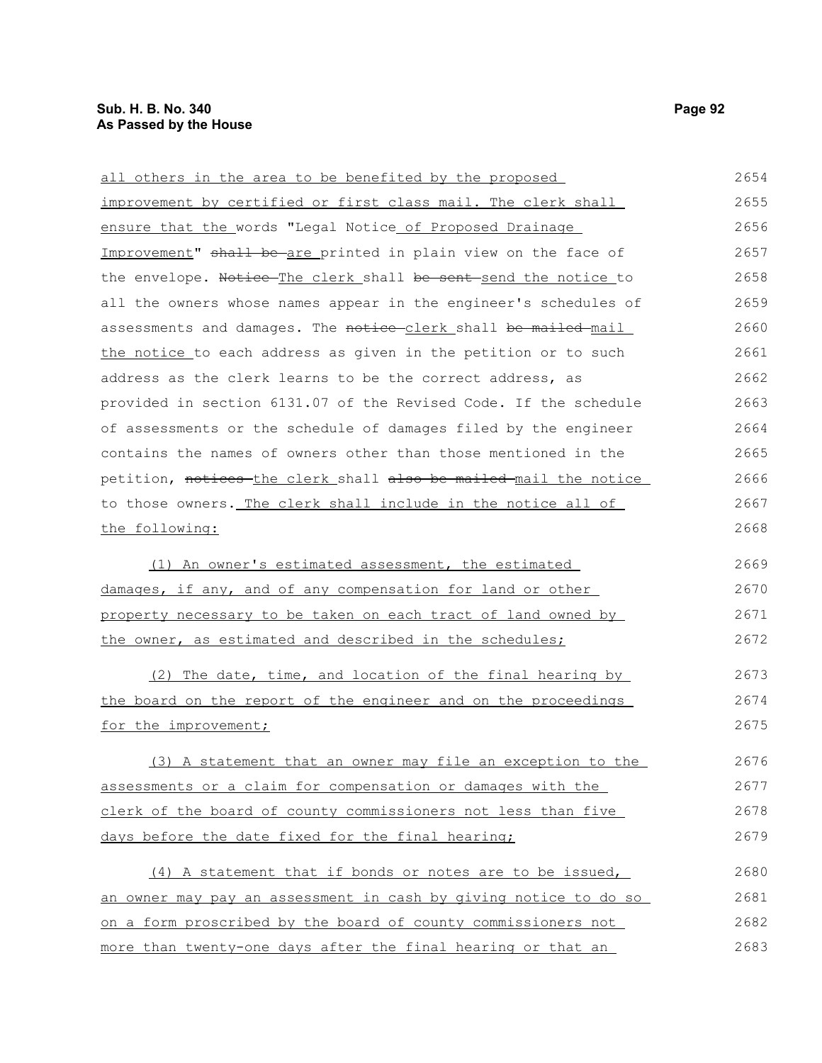all others in the area to be benefited by the proposed improvement by certified or first class mail. The clerk shall ensure that the words "Legal Notice of Proposed Drainage Improvement" ~~shall be~~ are printed in plain view on the face of the envelope. ~~Notice~~ The clerk shall ~~be sent~~ send the notice to all the owners whose names appear in the engineer's schedules of assessments and damages. The ~~notice~~ clerk shall ~~be mailed~~ mail the notice to each address as given in the petition or to such address as the clerk learns to be the correct address, as provided in section 6131.07 of the Revised Code. If the schedule of assessments or the schedule of damages filed by the engineer contains the names of owners other than those mentioned in the petition, ~~notices~~ the clerk shall ~~also be mailed~~ mail the notice to those owners. The clerk shall include in the notice all of the following:

(1) An owner's estimated assessment, the estimated damages, if any, and of any compensation for land or other property necessary to be taken on each tract of land owned by the owner, as estimated and described in the schedules;

(2) The date, time, and location of the final hearing by the board on the report of the engineer and on the proceedings for the improvement;

(3) A statement that an owner may file an exception to the assessments or a claim for compensation or damages with the clerk of the board of county commissioners not less than five days before the date fixed for the final hearing;

(4) A statement that if bonds or notes are to be issued, an owner may pay an assessment in cash by giving notice to do so on a form proscribed by the board of county commissioners not more than twenty-one days after the final hearing or that an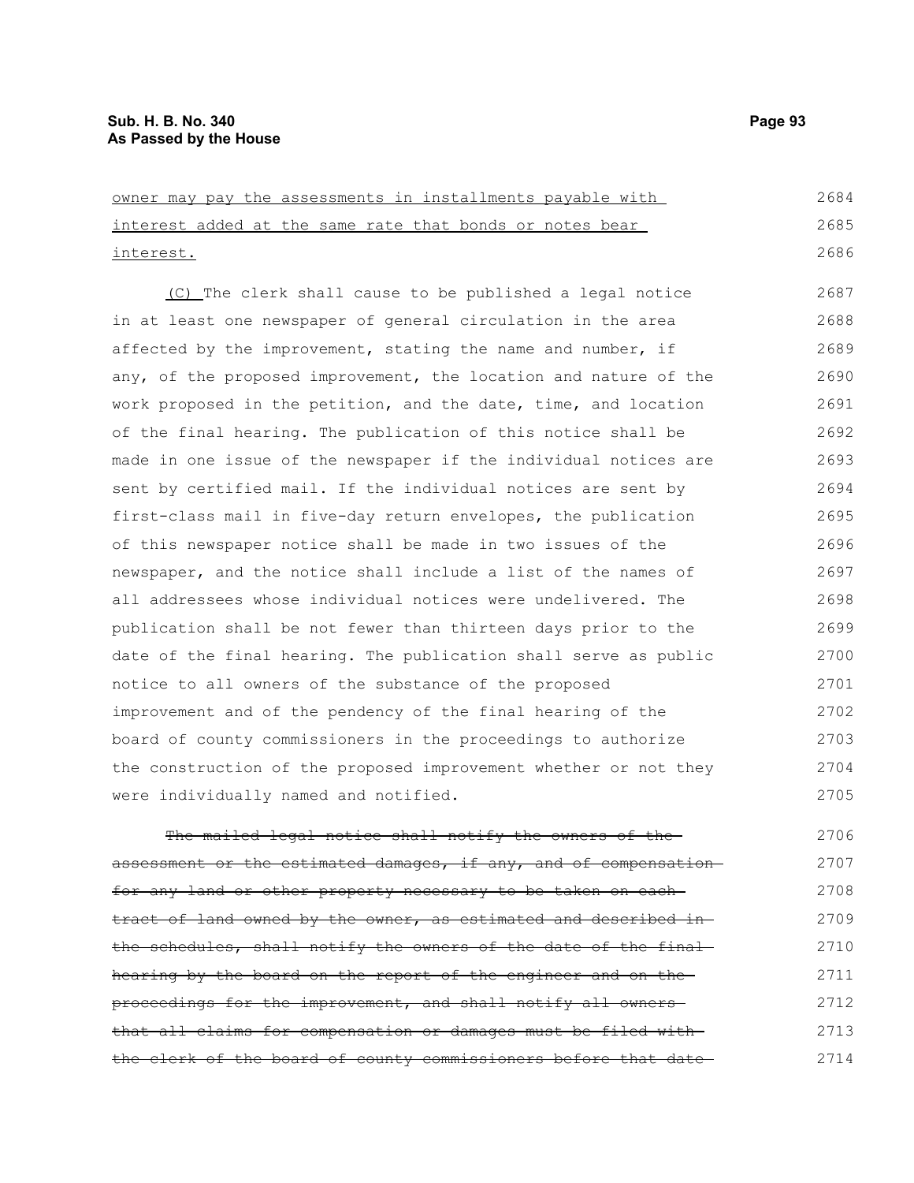owner may pay the assessments in installments payable with interest added at the same rate that bonds or notes bear interest.

(C) The clerk shall cause to be published a legal notice in at least one newspaper of general circulation in the area affected by the improvement, stating the name and number, if any, of the proposed improvement, the location and nature of the work proposed in the petition, and the date, time, and location of the final hearing. The publication of this notice shall be made in one issue of the newspaper if the individual notices are sent by certified mail. If the individual notices are sent by first-class mail in five-day return envelopes, the publication of this newspaper notice shall be made in two issues of the newspaper, and the notice shall include a list of the names of all addressees whose individual notices were undelivered. The publication shall be not fewer than thirteen days prior to the date of the final hearing. The publication shall serve as public notice to all owners of the substance of the proposed improvement and of the pendency of the final hearing of the board of county commissioners in the proceedings to authorize the construction of the proposed improvement whether or not they were individually named and notified.

~~The mailed legal notice shall notify the owners of the assessment or the estimated damages, if any, and of compensation for any land or other property necessary to be taken on each tract of land owned by the owner, as estimated and described in the schedules, shall notify the owners of the date of the final hearing by the board on the report of the engineer and on the proceedings for the improvement, and shall notify all owners that all claims for compensation or damages must be filed with the clerk of the board of county commissioners before that date~~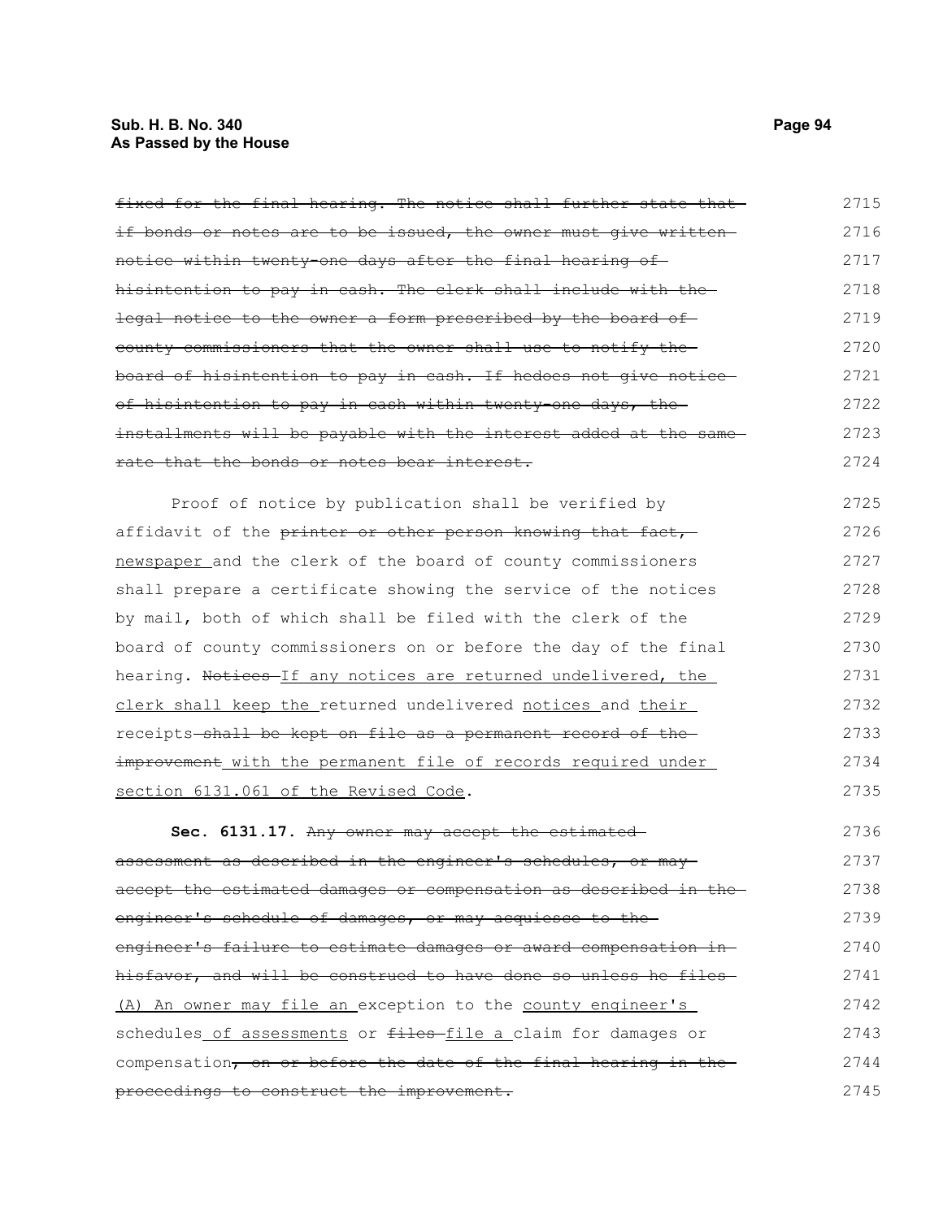~~fixed for the final hearing. The notice shall further state that if bonds or notes are to be issued, the owner must give written notice within twenty-one days after the final hearing of hisintention to pay in cash. The clerk shall include with the legal notice to the owner a form prescribed by the board of county commissioners that the owner shall use to notify the board of hisintention to pay in cash. If hedoes not give notice of hisintention to pay in cash within twenty-one days, the installments will be payable with the interest added at the same rate that the bonds or notes bear interest.~~

Proof of notice by publication shall be verified by affidavit of the ~~printer or other person knowing that fact,~~ newspaper and the clerk of the board of county commissioners shall prepare a certificate showing the service of the notices by mail, both of which shall be filed with the clerk of the board of county commissioners on or before the day of the final hearing. ~~Notices~~ If any notices are returned undelivered, the clerk shall keep the returned undelivered notices and their receipts ~~shall be kept on file as a permanent record of the improvement~~ with the permanent file of records required under section 6131.061 of the Revised Code.

**Sec. 6131.17.** ~~Any owner may accept the estimated assessment as described in the engineer's schedules, or may accept the estimated damages or compensation as described in the engineer's schedule of damages, or may acquiesce to the engineer's failure to estimate damages or award compensation in hisfavor, and will be construed to have done so unless he files~~ (A) An owner may file an exception to the county engineer's schedules of assessments or ~~files~~ file a claim for damages or compensation~~, on or before the date of the final hearing in the proceedings to construct the improvement.~~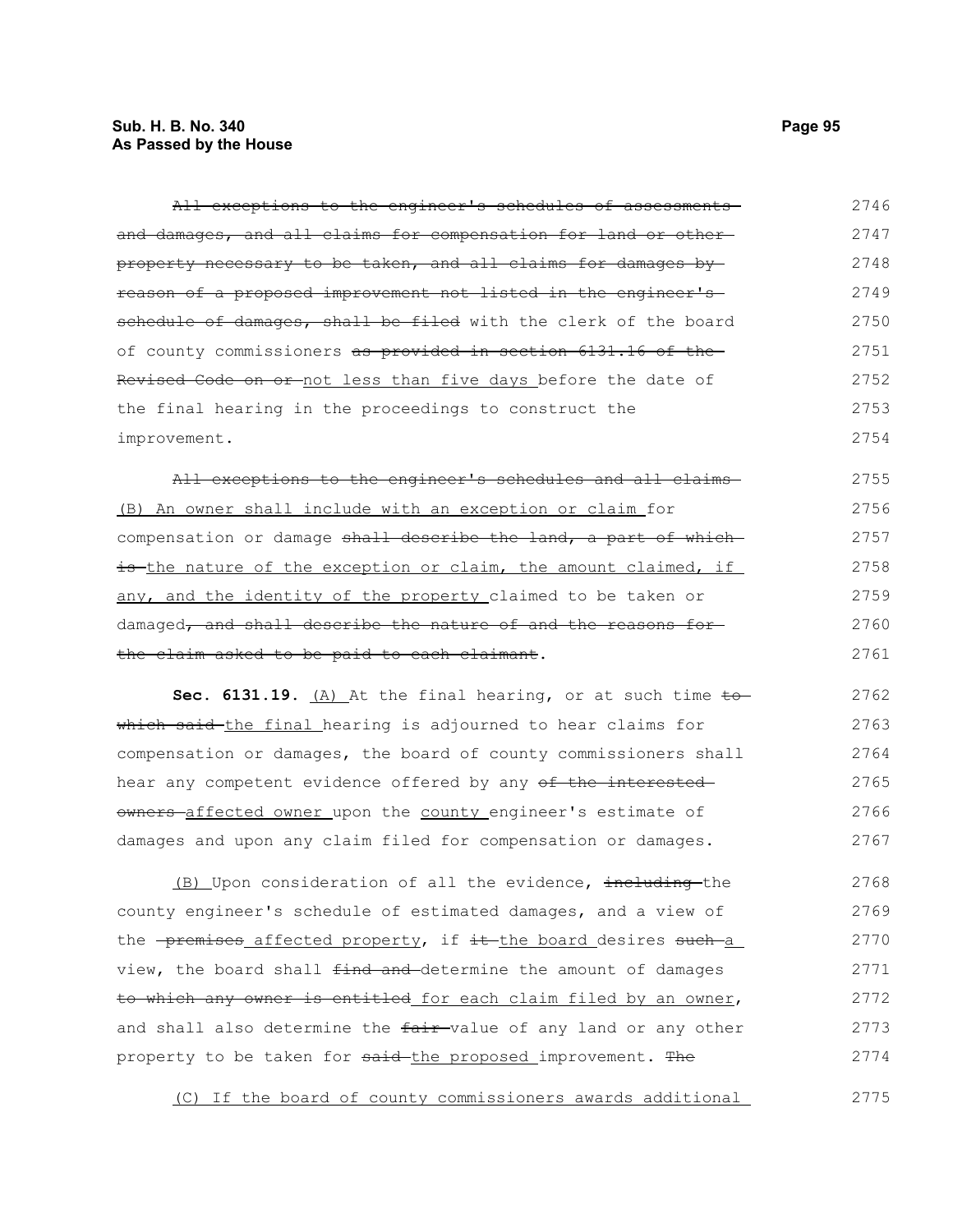~~All exceptions to the engineer's schedules of assessments and damages, and all claims for compensation for land or other property necessary to be taken, and all claims for damages by reason of a proposed improvement not listed in the engineer's schedule of damages, shall be filed~~ with the clerk of the board of county commissioners ~~as provided in section 6131.16 of the Revised Code on or~~ not less than five days before the date of the final hearing in the proceedings to construct the improvement.

~~All exceptions to the engineer's schedules and all claims~~ (B) An owner shall include with an exception or claim for compensation or damage ~~shall describe the land, a part of which is~~ the nature of the exception or claim, the amount claimed, if any, and the identity of the property claimed to be taken or damaged~~, and shall describe the nature of and the reasons for the claim asked to be paid to each claimant~~.

**Sec. 6131.19.** (A) At the final hearing, or at such time ~~to which said~~ the final hearing is adjourned to hear claims for compensation or damages, the board of county commissioners shall hear any competent evidence offered by any ~~of the interested owners~~ affected owner upon the county engineer's estimate of damages and upon any claim filed for compensation or damages.

(B) Upon consideration of all the evidence, ~~including~~ the county engineer's schedule of estimated damages, and a view of the ~~premises~~ affected property, if ~~it~~ the board desires ~~such~~ a view, the board shall ~~find and~~ determine the amount of damages ~~to which any owner is entitled~~ for each claim filed by an owner, and shall also determine the ~~fair~~ value of any land or any other property to be taken for ~~said~~ the proposed improvement. ~~The~~

(C) If the board of county commissioners awards additional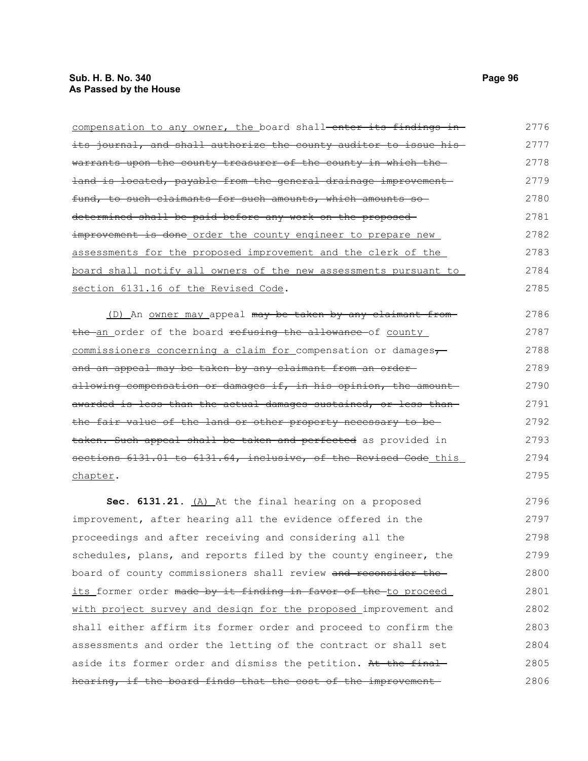<u>compensation to any owner, the</u> board shall ~~enter its findings in its journal, and shall authorize the county auditor to issue his warrants upon the county treasurer of the county in which the land is located, payable from the general drainage improvement fund, to such claimants for such amounts, which amounts so determined shall be paid before any work on the proposed improvement is done~~ <u>order the county engineer to prepare new assessments for the proposed improvement and the clerk of the board shall notify all owners of the new assessments pursuant to section 6131.16 of the Revised Code</u>.

<u>(D)</u> An <u>owner may</u> appeal ~~may be taken by any claimant from the~~ <u>an</u> order of the board ~~refusing the allowance~~ of <u>county commissioners concerning a claim for</u> compensation or damages~~, and an appeal may be taken by any claimant from an order allowing compensation or damages if, in his opinion, the amount awarded is less than the actual damages sustained, or less than the fair value of the land or other property necessary to be taken. Such appeal shall be taken and perfected~~ as provided in ~~sections 6131.01 to 6131.64, inclusive, of the Revised Code~~ <u>this chapter</u>.

**Sec. 6131.21.** <u>(A)</u> At the final hearing on a proposed improvement, after hearing all the evidence offered in the proceedings and after receiving and considering all the schedules, plans, and reports filed by the county engineer, the board of county commissioners shall review ~~and reconsider the~~ <u>its</u> former order ~~made by it finding in favor of the~~ <u>to proceed with project survey and design for the proposed</u> improvement and shall either affirm its former order and proceed to confirm the assessments and order the letting of the contract or shall set aside its former order and dismiss the petition. ~~At the final hearing, if the board finds that the cost of the improvement~~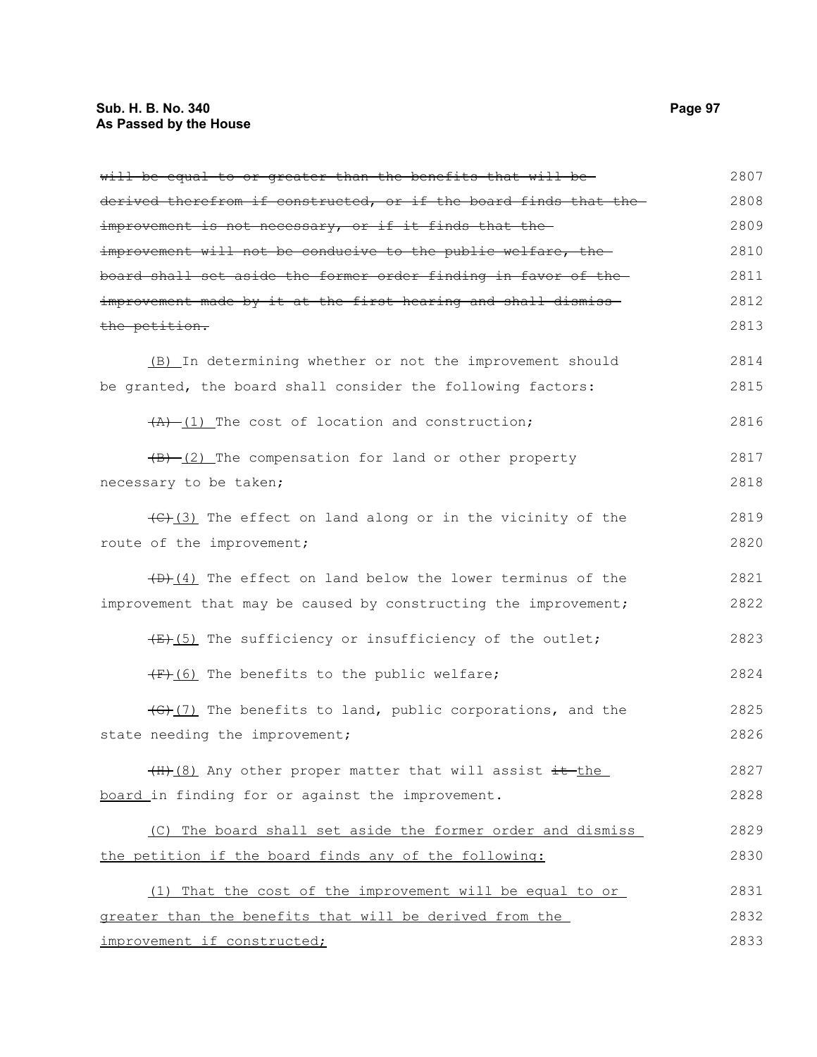~~will be equal to or greater than the benefits that will be derived therefrom if constructed, or if the board finds that the improvement is not necessary, or if it finds that the improvement will not be conducive to the public welfare, the board shall set aside the former order finding in favor of the improvement made by it at the first hearing and shall dismiss the petition.~~

(B) In determining whether or not the improvement should be granted, the board shall consider the following factors:

~~(A)~~ (1) The cost of location and construction;

~~(B)~~ (2) The compensation for land or other property necessary to be taken;

~~(C)~~ (3) The effect on land along or in the vicinity of the route of the improvement;

~~(D)~~ (4) The effect on land below the lower terminus of the improvement that may be caused by constructing the improvement;

~~(E)~~ (5) The sufficiency or insufficiency of the outlet;

~~(F)~~ (6) The benefits to the public welfare;

~~(G)~~ (7) The benefits to land, public corporations, and the state needing the improvement;

~~(H)~~ (8) Any other proper matter that will assist ~~it~~ the board in finding for or against the improvement.

(C) The board shall set aside the former order and dismiss the petition if the board finds any of the following:

(1) That the cost of the improvement will be equal to or greater than the benefits that will be derived from the improvement if constructed;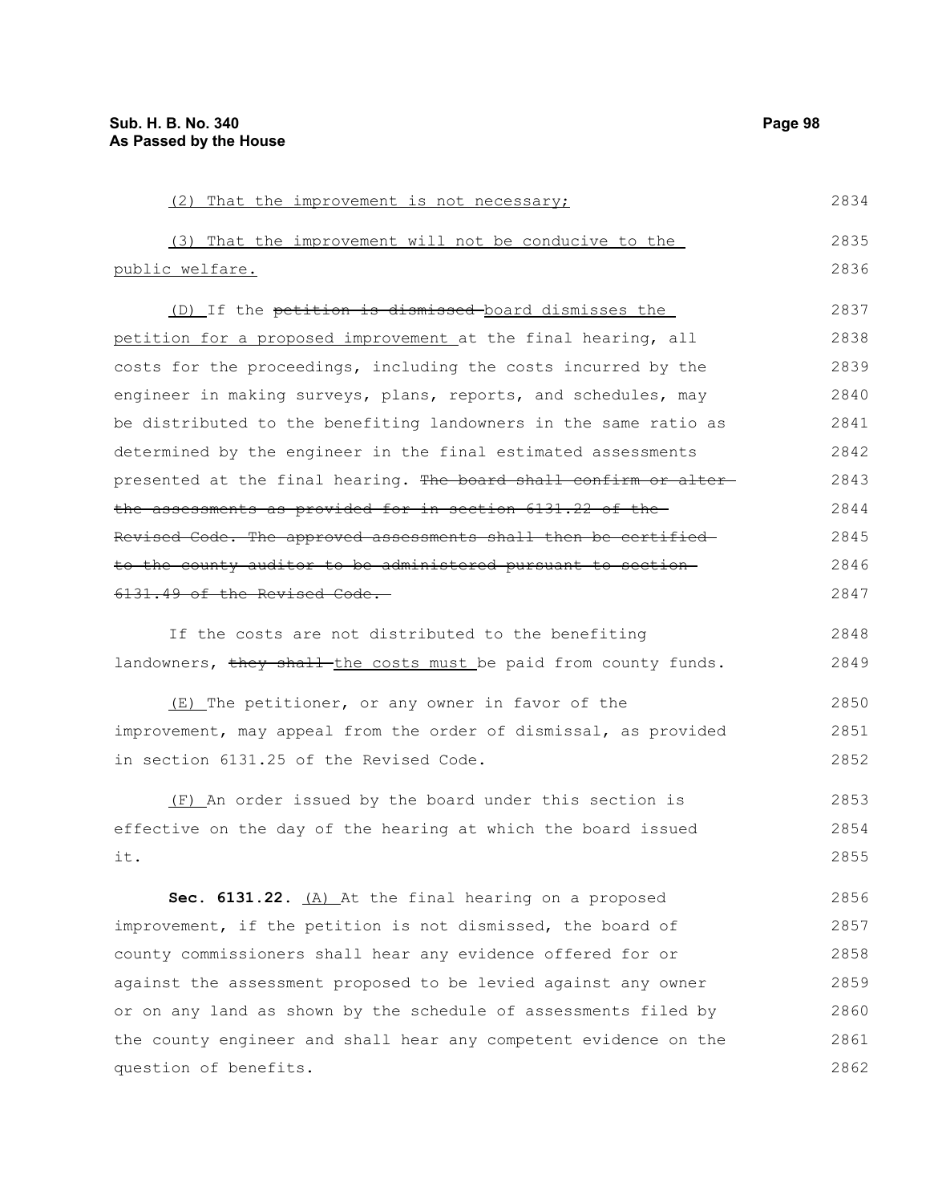(2) That the improvement is not necessary;

(3) That the improvement will not be conducive to the public welfare.

(D) If the ~~petition is dismissed~~ board dismisses the petition for a proposed improvement at the final hearing, all costs for the proceedings, including the costs incurred by the engineer in making surveys, plans, reports, and schedules, may be distributed to the benefiting landowners in the same ratio as determined by the engineer in the final estimated assessments presented at the final hearing. ~~The board shall confirm or alter the assessments as provided for in section 6131.22 of the Revised Code. The approved assessments shall then be certified to the county auditor to be administered pursuant to section 6131.49 of the Revised Code.~~

If the costs are not distributed to the benefiting landowners, ~~they shall~~ the costs must be paid from county funds.

(E) The petitioner, or any owner in favor of the improvement, may appeal from the order of dismissal, as provided in section 6131.25 of the Revised Code.

(F) An order issued by the board under this section is effective on the day of the hearing at which the board issued it.

**Sec. 6131.22.** (A) At the final hearing on a proposed improvement, if the petition is not dismissed, the board of county commissioners shall hear any evidence offered for or against the assessment proposed to be levied against any owner or on any land as shown by the schedule of assessments filed by the county engineer and shall hear any competent evidence on the question of benefits.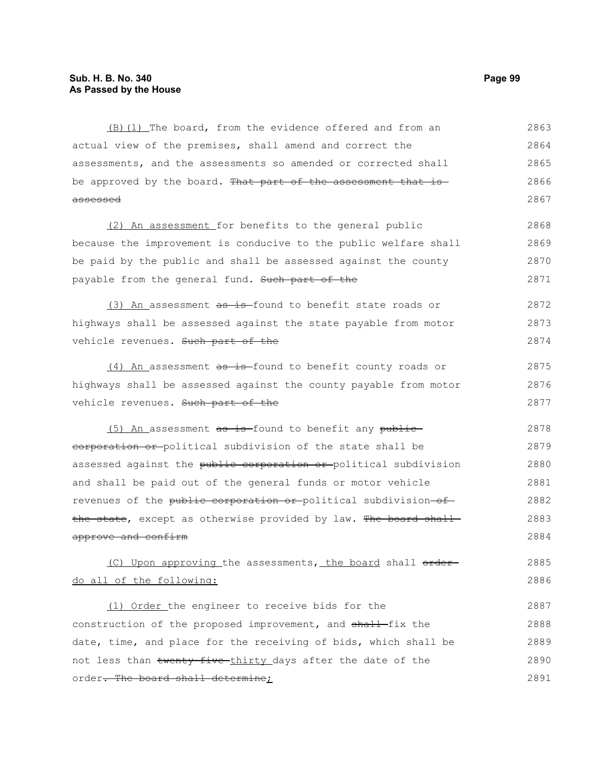(B)(1) The board, from the evidence offered and from an actual view of the premises, shall amend and correct the assessments, and the assessments so amended or corrected shall be approved by the board. ~~That part of the assessment that is assessed~~

(2) An assessment for benefits to the general public because the improvement is conducive to the public welfare shall be paid by the public and shall be assessed against the county payable from the general fund. ~~Such part of the~~

(3) An assessment ~~as is~~ found to benefit state roads or highways shall be assessed against the state payable from motor vehicle revenues. ~~Such part of the~~

(4) An assessment ~~as is~~ found to benefit county roads or highways shall be assessed against the county payable from motor vehicle revenues. ~~Such part of the~~

(5) An assessment ~~as is~~ found to benefit any ~~public corporation or~~ political subdivision of the state shall be assessed against the ~~public corporation or~~ political subdivision and shall be paid out of the general funds or motor vehicle revenues of the ~~public corporation or~~ political subdivision ~~of the state~~, except as otherwise provided by law. ~~The board shall approve and confirm~~

(C) Upon approving the assessments, the board shall ~~order~~ do all of the following:

(1) Order the engineer to receive bids for the construction of the proposed improvement, and ~~shall~~ fix the date, time, and place for the receiving of bids, which shall be not less than ~~twenty-five~~ thirty days after the date of the order~~. The board shall determine~~;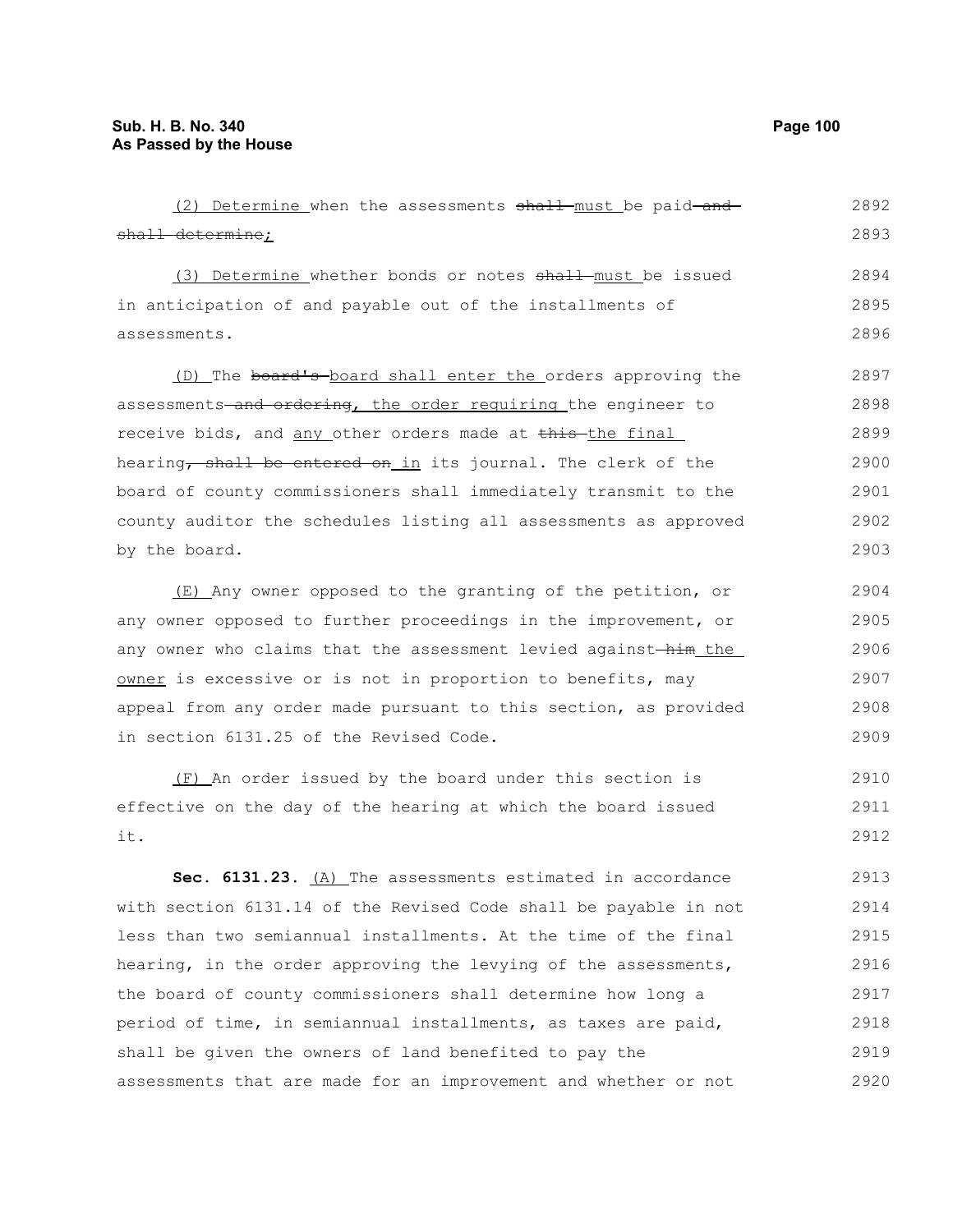(2) Determine when the assessments ~~shall~~ must be paid ~~and shall determine~~;

(3) Determine whether bonds or notes ~~shall~~ must be issued in anticipation of and payable out of the installments of assessments.

(D) The ~~board's~~ board shall enter the orders approving the assessments ~~and ordering~~, the order requiring the engineer to receive bids, and any other orders made at ~~this~~ the final hearing~~, shall be entered on~~ in its journal. The clerk of the board of county commissioners shall immediately transmit to the county auditor the schedules listing all assessments as approved by the board.

(E) Any owner opposed to the granting of the petition, or any owner opposed to further proceedings in the improvement, or any owner who claims that the assessment levied against ~~him~~ the owner is excessive or is not in proportion to benefits, may appeal from any order made pursuant to this section, as provided in section 6131.25 of the Revised Code.

(F) An order issued by the board under this section is effective on the day of the hearing at which the board issued it.

**Sec. 6131.23.** (A) The assessments estimated in accordance with section 6131.14 of the Revised Code shall be payable in not less than two semiannual installments. At the time of the final hearing, in the order approving the levying of the assessments, the board of county commissioners shall determine how long a period of time, in semiannual installments, as taxes are paid, shall be given the owners of land benefited to pay the assessments that are made for an improvement and whether or not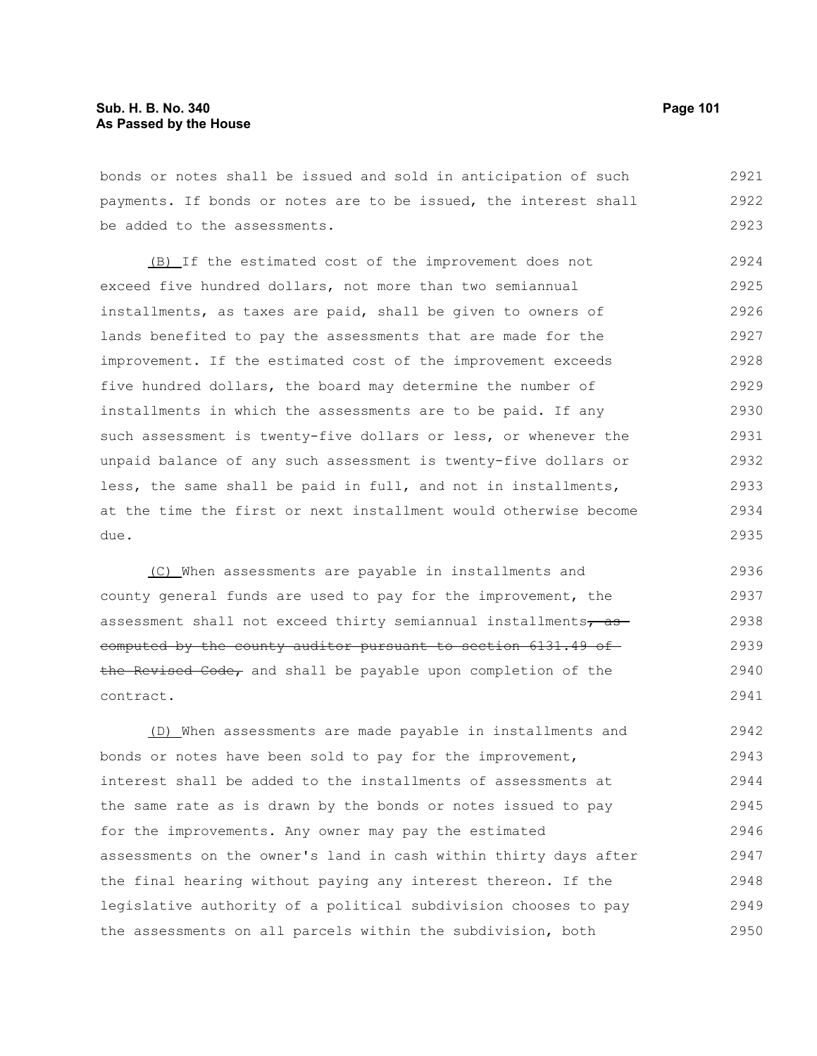bonds or notes shall be issued and sold in anticipation of such payments. If bonds or notes are to be issued, the interest shall be added to the assessments.

(B) If the estimated cost of the improvement does not exceed five hundred dollars, not more than two semiannual installments, as taxes are paid, shall be given to owners of lands benefited to pay the assessments that are made for the improvement. If the estimated cost of the improvement exceeds five hundred dollars, the board may determine the number of installments in which the assessments are to be paid. If any such assessment is twenty-five dollars or less, or whenever the unpaid balance of any such assessment is twenty-five dollars or less, the same shall be paid in full, and not in installments, at the time the first or next installment would otherwise become due.

(C) When assessments are payable in installments and county general funds are used to pay for the improvement, the assessment shall not exceed thirty semiannual installments~~, as computed by the county auditor pursuant to section 6131.49 of the Revised Code,~~ and shall be payable upon completion of the contract.

(D) When assessments are made payable in installments and bonds or notes have been sold to pay for the improvement, interest shall be added to the installments of assessments at the same rate as is drawn by the bonds or notes issued to pay for the improvements. Any owner may pay the estimated assessments on the owner's land in cash within thirty days after the final hearing without paying any interest thereon. If the legislative authority of a political subdivision chooses to pay the assessments on all parcels within the subdivision, both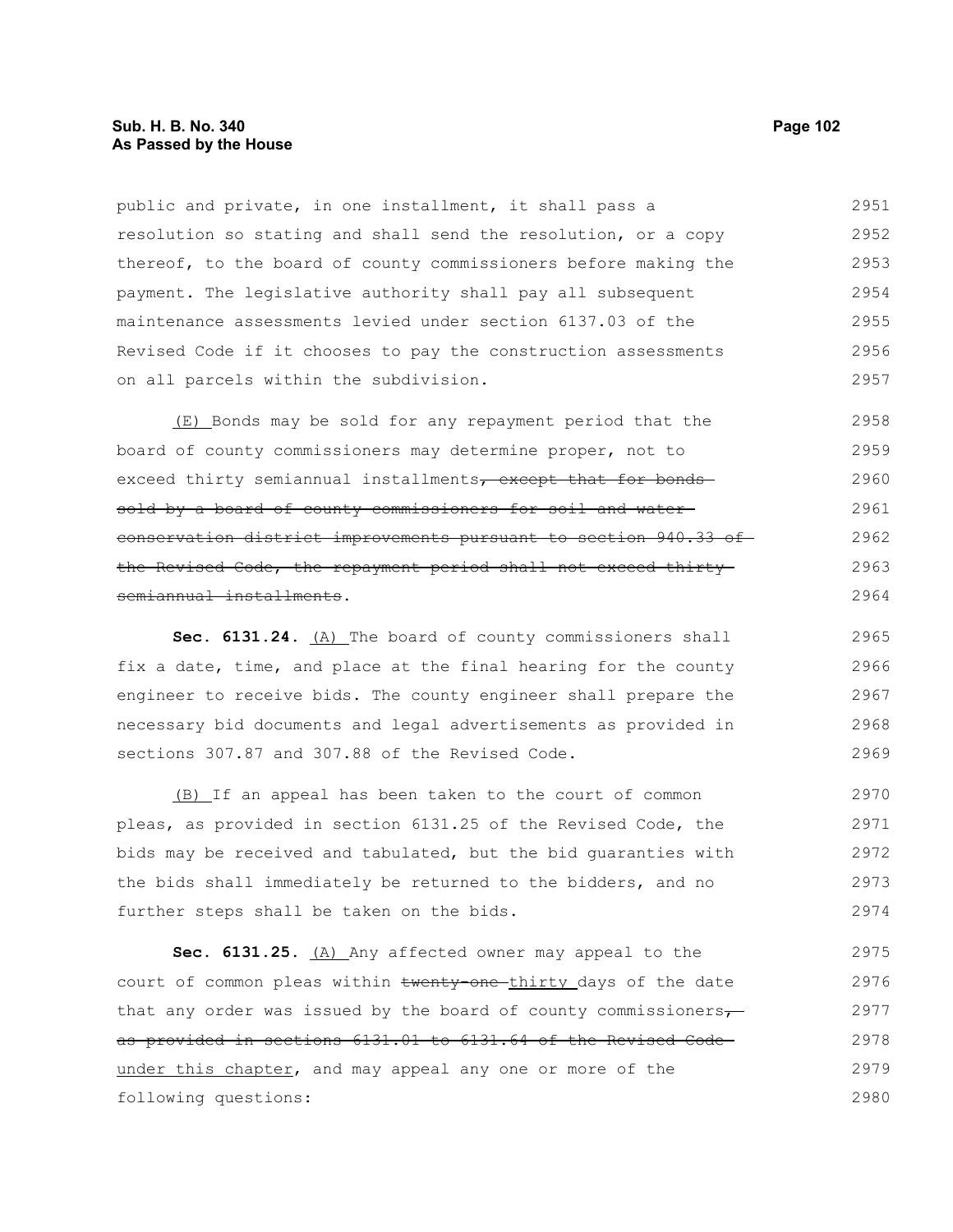public and private, in one installment, it shall pass a resolution so stating and shall send the resolution, or a copy thereof, to the board of county commissioners before making the payment. The legislative authority shall pay all subsequent maintenance assessments levied under section 6137.03 of the Revised Code if it chooses to pay the construction assessments on all parcels within the subdivision.

(E) Bonds may be sold for any repayment period that the board of county commissioners may determine proper, not to exceed thirty semiannual installments~~, except that for bonds sold by a board of county commissioners for soil and water conservation district improvements pursuant to section 940.33 of the Revised Code, the repayment period shall not exceed thirty semiannual installments~~.

**Sec. 6131.24.** (A) The board of county commissioners shall fix a date, time, and place at the final hearing for the county engineer to receive bids. The county engineer shall prepare the necessary bid documents and legal advertisements as provided in sections 307.87 and 307.88 of the Revised Code.

(B) If an appeal has been taken to the court of common pleas, as provided in section 6131.25 of the Revised Code, the bids may be received and tabulated, but the bid guaranties with the bids shall immediately be returned to the bidders, and no further steps shall be taken on the bids.

**Sec. 6131.25.** (A) Any affected owner may appeal to the court of common pleas within ~~twenty-one~~ thirty days of the date that any order was issued by the board of county commissioners~~, as provided in sections 6131.01 to 6131.64 of the Revised Code~~ under this chapter, and may appeal any one or more of the following questions: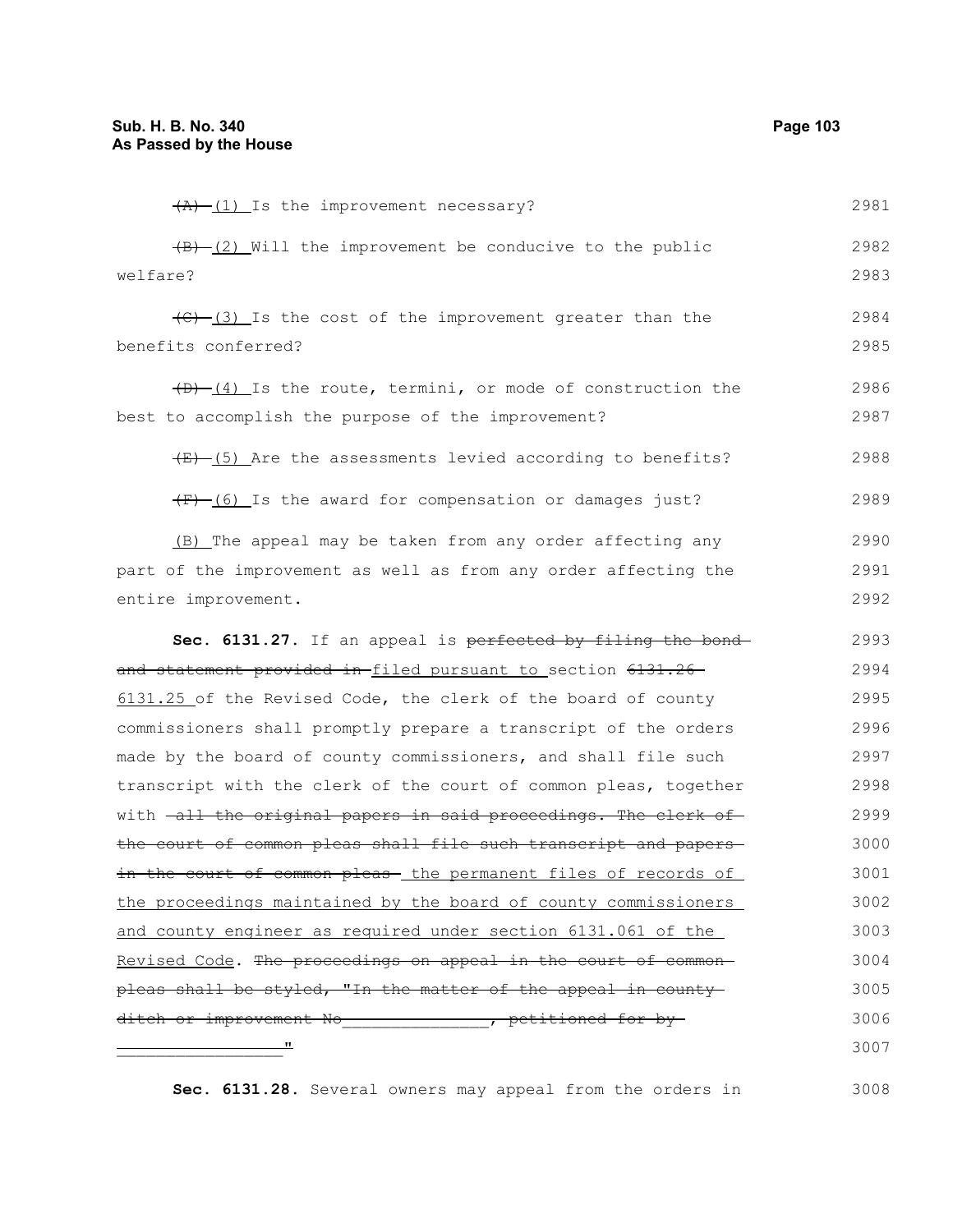~~(A)~~ (1) Is the improvement necessary?

~~(B)~~ (2) Will the improvement be conducive to the public welfare?

~~(C)~~ (3) Is the cost of the improvement greater than the benefits conferred?

~~(D)~~ (4) Is the route, termini, or mode of construction the best to accomplish the purpose of the improvement?

~~(E)~~ (5) Are the assessments levied according to benefits?

~~(F)~~ (6) Is the award for compensation or damages just?

(B) The appeal may be taken from any order affecting any part of the improvement as well as from any order affecting the entire improvement.

**Sec. 6131.27.** If an appeal is ~~perfected by filing the bond and statement provided in~~ filed pursuant to section ~~6131.26~~ 6131.25 of the Revised Code, the clerk of the board of county commissioners shall promptly prepare a transcript of the orders made by the board of county commissioners, and shall file such transcript with the clerk of the court of common pleas, together with ~~all the original papers in said proceedings. The clerk of the court of common pleas shall file such transcript and papers in the court of common pleas~~ the permanent files of records of the proceedings maintained by the board of county commissioners and county engineer as required under section 6131.061 of the Revised Code. ~~The proceedings on appeal in the court of common pleas shall be styled, "In the matter of the appeal in county ditch or improvement No______________, petitioned for by _________________"~~

**Sec. 6131.28.** Several owners may appeal from the orders in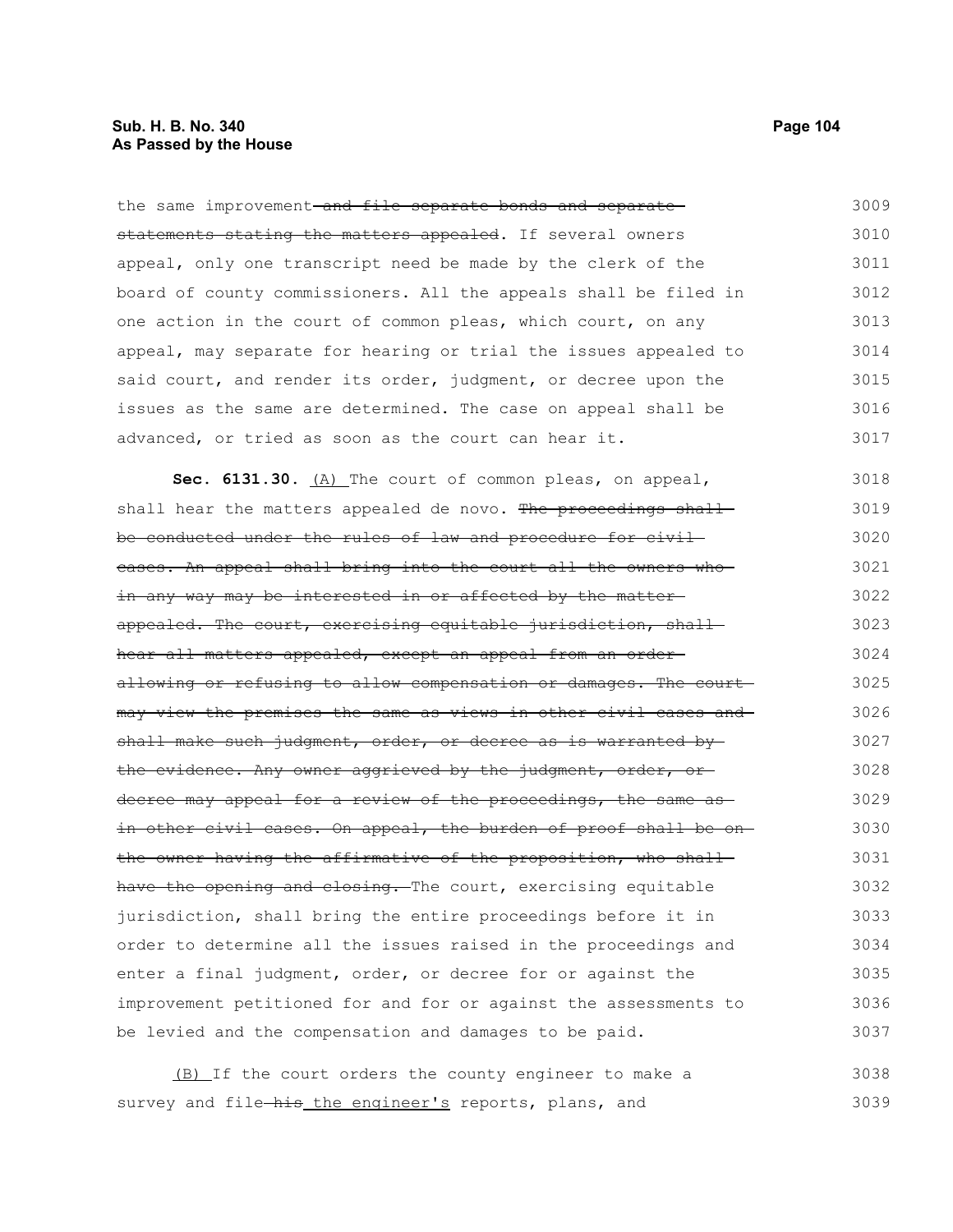the same improvement ~~and file separate bonds and separate statements stating the matters appealed~~. If several owners appeal, only one transcript need be made by the clerk of the board of county commissioners. All the appeals shall be filed in one action in the court of common pleas, which court, on any appeal, may separate for hearing or trial the issues appealed to said court, and render its order, judgment, or decree upon the issues as the same are determined. The case on appeal shall be advanced, or tried as soon as the court can hear it.

**Sec. 6131.30.** <u>(A)</u> The court of common pleas, on appeal, shall hear the matters appealed de novo. ~~The proceedings shall be conducted under the rules of law and procedure for civil cases. An appeal shall bring into the court all the owners who in any way may be interested in or affected by the matter appealed. The court, exercising equitable jurisdiction, shall hear all matters appealed, except an appeal from an order allowing or refusing to allow compensation or damages. The court may view the premises the same as views in other civil cases and shall make such judgment, order, or decree as is warranted by the evidence. Any owner aggrieved by the judgment, order, or decree may appeal for a review of the proceedings, the same as in other civil cases. On appeal, the burden of proof shall be on the owner having the affirmative of the proposition, who shall have the opening and closing.~~ The court, exercising equitable jurisdiction, shall bring the entire proceedings before it in order to determine all the issues raised in the proceedings and enter a final judgment, order, or decree for or against the improvement petitioned for and for or against the assessments to be levied and the compensation and damages to be paid.

<u>(B)</u> If the court orders the county engineer to make a survey and file ~~his~~ <u>the engineer's</u> reports, plans, and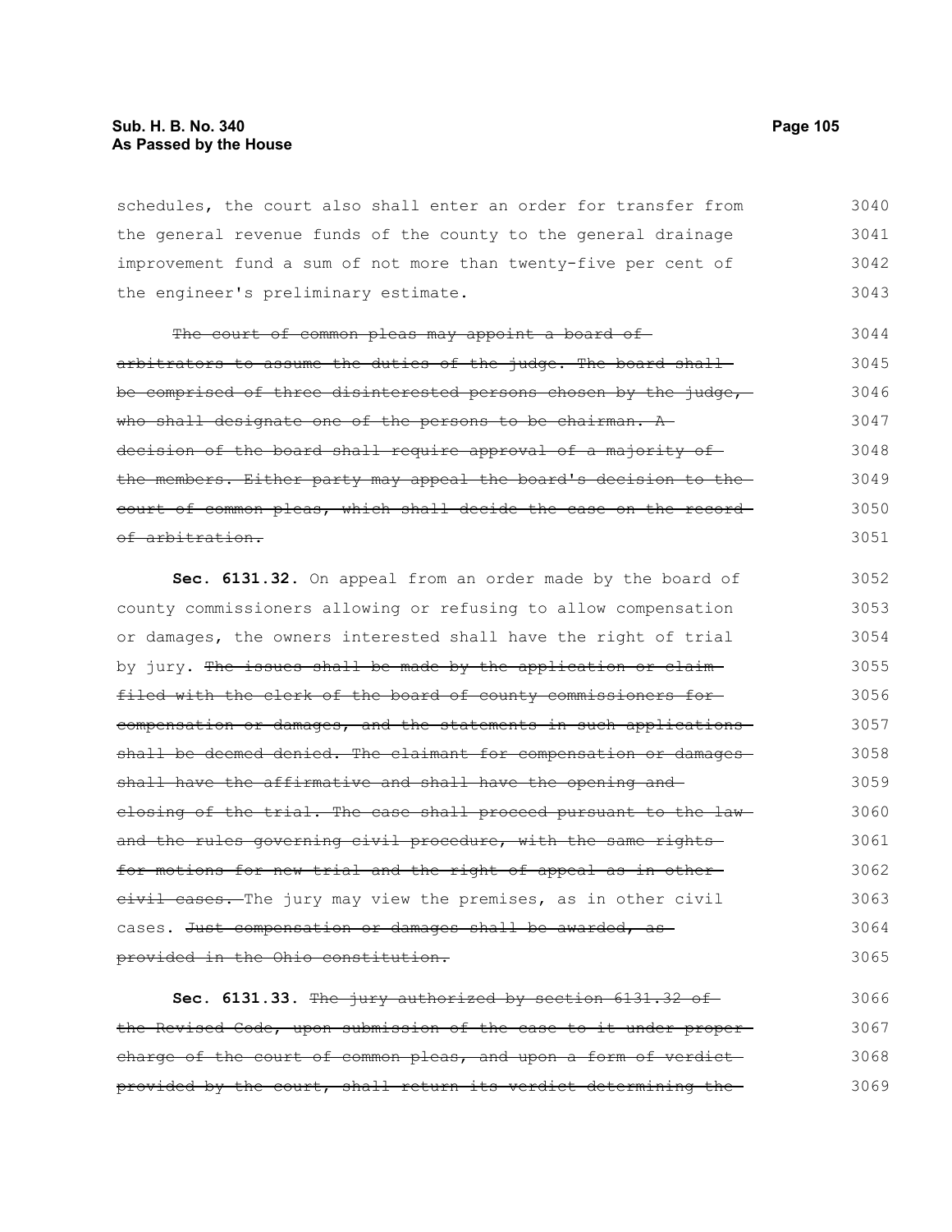schedules, the court also shall enter an order for transfer from the general revenue funds of the county to the general drainage improvement fund a sum of not more than twenty-five per cent of the engineer's preliminary estimate.

~~The court of common pleas may appoint a board of arbitrators to assume the duties of the judge. The board shall be comprised of three disinterested persons chosen by the judge, who shall designate one of the persons to be chairman. A decision of the board shall require approval of a majority of the members. Either party may appeal the board's decision to the court of common pleas, which shall decide the case on the record of arbitration.~~

**Sec. 6131.32.** On appeal from an order made by the board of county commissioners allowing or refusing to allow compensation or damages, the owners interested shall have the right of trial by jury. ~~The issues shall be made by the application or claim filed with the clerk of the board of county commissioners for compensation or damages, and the statements in such applications shall be deemed denied. The claimant for compensation or damages shall have the affirmative and shall have the opening and closing of the trial. The case shall proceed pursuant to the law and the rules governing civil procedure, with the same rights for motions for new trial and the right of appeal as in other civil cases.~~ The jury may view the premises, as in other civil cases. ~~Just compensation or damages shall be awarded, as provided in the Ohio constitution.~~

**Sec. 6131.33.** ~~The jury authorized by section 6131.32 of the Revised Code, upon submission of the case to it under proper charge of the court of common pleas, and upon a form of verdict provided by the court, shall return its verdict determining the~~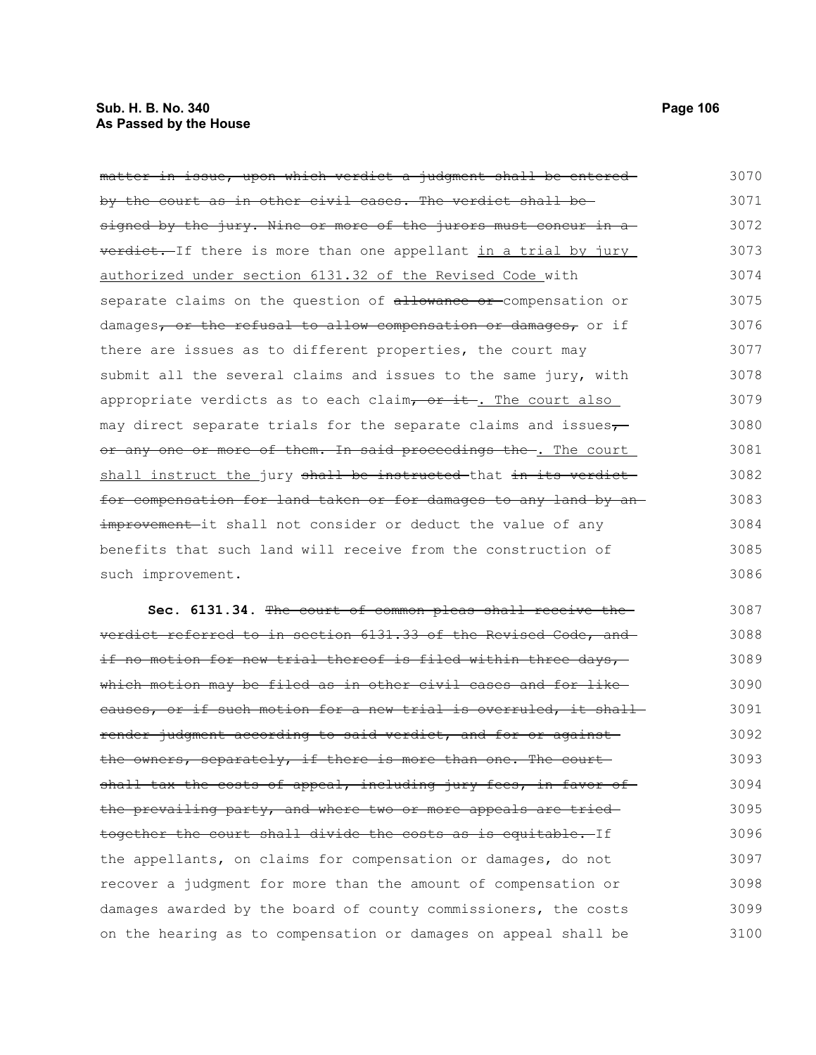~~matter in issue, upon which verdict a judgment shall be entered by the court as in other civil cases. The verdict shall be signed by the jury. Nine or more of the jurors must concur in a verdict.~~ If there is more than one appellant <u>in a trial by jury authorized under section 6131.32 of the Revised Code</u> with separate claims on the question of ~~allowance or~~ compensation or damages~~, or the refusal to allow compensation or damages,~~ or if there are issues as to different properties, the court may submit all the several claims and issues to the same jury, with appropriate verdicts as to each claim~~, or it~~<u>. The court also</u> may direct separate trials for the separate claims and issues~~, or any one or more of them. In said proceedings the~~<u>. The court shall instruct the</u> jury ~~shall be instructed~~ that ~~in its verdict for compensation for land taken or for damages to any land by an improvement~~ it shall not consider or deduct the value of any benefits that such land will receive from the construction of such improvement.

**Sec. 6131.34.** ~~The court of common pleas shall receive the verdict referred to in section 6131.33 of the Revised Code, and if no motion for new trial thereof is filed within three days, which motion may be filed as in other civil cases and for like causes, or if such motion for a new trial is overruled, it shall render judgment according to said verdict, and for or against the owners, separately, if there is more than one. The court shall tax the costs of appeal, including jury fees, in favor of the prevailing party, and where two or more appeals are tried together the court shall divide the costs as is equitable.~~ If the appellants, on claims for compensation or damages, do not recover a judgment for more than the amount of compensation or damages awarded by the board of county commissioners, the costs on the hearing as to compensation or damages on appeal shall be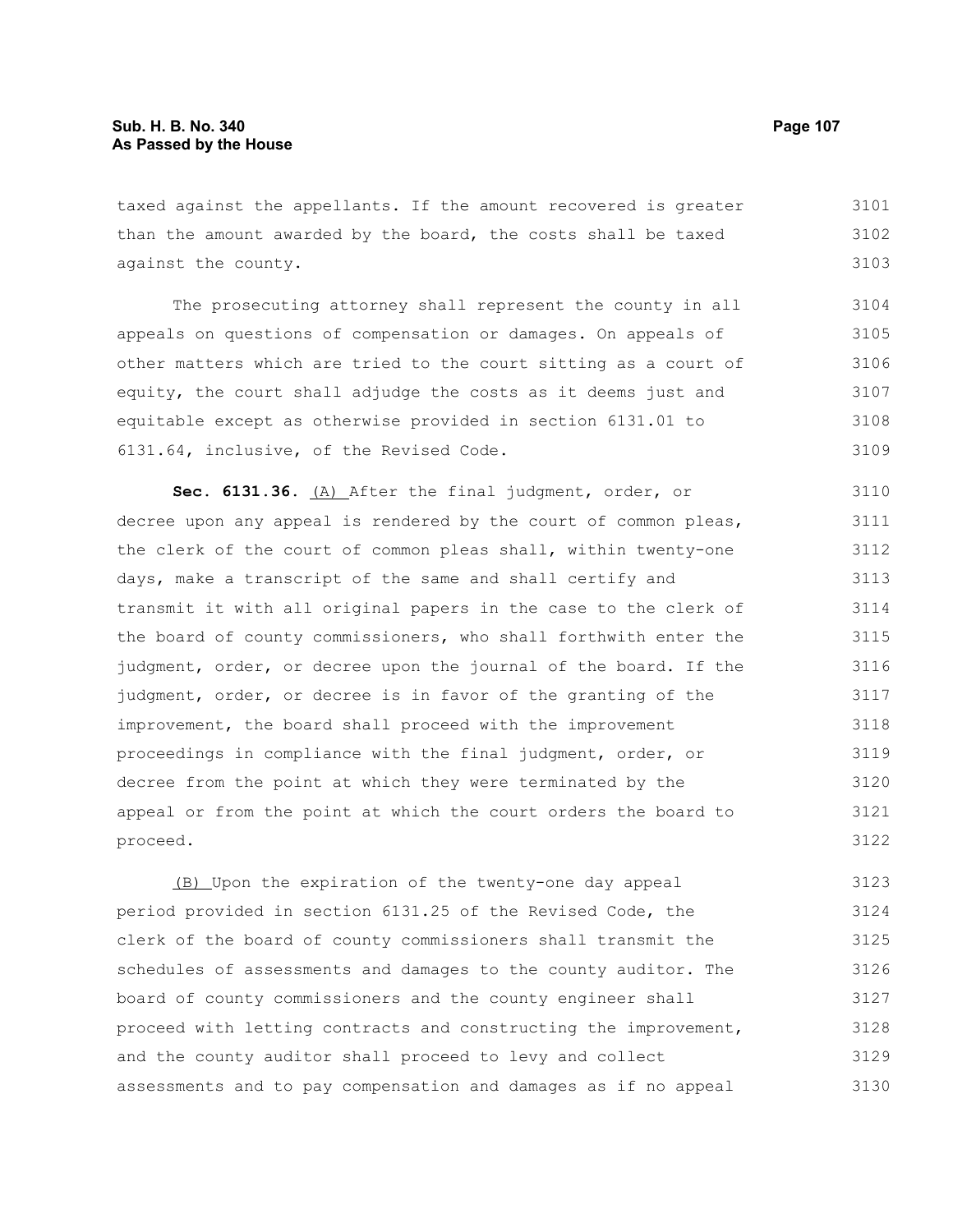taxed against the appellants. If the amount recovered is greater than the amount awarded by the board, the costs shall be taxed against the county.

The prosecuting attorney shall represent the county in all appeals on questions of compensation or damages. On appeals of other matters which are tried to the court sitting as a court of equity, the court shall adjudge the costs as it deems just and equitable except as otherwise provided in section 6131.01 to 6131.64, inclusive, of the Revised Code.

**Sec. 6131.36.** (A) After the final judgment, order, or decree upon any appeal is rendered by the court of common pleas, the clerk of the court of common pleas shall, within twenty-one days, make a transcript of the same and shall certify and transmit it with all original papers in the case to the clerk of the board of county commissioners, who shall forthwith enter the judgment, order, or decree upon the journal of the board. If the judgment, order, or decree is in favor of the granting of the improvement, the board shall proceed with the improvement proceedings in compliance with the final judgment, order, or decree from the point at which they were terminated by the appeal or from the point at which the court orders the board to proceed.

(B) Upon the expiration of the twenty-one day appeal period provided in section 6131.25 of the Revised Code, the clerk of the board of county commissioners shall transmit the schedules of assessments and damages to the county auditor. The board of county commissioners and the county engineer shall proceed with letting contracts and constructing the improvement, and the county auditor shall proceed to levy and collect assessments and to pay compensation and damages as if no appeal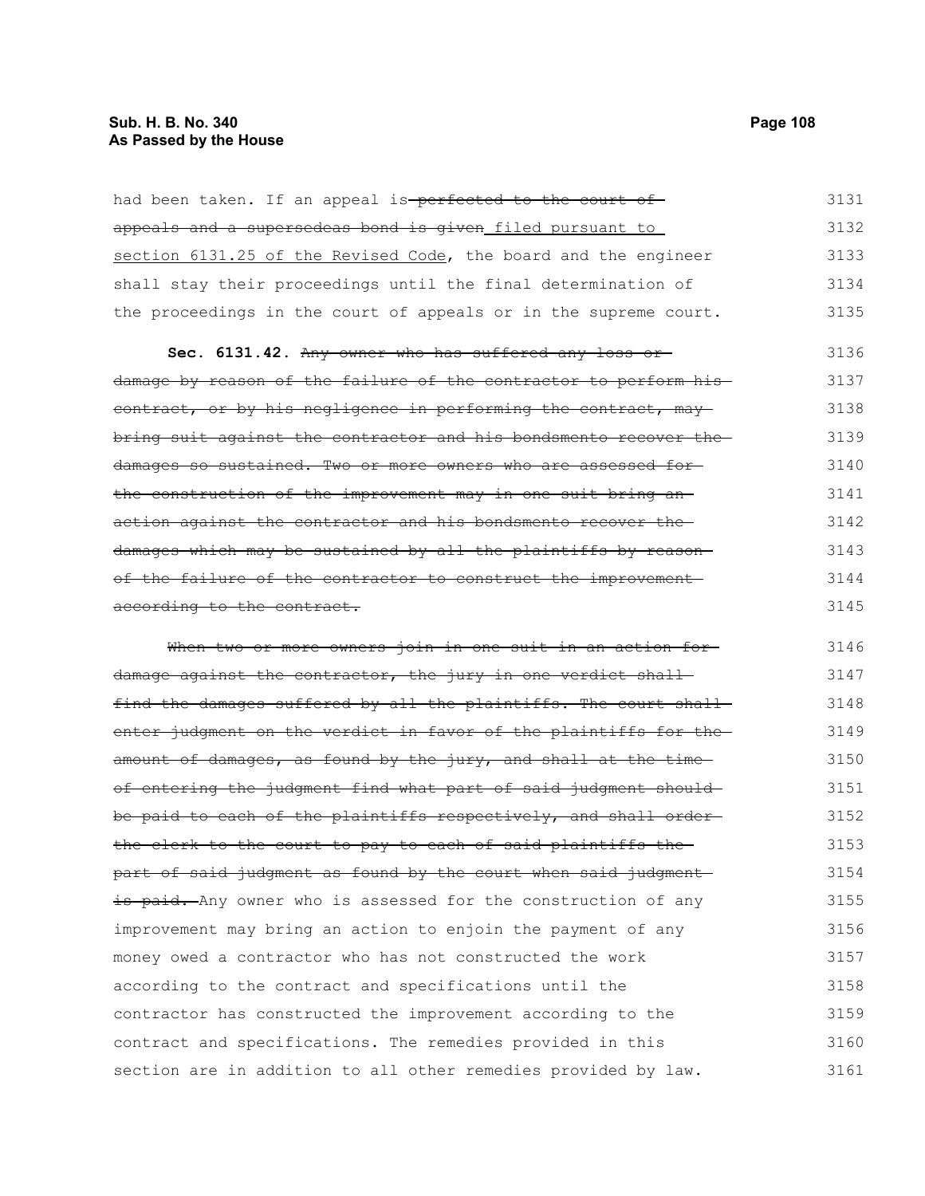had been taken. If an appeal is ~~perfected to the court of appeals and a supersedeas bond is given~~ filed pursuant to section 6131.25 of the Revised Code, the board and the engineer shall stay their proceedings until the final determination of the proceedings in the court of appeals or in the supreme court.

**Sec. 6131.42.** ~~Any owner who has suffered any loss or damage by reason of the failure of the contractor to perform his contract, or by his negligence in performing the contract, may bring suit against the contractor and his bondsmento recover the damages so sustained. Two or more owners who are assessed for the construction of the improvement may in one suit bring an action against the contractor and his bondsmento recover the damages which may be sustained by all the plaintiffs by reason of the failure of the contractor to construct the improvement according to the contract.~~

~~When two or more owners join in one suit in an action for damage against the contractor, the jury in one verdict shall find the damages suffered by all the plaintiffs. The court shall enter judgment on the verdict in favor of the plaintiffs for the amount of damages, as found by the jury, and shall at the time of entering the judgment find what part of said judgment should be paid to each of the plaintiffs respectively, and shall order the clerk to the court to pay to each of said plaintiffs the part of said judgment as found by the court when said judgment is paid.~~ Any owner who is assessed for the construction of any improvement may bring an action to enjoin the payment of any money owed a contractor who has not constructed the work according to the contract and specifications until the contractor has constructed the improvement according to the contract and specifications. The remedies provided in this section are in addition to all other remedies provided by law.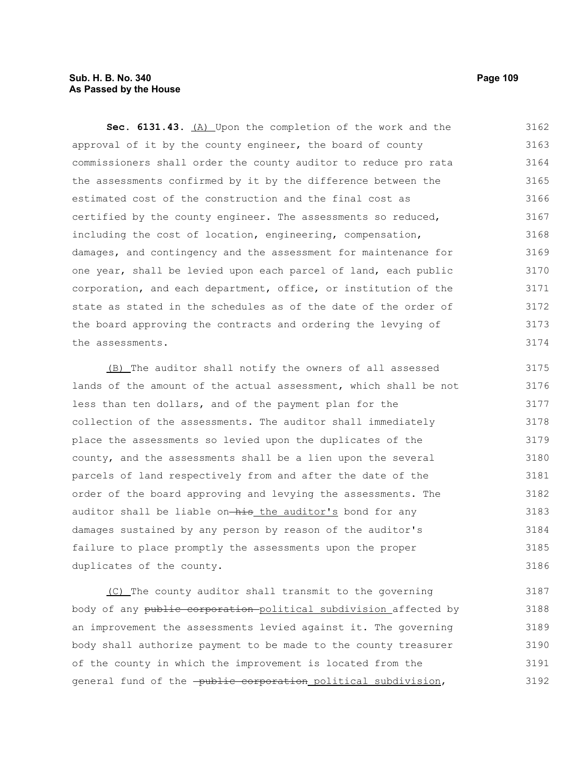**Sec. 6131.43.** (A) Upon the completion of the work and the approval of it by the county engineer, the board of county commissioners shall order the county auditor to reduce pro rata the assessments confirmed by it by the difference between the estimated cost of the construction and the final cost as certified by the county engineer. The assessments so reduced, including the cost of location, engineering, compensation, damages, and contingency and the assessment for maintenance for one year, shall be levied upon each parcel of land, each public corporation, and each department, office, or institution of the state as stated in the schedules as of the date of the order of the board approving the contracts and ordering the levying of the assessments.

(B) The auditor shall notify the owners of all assessed lands of the amount of the actual assessment, which shall be not less than ten dollars, and of the payment plan for the collection of the assessments. The auditor shall immediately place the assessments so levied upon the duplicates of the county, and the assessments shall be a lien upon the several parcels of land respectively from and after the date of the order of the board approving and levying the assessments. The auditor shall be liable on ~~his~~ the auditor's bond for any damages sustained by any person by reason of the auditor's failure to place promptly the assessments upon the proper duplicates of the county.

(C) The county auditor shall transmit to the governing body of any ~~public corporation~~ political subdivision affected by an improvement the assessments levied against it. The governing body shall authorize payment to be made to the county treasurer of the county in which the improvement is located from the general fund of the ~~public corporation~~ political subdivision,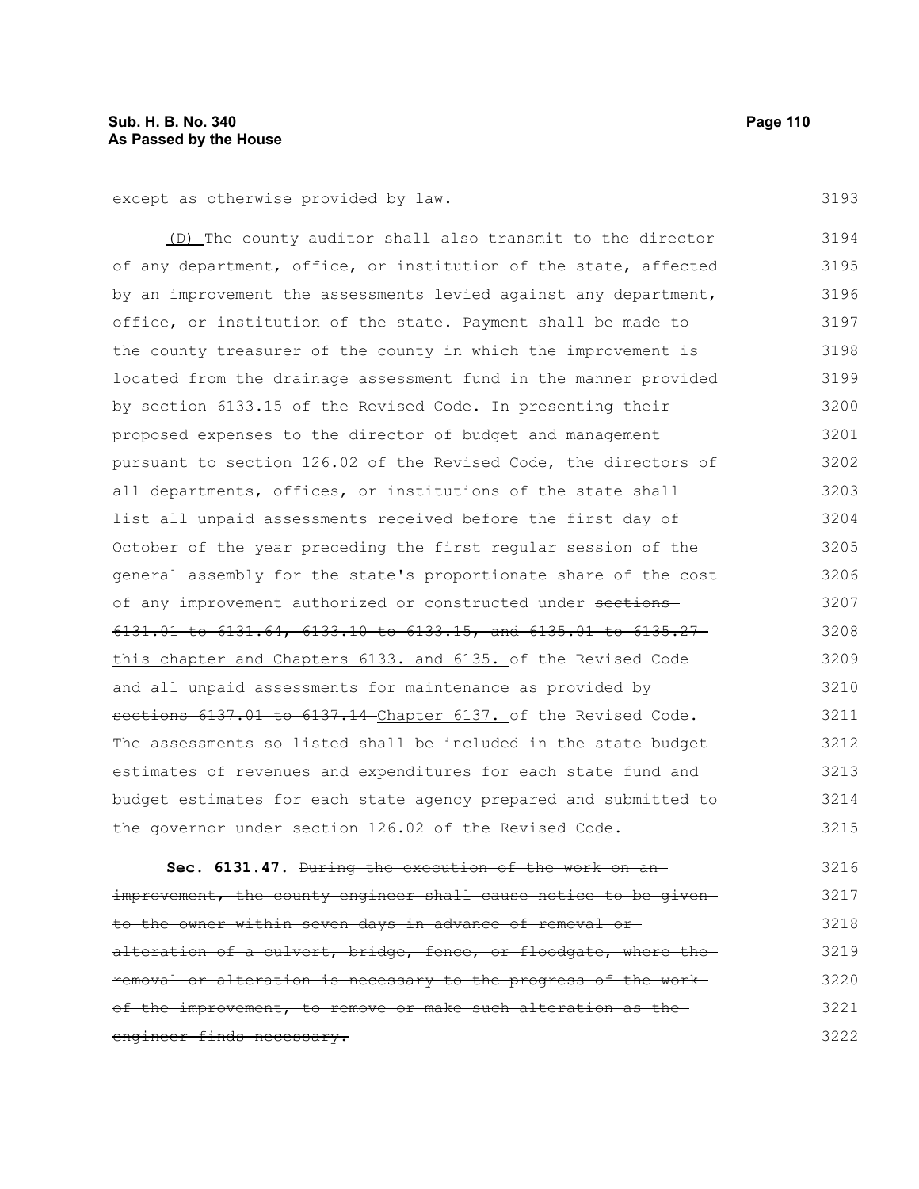except as otherwise provided by law.

(D) The county auditor shall also transmit to the director of any department, office, or institution of the state, affected by an improvement the assessments levied against any department, office, or institution of the state. Payment shall be made to the county treasurer of the county in which the improvement is located from the drainage assessment fund in the manner provided by section 6133.15 of the Revised Code. In presenting their proposed expenses to the director of budget and management pursuant to section 126.02 of the Revised Code, the directors of all departments, offices, or institutions of the state shall list all unpaid assessments received before the first day of October of the year preceding the first regular session of the general assembly for the state's proportionate share of the cost of any improvement authorized or constructed under ~~sections 6131.01 to 6131.64, 6133.10 to 6133.15, and 6135.01 to 6135.27~~ this chapter and Chapters 6133. and 6135. of the Revised Code and all unpaid assessments for maintenance as provided by ~~sections 6137.01 to 6137.14~~ Chapter 6137. of the Revised Code. The assessments so listed shall be included in the state budget estimates of revenues and expenditures for each state fund and budget estimates for each state agency prepared and submitted to the governor under section 126.02 of the Revised Code.

**Sec. 6131.47.** ~~During the execution of the work on an improvement, the county engineer shall cause notice to be given to the owner within seven days in advance of removal or alteration of a culvert, bridge, fence, or floodgate, where the removal or alteration is necessary to the progress of the work of the improvement, to remove or make such alteration as the engineer finds necessary.~~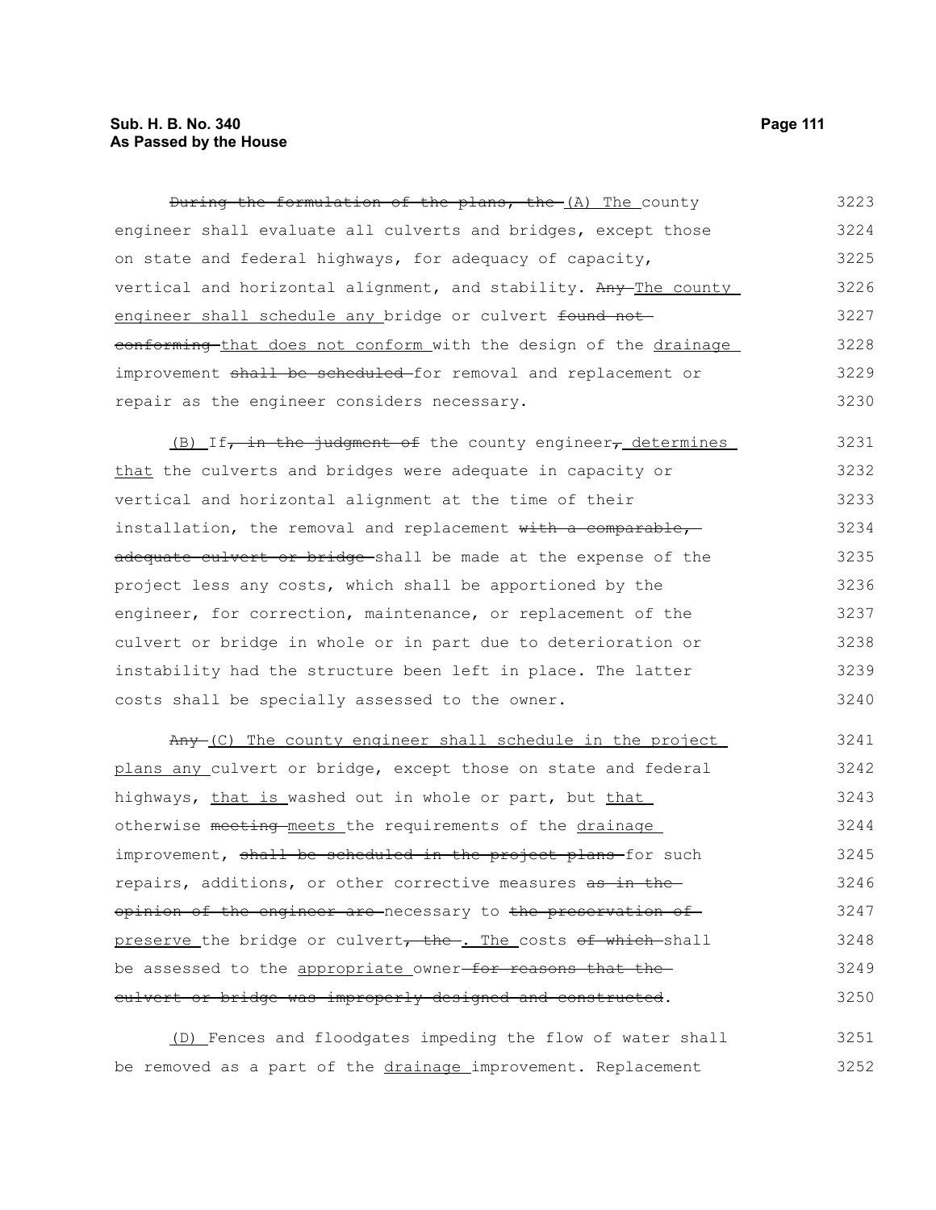~~During the formulation of the plans, the~~ <u>(A) The</u> county engineer shall evaluate all culverts and bridges, except those on state and federal highways, for adequacy of capacity, vertical and horizontal alignment, and stability. ~~Any~~ <u>The county engineer shall schedule any</u> bridge or culvert ~~found not conforming~~ <u>that does not conform</u> with the design of the <u>drainage</u> improvement ~~shall be scheduled~~ for removal and replacement or repair as the engineer considers necessary.

<u>(B)</u> If~~, in the judgment of~~ the county engineer~~,~~ <u>determines that</u> the culverts and bridges were adequate in capacity or vertical and horizontal alignment at the time of their installation, the removal and replacement ~~with a comparable, adequate culvert or bridge~~ shall be made at the expense of the project less any costs, which shall be apportioned by the engineer, for correction, maintenance, or replacement of the culvert or bridge in whole or in part due to deterioration or instability had the structure been left in place. The latter costs shall be specially assessed to the owner.

~~Any~~ <u>(C) The county engineer shall schedule in the project plans any</u> culvert or bridge, except those on state and federal highways, <u>that is</u> washed out in whole or part, but <u>that</u> otherwise ~~meeting~~ <u>meets</u> the requirements of the <u>drainage</u> improvement, ~~shall be scheduled in the project plans~~ for such repairs, additions, or other corrective measures ~~as in the opinion of the engineer are~~ necessary to ~~the preservation of~~ <u>preserve</u> the bridge or culvert~~, the~~<u>. The</u> costs ~~of which~~ shall be assessed to the <u>appropriate</u> owner ~~for reasons that the culvert or bridge was improperly designed and constructed~~.

<u>(D)</u> Fences and floodgates impeding the flow of water shall be removed as a part of the <u>drainage</u> improvement. Replacement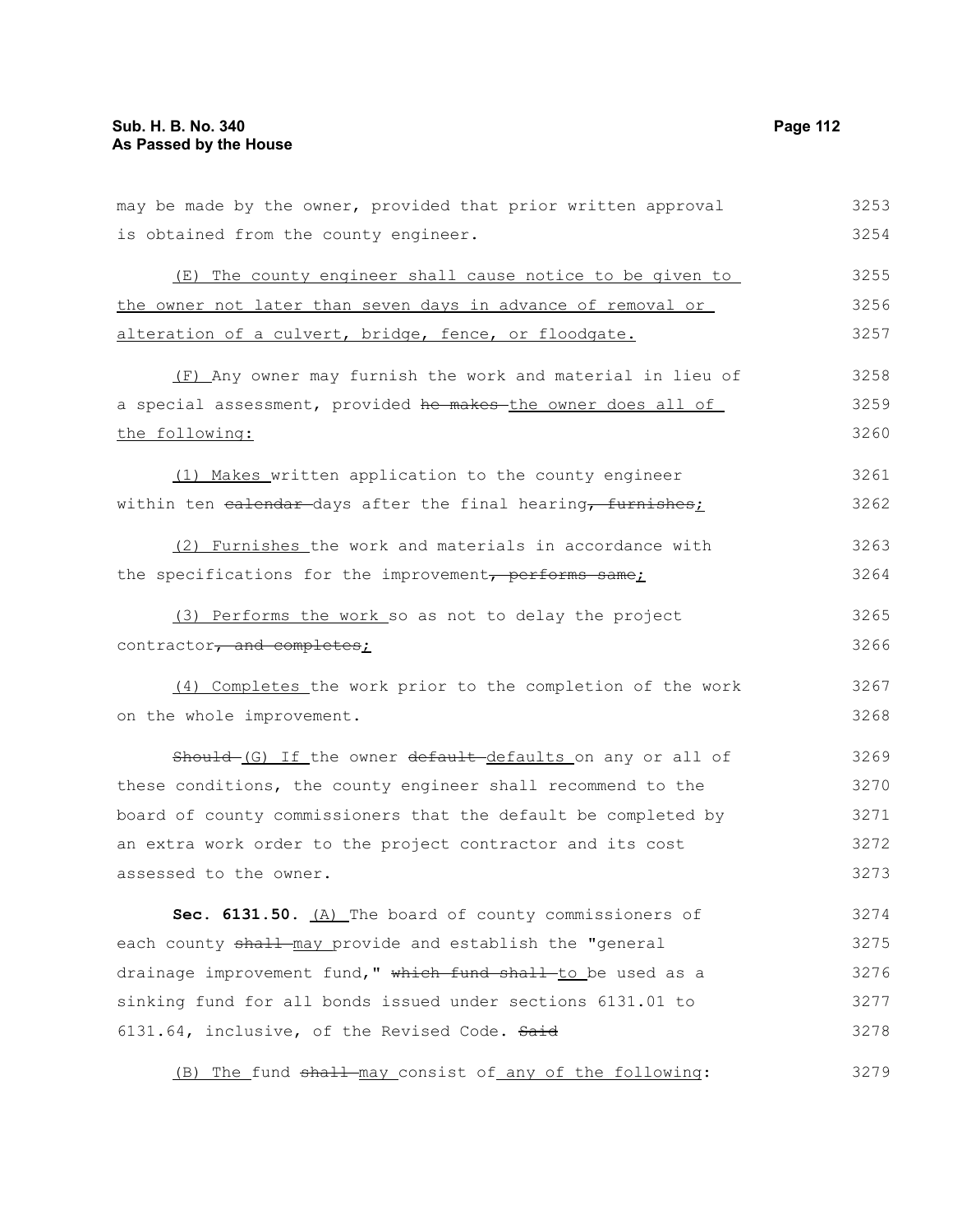may be made by the owner, provided that prior written approval is obtained from the county engineer.

(E) The county engineer shall cause notice to be given to the owner not later than seven days in advance of removal or alteration of a culvert, bridge, fence, or floodgate.

(F) Any owner may furnish the work and material in lieu of a special assessment, provided ~~he makes~~ the owner does all of the following:

(1) Makes written application to the county engineer within ten ~~calendar~~ days after the final hearing~~, furnishes~~;

(2) Furnishes the work and materials in accordance with the specifications for the improvement~~, performs same~~;

(3) Performs the work so as not to delay the project contractor~~, and completes~~;

(4) Completes the work prior to the completion of the work on the whole improvement.

~~Should~~ (G) If the owner ~~default~~ defaults on any or all of these conditions, the county engineer shall recommend to the board of county commissioners that the default be completed by an extra work order to the project contractor and its cost assessed to the owner.

**Sec. 6131.50.** (A) The board of county commissioners of each county ~~shall~~ may provide and establish the "general drainage improvement fund," ~~which fund shall~~ to be used as a sinking fund for all bonds issued under sections 6131.01 to 6131.64, inclusive, of the Revised Code. ~~Said~~

(B) The fund ~~shall~~ may consist of any of the following: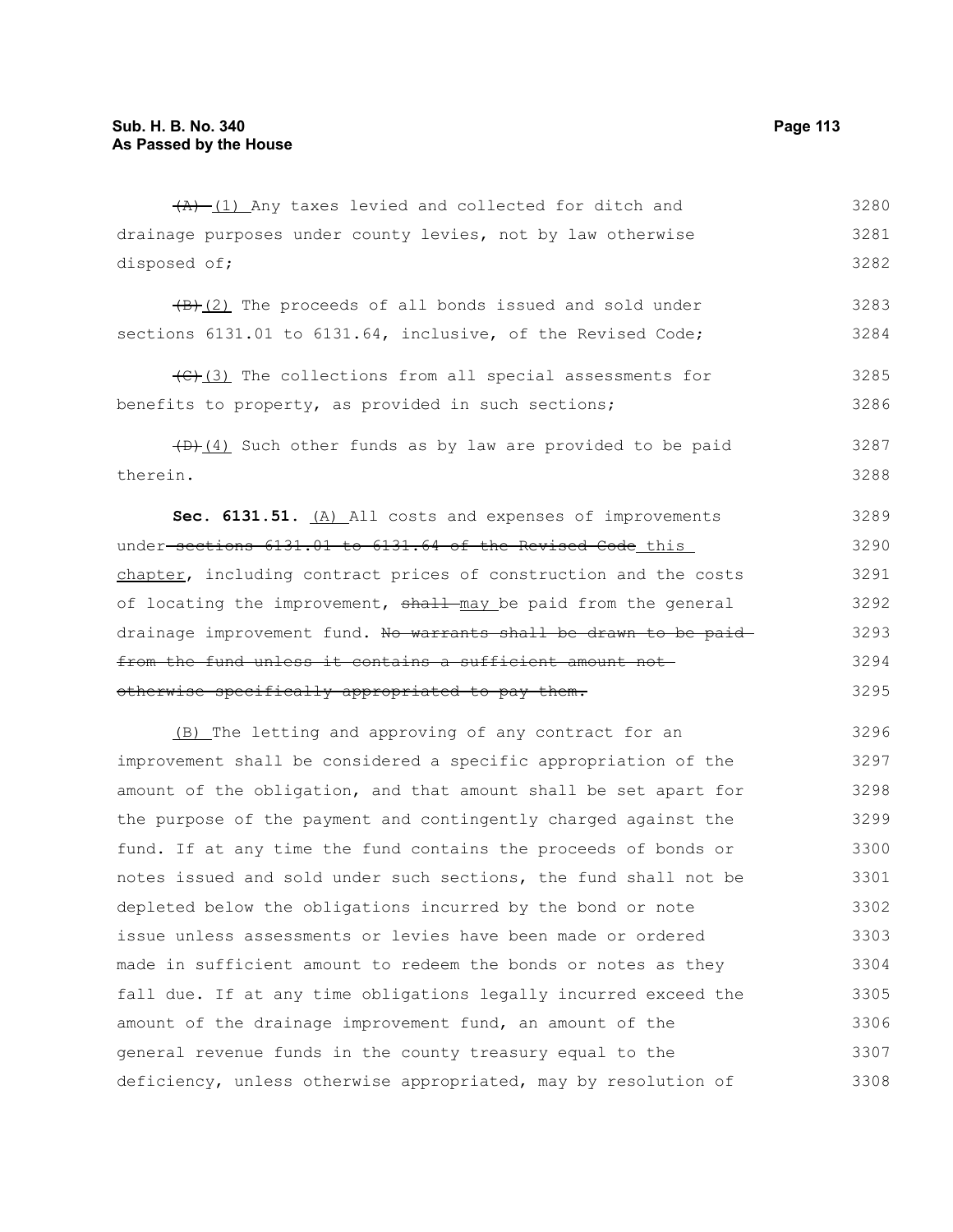(A) (1) Any taxes levied and collected for ditch and drainage purposes under county levies, not by law otherwise disposed of;

(B)(2) The proceeds of all bonds issued and sold under sections 6131.01 to 6131.64, inclusive, of the Revised Code;

(C)(3) The collections from all special assessments for benefits to property, as provided in such sections;

(D)(4) Such other funds as by law are provided to be paid therein.

**Sec. 6131.51.** (A) All costs and expenses of improvements under sections 6131.01 to 6131.64 of the Revised Code this chapter, including contract prices of construction and the costs of locating the improvement, shall may be paid from the general drainage improvement fund. No warrants shall be drawn to be paid from the fund unless it contains a sufficient amount not otherwise specifically appropriated to pay them.

(B) The letting and approving of any contract for an improvement shall be considered a specific appropriation of the amount of the obligation, and that amount shall be set apart for the purpose of the payment and contingently charged against the fund. If at any time the fund contains the proceeds of bonds or notes issued and sold under such sections, the fund shall not be depleted below the obligations incurred by the bond or note issue unless assessments or levies have been made or ordered made in sufficient amount to redeem the bonds or notes as they fall due. If at any time obligations legally incurred exceed the amount of the drainage improvement fund, an amount of the general revenue funds in the county treasury equal to the deficiency, unless otherwise appropriated, may by resolution of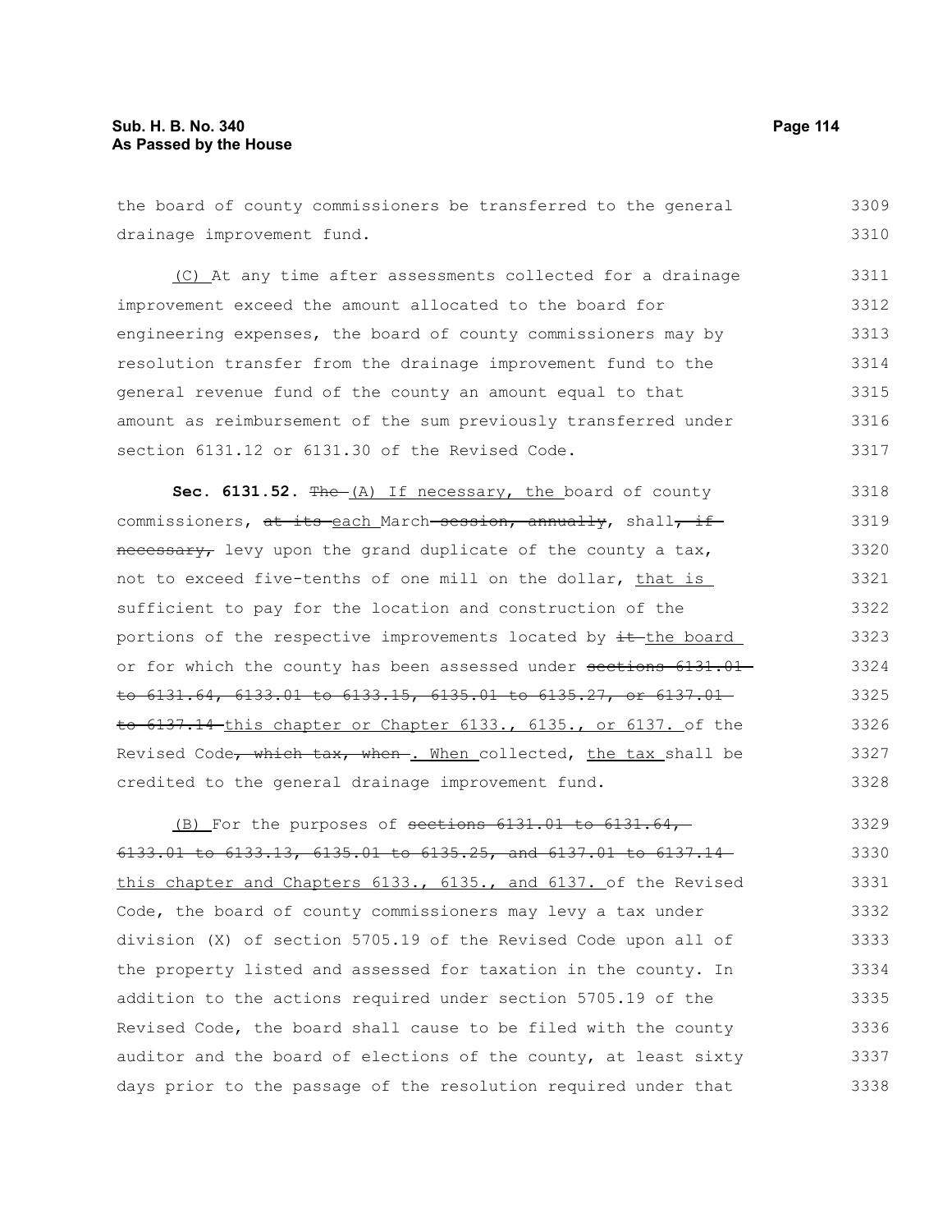the board of county commissioners be transferred to the general drainage improvement fund.

(C) At any time after assessments collected for a drainage improvement exceed the amount allocated to the board for engineering expenses, the board of county commissioners may by resolution transfer from the drainage improvement fund to the general revenue fund of the county an amount equal to that amount as reimbursement of the sum previously transferred under section 6131.12 or 6131.30 of the Revised Code.

**Sec. 6131.52.** ~~The~~ (A) If necessary, the board of county commissioners, ~~at its~~ each March ~~session, annually~~, shall~~, if necessary,~~ levy upon the grand duplicate of the county a tax, not to exceed five-tenths of one mill on the dollar, that is sufficient to pay for the location and construction of the portions of the respective improvements located by ~~it~~ the board or for which the county has been assessed under ~~sections 6131.01 to 6131.64, 6133.01 to 6133.15, 6135.01 to 6135.27, or 6137.01 to 6137.14~~ this chapter or Chapter 6133., 6135., or 6137. of the Revised Code~~, which tax, when~~. When collected, the tax shall be credited to the general drainage improvement fund.

(B) For the purposes of ~~sections 6131.01 to 6131.64, 6133.01 to 6133.13, 6135.01 to 6135.25, and 6137.01 to 6137.14~~ this chapter and Chapters 6133., 6135., and 6137. of the Revised Code, the board of county commissioners may levy a tax under division (X) of section 5705.19 of the Revised Code upon all of the property listed and assessed for taxation in the county. In addition to the actions required under section 5705.19 of the Revised Code, the board shall cause to be filed with the county auditor and the board of elections of the county, at least sixty days prior to the passage of the resolution required under that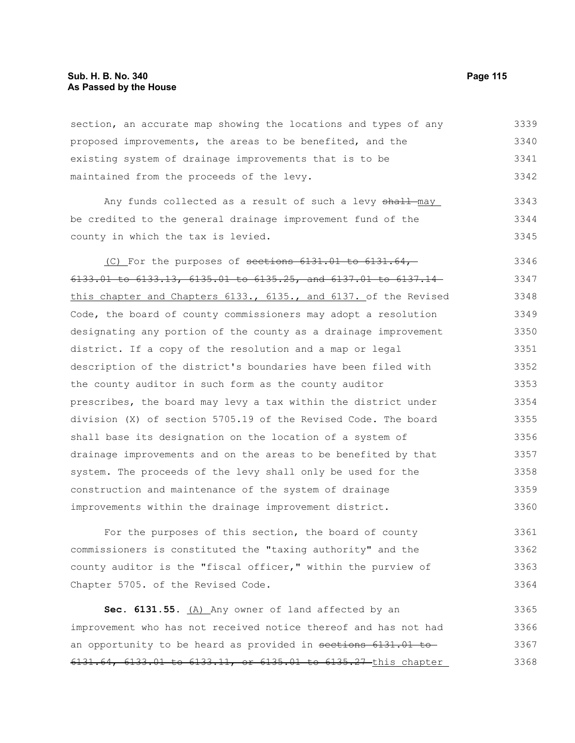section, an accurate map showing the locations and types of any proposed improvements, the areas to be benefited, and the existing system of drainage improvements that is to be maintained from the proceeds of the levy.

Any funds collected as a result of such a levy ~~shall~~ may be credited to the general drainage improvement fund of the county in which the tax is levied.

(C) For the purposes of ~~sections 6131.01 to 6131.64, 6133.01 to 6133.13, 6135.01 to 6135.25, and 6137.01 to 6137.14~~ this chapter and Chapters 6133., 6135., and 6137. of the Revised Code, the board of county commissioners may adopt a resolution designating any portion of the county as a drainage improvement district. If a copy of the resolution and a map or legal description of the district's boundaries have been filed with the county auditor in such form as the county auditor prescribes, the board may levy a tax within the district under division (X) of section 5705.19 of the Revised Code. The board shall base its designation on the location of a system of drainage improvements and on the areas to be benefited by that system. The proceeds of the levy shall only be used for the construction and maintenance of the system of drainage improvements within the drainage improvement district.

For the purposes of this section, the board of county commissioners is constituted the "taxing authority" and the county auditor is the "fiscal officer," within the purview of Chapter 5705. of the Revised Code.

**Sec. 6131.55.** (A) Any owner of land affected by an improvement who has not received notice thereof and has not had an opportunity to be heard as provided in ~~sections 6131.01 to 6131.64, 6133.01 to 6133.11, or 6135.01 to 6135.27~~ this chapter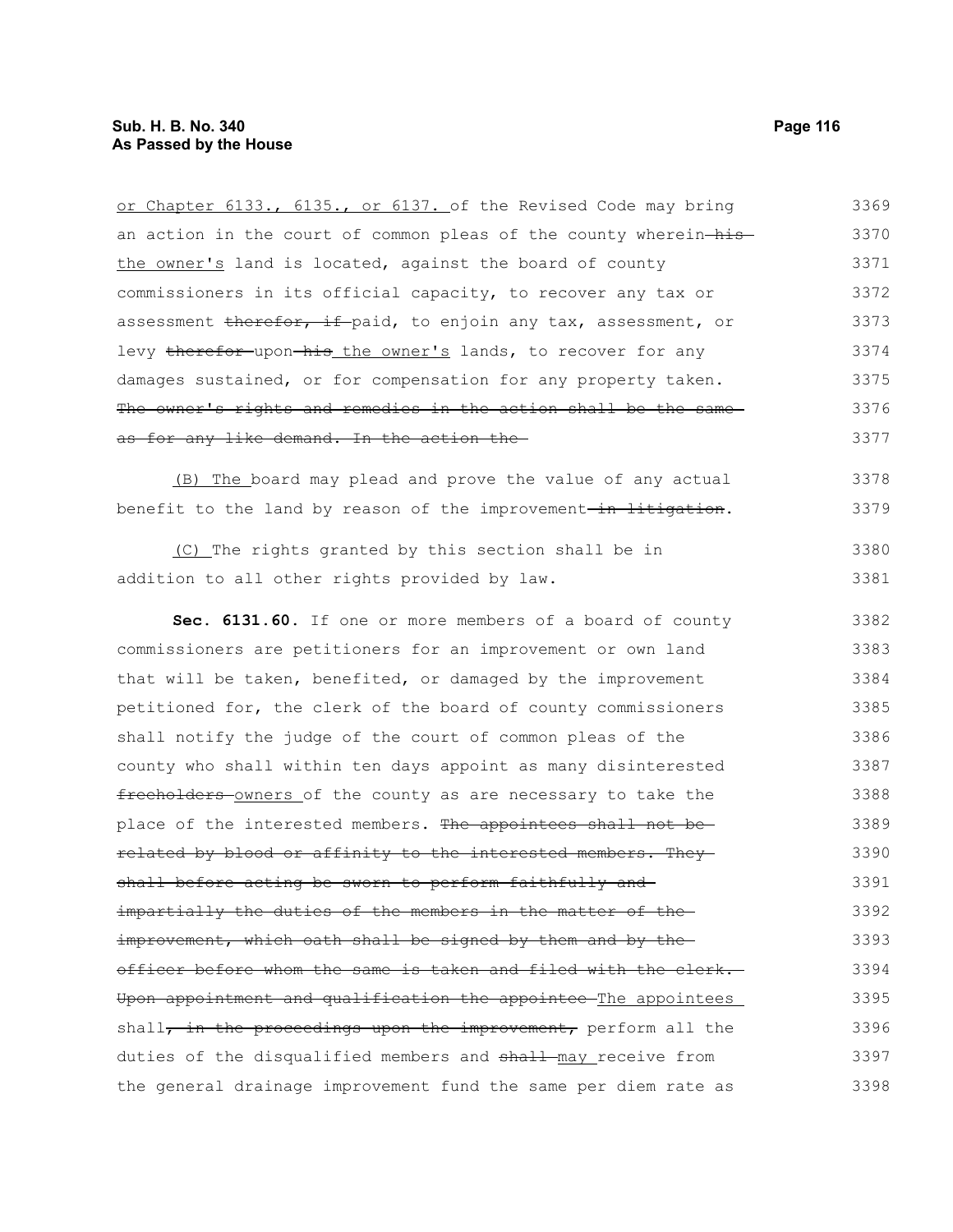or Chapter 6133., 6135., or 6137. of the Revised Code may bring an action in the court of common pleas of the county wherein ~~his~~ the owner's land is located, against the board of county commissioners in its official capacity, to recover any tax or assessment ~~therefor, if~~ paid, to enjoin any tax, assessment, or levy ~~therefor~~ upon ~~his~~ the owner's lands, to recover for any damages sustained, or for compensation for any property taken. ~~The owner's rights and remedies in the action shall be the same as for any like demand. In the action the~~

(B) The board may plead and prove the value of any actual benefit to the land by reason of the improvement ~~in litigation~~.

(C) The rights granted by this section shall be in addition to all other rights provided by law.

**Sec. 6131.60.** If one or more members of a board of county commissioners are petitioners for an improvement or own land that will be taken, benefited, or damaged by the improvement petitioned for, the clerk of the board of county commissioners shall notify the judge of the court of common pleas of the county who shall within ten days appoint as many disinterested ~~freeholders~~ owners of the county as are necessary to take the place of the interested members. ~~The appointees shall not be related by blood or affinity to the interested members. They shall before acting be sworn to perform faithfully and impartially the duties of the members in the matter of the improvement, which oath shall be signed by them and by the officer before whom the same is taken and filed with the clerk. Upon appointment and qualification the appointee~~ The appointees shall~~, in the proceedings upon the improvement,~~ perform all the duties of the disqualified members and ~~shall~~ may receive from the general drainage improvement fund the same per diem rate as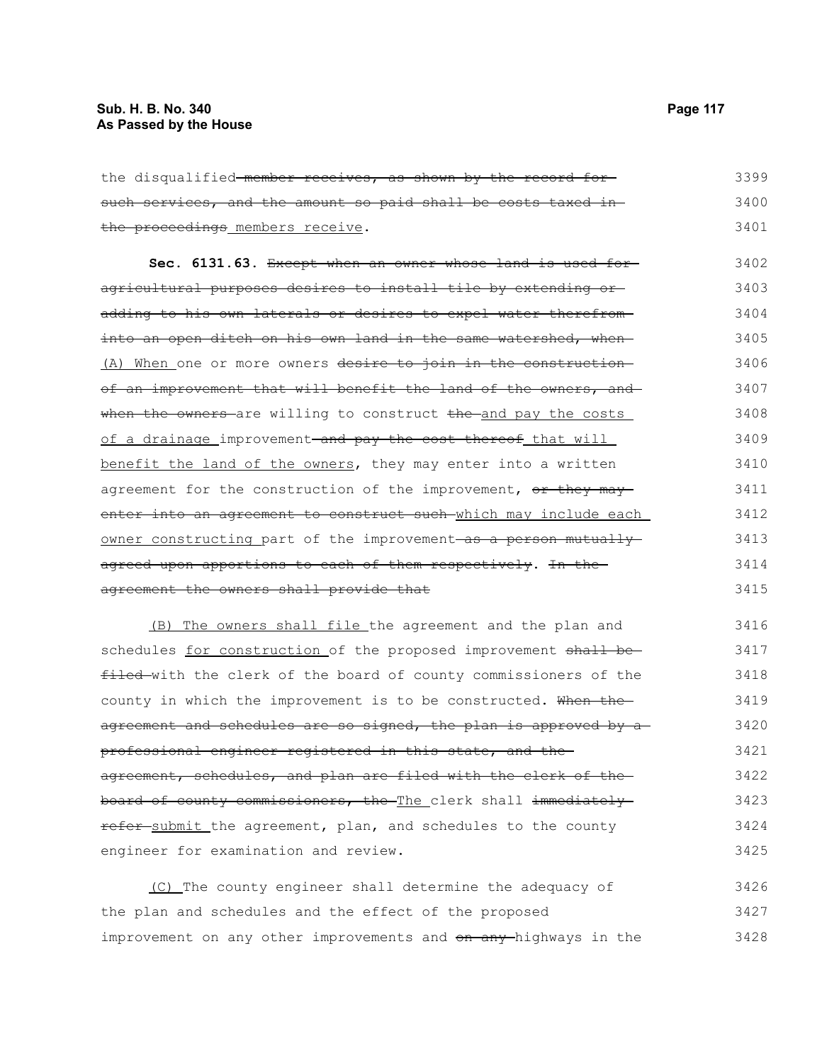the disqualified~~ member receives, as shown by the record for such services, and the amount so paid shall be costs taxed in the proceedings~~<u> members receive</u>.

**Sec. 6131.63.** ~~Except when an owner whose land is used for agricultural purposes desires to install tile by extending or adding to his own laterals or desires to expel water therefrom into an open ditch on his own land in the same watershed, when~~ <u>(A) When </u>one or more owners ~~desire to join in the construction of an improvement that will benefit the land of the owners, and when the owners~~ are willing to construct ~~the~~ <u>and pay the costs of a drainage </u>improvement~~ and pay the cost thereof~~<u> that will benefit the land of the owners</u>, they may enter into a written agreement for the construction of the improvement, ~~or they may enter into an agreement to construct such~~ <u>which may include each owner constructing </u>part of the improvement~~ as a person mutually agreed upon apportions to each of them respectively~~. ~~In the agreement the owners shall provide that~~

<u>(B) The owners shall file </u>the agreement and the plan and schedules <u>for construction </u>of the proposed improvement ~~shall be filed~~ with the clerk of the board of county commissioners of the county in which the improvement is to be constructed. ~~When the agreement and schedules are so signed, the plan is approved by a professional engineer registered in this state, and the agreement, schedules, and plan are filed with the clerk of the board of county commissioners, the~~ <u>The </u>clerk shall ~~immediately refer~~ <u>submit </u>the agreement, plan, and schedules to the county engineer for examination and review.

<u>(C) </u>The county engineer shall determine the adequacy of the plan and schedules and the effect of the proposed improvement on any other improvements and ~~on any~~ highways in the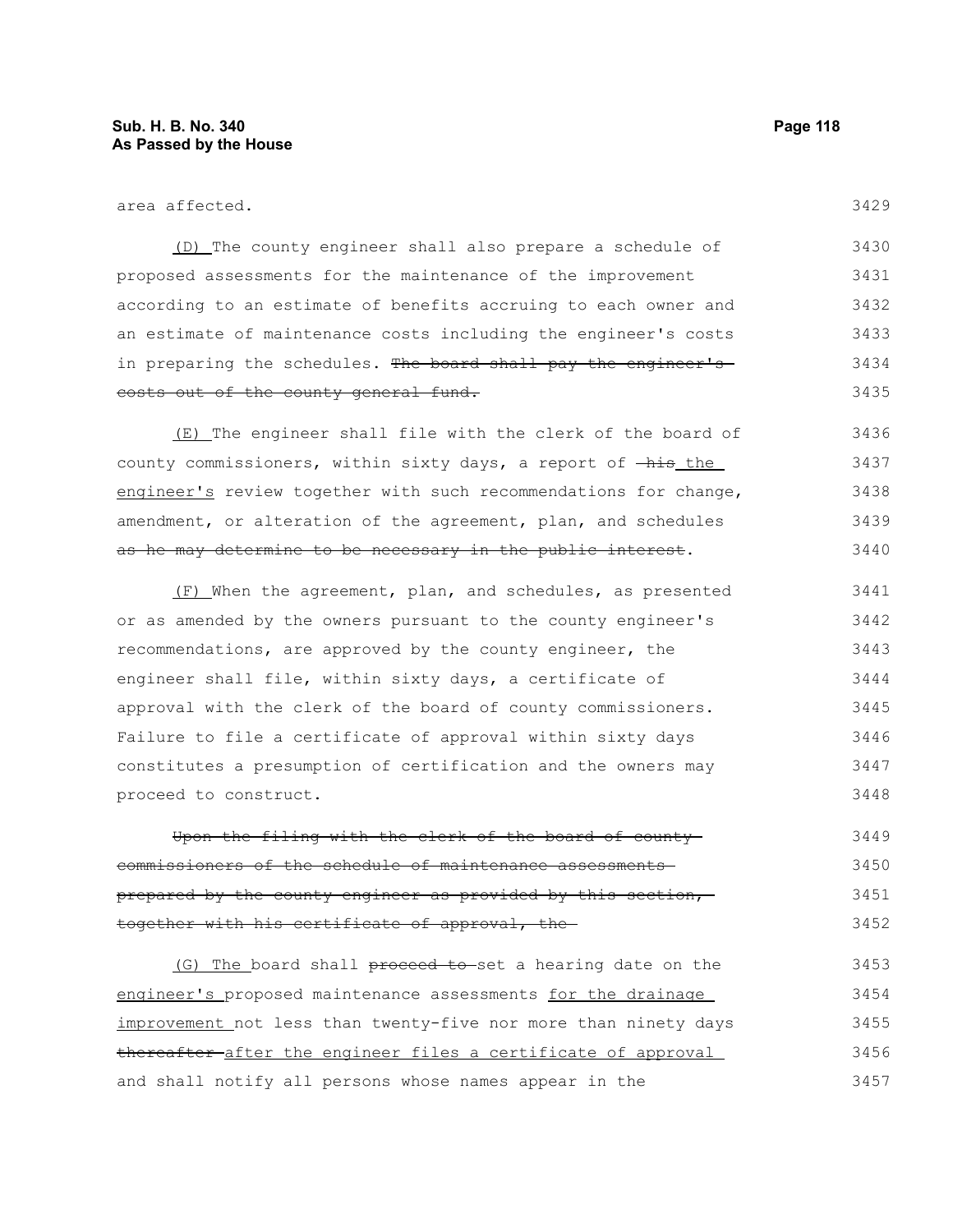area affected.

(D) The county engineer shall also prepare a schedule of proposed assessments for the maintenance of the improvement according to an estimate of benefits accruing to each owner and an estimate of maintenance costs including the engineer's costs in preparing the schedules. ~~The board shall pay the engineer's costs out of the county general fund.~~

(E) The engineer shall file with the clerk of the board of county commissioners, within sixty days, a report of ~~his~~ the engineer's review together with such recommendations for change, amendment, or alteration of the agreement, plan, and schedules ~~as he may determine to be necessary in the public interest~~.

(F) When the agreement, plan, and schedules, as presented or as amended by the owners pursuant to the county engineer's recommendations, are approved by the county engineer, the engineer shall file, within sixty days, a certificate of approval with the clerk of the board of county commissioners. Failure to file a certificate of approval within sixty days constitutes a presumption of certification and the owners may proceed to construct.

~~Upon the filing with the clerk of the board of county commissioners of the schedule of maintenance assessments prepared by the county engineer as provided by this section, together with his certificate of approval, the~~

(G) The board shall ~~proceed to~~ set a hearing date on the engineer's proposed maintenance assessments for the drainage improvement not less than twenty-five nor more than ninety days ~~thereafter~~ after the engineer files a certificate of approval and shall notify all persons whose names appear in the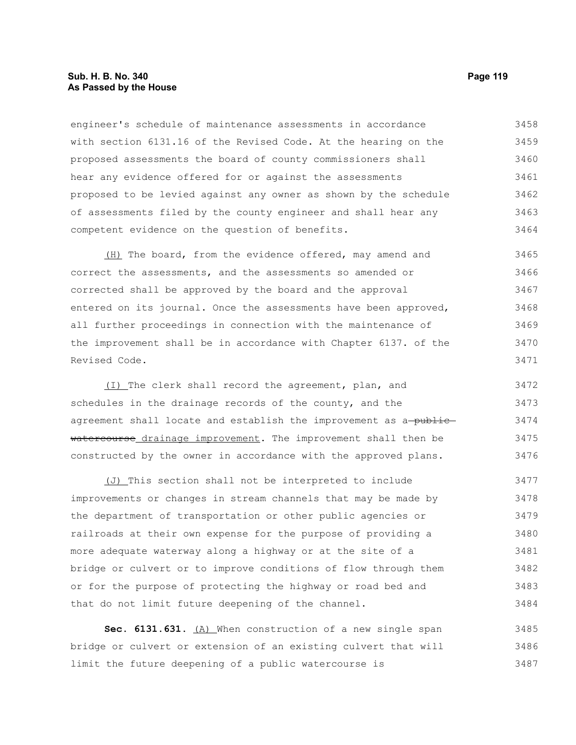engineer's schedule of maintenance assessments in accordance with section 6131.16 of the Revised Code. At the hearing on the proposed assessments the board of county commissioners shall hear any evidence offered for or against the assessments proposed to be levied against any owner as shown by the schedule of assessments filed by the county engineer and shall hear any competent evidence on the question of benefits.

(H) The board, from the evidence offered, may amend and correct the assessments, and the assessments so amended or corrected shall be approved by the board and the approval entered on its journal. Once the assessments have been approved, all further proceedings in connection with the maintenance of the improvement shall be in accordance with Chapter 6137. of the Revised Code.

(I) The clerk shall record the agreement, plan, and schedules in the drainage records of the county, and the agreement shall locate and establish the improvement as a ~~public watercourse~~ drainage improvement. The improvement shall then be constructed by the owner in accordance with the approved plans.

(J) This section shall not be interpreted to include improvements or changes in stream channels that may be made by the department of transportation or other public agencies or railroads at their own expense for the purpose of providing a more adequate waterway along a highway or at the site of a bridge or culvert or to improve conditions of flow through them or for the purpose of protecting the highway or road bed and that do not limit future deepening of the channel.

**Sec. 6131.631.** (A) When construction of a new single span bridge or culvert or extension of an existing culvert that will limit the future deepening of a public watercourse is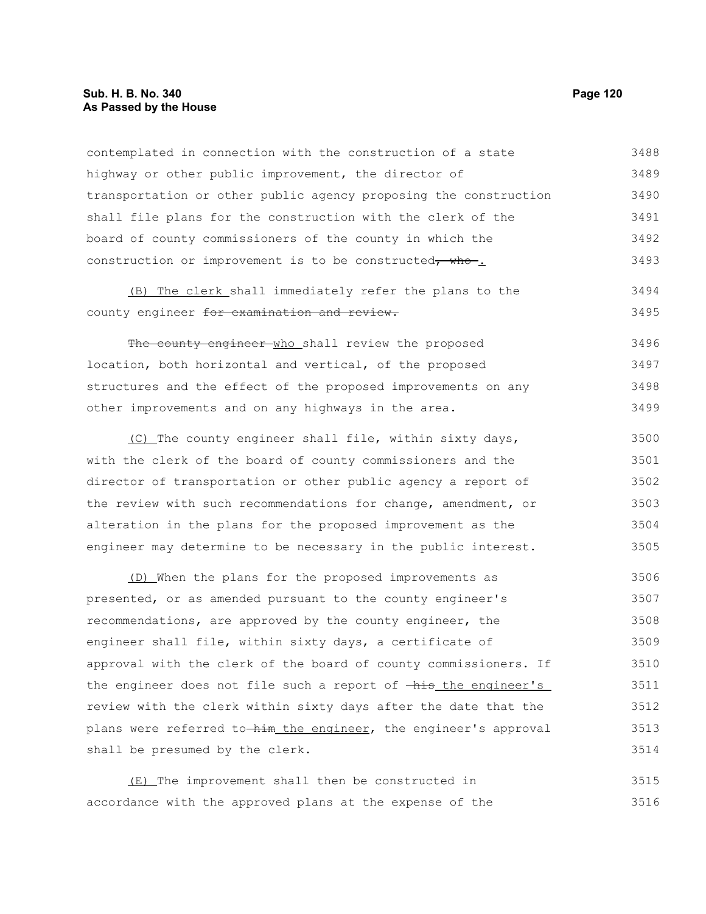contemplated in connection with the construction of a state highway or other public improvement, the director of transportation or other public agency proposing the construction shall file plans for the construction with the clerk of the board of county commissioners of the county in which the construction or improvement is to be constructed~~, who~~ .

(B) The clerk shall immediately refer the plans to the county engineer ~~for examination and review.~~

~~The county engineer~~ who shall review the proposed location, both horizontal and vertical, of the proposed structures and the effect of the proposed improvements on any other improvements and on any highways in the area.

(C) The county engineer shall file, within sixty days, with the clerk of the board of county commissioners and the director of transportation or other public agency a report of the review with such recommendations for change, amendment, or alteration in the plans for the proposed improvement as the engineer may determine to be necessary in the public interest.

(D) When the plans for the proposed improvements as presented, or as amended pursuant to the county engineer's recommendations, are approved by the county engineer, the engineer shall file, within sixty days, a certificate of approval with the clerk of the board of county commissioners. If the engineer does not file such a report of ~~his~~ the engineer's review with the clerk within sixty days after the date that the plans were referred to ~~him~~ the engineer, the engineer's approval shall be presumed by the clerk.

(E) The improvement shall then be constructed in accordance with the approved plans at the expense of the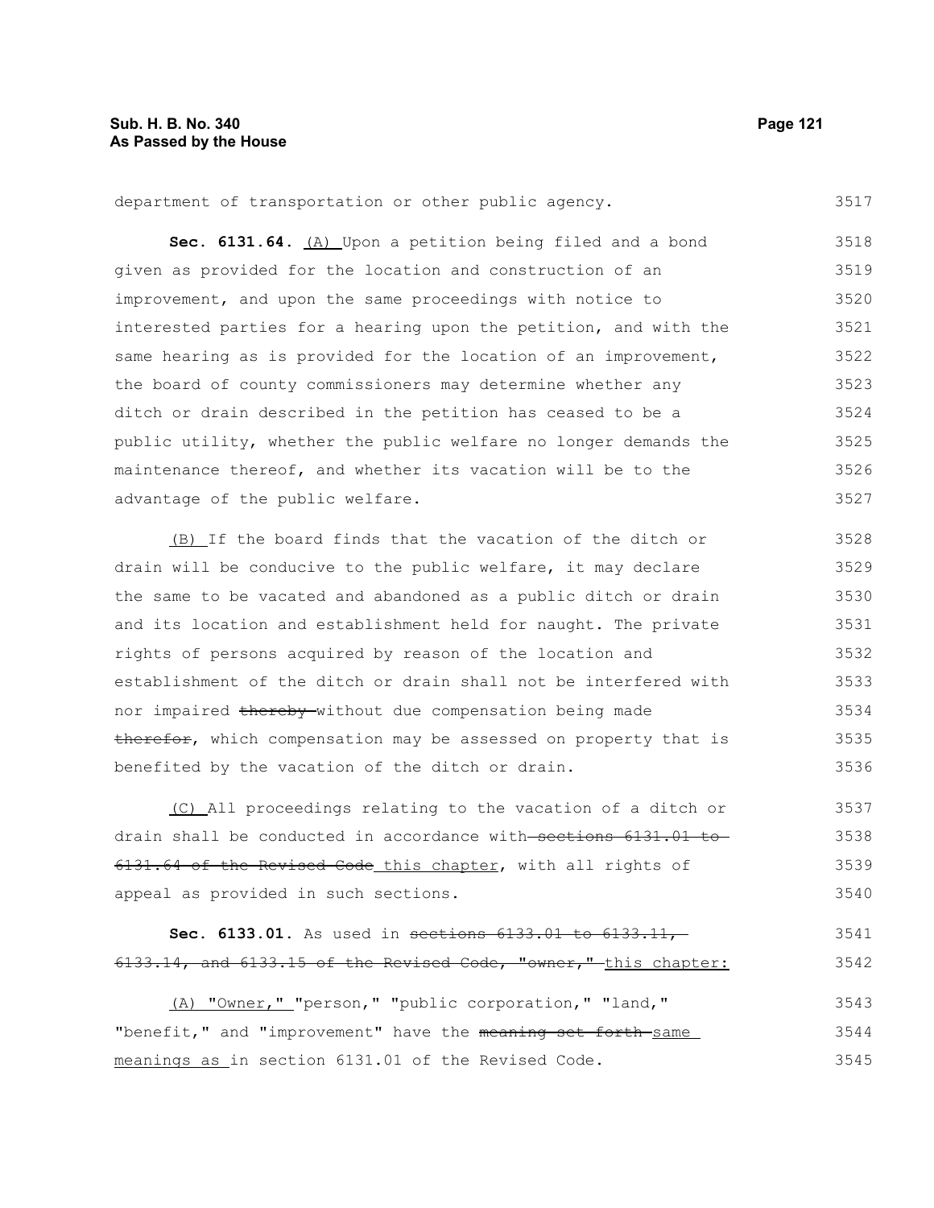department of transportation or other public agency.

**Sec. 6131.64.** (A) Upon a petition being filed and a bond given as provided for the location and construction of an improvement, and upon the same proceedings with notice to interested parties for a hearing upon the petition, and with the same hearing as is provided for the location of an improvement, the board of county commissioners may determine whether any ditch or drain described in the petition has ceased to be a public utility, whether the public welfare no longer demands the maintenance thereof, and whether its vacation will be to the advantage of the public welfare.

(B) If the board finds that the vacation of the ditch or drain will be conducive to the public welfare, it may declare the same to be vacated and abandoned as a public ditch or drain and its location and establishment held for naught. The private rights of persons acquired by reason of the location and establishment of the ditch or drain shall not be interfered with nor impaired ~~thereby~~ without due compensation being made ~~therefor~~, which compensation may be assessed on property that is benefited by the vacation of the ditch or drain.

(C) All proceedings relating to the vacation of a ditch or drain shall be conducted in accordance with ~~sections 6131.01 to 6131.64 of the Revised Code~~ this chapter, with all rights of appeal as provided in such sections.

**Sec. 6133.01.** As used in ~~sections 6133.01 to 6133.11, 6133.14, and 6133.15 of the Revised Code, "owner,"~~ this chapter:

(A) "Owner," "person," "public corporation," "land," "benefit," and "improvement" have the ~~meaning set forth~~ same meanings as in section 6131.01 of the Revised Code.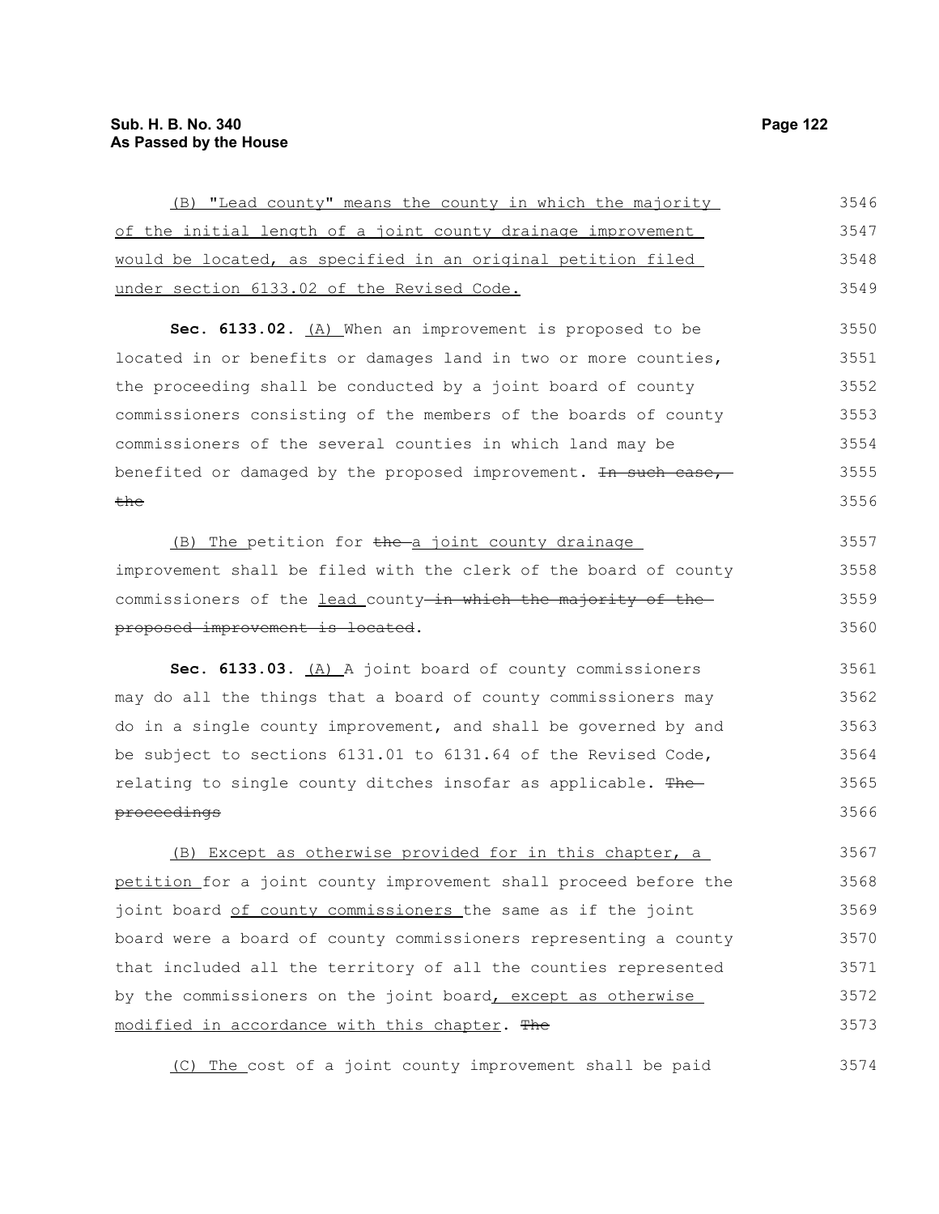(B) "Lead county" means the county in which the majority of the initial length of a joint county drainage improvement would be located, as specified in an original petition filed under section 6133.02 of the Revised Code.

**Sec. 6133.02.** (A) When an improvement is proposed to be located in or benefits or damages land in two or more counties, the proceeding shall be conducted by a joint board of county commissioners consisting of the members of the boards of county commissioners of the several counties in which land may be benefited or damaged by the proposed improvement. ~~In such case, the~~

(B) The petition for ~~the~~ a joint county drainage improvement shall be filed with the clerk of the board of county commissioners of the lead county ~~in which the majority of the proposed improvement is located~~.

**Sec. 6133.03.** (A) A joint board of county commissioners may do all the things that a board of county commissioners may do in a single county improvement, and shall be governed by and be subject to sections 6131.01 to 6131.64 of the Revised Code, relating to single county ditches insofar as applicable. ~~The proceedings~~

(B) Except as otherwise provided for in this chapter, a petition for a joint county improvement shall proceed before the joint board of county commissioners the same as if the joint board were a board of county commissioners representing a county that included all the territory of all the counties represented by the commissioners on the joint board, except as otherwise modified in accordance with this chapter. ~~The~~

(C) The cost of a joint county improvement shall be paid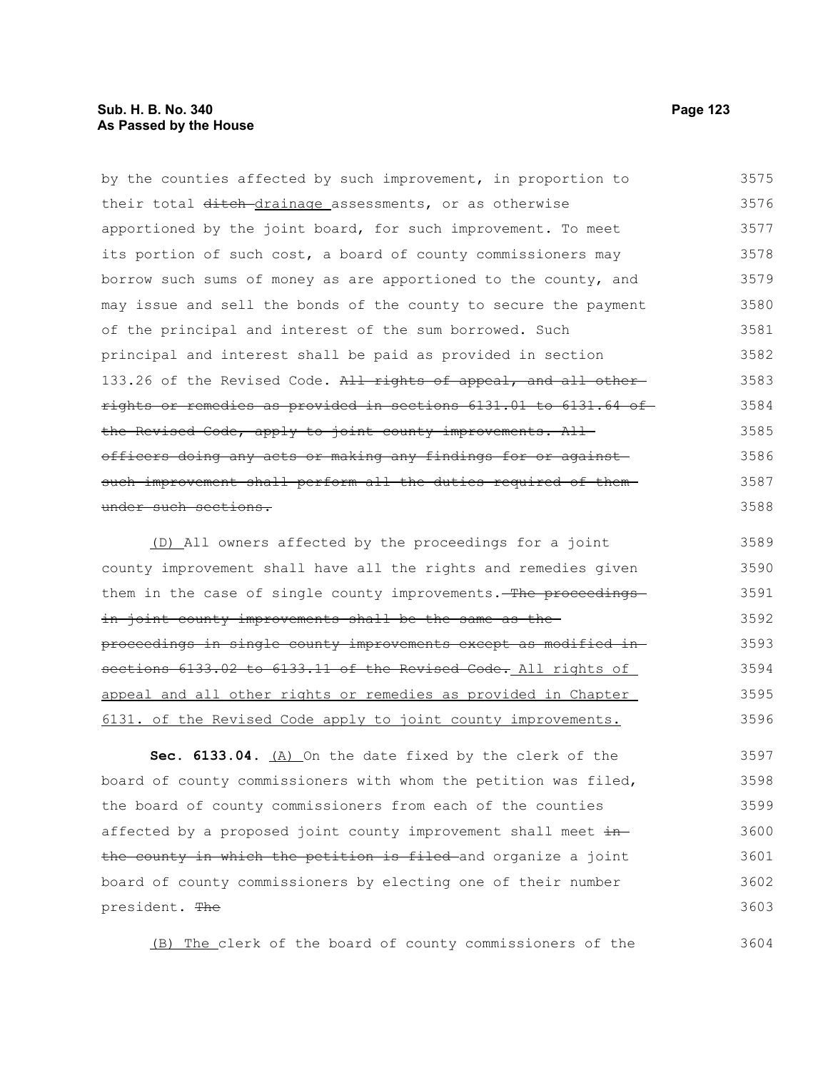by the counties affected by such improvement, in proportion to their total ~~ditch~~ drainage assessments, or as otherwise apportioned by the joint board, for such improvement. To meet its portion of such cost, a board of county commissioners may borrow such sums of money as are apportioned to the county, and may issue and sell the bonds of the county to secure the payment of the principal and interest of the sum borrowed. Such principal and interest shall be paid as provided in section 133.26 of the Revised Code. ~~All rights of appeal, and all other rights or remedies as provided in sections 6131.01 to 6131.64 of the Revised Code, apply to joint county improvements. All officers doing any acts or making any findings for or against such improvement shall perform all the duties required of them under such sections.~~

(D) All owners affected by the proceedings for a joint county improvement shall have all the rights and remedies given them in the case of single county improvements. ~~The proceedings in joint county improvements shall be the same as the proceedings in single county improvements except as modified in sections 6133.02 to 6133.11 of the Revised Code.~~ All rights of appeal and all other rights or remedies as provided in Chapter 6131. of the Revised Code apply to joint county improvements.

**Sec. 6133.04.** (A) On the date fixed by the clerk of the board of county commissioners with whom the petition was filed, the board of county commissioners from each of the counties affected by a proposed joint county improvement shall meet ~~in the county in which the petition is filed~~ and organize a joint board of county commissioners by electing one of their number president. ~~The~~

(B) The clerk of the board of county commissioners of the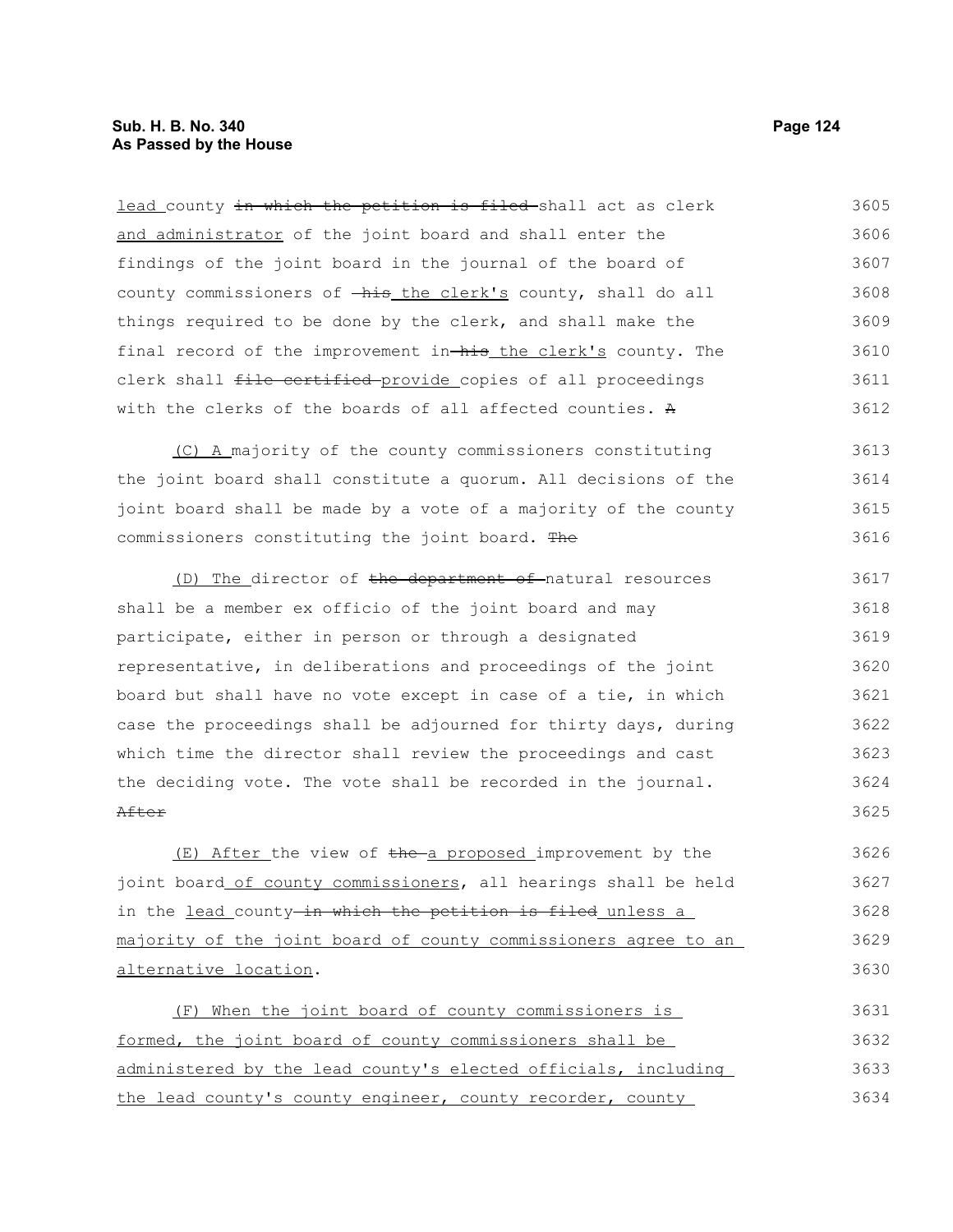lead county ~~in which the petition is filed~~ shall act as clerk and administrator of the joint board and shall enter the findings of the joint board in the journal of the board of county commissioners of ~~his~~ the clerk's county, shall do all things required to be done by the clerk, and shall make the final record of the improvement in ~~his~~ the clerk's county. The clerk shall ~~file certified~~ provide copies of all proceedings with the clerks of the boards of all affected counties. ~~A~~

(C) A majority of the county commissioners constituting the joint board shall constitute a quorum. All decisions of the joint board shall be made by a vote of a majority of the county commissioners constituting the joint board. ~~The~~

(D) The director of ~~the department of~~ natural resources shall be a member ex officio of the joint board and may participate, either in person or through a designated representative, in deliberations and proceedings of the joint board but shall have no vote except in case of a tie, in which case the proceedings shall be adjourned for thirty days, during which time the director shall review the proceedings and cast the deciding vote. The vote shall be recorded in the journal. ~~After~~

(E) After the view of ~~the~~ a proposed improvement by the joint board of county commissioners, all hearings shall be held in the lead county ~~in which the petition is filed~~ unless a majority of the joint board of county commissioners agree to an alternative location.

(F) When the joint board of county commissioners is formed, the joint board of county commissioners shall be administered by the lead county's elected officials, including the lead county's county engineer, county recorder, county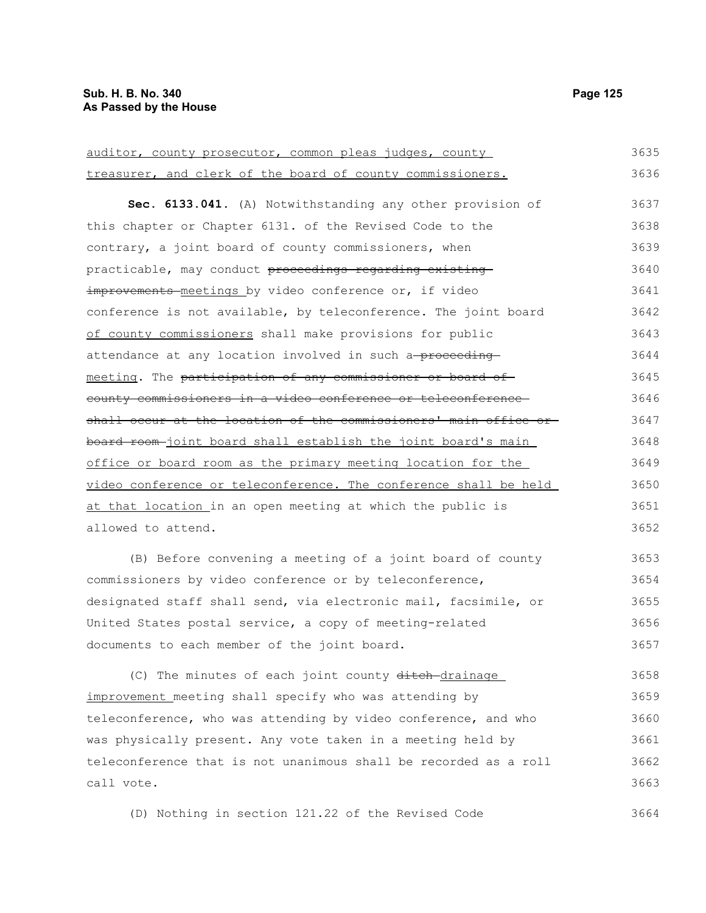auditor, county prosecutor, common pleas judges, county treasurer, and clerk of the board of county commissioners.

**Sec. 6133.041.** (A) Notwithstanding any other provision of this chapter or Chapter 6131. of the Revised Code to the contrary, a joint board of county commissioners, when practicable, may conduct ~~proceedings regarding existing improvements~~ meetings by video conference or, if video conference is not available, by teleconference. The joint board of county commissioners shall make provisions for public attendance at any location involved in such a ~~proceeding~~ meeting. The ~~participation of any commissioner or board of county commissioners in a video conference or teleconference shall occur at the location of the commissioners' main office or board room~~ joint board shall establish the joint board's main office or board room as the primary meeting location for the video conference or teleconference. The conference shall be held at that location in an open meeting at which the public is allowed to attend.

(B) Before convening a meeting of a joint board of county commissioners by video conference or by teleconference, designated staff shall send, via electronic mail, facsimile, or United States postal service, a copy of meeting-related documents to each member of the joint board.

(C) The minutes of each joint county ~~ditch~~ drainage improvement meeting shall specify who was attending by teleconference, who was attending by video conference, and who was physically present. Any vote taken in a meeting held by teleconference that is not unanimous shall be recorded as a roll call vote.

(D) Nothing in section 121.22 of the Revised Code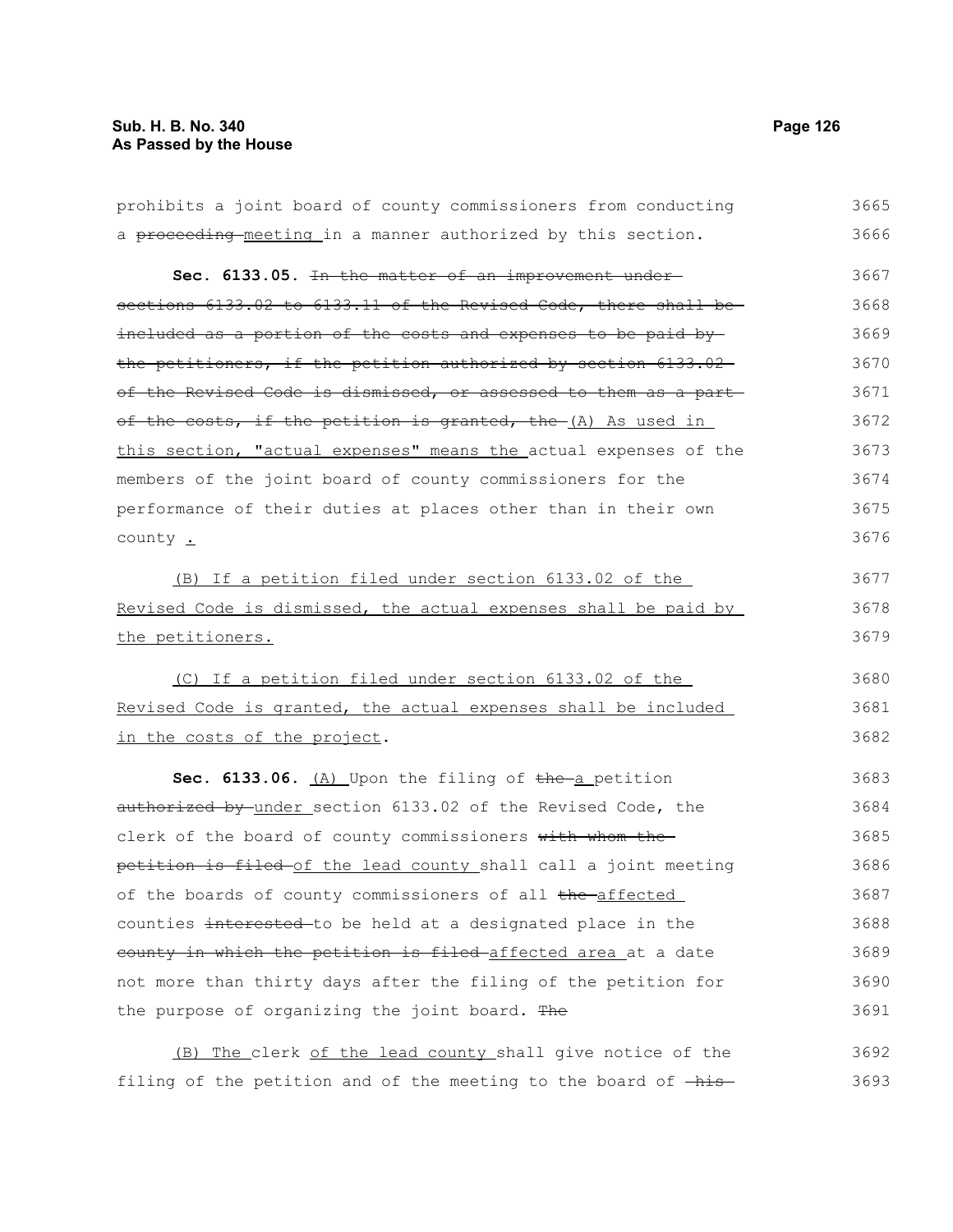prohibits a joint board of county commissioners from conducting a ~~proceeding~~ meeting in a manner authorized by this section.

**Sec. 6133.05.** ~~In the matter of an improvement under sections 6133.02 to 6133.11 of the Revised Code, there shall be included as a portion of the costs and expenses to be paid by the petitioners, if the petition authorized by section 6133.02 of the Revised Code is dismissed, or assessed to them as a part of the costs, if the petition is granted, the~~ (A) As used in this section, "actual expenses" means the actual expenses of the members of the joint board of county commissioners for the performance of their duties at places other than in their own county .

(B) If a petition filed under section 6133.02 of the Revised Code is dismissed, the actual expenses shall be paid by the petitioners.

(C) If a petition filed under section 6133.02 of the Revised Code is granted, the actual expenses shall be included in the costs of the project.

**Sec. 6133.06.** (A) Upon the filing of ~~the~~ a petition ~~authorized by~~ under section 6133.02 of the Revised Code, the clerk of the board of county commissioners ~~with whom the petition is filed~~ of the lead county shall call a joint meeting of the boards of county commissioners of all ~~the~~ affected counties ~~interested~~ to be held at a designated place in the ~~county in which the petition is filed~~ affected area at a date not more than thirty days after the filing of the petition for the purpose of organizing the joint board. ~~The~~

(B) The clerk of the lead county shall give notice of the filing of the petition and of the meeting to the board of ~~his~~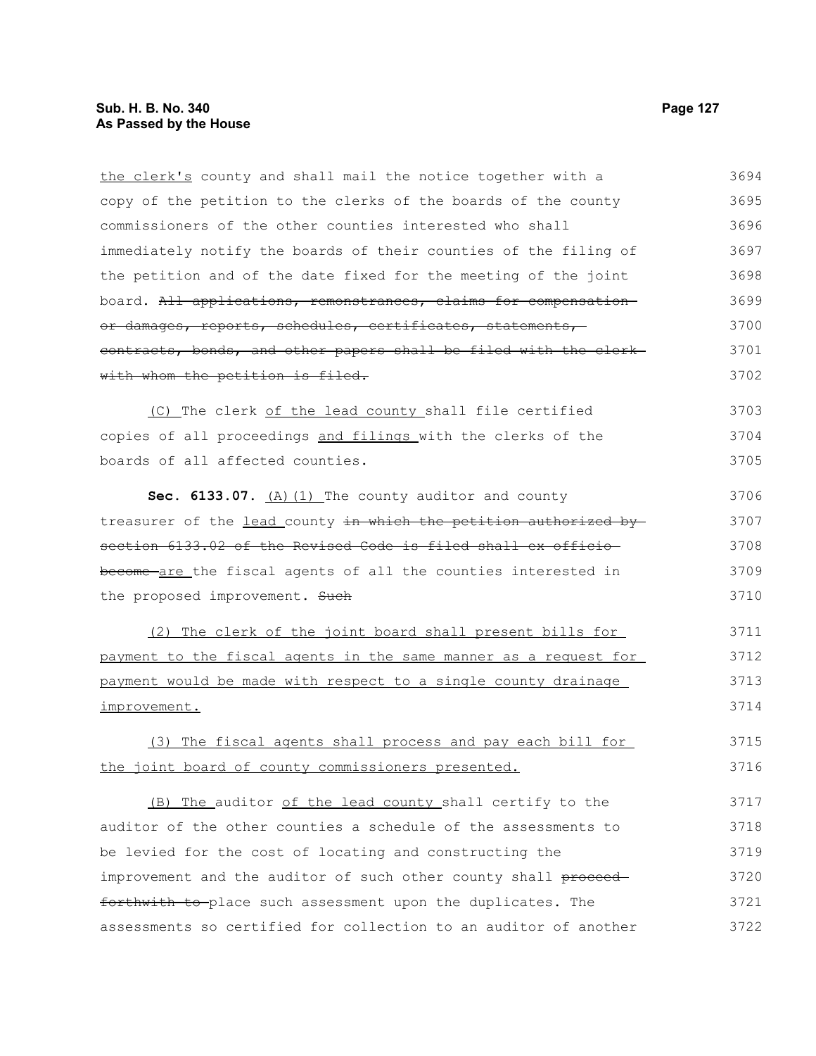the clerk's county and shall mail the notice together with a copy of the petition to the clerks of the boards of the county commissioners of the other counties interested who shall immediately notify the boards of their counties of the filing of the petition and of the date fixed for the meeting of the joint board. ~~All applications, remonstrances, claims for compensation or damages, reports, schedules, certificates, statements, contracts, bonds, and other papers shall be filed with the clerk with whom the petition is filed.~~

(C) The clerk of the lead county shall file certified copies of all proceedings and filings with the clerks of the boards of all affected counties.

**Sec. 6133.07.** (A)(1) The county auditor and county treasurer of the lead county ~~in which the petition authorized by section 6133.02 of the Revised Code is filed shall ex officio become~~ are the fiscal agents of all the counties interested in the proposed improvement. ~~Such~~

(2) The clerk of the joint board shall present bills for payment to the fiscal agents in the same manner as a request for payment would be made with respect to a single county drainage improvement.

(3) The fiscal agents shall process and pay each bill for the joint board of county commissioners presented.

(B) The auditor of the lead county shall certify to the auditor of the other counties a schedule of the assessments to be levied for the cost of locating and constructing the improvement and the auditor of such other county shall ~~proceed forthwith to~~ place such assessment upon the duplicates. The assessments so certified for collection to an auditor of another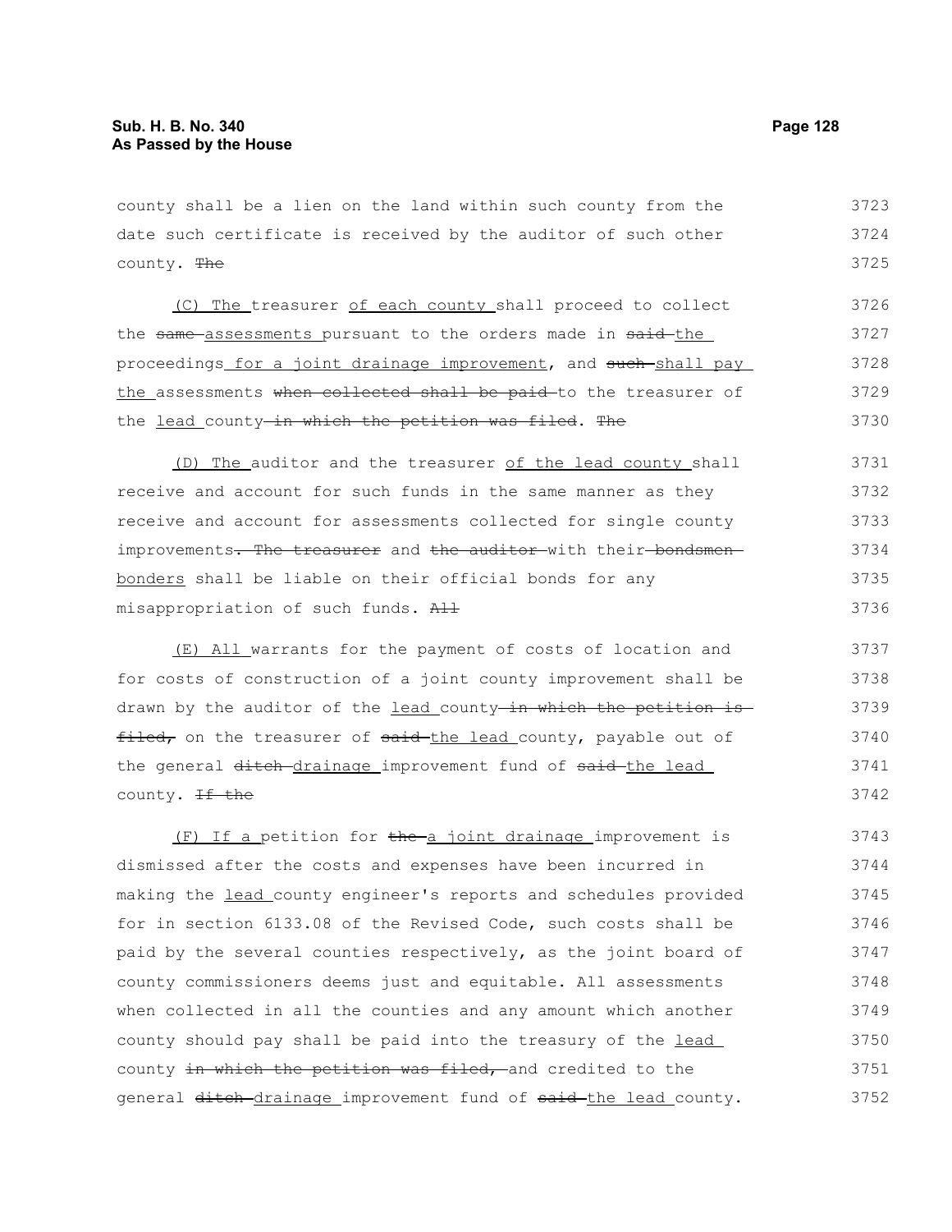county shall be a lien on the land within such county from the date such certificate is received by the auditor of such other county. ~~The~~

(C) The treasurer of each county shall proceed to collect the ~~same~~ assessments pursuant to the orders made in ~~said~~ the proceedings for a joint drainage improvement, and ~~such~~ shall pay the assessments ~~when collected shall be paid~~ to the treasurer of the lead county ~~in which the petition was filed~~. ~~The~~

(D) The auditor and the treasurer of the lead county shall receive and account for such funds in the same manner as they receive and account for assessments collected for single county improvements~~. The treasurer~~ and ~~the auditor~~ with their ~~bondsmen~~ bonders shall be liable on their official bonds for any misappropriation of such funds. ~~All~~

(E) All warrants for the payment of costs of location and for costs of construction of a joint county improvement shall be drawn by the auditor of the lead county ~~in which the petition is filed,~~ on the treasurer of ~~said~~ the lead county, payable out of the general ~~ditch~~ drainage improvement fund of ~~said~~ the lead county. ~~If the~~

(F) If a petition for ~~the~~ a joint drainage improvement is dismissed after the costs and expenses have been incurred in making the lead county engineer's reports and schedules provided for in section 6133.08 of the Revised Code, such costs shall be paid by the several counties respectively, as the joint board of county commissioners deems just and equitable. All assessments when collected in all the counties and any amount which another county should pay shall be paid into the treasury of the lead county ~~in which the petition was filed,~~ and credited to the general ~~ditch~~ drainage improvement fund of ~~said~~ the lead county.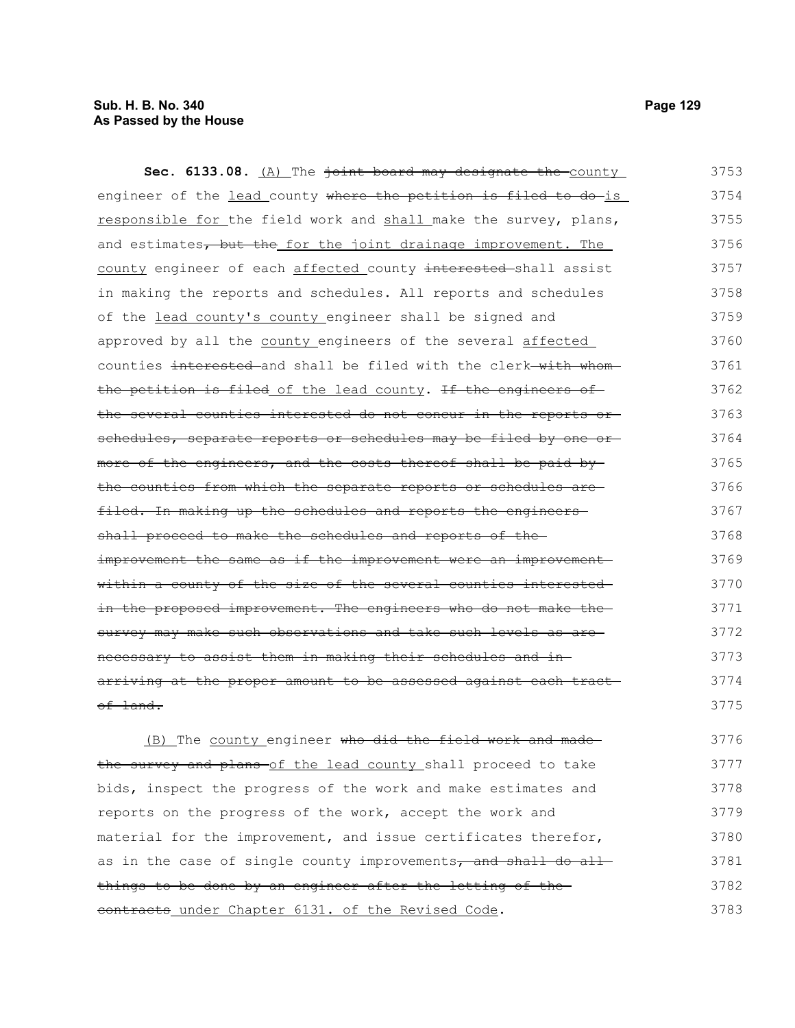**Sec. 6133.08.** (A) The ~~joint board may designate the~~ county engineer of the lead county ~~where the petition is filed to do~~ is responsible for the field work and shall make the survey, plans, and estimates~~, but the~~ for the joint drainage improvement. The county engineer of each affected county ~~interested~~ shall assist in making the reports and schedules. All reports and schedules of the lead county's county engineer shall be signed and approved by all the county engineers of the several affected counties ~~interested~~ and shall be filed with the clerk ~~with whom the petition is filed~~ of the lead county. ~~If the engineers of the several counties interested do not concur in the reports or schedules, separate reports or schedules may be filed by one or more of the engineers, and the costs thereof shall be paid by the counties from which the separate reports or schedules are filed. In making up the schedules and reports the engineers shall proceed to make the schedules and reports of the improvement the same as if the improvement were an improvement within a county of the size of the several counties interested in the proposed improvement. The engineers who do not make the survey may make such observations and take such levels as are necessary to assist them in making their schedules and in arriving at the proper amount to be assessed against each tract of land.~~

(B) The county engineer ~~who did the field work and made the survey and plans~~ of the lead county shall proceed to take bids, inspect the progress of the work and make estimates and reports on the progress of the work, accept the work and material for the improvement, and issue certificates therefor, as in the case of single county improvements~~, and shall do all things to be done by an engineer after the letting of the contracts~~ under Chapter 6131. of the Revised Code.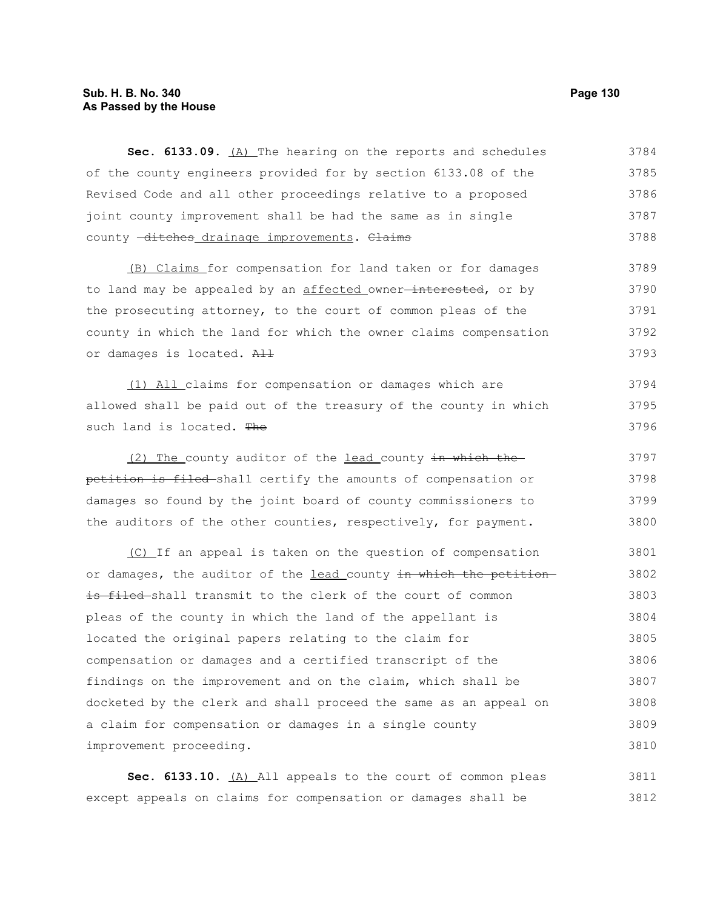**Sec. 6133.09.** (A) The hearing on the reports and schedules of the county engineers provided for by section 6133.08 of the Revised Code and all other proceedings relative to a proposed joint county improvement shall be had the same as in single county ~~ditches~~ drainage improvements. ~~Claims~~

(B) Claims for compensation for land taken or for damages to land may be appealed by an affected owner ~~interested~~, or by the prosecuting attorney, to the court of common pleas of the county in which the land for which the owner claims compensation or damages is located. ~~All~~

(1) All claims for compensation or damages which are allowed shall be paid out of the treasury of the county in which such land is located. ~~The~~

(2) The county auditor of the lead county ~~in which the petition is filed~~ shall certify the amounts of compensation or damages so found by the joint board of county commissioners to the auditors of the other counties, respectively, for payment.

(C) If an appeal is taken on the question of compensation or damages, the auditor of the lead county ~~in which the petition is filed~~ shall transmit to the clerk of the court of common pleas of the county in which the land of the appellant is located the original papers relating to the claim for compensation or damages and a certified transcript of the findings on the improvement and on the claim, which shall be docketed by the clerk and shall proceed the same as an appeal on a claim for compensation or damages in a single county improvement proceeding.

**Sec. 6133.10.** (A) All appeals to the court of common pleas except appeals on claims for compensation or damages shall be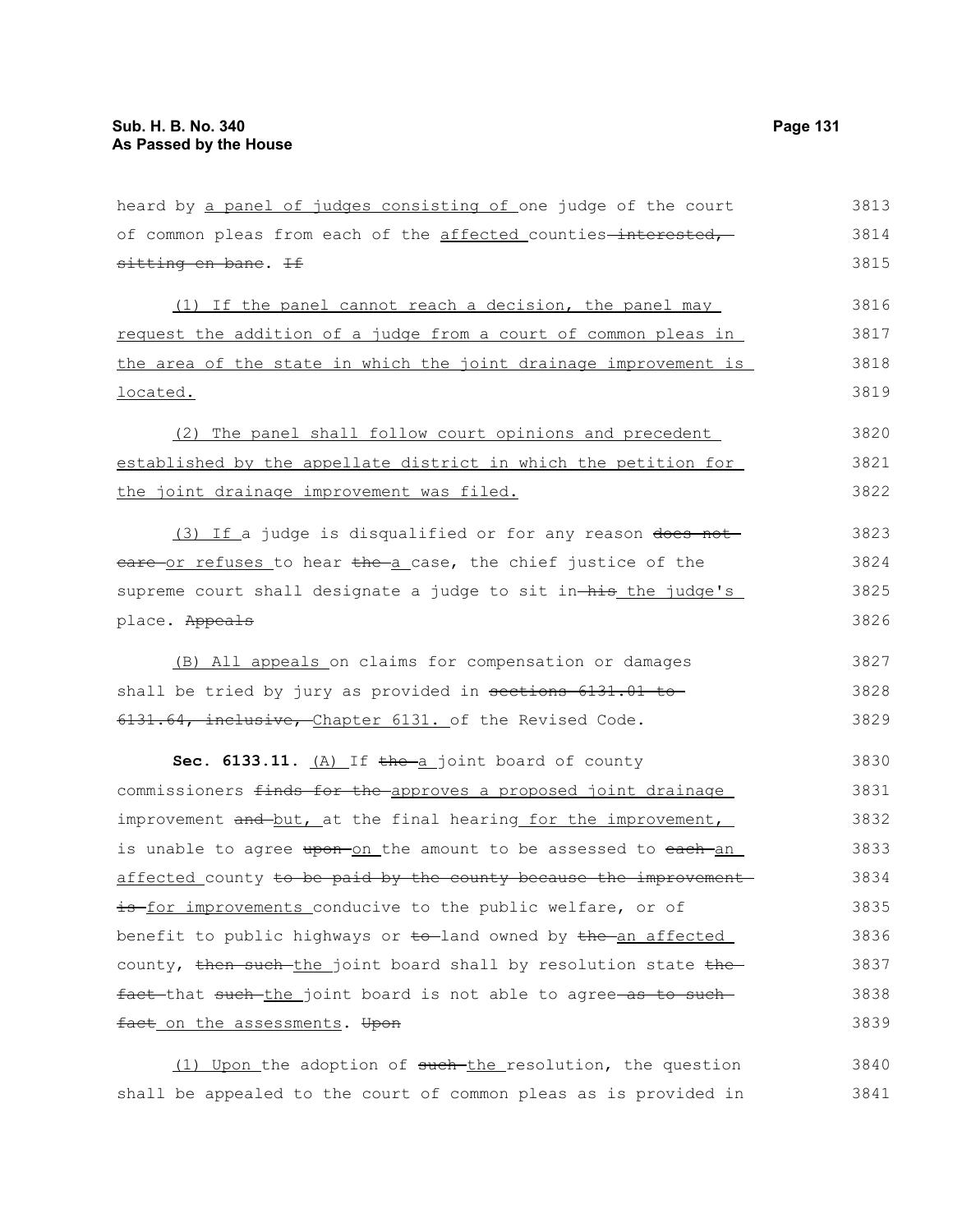heard by <u>a panel of judges consisting of</u> one judge of the court of common pleas from each of the <u>affected</u> counties ~~interested, sitting en banc~~. ~~If~~

<u>(1) If the panel cannot reach a decision, the panel may request the addition of a judge from a court of common pleas in the area of the state in which the joint drainage improvement is located.</u>

<u>(2) The panel shall follow court opinions and precedent established by the appellate district in which the petition for the joint drainage improvement was filed.</u>

<u>(3) If</u> a judge is disqualified or for any reason ~~does not care~~ <u>or refuses</u> to hear ~~the~~ <u>a</u> case, the chief justice of the supreme court shall designate a judge to sit in ~~his~~ <u>the judge's</u> place. ~~Appeals~~

<u>(B) All appeals</u> on claims for compensation or damages shall be tried by jury as provided in ~~sections 6131.01 to 6131.64, inclusive,~~ <u>Chapter 6131.</u> of the Revised Code.

**Sec. 6133.11.** <u>(A)</u> If ~~the~~ <u>a</u> joint board of county commissioners ~~finds for the~~ <u>approves a proposed joint drainage</u> improvement ~~and~~ <u>but,</u> at the final hearing <u>for the improvement,</u> is unable to agree ~~upon~~ <u>on</u> the amount to be assessed to ~~each~~ <u>an affected</u> county ~~to be paid by the county because the improvement is~~ <u>for improvements</u> conducive to the public welfare, or of benefit to public highways or ~~to~~ land owned by ~~the~~ <u>an affected</u> county, ~~then such~~ <u>the</u> joint board shall by resolution state ~~the fact~~ that ~~such~~ <u>the</u> joint board is not able to agree ~~as to such fact~~ <u>on the assessments</u>. ~~Upon~~

<u>(1) Upon</u> the adoption of ~~such~~ <u>the</u> resolution, the question shall be appealed to the court of common pleas as is provided in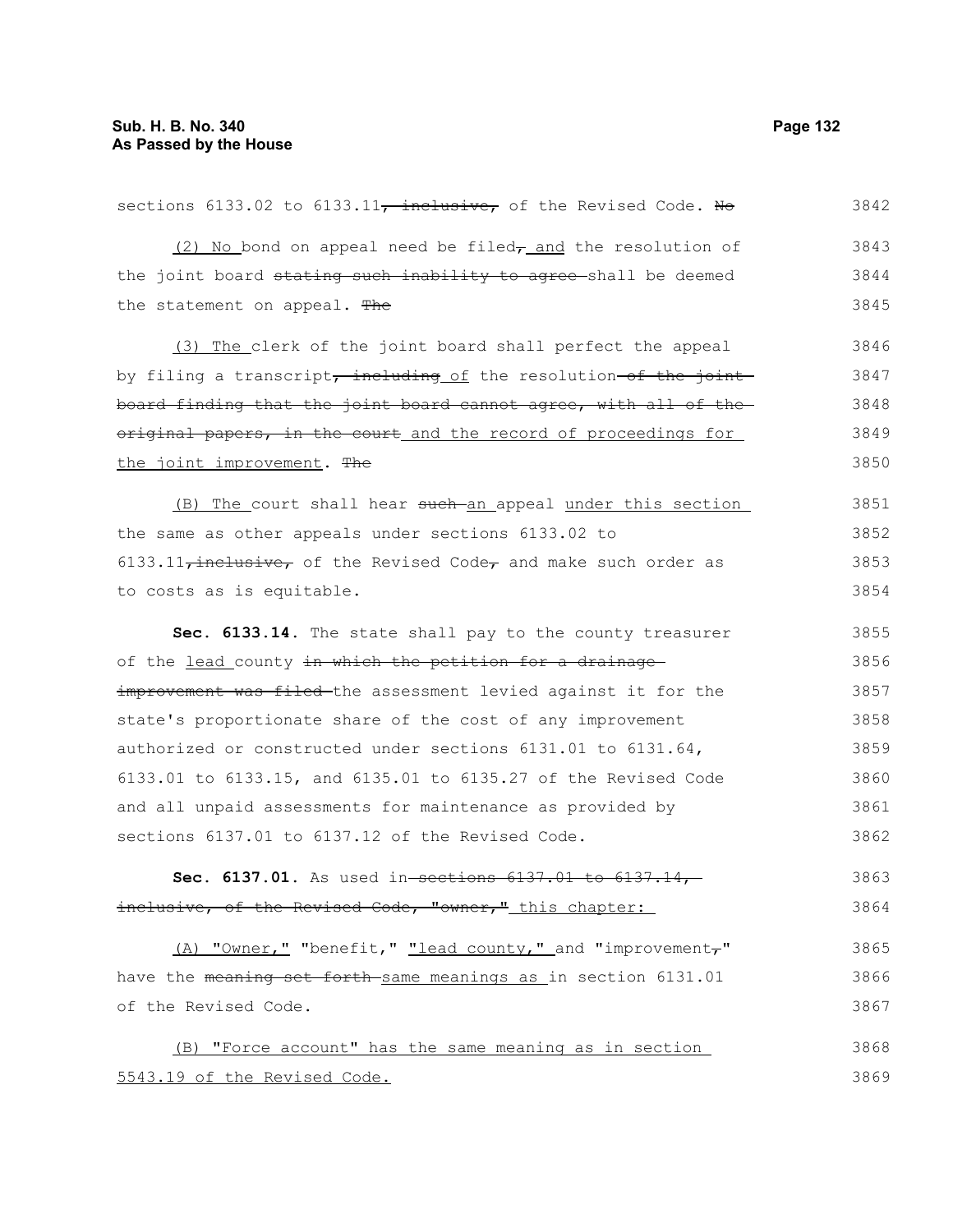sections 6133.02 to 6133.11~~, inclusive,~~ of the Revised Code. ~~No~~ 3842

(2) No bond on appeal need be filed~~,~~ and the resolution of the joint board ~~stating such inability to agree~~ shall be deemed the statement on appeal. ~~The~~ 3843 3844 3845

(3) The clerk of the joint board shall perfect the appeal by filing a transcript~~, including~~ of the resolution ~~of the joint board finding that the joint board cannot agree, with all of the original papers, in the court~~ and the record of proceedings for the joint improvement. ~~The~~ 3846 3847 3848 3849 3850

(B) The court shall hear ~~such~~ an appeal under this section the same as other appeals under sections 6133.02 to 6133.11~~, inclusive,~~ of the Revised Code~~,~~ and make such order as to costs as is equitable. 3851 3852 3853 3854

**Sec. 6133.14.** The state shall pay to the county treasurer of the lead county ~~in which the petition for a drainage improvement was filed~~ the assessment levied against it for the state's proportionate share of the cost of any improvement authorized or constructed under sections 6131.01 to 6131.64, 6133.01 to 6133.15, and 6135.01 to 6135.27 of the Revised Code and all unpaid assessments for maintenance as provided by sections 6137.01 to 6137.12 of the Revised Code. 3855 3856 3857 3858 3859 3860 3861 3862

**Sec. 6137.01.** As used in ~~sections 6137.01 to 6137.14, inclusive, of the Revised Code, "owner,"~~ this chapter: 3863 3864

(A) "Owner," "benefit," "lead county," and "improvement~~,~~" have the ~~meaning set forth~~ same meanings as in section 6131.01 of the Revised Code. 3865 3866 3867

(B) "Force account" has the same meaning as in section 5543.19 of the Revised Code. 3868 3869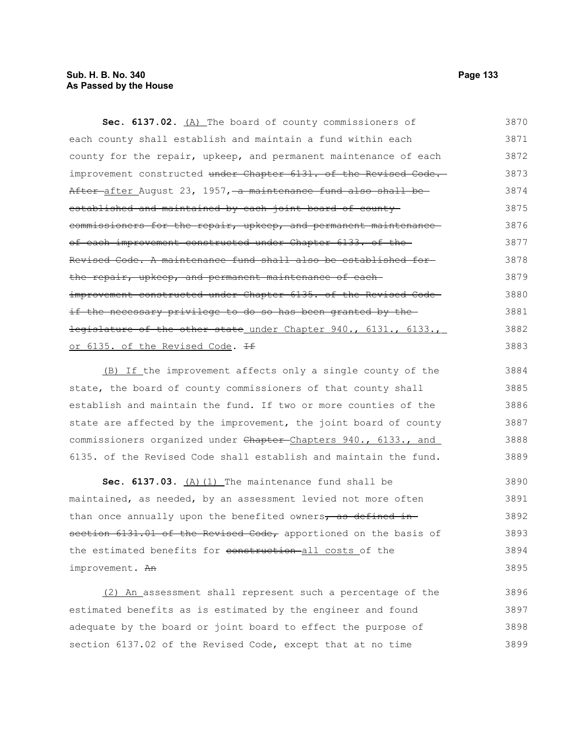**Sec. 6137.02.** <u>(A)</u> The board of county commissioners of each county shall establish and maintain a fund within each county for the repair, upkeep, and permanent maintenance of each improvement constructed ~~under Chapter 6131. of the Revised Code. After~~ <u>after</u> August 23, 1957~~, a maintenance fund also shall be established and maintained by each joint board of county commissioners for the repair, upkeep, and permanent maintenance of each improvement constructed under Chapter 6133. of the Revised Code. A maintenance fund shall also be established for the repair, upkeep, and permanent maintenance of each improvement constructed under Chapter 6135. of the Revised Code if the necessary privilege to do so has been granted by the legislature of the other state~~ <u>under Chapter 940., 6131., 6133., or 6135. of the Revised Code</u>. ~~If~~

<u>(B) If</u> the improvement affects only a single county of the state, the board of county commissioners of that county shall establish and maintain the fund. If two or more counties of the state are affected by the improvement, the joint board of county commissioners organized under ~~Chapter~~ <u>Chapters 940., 6133., and</u> 6135. of the Revised Code shall establish and maintain the fund.

**Sec. 6137.03.** <u>(A)(1)</u> The maintenance fund shall be maintained, as needed, by an assessment levied not more often than once annually upon the benefited owners~~, as defined in section 6131.01 of the Revised Code,~~ apportioned on the basis of the estimated benefits for ~~construction~~ <u>all costs</u> of the improvement. ~~An~~

<u>(2) An</u> assessment shall represent such a percentage of the estimated benefits as is estimated by the engineer and found adequate by the board or joint board to effect the purpose of section 6137.02 of the Revised Code, except that at no time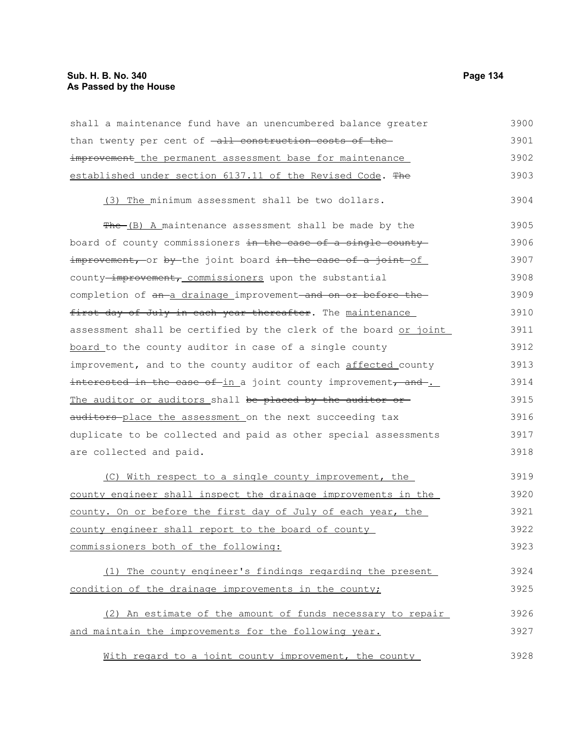shall a maintenance fund have an unencumbered balance greater than twenty per cent of ~~all construction costs of the improvement~~ the permanent assessment base for maintenance established under section 6137.11 of the Revised Code. ~~The~~

(3) The minimum assessment shall be two dollars.

~~The~~ (B) A maintenance assessment shall be made by the board of county commissioners ~~in the case of a single county improvement,~~ or ~~by~~ the joint board ~~in the case of a joint~~ of county ~~improvement,~~ commissioners upon the substantial completion of ~~an~~ a drainage improvement ~~and on or before the first day of July in each year thereafter~~. The maintenance assessment shall be certified by the clerk of the board or joint board to the county auditor in case of a single county improvement, and to the county auditor of each affected county ~~interested in the case of~~ in a joint county improvement~~, and~~. The auditor or auditors shall ~~be placed by the auditor or auditors~~ place the assessment on the next succeeding tax duplicate to be collected and paid as other special assessments are collected and paid.

(C) With respect to a single county improvement, the county engineer shall inspect the drainage improvements in the county. On or before the first day of July of each year, the county engineer shall report to the board of county commissioners both of the following:

(1) The county engineer's findings regarding the present condition of the drainage improvements in the county;

(2) An estimate of the amount of funds necessary to repair and maintain the improvements for the following year.

With regard to a joint county improvement, the county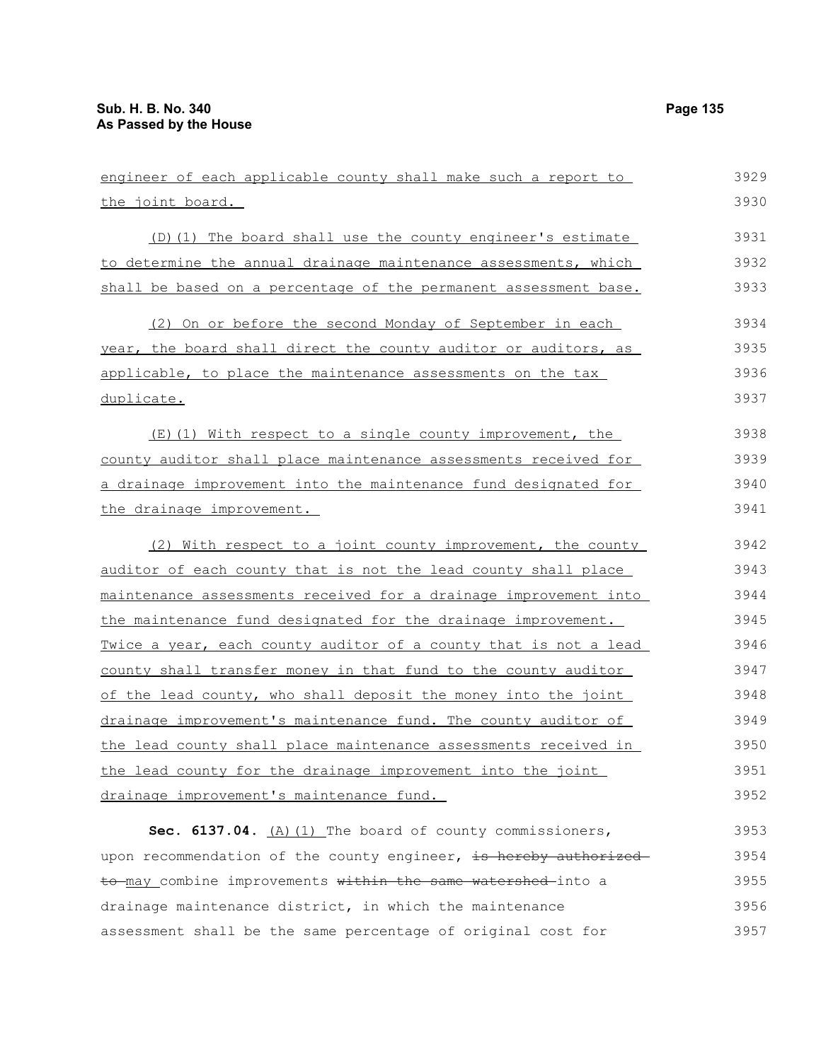engineer of each applicable county shall make such a report to the joint board.

(D)(1) The board shall use the county engineer's estimate to determine the annual drainage maintenance assessments, which shall be based on a percentage of the permanent assessment base.

(2) On or before the second Monday of September in each year, the board shall direct the county auditor or auditors, as applicable, to place the maintenance assessments on the tax duplicate.

(E)(1) With respect to a single county improvement, the county auditor shall place maintenance assessments received for a drainage improvement into the maintenance fund designated for the drainage improvement.

(2) With respect to a joint county improvement, the county auditor of each county that is not the lead county shall place maintenance assessments received for a drainage improvement into the maintenance fund designated for the drainage improvement. Twice a year, each county auditor of a county that is not a lead county shall transfer money in that fund to the county auditor of the lead county, who shall deposit the money into the joint drainage improvement's maintenance fund. The county auditor of the lead county shall place maintenance assessments received in the lead county for the drainage improvement into the joint drainage improvement's maintenance fund.

**Sec. 6137.04.** (A)(1) The board of county commissioners, upon recommendation of the county engineer, ~~is hereby authorized to~~ may combine improvements ~~within the same watershed~~ into a drainage maintenance district, in which the maintenance assessment shall be the same percentage of original cost for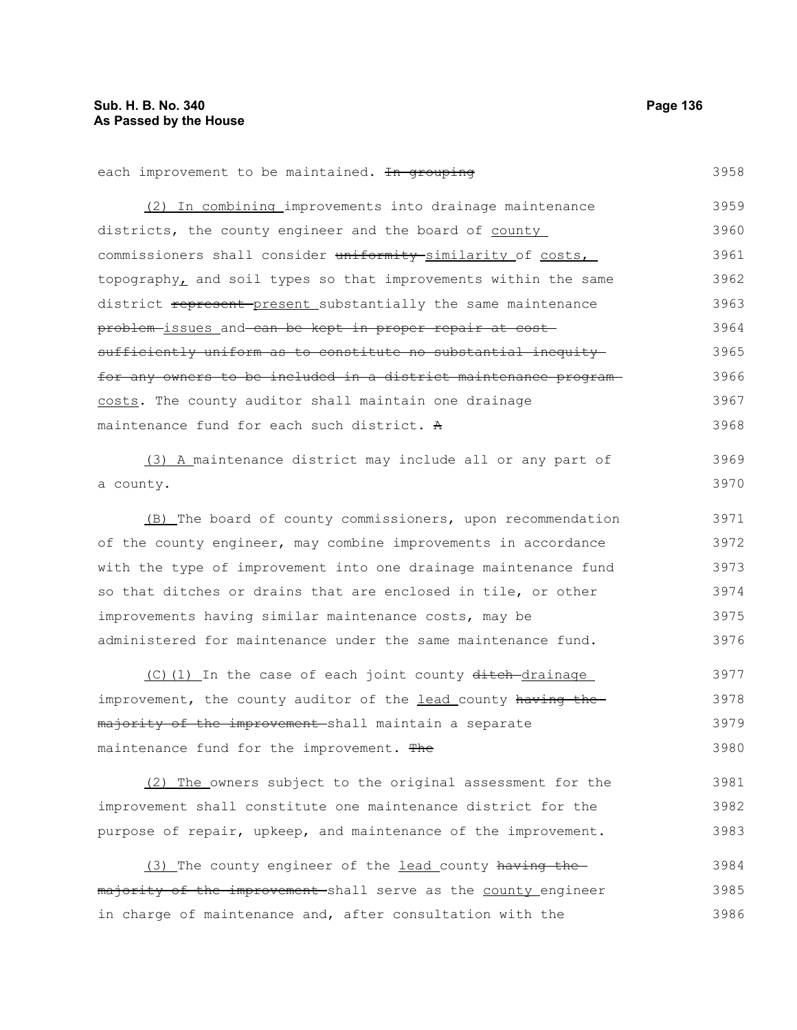each improvement to be maintained. ~~In grouping~~

(2) In combining improvements into drainage maintenance districts, the county engineer and the board of county commissioners shall consider ~~uniformity~~ similarity of costs, topography, and soil types so that improvements within the same district ~~represent~~ present substantially the same maintenance ~~problem~~ issues and ~~can be kept in proper repair at cost sufficiently uniform as to constitute no substantial inequity for any owners to be included in a district maintenance program~~ costs. The county auditor shall maintain one drainage maintenance fund for each such district. ~~A~~

(3) A maintenance district may include all or any part of a county.

(B) The board of county commissioners, upon recommendation of the county engineer, may combine improvements in accordance with the type of improvement into one drainage maintenance fund so that ditches or drains that are enclosed in tile, or other improvements having similar maintenance costs, may be administered for maintenance under the same maintenance fund.

(C)(1) In the case of each joint county ~~ditch~~ drainage improvement, the county auditor of the lead county ~~having the majority of the improvement~~ shall maintain a separate maintenance fund for the improvement. ~~The~~

(2) The owners subject to the original assessment for the improvement shall constitute one maintenance district for the purpose of repair, upkeep, and maintenance of the improvement.

(3) The county engineer of the lead county ~~having the majority of the improvement~~ shall serve as the county engineer in charge of maintenance and, after consultation with the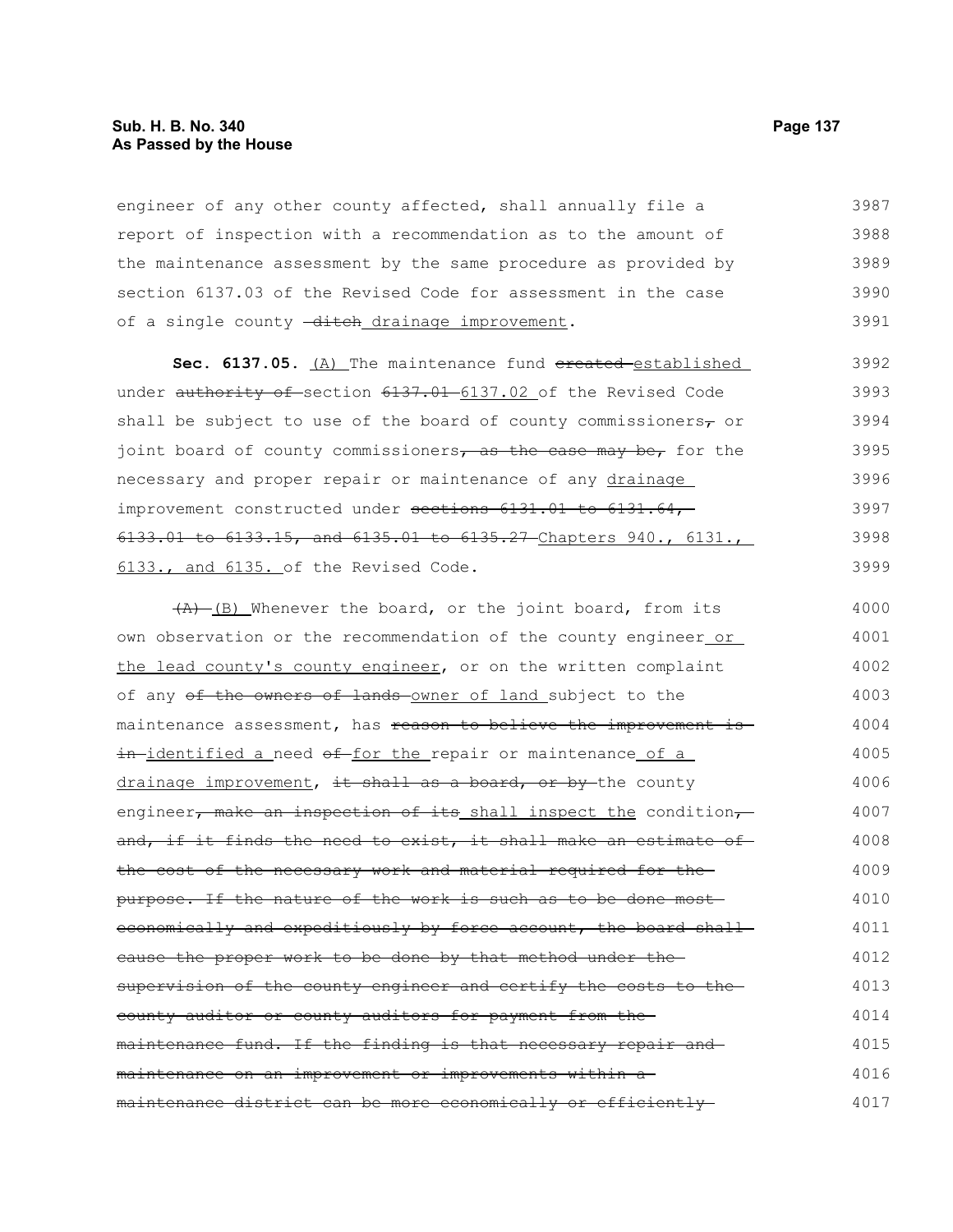engineer of any other county affected, shall annually file a report of inspection with a recommendation as to the amount of the maintenance assessment by the same procedure as provided by section 6137.03 of the Revised Code for assessment in the case of a single county ~~ditch~~ drainage improvement.

**Sec. 6137.05.** (A) The maintenance fund ~~created~~ established under ~~authority of~~ section ~~6137.01~~ 6137.02 of the Revised Code shall be subject to use of the board of county commissioners~~,~~ or joint board of county commissioners~~, as the case may be,~~ for the necessary and proper repair or maintenance of any drainage improvement constructed under ~~sections 6131.01 to 6131.64, 6133.01 to 6133.15, and 6135.01 to 6135.27~~ Chapters 940., 6131., 6133., and 6135. of the Revised Code.

~~(A)~~ (B) Whenever the board, or the joint board, from its own observation or the recommendation of the county engineer or the lead county's county engineer, or on the written complaint of any ~~of the owners of lands~~ owner of land subject to the maintenance assessment, has ~~reason to believe the improvement is in~~ identified a need ~~of~~ for the repair or maintenance of a drainage improvement, ~~it shall as a board, or by~~ the county engineer~~, make an inspection of its~~ shall inspect the condition~~, and, if it finds the need to exist, it shall make an estimate of the cost of the necessary work and material required for the purpose. If the nature of the work is such as to be done most economically and expeditiously by force account, the board shall cause the proper work to be done by that method under the supervision of the county engineer and certify the costs to the county auditor or county auditors for payment from the maintenance fund. If the finding is that necessary repair and maintenance on an improvement or improvements within a maintenance district can be more economically or efficiently~~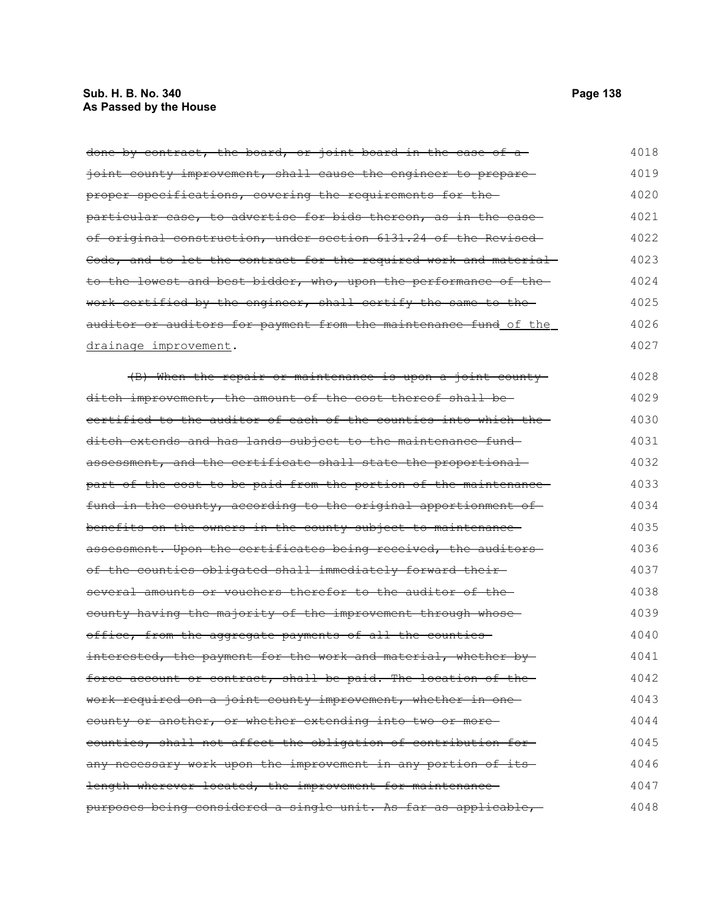~~done by contract, the board, or joint board in the case of a joint county improvement, shall cause the engineer to prepare proper specifications, covering the requirements for the particular case, to advertise for bids thereon, as in the case of original construction, under section 6131.24 of the Revised Code, and to let the contract for the required work and material to the lowest and best bidder, who, upon the performance of the work certified by the engineer, shall certify the same to the auditor or auditors for payment from the maintenance fund~~ <u>of the drainage improvement</u>.

~~(B) When the repair or maintenance is upon a joint county ditch improvement, the amount of the cost thereof shall be certified to the auditor of each of the counties into which the ditch extends and has lands subject to the maintenance fund assessment, and the certificate shall state the proportional part of the cost to be paid from the portion of the maintenance fund in the county, according to the original apportionment of benefits on the owners in the county subject to maintenance assessment. Upon the certificates being received, the auditors of the counties obligated shall immediately forward their several amounts or vouchers therefor to the auditor of the county having the majority of the improvement through whose office, from the aggregate payments of all the counties interested, the payment for the work and material, whether by force account or contract, shall be paid. The location of the work required on a joint county improvement, whether in one county or another, or whether extending into two or more counties, shall not affect the obligation of contribution for any necessary work upon the improvement in any portion of its length wherever located, the improvement for maintenance purposes being considered a single unit. As far as applicable,~~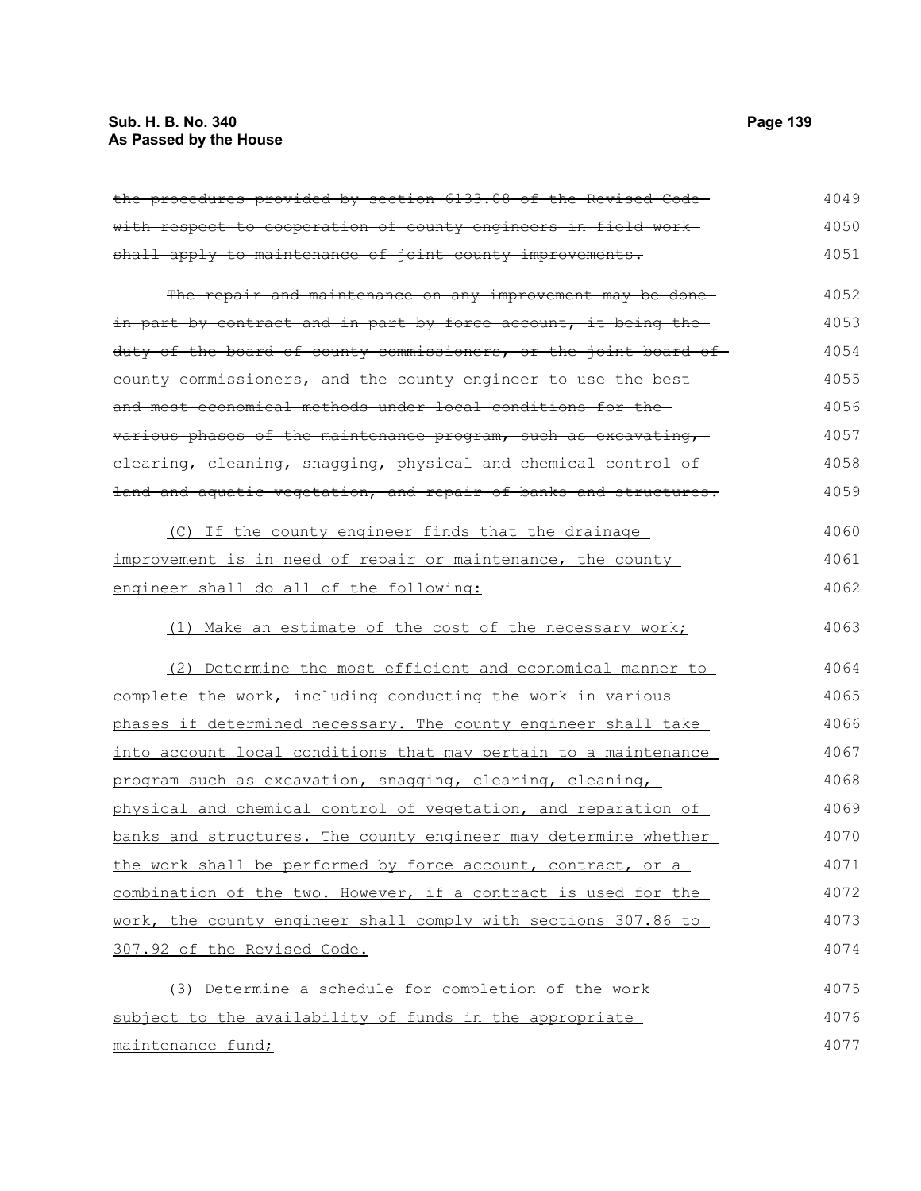~~the procedures provided by section 6133.08 of the Revised Code with respect to cooperation of county engineers in field work shall apply to maintenance of joint county improvements.~~

~~The repair and maintenance on any improvement may be done in part by contract and in part by force account, it being the duty of the board of county commissioners, or the joint board of county commissioners, and the county engineer to use the best and most economical methods under local conditions for the various phases of the maintenance program, such as excavating, clearing, cleaning, snagging, physical and chemical control of land and aquatic vegetation, and repair of banks and structures.~~

<u>(C) If the county engineer finds that the drainage improvement is in need of repair or maintenance, the county engineer shall do all of the following:</u>

<u>(1) Make an estimate of the cost of the necessary work;</u>

<u>(2) Determine the most efficient and economical manner to complete the work, including conducting the work in various phases if determined necessary. The county engineer shall take into account local conditions that may pertain to a maintenance program such as excavation, snagging, clearing, cleaning, physical and chemical control of vegetation, and reparation of banks and structures. The county engineer may determine whether the work shall be performed by force account, contract, or a combination of the two. However, if a contract is used for the work, the county engineer shall comply with sections 307.86 to 307.92 of the Revised Code.</u>

<u>(3) Determine a schedule for completion of the work subject to the availability of funds in the appropriate maintenance fund;</u>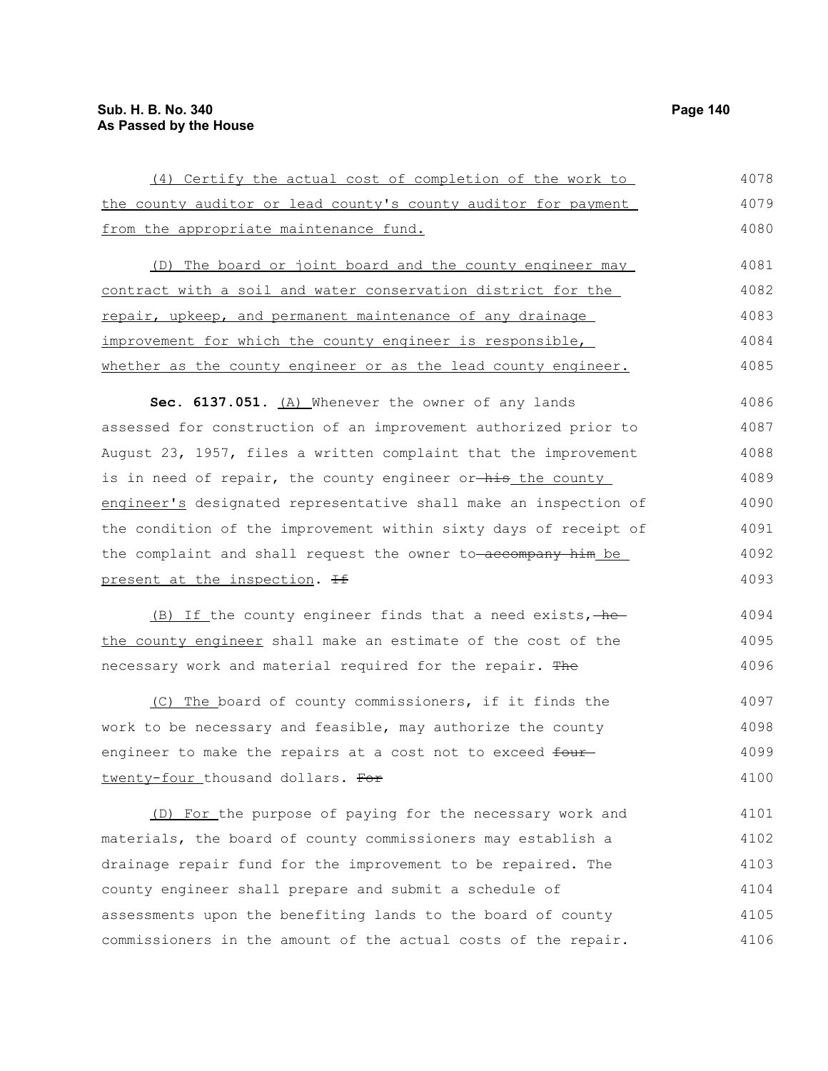(4) Certify the actual cost of completion of the work to the county auditor or lead county's county auditor for payment from the appropriate maintenance fund.

(D) The board or joint board and the county engineer may contract with a soil and water conservation district for the repair, upkeep, and permanent maintenance of any drainage improvement for which the county engineer is responsible, whether as the county engineer or as the lead county engineer.

**Sec. 6137.051.** (A) Whenever the owner of any lands assessed for construction of an improvement authorized prior to August 23, 1957, files a written complaint that the improvement is in need of repair, the county engineer or ~~his~~ the county engineer's designated representative shall make an inspection of the condition of the improvement within sixty days of receipt of the complaint and shall request the owner to ~~accompany him~~ be present at the inspection. ~~If~~

(B) If the county engineer finds that a need exists, ~~he~~ the county engineer shall make an estimate of the cost of the necessary work and material required for the repair. ~~The~~

(C) The board of county commissioners, if it finds the work to be necessary and feasible, may authorize the county engineer to make the repairs at a cost not to exceed ~~four~~ twenty-four thousand dollars. ~~For~~

(D) For the purpose of paying for the necessary work and materials, the board of county commissioners may establish a drainage repair fund for the improvement to be repaired. The county engineer shall prepare and submit a schedule of assessments upon the benefiting lands to the board of county commissioners in the amount of the actual costs of the repair.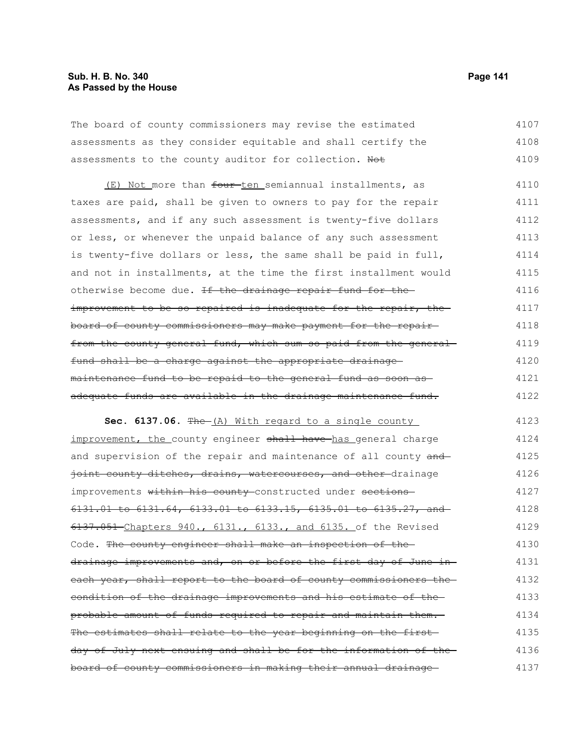The board of county commissioners may revise the estimated assessments as they consider equitable and shall certify the assessments to the county auditor for collection. ~~Not~~

(E) Not more than ~~four~~ ten semiannual installments, as taxes are paid, shall be given to owners to pay for the repair assessments, and if any such assessment is twenty-five dollars or less, or whenever the unpaid balance of any such assessment is twenty-five dollars or less, the same shall be paid in full, and not in installments, at the time the first installment would otherwise become due. ~~If the drainage repair fund for the improvement to be so repaired is inadequate for the repair, the board of county commissioners may make payment for the repair from the county general fund, which sum so paid from the general fund shall be a charge against the appropriate drainage maintenance fund to be repaid to the general fund as soon as adequate funds are available in the drainage maintenance fund.~~

**Sec. 6137.06.** ~~The~~ (A) With regard to a single county improvement, the county engineer ~~shall have~~ has general charge and supervision of the repair and maintenance of all county ~~and joint county ditches, drains, watercourses, and other~~ drainage improvements ~~within his county~~ constructed under ~~sections 6131.01 to 6131.64, 6133.01 to 6133.15, 6135.01 to 6135.27, and 6137.051~~ Chapters 940., 6131., 6133., and 6135. of the Revised Code. ~~The county engineer shall make an inspection of the drainage improvements and, on or before the first day of June in each year, shall report to the board of county commissioners the condition of the drainage improvements and his estimate of the probable amount of funds required to repair and maintain them. The estimates shall relate to the year beginning on the first day of July next ensuing and shall be for the information of the board of county commissioners in making their annual drainage~~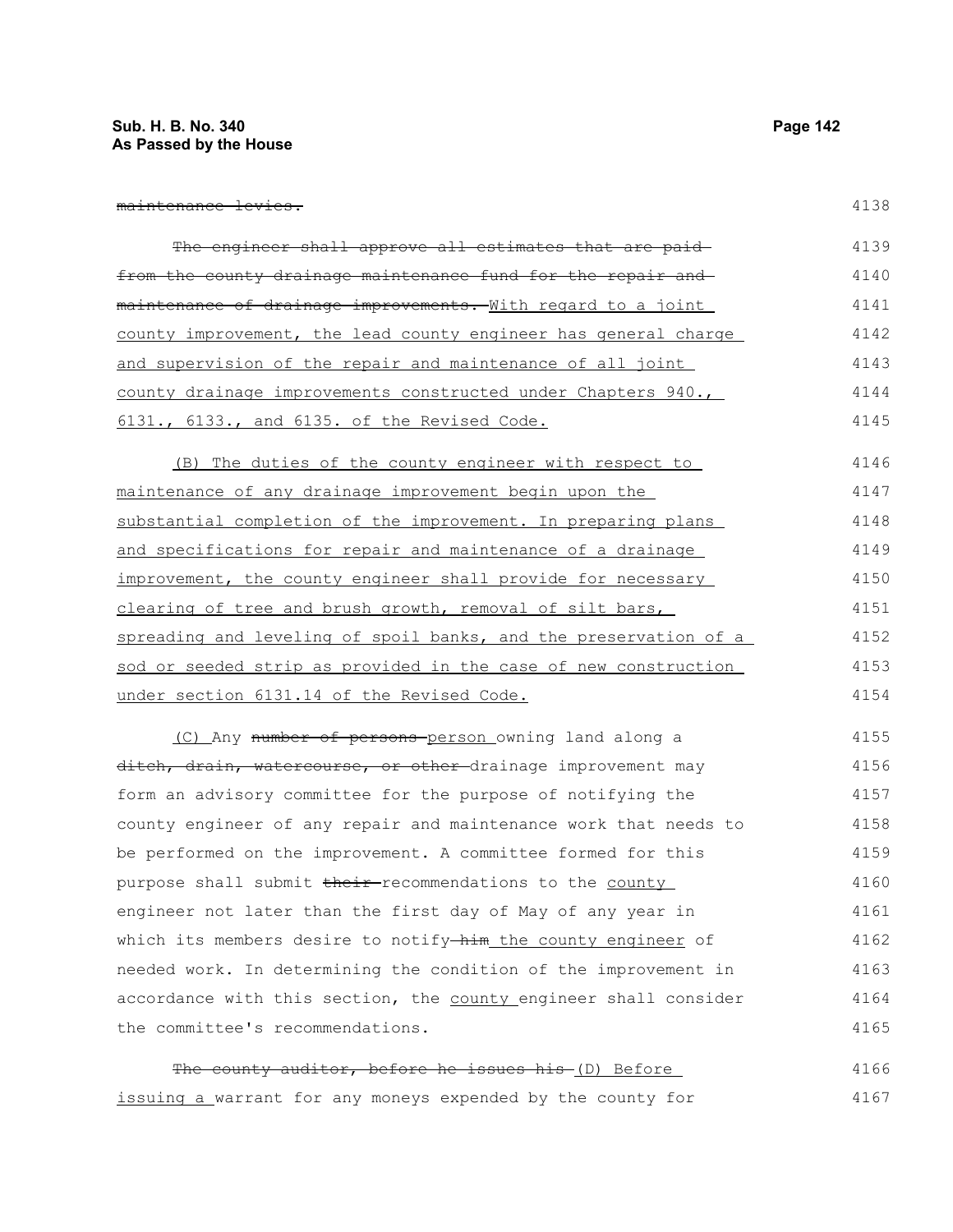~~maintenance levies.~~

~~The engineer shall approve all estimates that are paid from the county drainage maintenance fund for the repair and maintenance of drainage improvements.~~ With regard to a joint county improvement, the lead county engineer has general charge and supervision of the repair and maintenance of all joint county drainage improvements constructed under Chapters 940., 6131., 6133., and 6135. of the Revised Code.

(B) The duties of the county engineer with respect to maintenance of any drainage improvement begin upon the substantial completion of the improvement. In preparing plans and specifications for repair and maintenance of a drainage improvement, the county engineer shall provide for necessary clearing of tree and brush growth, removal of silt bars, spreading and leveling of spoil banks, and the preservation of a sod or seeded strip as provided in the case of new construction under section 6131.14 of the Revised Code.

(C) Any ~~number of persons~~ person owning land along a ~~ditch, drain, watercourse, or other~~ drainage improvement may form an advisory committee for the purpose of notifying the county engineer of any repair and maintenance work that needs to be performed on the improvement. A committee formed for this purpose shall submit ~~their~~ recommendations to the county engineer not later than the first day of May of any year in which its members desire to notify ~~him~~ the county engineer of needed work. In determining the condition of the improvement in accordance with this section, the county engineer shall consider the committee's recommendations.

~~The county auditor, before he issues his~~ (D) Before issuing a warrant for any moneys expended by the county for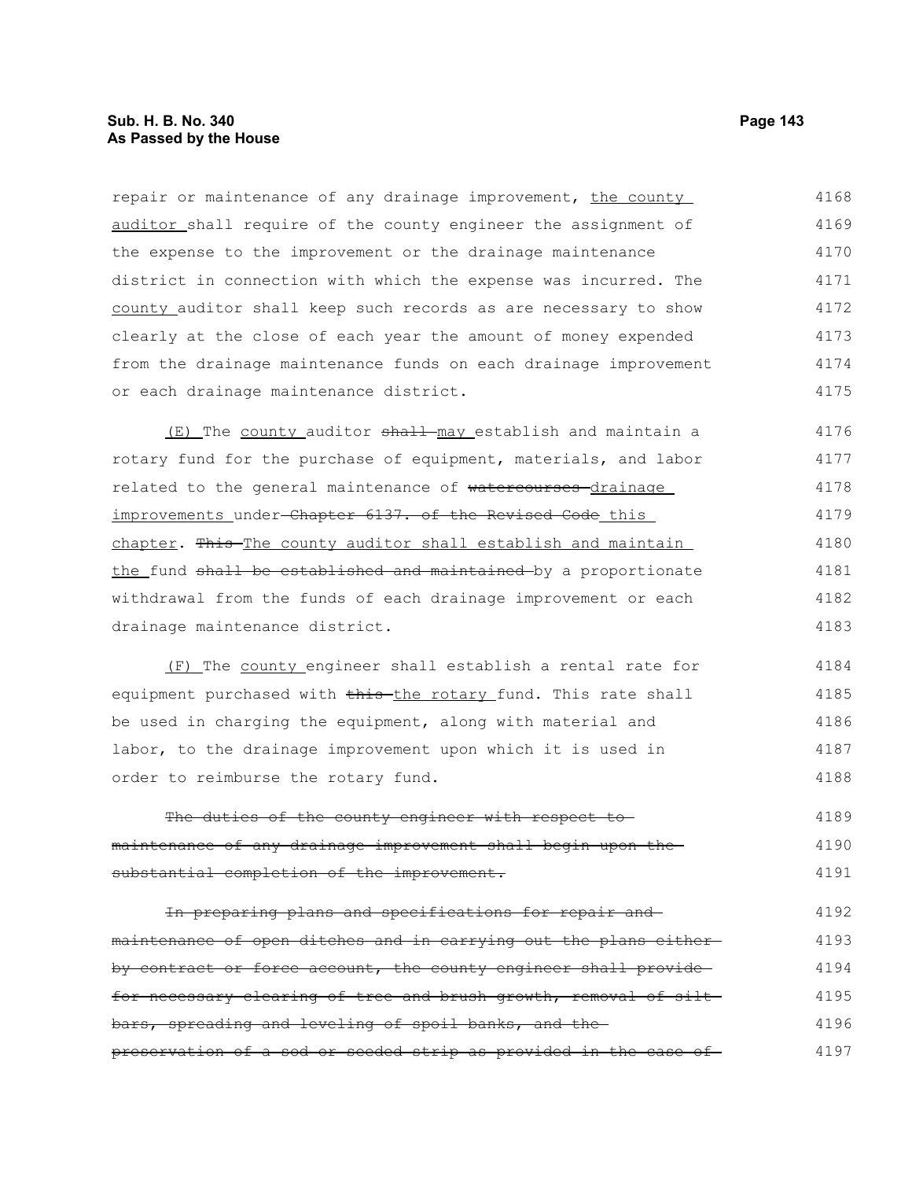repair or maintenance of any drainage improvement, the county auditor shall require of the county engineer the assignment of the expense to the improvement or the drainage maintenance district in connection with which the expense was incurred. The county auditor shall keep such records as are necessary to show clearly at the close of each year the amount of money expended from the drainage maintenance funds on each drainage improvement or each drainage maintenance district.

(E) The county auditor ~~shall~~ may establish and maintain a rotary fund for the purchase of equipment, materials, and labor related to the general maintenance of ~~watercourses~~ drainage improvements under ~~Chapter 6137. of the Revised Code~~ this chapter. ~~This~~ The county auditor shall establish and maintain the fund ~~shall be established and maintained~~ by a proportionate withdrawal from the funds of each drainage improvement or each drainage maintenance district.

(F) The county engineer shall establish a rental rate for equipment purchased with ~~this~~ the rotary fund. This rate shall be used in charging the equipment, along with material and labor, to the drainage improvement upon which it is used in order to reimburse the rotary fund.

~~The duties of the county engineer with respect to maintenance of any drainage improvement shall begin upon the substantial completion of the improvement.~~

~~In preparing plans and specifications for repair and maintenance of open ditches and in carrying out the plans either by contract or force account, the county engineer shall provide for necessary clearing of tree and brush growth, removal of silt bars, spreading and leveling of spoil banks, and the preservation of a sod or seeded strip as provided in the case of~~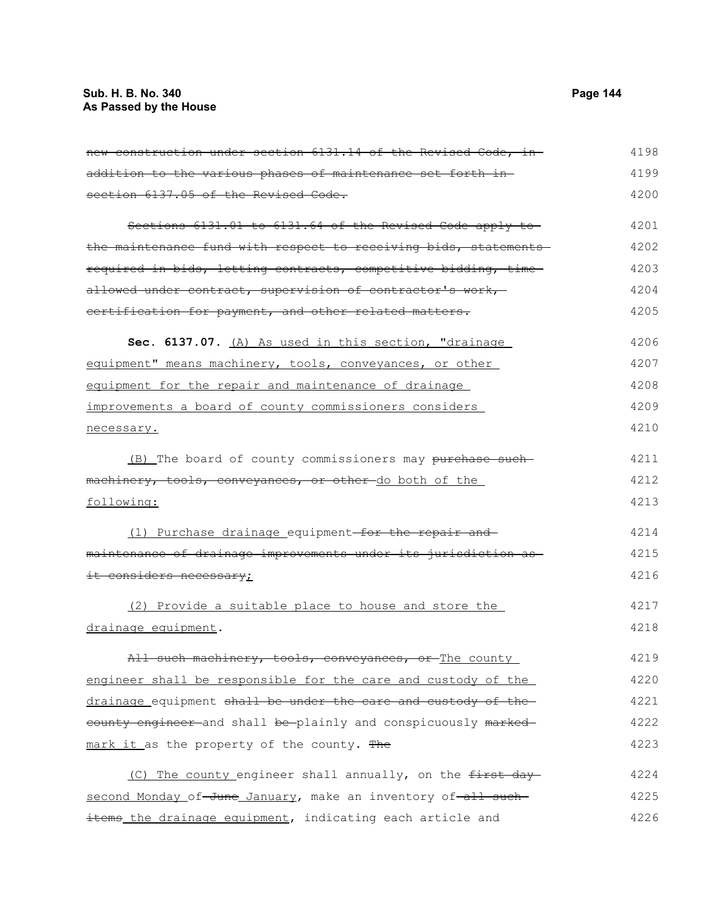~~new construction under section 6131.14 of the Revised Code, in addition to the various phases of maintenance set forth in section 6137.05 of the Revised Code.~~

~~Sections 6131.01 to 6131.64 of the Revised Code apply to the maintenance fund with respect to receiving bids, statements required in bids, letting contracts, competitive bidding, time allowed under contract, supervision of contractor's work, certification for payment, and other related matters.~~

**Sec. 6137.07.** <u>(A) As used in this section, "drainage equipment" means machinery, tools, conveyances, or other equipment for the repair and maintenance of drainage improvements a board of county commissioners considers necessary.</u>

<u>(B)</u> The board of county commissioners may ~~purchase such machinery, tools, conveyances, or other~~ <u>do both of the following:</u>

<u>(1) Purchase drainage</u> equipment ~~for the repair and maintenance of drainage improvements under its jurisdiction as it considers necessary~~<u>;</u>

<u>(2) Provide a suitable place to house and store the drainage equipment</u>.

~~All such machinery, tools, conveyances, or~~ <u>The county engineer shall be responsible for the care and custody of the drainage</u> equipment ~~shall be under the care and custody of the county engineer~~ and shall ~~be~~ plainly and conspicuously ~~marked~~ <u>mark it</u> as the property of the county. ~~The~~

<u>(C) The county</u> engineer shall annually, on the ~~first day~~ <u>second Monday</u> of ~~June~~ <u>January</u>, make an inventory of ~~all such items~~ <u>the drainage equipment</u>, indicating each article and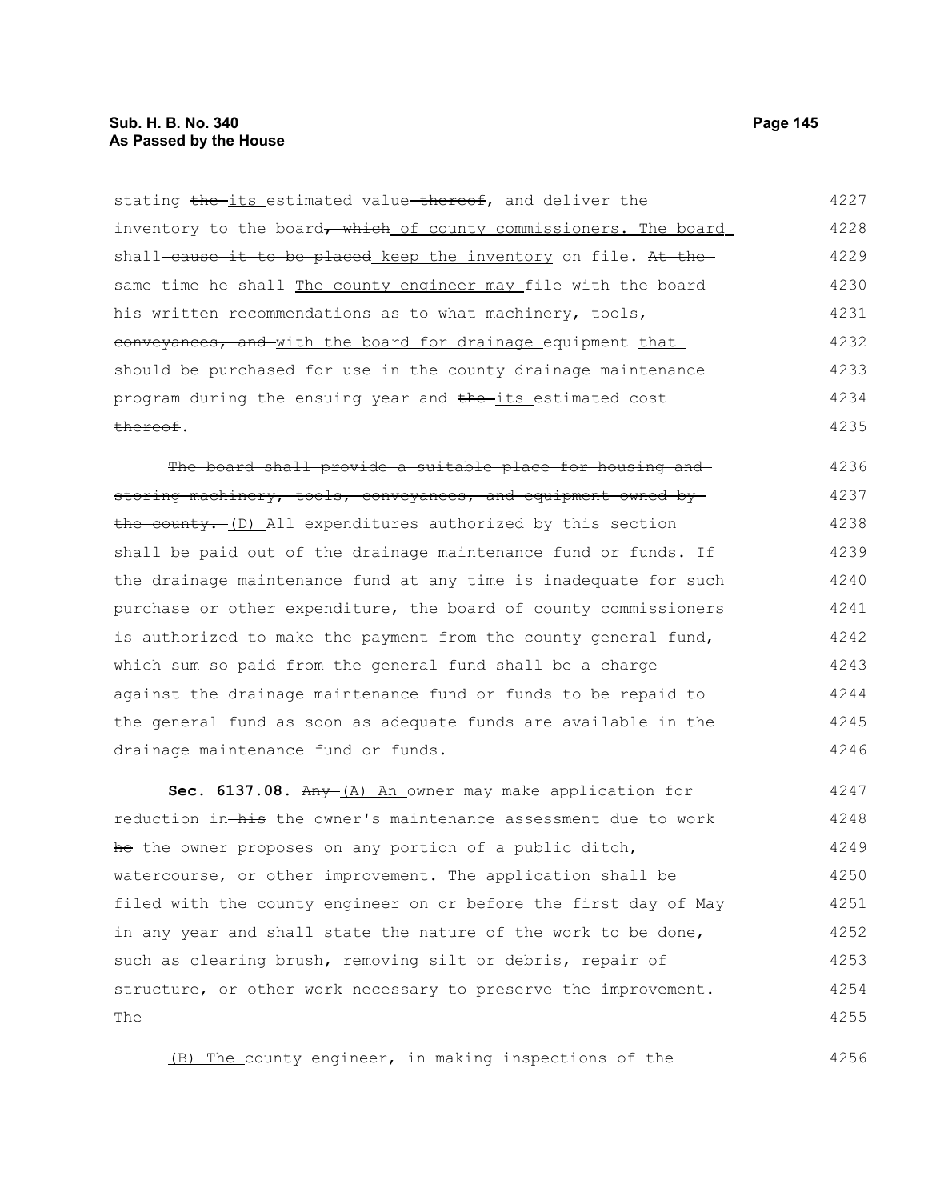stating ~~the~~ its estimated value ~~thereof~~, and deliver the inventory to the board~~, which~~ of county commissioners. The board shall ~~cause it to be placed~~ keep the inventory on file. ~~At the same time he shall~~ The county engineer may file ~~with the board his~~ written recommendations ~~as to what machinery, tools, conveyances, and~~ with the board for drainage equipment that should be purchased for use in the county drainage maintenance program during the ensuing year and ~~the~~ its estimated cost ~~thereof~~.

~~The board shall provide a suitable place for housing and storing machinery, tools, conveyances, and equipment owned by the county.~~ (D) All expenditures authorized by this section shall be paid out of the drainage maintenance fund or funds. If the drainage maintenance fund at any time is inadequate for such purchase or other expenditure, the board of county commissioners is authorized to make the payment from the county general fund, which sum so paid from the general fund shall be a charge against the drainage maintenance fund or funds to be repaid to the general fund as soon as adequate funds are available in the drainage maintenance fund or funds.

**Sec. 6137.08.** ~~Any~~ (A) An owner may make application for reduction in ~~his~~ the owner's maintenance assessment due to work ~~he~~ the owner proposes on any portion of a public ditch, watercourse, or other improvement. The application shall be filed with the county engineer on or before the first day of May in any year and shall state the nature of the work to be done, such as clearing brush, removing silt or debris, repair of structure, or other work necessary to preserve the improvement. ~~The~~

(B) The county engineer, in making inspections of the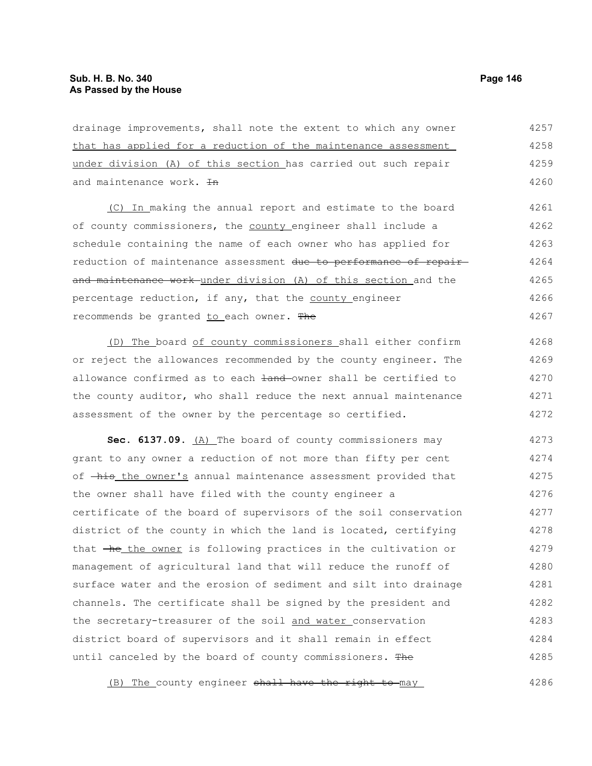drainage improvements, shall note the extent to which any owner that has applied for a reduction of the maintenance assessment under division (A) of this section has carried out such repair and maintenance work. In

(C) In making the annual report and estimate to the board of county commissioners, the county engineer shall include a schedule containing the name of each owner who has applied for reduction of maintenance assessment due to performance of repair and maintenance work under division (A) of this section and the percentage reduction, if any, that the county engineer recommends be granted to each owner. The

(D) The board of county commissioners shall either confirm or reject the allowances recommended by the county engineer. The allowance confirmed as to each land owner shall be certified to the county auditor, who shall reduce the next annual maintenance assessment of the owner by the percentage so certified.

**Sec. 6137.09.** (A) The board of county commissioners may grant to any owner a reduction of not more than fifty per cent of his the owner's annual maintenance assessment provided that the owner shall have filed with the county engineer a certificate of the board of supervisors of the soil conservation district of the county in which the land is located, certifying that he the owner is following practices in the cultivation or management of agricultural land that will reduce the runoff of surface water and the erosion of sediment and silt into drainage channels. The certificate shall be signed by the president and the secretary-treasurer of the soil and water conservation district board of supervisors and it shall remain in effect until canceled by the board of county commissioners. The

(B) The county engineer shall have the right to may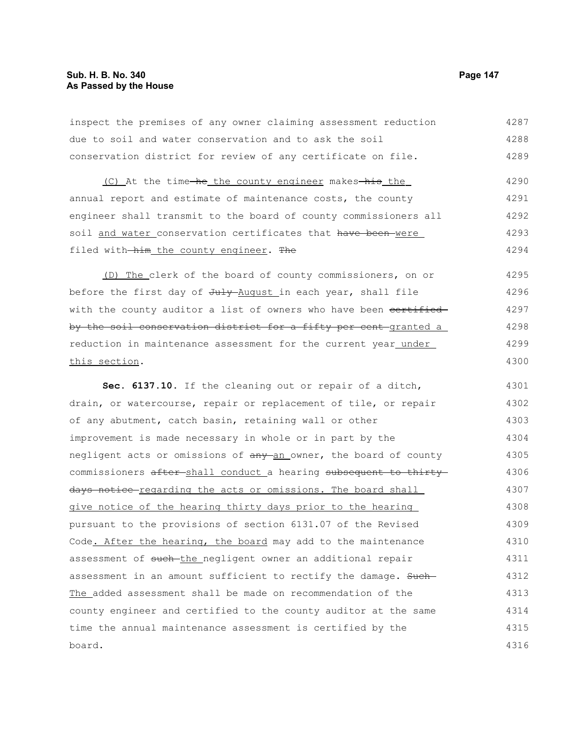inspect the premises of any owner claiming assessment reduction due to soil and water conservation and to ask the soil conservation district for review of any certificate on file.

(C) At the time ~~he~~ the county engineer makes ~~his~~ the annual report and estimate of maintenance costs, the county engineer shall transmit to the board of county commissioners all soil and water conservation certificates that ~~have been~~ were filed with ~~him~~ the county engineer. ~~The~~

(D) The clerk of the board of county commissioners, on or before the first day of ~~July~~ August in each year, shall file with the county auditor a list of owners who have been ~~certified by the soil conservation district for a fifty per cent~~ granted a reduction in maintenance assessment for the current year under this section.

**Sec. 6137.10.** If the cleaning out or repair of a ditch, drain, or watercourse, repair or replacement of tile, or repair of any abutment, catch basin, retaining wall or other improvement is made necessary in whole or in part by the negligent acts or omissions of ~~any~~ an owner, the board of county commissioners ~~after~~ shall conduct a hearing ~~subsequent to thirty days notice~~ regarding the acts or omissions. The board shall give notice of the hearing thirty days prior to the hearing pursuant to the provisions of section 6131.07 of the Revised Code. After the hearing, the board may add to the maintenance assessment of ~~such~~ the negligent owner an additional repair assessment in an amount sufficient to rectify the damage. ~~Such~~ The added assessment shall be made on recommendation of the county engineer and certified to the county auditor at the same time the annual maintenance assessment is certified by the board.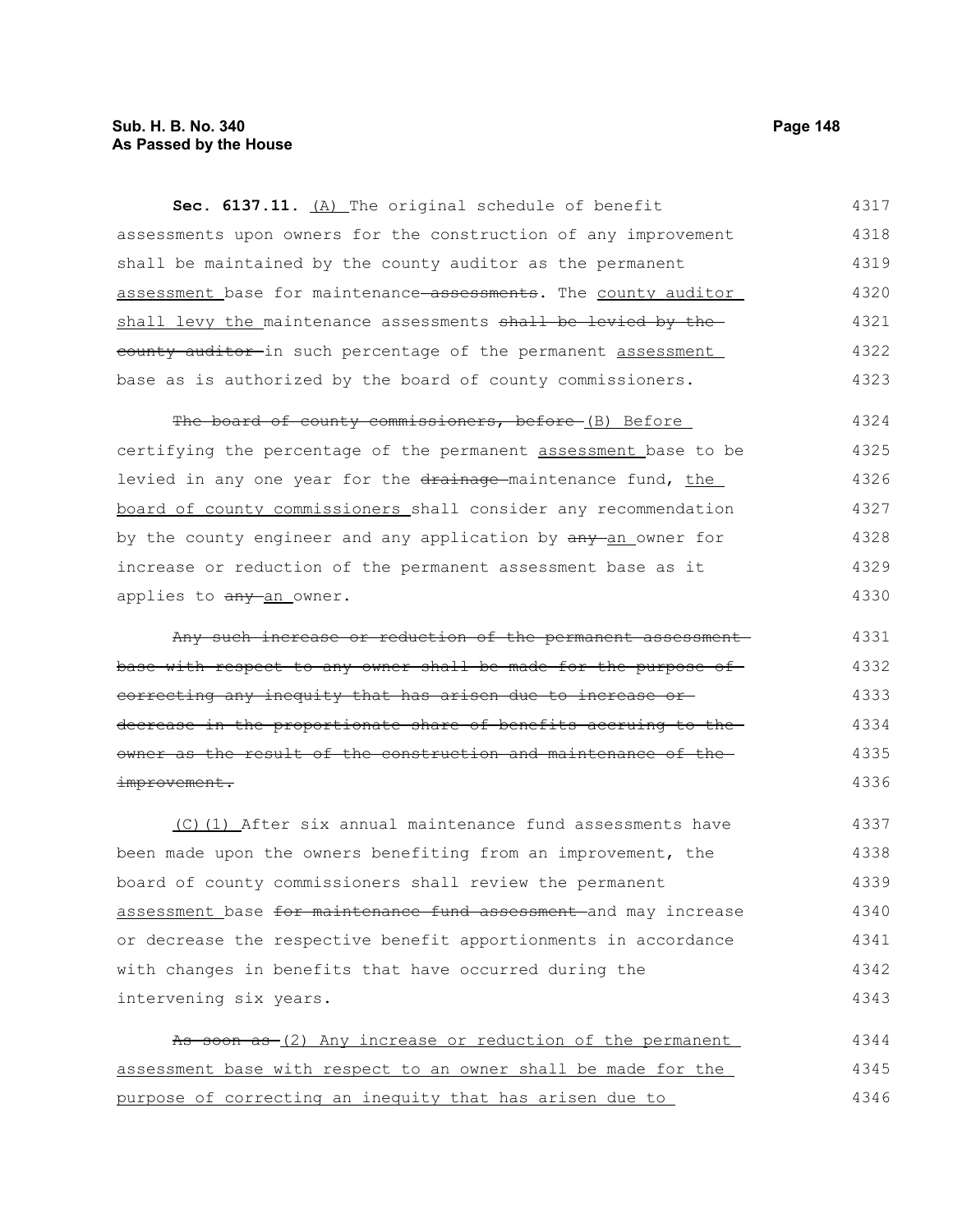**Sec. 6137.11.** (A) The original schedule of benefit assessments upon owners for the construction of any improvement shall be maintained by the county auditor as the permanent assessment base for maintenance ~~assessments~~. The county auditor shall levy the maintenance assessments ~~shall be levied by the county auditor~~ in such percentage of the permanent assessment base as is authorized by the board of county commissioners.

~~The board of county commissioners, before~~ (B) Before certifying the percentage of the permanent assessment base to be levied in any one year for the ~~drainage~~ maintenance fund, the board of county commissioners shall consider any recommendation by the county engineer and any application by ~~any~~ an owner for increase or reduction of the permanent assessment base as it applies to ~~any~~ an owner.

~~Any such increase or reduction of the permanent assessment base with respect to any owner shall be made for the purpose of correcting any inequity that has arisen due to increase or decrease in the proportionate share of benefits accruing to the owner as the result of the construction and maintenance of the improvement.~~

(C)(1) After six annual maintenance fund assessments have been made upon the owners benefiting from an improvement, the board of county commissioners shall review the permanent assessment base ~~for maintenance fund assessment~~ and may increase or decrease the respective benefit apportionments in accordance with changes in benefits that have occurred during the intervening six years.

~~As soon as~~ (2) Any increase or reduction of the permanent assessment base with respect to an owner shall be made for the purpose of correcting an inequity that has arisen due to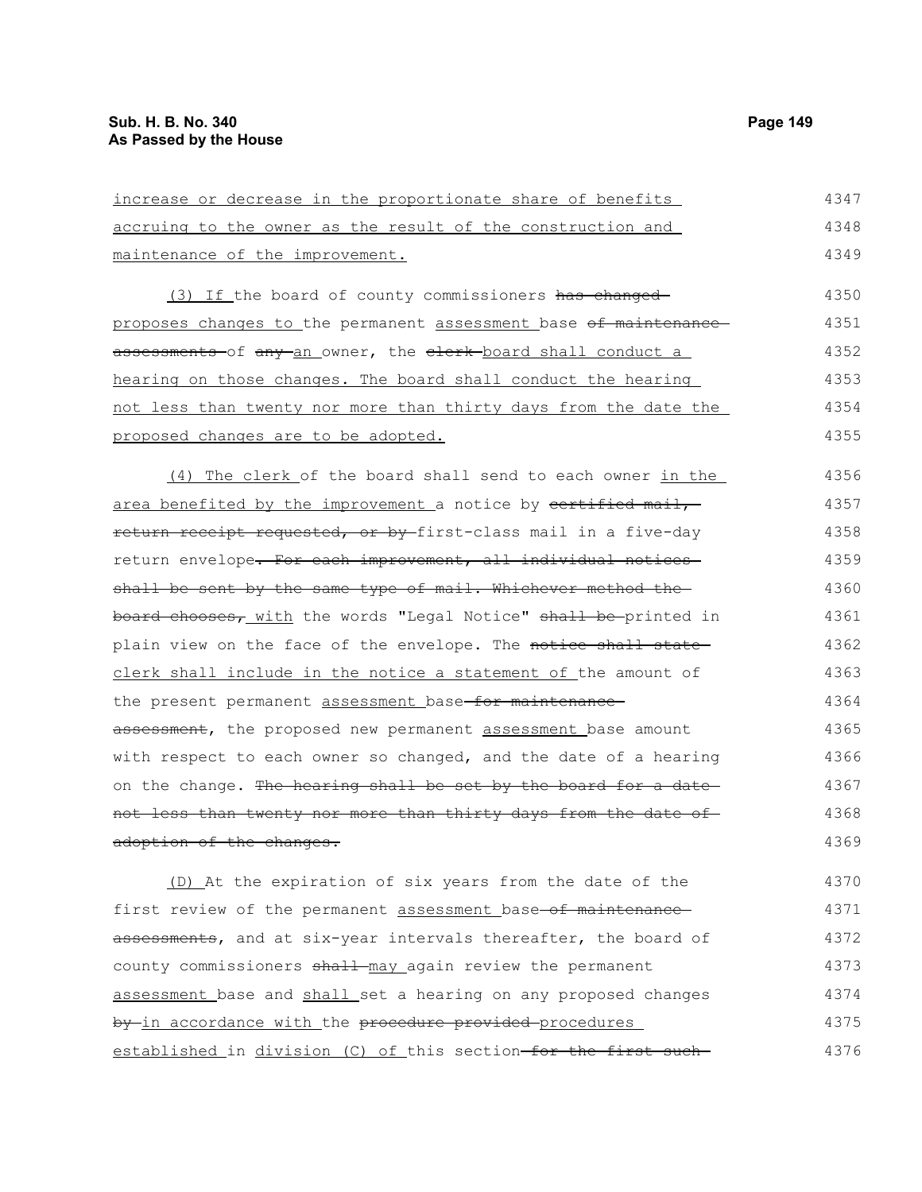increase or decrease in the proportionate share of benefits accruing to the owner as the result of the construction and maintenance of the improvement.

(3) If the board of county commissioners has changed proposes changes to the permanent assessment base of maintenance assessments of any an owner, the clerk board shall conduct a hearing on those changes. The board shall conduct the hearing not less than twenty nor more than thirty days from the date the proposed changes are to be adopted.

(4) The clerk of the board shall send to each owner in the area benefited by the improvement a notice by certified mail, return receipt requested, or by first-class mail in a five-day return envelope. For each improvement, all individual notices shall be sent by the same type of mail. Whichever method the board chooses, with the words "Legal Notice" shall be printed in plain view on the face of the envelope. The notice shall state clerk shall include in the notice a statement of the amount of the present permanent assessment base for maintenance assessment, the proposed new permanent assessment base amount with respect to each owner so changed, and the date of a hearing on the change. The hearing shall be set by the board for a date not less than twenty nor more than thirty days from the date of adoption of the changes.

(D) At the expiration of six years from the date of the first review of the permanent assessment base of maintenance assessments, and at six-year intervals thereafter, the board of county commissioners shall may again review the permanent assessment base and shall set a hearing on any proposed changes by in accordance with the procedure provided procedures established in division (C) of this section for the first such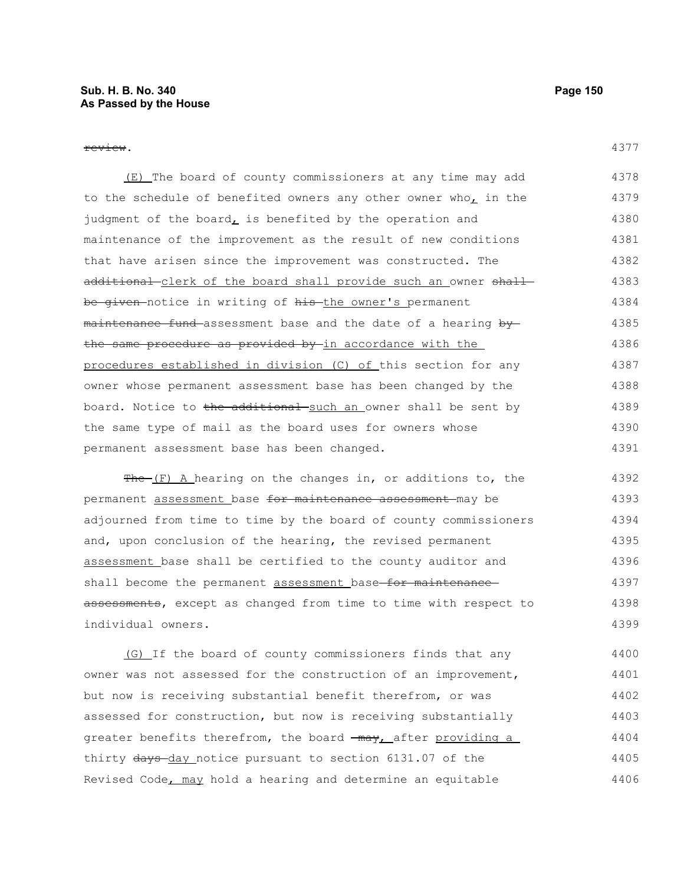~~review~~.

(E) The board of county commissioners at any time may add to the schedule of benefited owners any other owner who, in the judgment of the board, is benefited by the operation and maintenance of the improvement as the result of new conditions that have arisen since the improvement was constructed. The ~~additional~~ clerk of the board shall provide such an owner ~~shall be given~~ notice in writing of ~~his~~ the owner's permanent ~~maintenance fund~~ assessment base and the date of a hearing ~~by the same procedure as provided by~~ in accordance with the procedures established in division (C) of this section for any owner whose permanent assessment base has been changed by the board. Notice to ~~the additional~~ such an owner shall be sent by the same type of mail as the board uses for owners whose permanent assessment base has been changed.

~~The~~ (F) A hearing on the changes in, or additions to, the permanent assessment base ~~for maintenance assessment~~ may be adjourned from time to time by the board of county commissioners and, upon conclusion of the hearing, the revised permanent assessment base shall be certified to the county auditor and shall become the permanent assessment base ~~for maintenance assessments~~, except as changed from time to time with respect to individual owners.

(G) If the board of county commissioners finds that any owner was not assessed for the construction of an improvement, but now is receiving substantial benefit therefrom, or was assessed for construction, but now is receiving substantially greater benefits therefrom, the board ~~may~~, after providing a thirty ~~days~~ day notice pursuant to section 6131.07 of the Revised Code, may hold a hearing and determine an equitable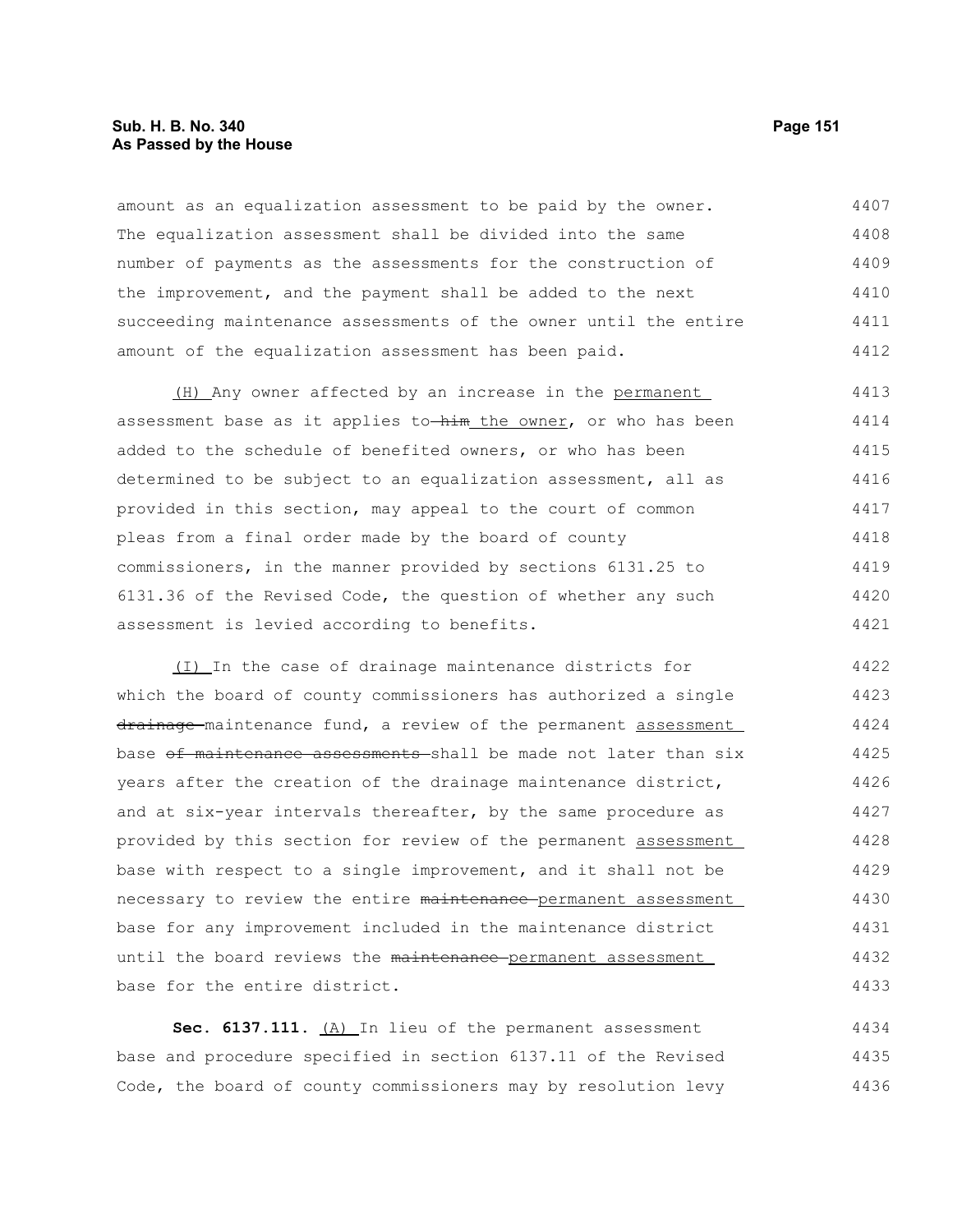amount as an equalization assessment to be paid by the owner. The equalization assessment shall be divided into the same number of payments as the assessments for the construction of the improvement, and the payment shall be added to the next succeeding maintenance assessments of the owner until the entire amount of the equalization assessment has been paid.

(H) Any owner affected by an increase in the permanent assessment base as it applies to ~~him~~ the owner, or who has been added to the schedule of benefited owners, or who has been determined to be subject to an equalization assessment, all as provided in this section, may appeal to the court of common pleas from a final order made by the board of county commissioners, in the manner provided by sections 6131.25 to 6131.36 of the Revised Code, the question of whether any such assessment is levied according to benefits.

(I) In the case of drainage maintenance districts for which the board of county commissioners has authorized a single ~~drainage~~ maintenance fund, a review of the permanent assessment base ~~of maintenance assessments~~ shall be made not later than six years after the creation of the drainage maintenance district, and at six-year intervals thereafter, by the same procedure as provided by this section for review of the permanent assessment base with respect to a single improvement, and it shall not be necessary to review the entire ~~maintenance~~ permanent assessment base for any improvement included in the maintenance district until the board reviews the ~~maintenance~~ permanent assessment base for the entire district.

**Sec. 6137.111.** (A) In lieu of the permanent assessment base and procedure specified in section 6137.11 of the Revised Code, the board of county commissioners may by resolution levy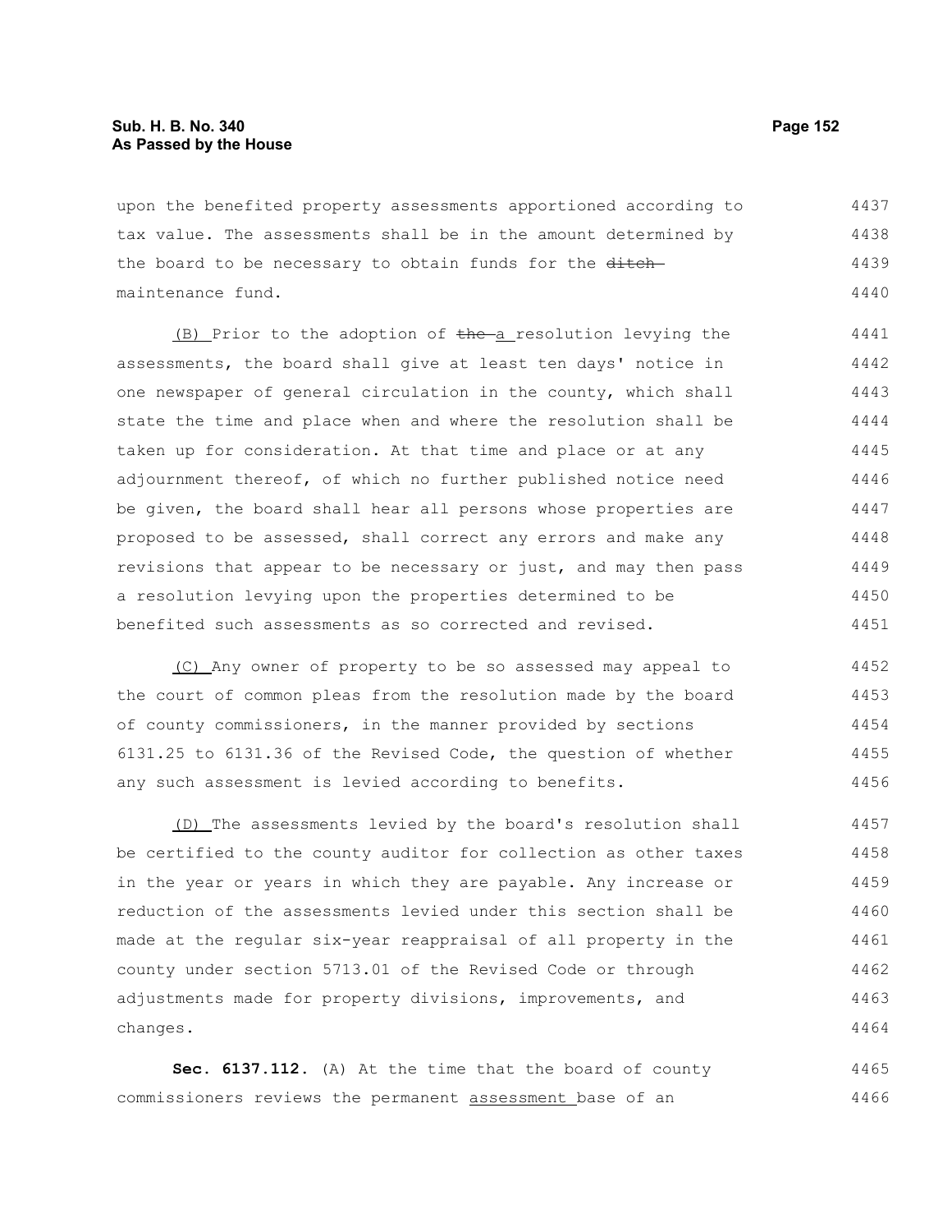upon the benefited property assessments apportioned according to tax value. The assessments shall be in the amount determined by the board to be necessary to obtain funds for the ~~ditch~~ maintenance fund.

(B) Prior to the adoption of ~~the~~ a resolution levying the assessments, the board shall give at least ten days' notice in one newspaper of general circulation in the county, which shall state the time and place when and where the resolution shall be taken up for consideration. At that time and place or at any adjournment thereof, of which no further published notice need be given, the board shall hear all persons whose properties are proposed to be assessed, shall correct any errors and make any revisions that appear to be necessary or just, and may then pass a resolution levying upon the properties determined to be benefited such assessments as so corrected and revised.

(C) Any owner of property to be so assessed may appeal to the court of common pleas from the resolution made by the board of county commissioners, in the manner provided by sections 6131.25 to 6131.36 of the Revised Code, the question of whether any such assessment is levied according to benefits.

(D) The assessments levied by the board's resolution shall be certified to the county auditor for collection as other taxes in the year or years in which they are payable. Any increase or reduction of the assessments levied under this section shall be made at the regular six-year reappraisal of all property in the county under section 5713.01 of the Revised Code or through adjustments made for property divisions, improvements, and changes.

**Sec. 6137.112.** (A) At the time that the board of county commissioners reviews the permanent assessment base of an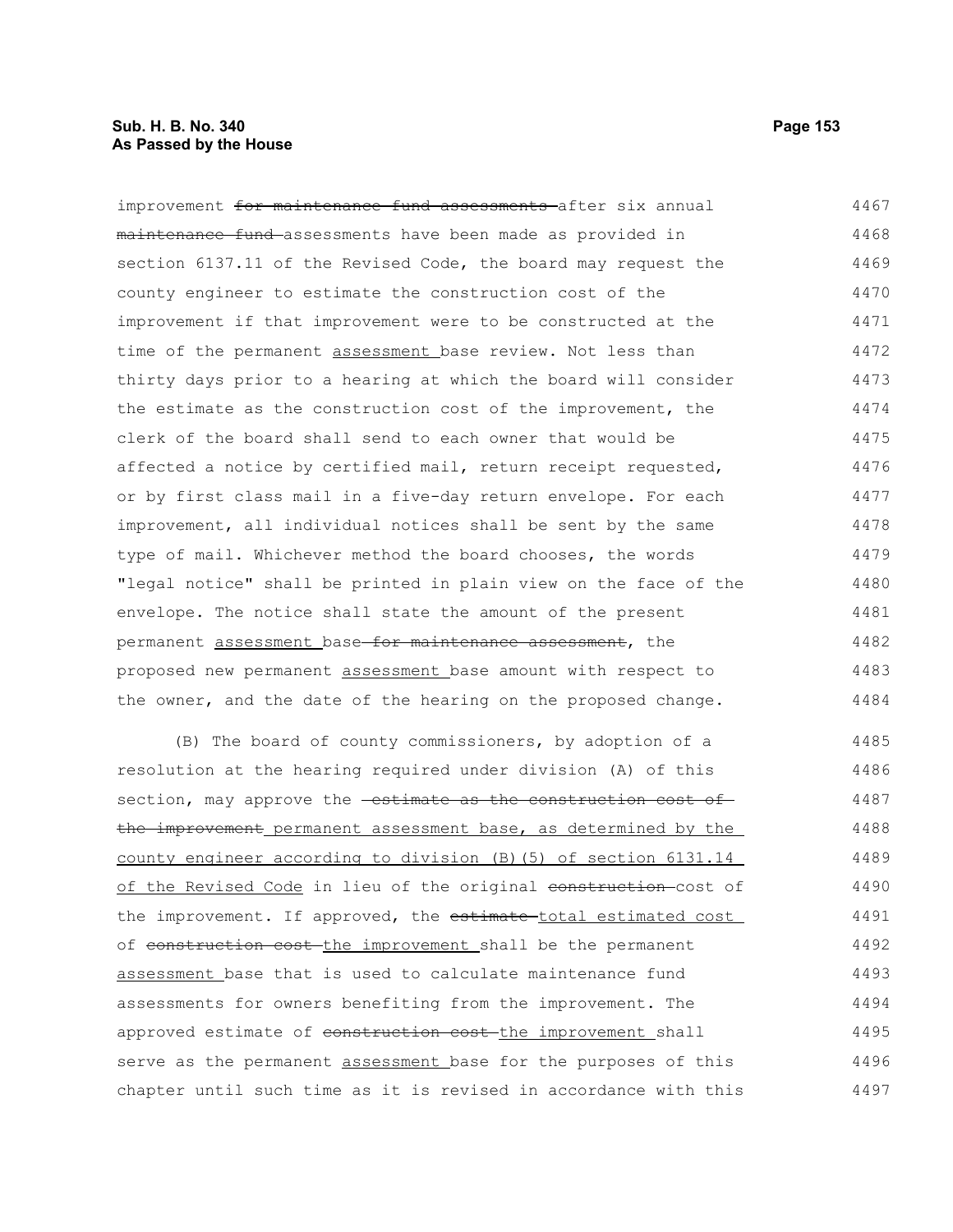improvement ~~for maintenance fund assessments~~ after six annual ~~maintenance fund~~ assessments have been made as provided in section 6137.11 of the Revised Code, the board may request the county engineer to estimate the construction cost of the improvement if that improvement were to be constructed at the time of the permanent <u>assessment</u> base review. Not less than thirty days prior to a hearing at which the board will consider the estimate as the construction cost of the improvement, the clerk of the board shall send to each owner that would be affected a notice by certified mail, return receipt requested, or by first class mail in a five-day return envelope. For each improvement, all individual notices shall be sent by the same type of mail. Whichever method the board chooses, the words "legal notice" shall be printed in plain view on the face of the envelope. The notice shall state the amount of the present permanent <u>assessment</u> base ~~for maintenance assessment~~, the proposed new permanent <u>assessment</u> base amount with respect to the owner, and the date of the hearing on the proposed change.

(B) The board of county commissioners, by adoption of a resolution at the hearing required under division (A) of this section, may approve the ~~estimate as the construction cost of the improvement~~ <u>permanent assessment base, as determined by the county engineer according to division (B)(5) of section 6131.14 of the Revised Code</u> in lieu of the original ~~construction~~ cost of the improvement. If approved, the ~~estimate~~ <u>total estimated cost</u> of ~~construction cost~~ <u>the improvement</u> shall be the permanent <u>assessment</u> base that is used to calculate maintenance fund assessments for owners benefiting from the improvement. The approved estimate of ~~construction cost~~ <u>the improvement</u> shall serve as the permanent <u>assessment</u> base for the purposes of this chapter until such time as it is revised in accordance with this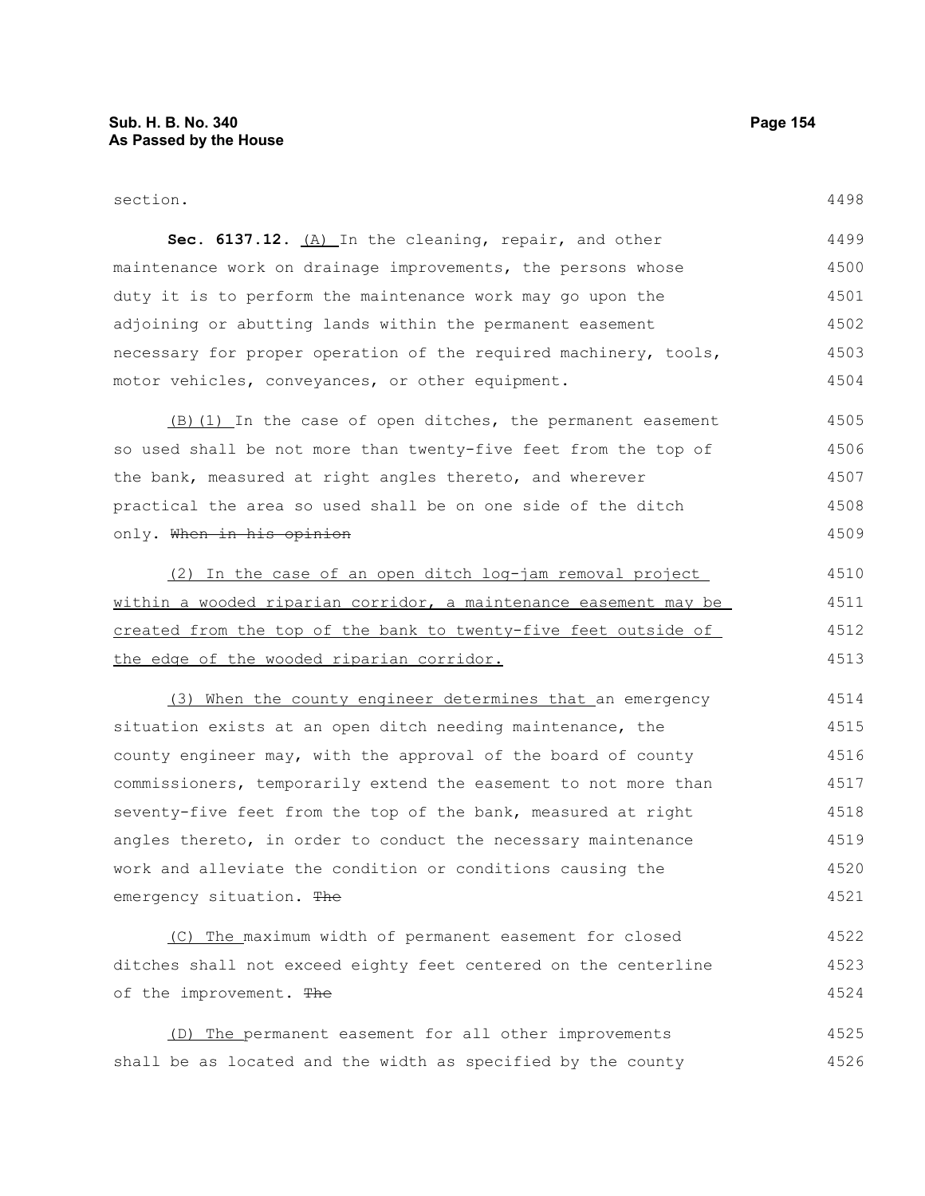section.

**Sec. 6137.12.** (A) In the cleaning, repair, and other maintenance work on drainage improvements, the persons whose duty it is to perform the maintenance work may go upon the adjoining or abutting lands within the permanent easement necessary for proper operation of the required machinery, tools, motor vehicles, conveyances, or other equipment.

(B)(1) In the case of open ditches, the permanent easement so used shall be not more than twenty-five feet from the top of the bank, measured at right angles thereto, and wherever practical the area so used shall be on one side of the ditch only. ~~When in his opinion~~

(2) In the case of an open ditch log-jam removal project within a wooded riparian corridor, a maintenance easement may be created from the top of the bank to twenty-five feet outside of the edge of the wooded riparian corridor.

(3) When the county engineer determines that an emergency situation exists at an open ditch needing maintenance, the county engineer may, with the approval of the board of county commissioners, temporarily extend the easement to not more than seventy-five feet from the top of the bank, measured at right angles thereto, in order to conduct the necessary maintenance work and alleviate the condition or conditions causing the emergency situation. ~~The~~

(C) The maximum width of permanent easement for closed ditches shall not exceed eighty feet centered on the centerline of the improvement. ~~The~~

(D) The permanent easement for all other improvements shall be as located and the width as specified by the county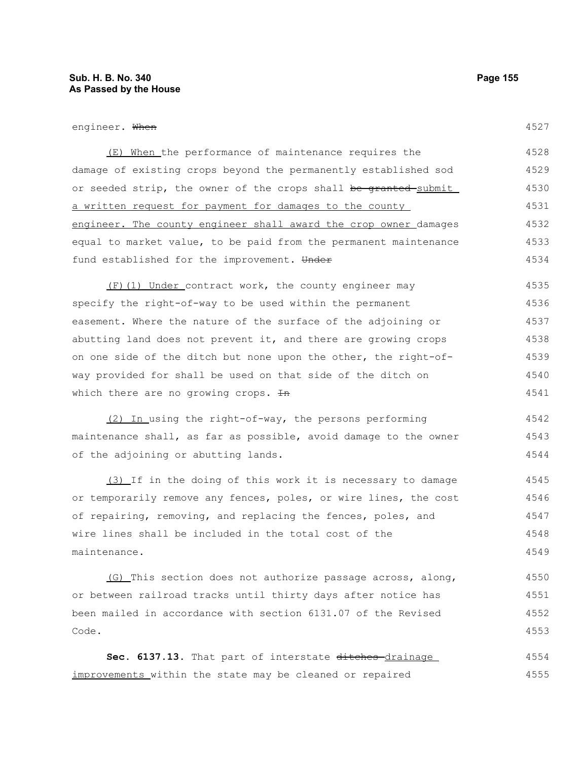engineer. ~~When~~

(E) When the performance of maintenance requires the damage of existing crops beyond the permanently established sod or seeded strip, the owner of the crops shall ~~be granted~~ submit a written request for payment for damages to the county engineer. The county engineer shall award the crop owner damages equal to market value, to be paid from the permanent maintenance fund established for the improvement. ~~Under~~

(F)(1) Under contract work, the county engineer may specify the right-of-way to be used within the permanent easement. Where the nature of the surface of the adjoining or abutting land does not prevent it, and there are growing crops on one side of the ditch but none upon the other, the right-of-way provided for shall be used on that side of the ditch on which there are no growing crops. ~~In~~

(2) In using the right-of-way, the persons performing maintenance shall, as far as possible, avoid damage to the owner of the adjoining or abutting lands.

(3) If in the doing of this work it is necessary to damage or temporarily remove any fences, poles, or wire lines, the cost of repairing, removing, and replacing the fences, poles, and wire lines shall be included in the total cost of the maintenance.

(G) This section does not authorize passage across, along, or between railroad tracks until thirty days after notice has been mailed in accordance with section 6131.07 of the Revised Code.

**Sec. 6137.13.** That part of interstate ~~ditches~~ drainage improvements within the state may be cleaned or repaired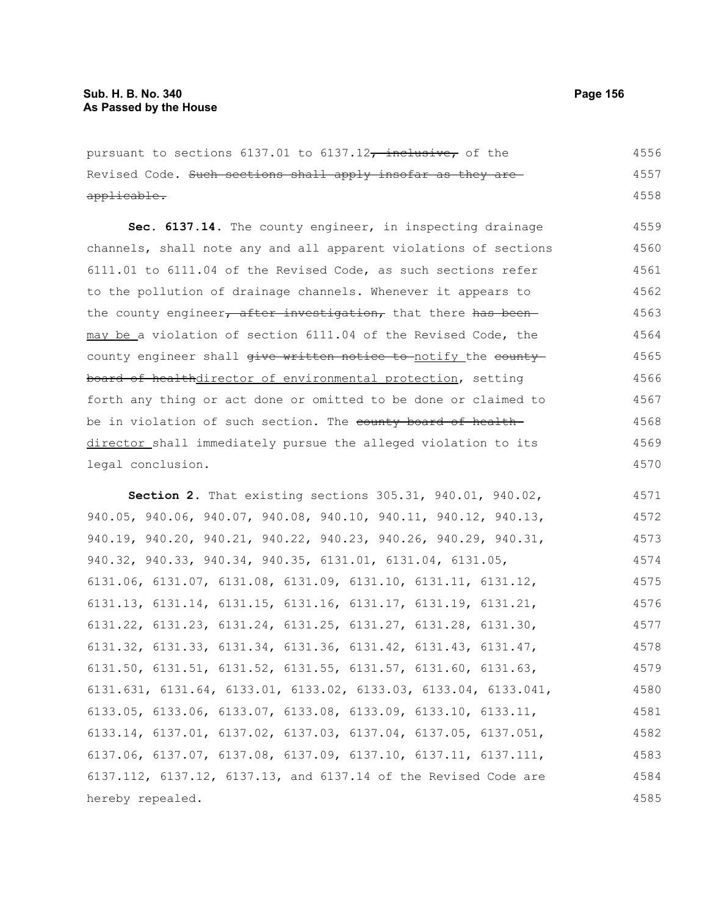pursuant to sections 6137.01 to 6137.12~~, inclusive,~~ of the Revised Code. ~~Such sections shall apply insofar as they are applicable.~~

**Sec. 6137.14.** The county engineer, in inspecting drainage channels, shall note any and all apparent violations of sections 6111.01 to 6111.04 of the Revised Code, as such sections refer to the pollution of drainage channels. Whenever it appears to the county engineer~~, after investigation,~~ that there ~~has been~~ may be a violation of section 6111.04 of the Revised Code, the county engineer shall ~~give written notice to~~ notify the ~~county board of health~~director of environmental protection, setting forth any thing or act done or omitted to be done or claimed to be in violation of such section. The ~~county board of health~~ director shall immediately pursue the alleged violation to its legal conclusion.

**Section 2.** That existing sections 305.31, 940.01, 940.02, 940.05, 940.06, 940.07, 940.08, 940.10, 940.11, 940.12, 940.13, 940.19, 940.20, 940.21, 940.22, 940.23, 940.26, 940.29, 940.31, 940.32, 940.33, 940.34, 940.35, 6131.01, 6131.04, 6131.05, 6131.06, 6131.07, 6131.08, 6131.09, 6131.10, 6131.11, 6131.12, 6131.13, 6131.14, 6131.15, 6131.16, 6131.17, 6131.19, 6131.21, 6131.22, 6131.23, 6131.24, 6131.25, 6131.27, 6131.28, 6131.30, 6131.32, 6131.33, 6131.34, 6131.36, 6131.42, 6131.43, 6131.47, 6131.50, 6131.51, 6131.52, 6131.55, 6131.57, 6131.60, 6131.63, 6131.631, 6131.64, 6133.01, 6133.02, 6133.03, 6133.04, 6133.041, 6133.05, 6133.06, 6133.07, 6133.08, 6133.09, 6133.10, 6133.11, 6133.14, 6137.01, 6137.02, 6137.03, 6137.04, 6137.05, 6137.051, 6137.06, 6137.07, 6137.08, 6137.09, 6137.10, 6137.11, 6137.111, 6137.112, 6137.12, 6137.13, and 6137.14 of the Revised Code are hereby repealed.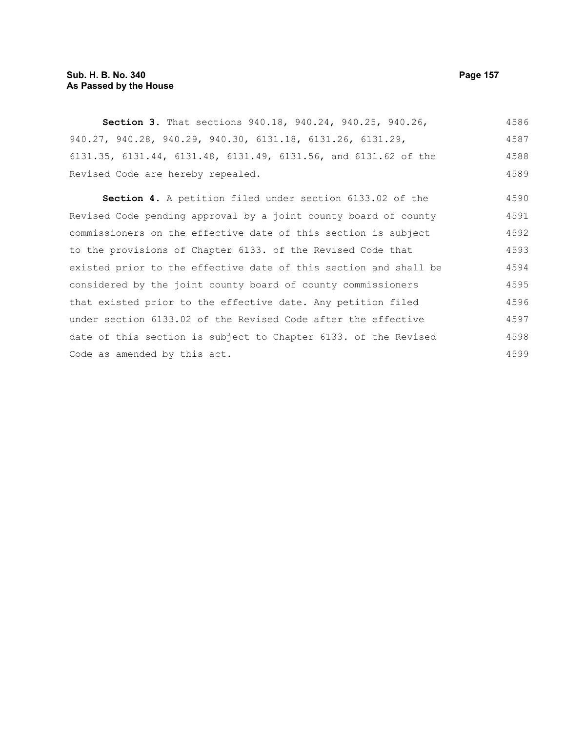**Section 3.** That sections 940.18, 940.24, 940.25, 940.26, 940.27, 940.28, 940.29, 940.30, 6131.18, 6131.26, 6131.29, 6131.35, 6131.44, 6131.48, 6131.49, 6131.56, and 6131.62 of the Revised Code are hereby repealed.

**Section 4.** A petition filed under section 6133.02 of the Revised Code pending approval by a joint county board of county commissioners on the effective date of this section is subject to the provisions of Chapter 6133. of the Revised Code that existed prior to the effective date of this section and shall be considered by the joint county board of county commissioners that existed prior to the effective date. Any petition filed under section 6133.02 of the Revised Code after the effective date of this section is subject to Chapter 6133. of the Revised Code as amended by this act.